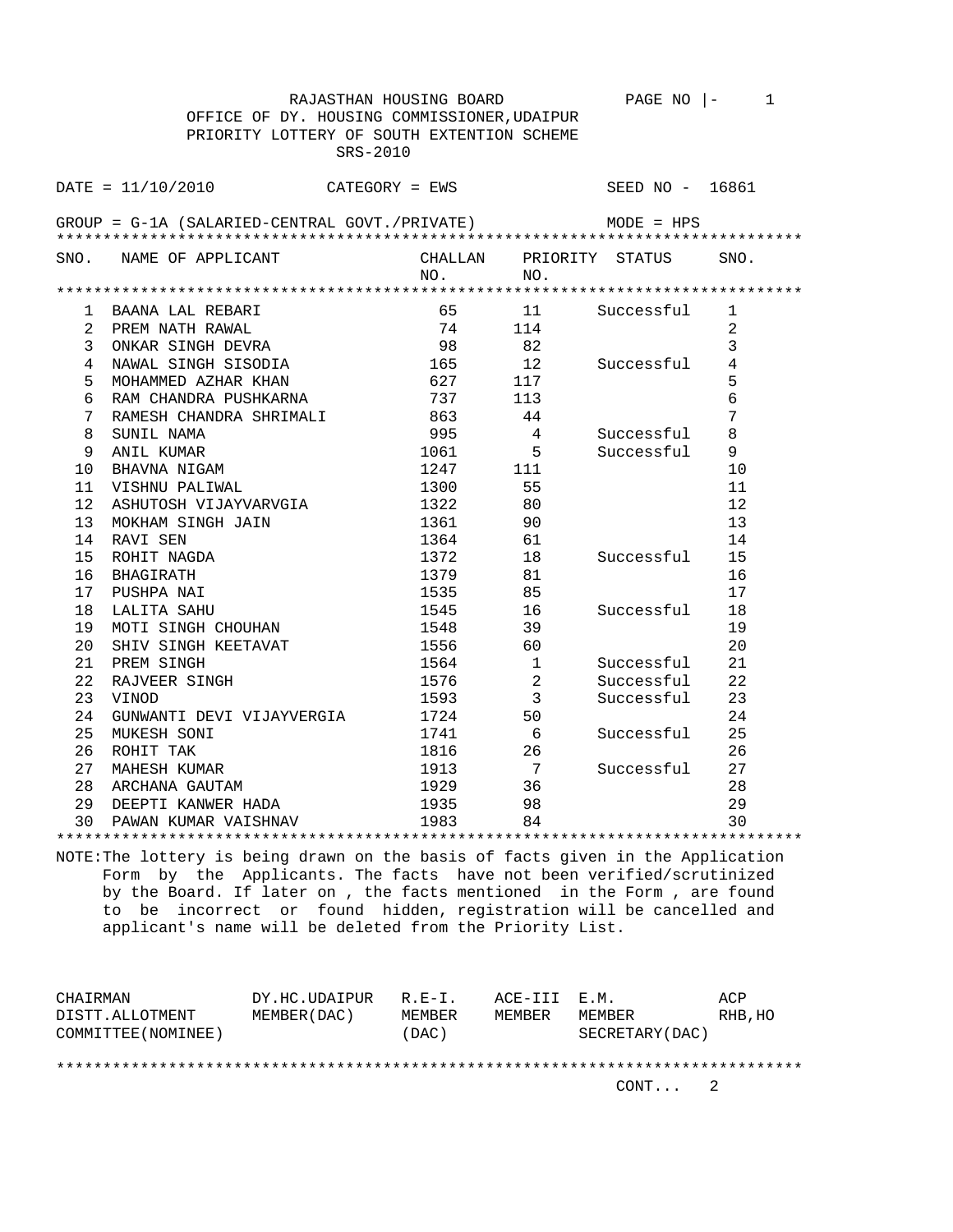RAJASTHAN HOUSING BOARD

OFFICE OF DY. HOUSING COMMISSIONER,UDAIPUR

PRIORITY LOTTERY OF SOUTH EXTENTION SCHEME

SRS-2010

DATE = 11/10/2010 CATEGORY = EWS SEED NO - 16861

GROUP = G-1A (SALARIED-CENTRAL GOVT./PRIVATE) MODE = HPS

| SNO. | NAME OF APPLICANT | CHALLAN NO. | PRIORITY NO. | STATUS | SNO. |
|---|---|---|---|---|---|
| 1 | BAANA LAL REBARI | 65 | 11 | Successful | 1 |
| 2 | PREM NATH RAWAL | 74 | 114 | | 2 |
| 3 | ONKAR SINGH DEVRA | 98 | 82 | | 3 |
| 4 | NAWAL SINGH SISODIA | 165 | 12 | Successful | 4 |
| 5 | MOHAMMED AZHAR KHAN | 627 | 117 | | 5 |
| 6 | RAM CHANDRA PUSHKARNA | 737 | 113 | | 6 |
| 7 | RAMESH CHANDRA SHRIMALI | 863 | 44 | | 7 |
| 8 | SUNIL NAMA | 995 | 4 | Successful | 8 |
| 9 | ANIL KUMAR | 1061 | 5 | Successful | 9 |
| 10 | BHAVNA NIGAM | 1247 | 111 | | 10 |
| 11 | VISHNU PALIWAL | 1300 | 55 | | 11 |
| 12 | ASHUTOSH VIJAYVARVGIA | 1322 | 80 | | 12 |
| 13 | MOKHAM SINGH JAIN | 1361 | 90 | | 13 |
| 14 | RAVI SEN | 1364 | 61 | | 14 |
| 15 | ROHIT NAGDA | 1372 | 18 | Successful | 15 |
| 16 | BHAGIRATH | 1379 | 81 | | 16 |
| 17 | PUSHPA NAI | 1535 | 85 | | 17 |
| 18 | LALITA SAHU | 1545 | 16 | Successful | 18 |
| 19 | MOTI SINGH CHOUHAN | 1548 | 39 | | 19 |
| 20 | SHIV SINGH KEETAVAT | 1556 | 60 | | 20 |
| 21 | PREM SINGH | 1564 | 1 | Successful | 21 |
| 22 | RAJVEER SINGH | 1576 | 2 | Successful | 22 |
| 23 | VINOD | 1593 | 3 | Successful | 23 |
| 24 | GUNWANTI DEVI VIJAYVERGIA | 1724 | 50 | | 24 |
| 25 | MUKESH SONI | 1741 | 6 | Successful | 25 |
| 26 | ROHIT TAK | 1816 | 26 | | 26 |
| 27 | MAHESH KUMAR | 1913 | 7 | Successful | 27 |
| 28 | ARCHANA GAUTAM | 1929 | 36 | | 28 |
| 29 | DEEPTI KANWER HADA | 1935 | 98 | | 29 |
| 30 | PAWAN KUMAR VAISHNAV | 1983 | 84 | | 30 |

NOTE:The lottery is being drawn on the basis of facts given in the Application Form by the Applicants. The facts have not been verified/scrutinized by the Board. If later on , the facts mentioned in the Form , are found to be incorrect or found hidden, registration will be cancelled and applicant's name will be deleted from the Priority List.

| CHAIRMAN DISTT.ALLOTMENT COMMITTEE(NOMINEE) | DY.HC.UDAIPUR MEMBER(DAC) | R.E-I. MEMBER (DAC) | ACE-III MEMBER | E.M. MEMBER SECRETARY(DAC) | ACP RHB,HO |
|---|---|---|---|---|---|

CONT... 2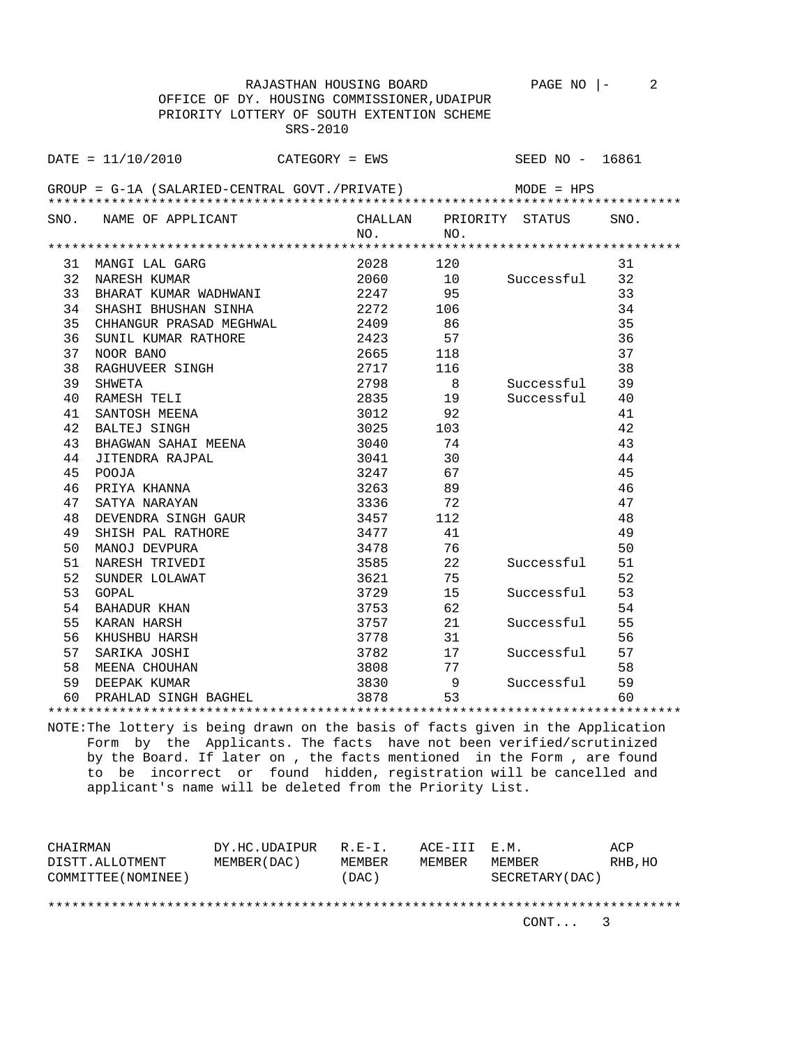RAJASTHAN HOUSING BOARD

OFFICE OF DY. HOUSING COMMISSIONER,UDAIPUR

PRIORITY LOTTERY OF SOUTH EXTENTION SCHEME

SRS-2010

DATE = 11/10/2010 CATEGORY = EWS SEED NO - 16861

GROUP = G-1A (SALARIED-CENTRAL GOVT./PRIVATE) MODE = HPS

| SNO. | NAME OF APPLICANT | CHALLAN NO. | PRIORITY NO. | STATUS | SNO. |
|---|---|---|---|---|---|
| 31 | MANGI LAL GARG | 2028 | 120 | | 31 |
| 32 | NARESH KUMAR | 2060 | 10 | Successful | 32 |
| 33 | BHARAT KUMAR WADHWANI | 2247 | 95 | | 33 |
| 34 | SHASHI BHUSHAN SINHA | 2272 | 106 | | 34 |
| 35 | CHHANGUR PRASAD MEGHWAL | 2409 | 86 | | 35 |
| 36 | SUNIL KUMAR RATHORE | 2423 | 57 | | 36 |
| 37 | NOOR BANO | 2665 | 118 | | 37 |
| 38 | RAGHUVEER SINGH | 2717 | 116 | | 38 |
| 39 | SHWETA | 2798 | 8 | Successful | 39 |
| 40 | RAMESH TELI | 2835 | 19 | Successful | 40 |
| 41 | SANTOSH MEENA | 3012 | 92 | | 41 |
| 42 | BALTEJ SINGH | 3025 | 103 | | 42 |
| 43 | BHAGWAN SAHAI MEENA | 3040 | 74 | | 43 |
| 44 | JITENDRA RAJPAL | 3041 | 30 | | 44 |
| 45 | POOJA | 3247 | 67 | | 45 |
| 46 | PRIYA KHANNA | 3263 | 89 | | 46 |
| 47 | SATYA NARAYAN | 3336 | 72 | | 47 |
| 48 | DEVENDRA SINGH GAUR | 3457 | 112 | | 48 |
| 49 | SHISH PAL RATHORE | 3477 | 41 | | 49 |
| 50 | MANOJ DEVPURA | 3478 | 76 | | 50 |
| 51 | NARESH TRIVEDI | 3585 | 22 | Successful | 51 |
| 52 | SUNDER LOLAWAT | 3621 | 75 | | 52 |
| 53 | GOPAL | 3729 | 15 | Successful | 53 |
| 54 | BAHADUR KHAN | 3753 | 62 | | 54 |
| 55 | KARAN HARSH | 3757 | 21 | Successful | 55 |
| 56 | KHUSHBU HARSH | 3778 | 31 | | 56 |
| 57 | SARIKA JOSHI | 3782 | 17 | Successful | 57 |
| 58 | MEENA CHOUHAN | 3808 | 77 | | 58 |
| 59 | DEEPAK KUMAR | 3830 | 9 | Successful | 59 |
| 60 | PRAHLAD SINGH BAGHEL | 3878 | 53 | | 60 |

NOTE:The lottery is being drawn on the basis of facts given in the Application Form by the Applicants. The facts have not been verified/scrutinized by the Board. If later on , the facts mentioned in the Form , are found to be incorrect or found hidden, registration will be cancelled and applicant's name will be deleted from the Priority List.

| CHAIRMAN DISTT.ALLOTMENT COMMITTEE(NOMINEE) | DY.HC.UDAIPUR MEMBER(DAC) | R.E-I. MEMBER (DAC) | ACE-III MEMBER | E.M. MEMBER SECRETARY(DAC) | ACP RHB,HO |
|---|---|---|---|---|---|

CONT... 3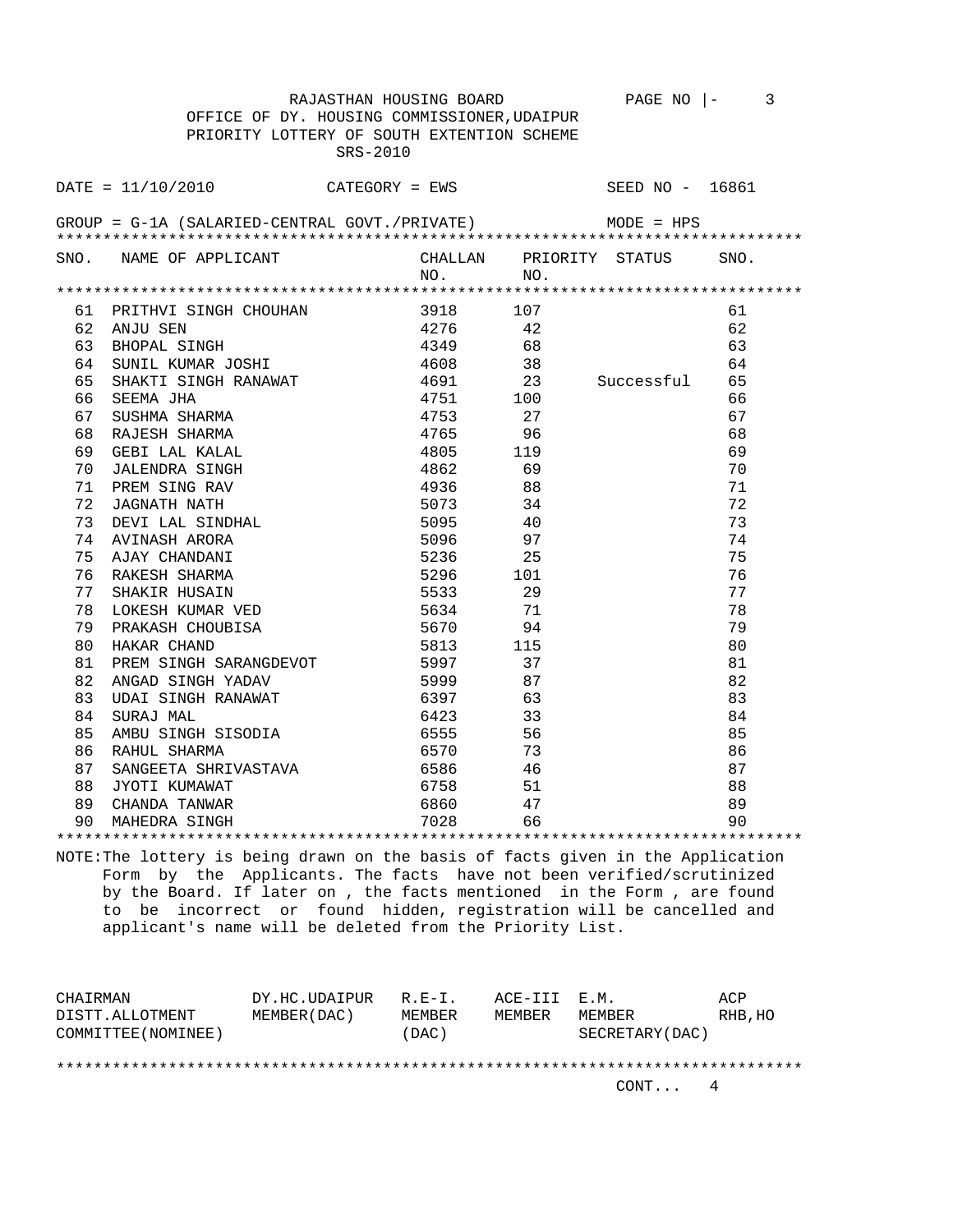RAJASTHAN HOUSING BOARD

OFFICE OF DY. HOUSING COMMISSIONER,UDAIPUR

PRIORITY LOTTERY OF SOUTH EXTENTION SCHEME

SRS-2010

DATE = 11/10/2010 CATEGORY = EWS SEED NO - 16861

GROUP = G-1A (SALARIED-CENTRAL GOVT./PRIVATE) MODE = HPS

| SNO. | NAME OF APPLICANT | CHALLAN NO. | PRIORITY NO. | STATUS | SNO. |
|---|---|---|---|---|---|
| 61 | PRITHVI SINGH CHOUHAN | 3918 | 107 | | 61 |
| 62 | ANJU SEN | 4276 | 42 | | 62 |
| 63 | BHOPAL SINGH | 4349 | 68 | | 63 |
| 64 | SUNIL KUMAR JOSHI | 4608 | 38 | | 64 |
| 65 | SHAKTI SINGH RANAWAT | 4691 | 23 | Successful | 65 |
| 66 | SEEMA JHA | 4751 | 100 | | 66 |
| 67 | SUSHMA SHARMA | 4753 | 27 | | 67 |
| 68 | RAJESH SHARMA | 4765 | 96 | | 68 |
| 69 | GEBI LAL KALAL | 4805 | 119 | | 69 |
| 70 | JALENDRA SINGH | 4862 | 69 | | 70 |
| 71 | PREM SING RAV | 4936 | 88 | | 71 |
| 72 | JAGNATH NATH | 5073 | 34 | | 72 |
| 73 | DEVI LAL SINDHAL | 5095 | 40 | | 73 |
| 74 | AVINASH ARORA | 5096 | 97 | | 74 |
| 75 | AJAY CHANDANI | 5236 | 25 | | 75 |
| 76 | RAKESH SHARMA | 5296 | 101 | | 76 |
| 77 | SHAKIR HUSAIN | 5533 | 29 | | 77 |
| 78 | LOKESH KUMAR VED | 5634 | 71 | | 78 |
| 79 | PRAKASH CHOUBISA | 5670 | 94 | | 79 |
| 80 | HAKAR CHAND | 5813 | 115 | | 80 |
| 81 | PREM SINGH SARANGDEVOT | 5997 | 37 | | 81 |
| 82 | ANGAD SINGH YADAV | 5999 | 87 | | 82 |
| 83 | UDAI SINGH RANAWAT | 6397 | 63 | | 83 |
| 84 | SURAJ MAL | 6423 | 33 | | 84 |
| 85 | AMBU SINGH SISODIA | 6555 | 56 | | 85 |
| 86 | RAHUL SHARMA | 6570 | 73 | | 86 |
| 87 | SANGEETA SHRIVASTAVA | 6586 | 46 | | 87 |
| 88 | JYOTI KUMAWAT | 6758 | 51 | | 88 |
| 89 | CHANDA TANWAR | 6860 | 47 | | 89 |
| 90 | MAHEDRA SINGH | 7028 | 66 | | 90 |

NOTE:The lottery is being drawn on the basis of facts given in the Application Form by the Applicants. The facts have not been verified/scrutinized by the Board. If later on , the facts mentioned in the Form , are found to be incorrect or found hidden, registration will be cancelled and applicant's name will be deleted from the Priority List.

| CHAIRMAN DISTT.ALLOTMENT COMMITTEE(NOMINEE) | DY.HC.UDAIPUR MEMBER(DAC) | R.E-I. MEMBER (DAC) | ACE-III MEMBER | E.M. MEMBER SECRETARY(DAC) | ACP RHB,HO |
|---|---|---|---|---|---|

CONT... 4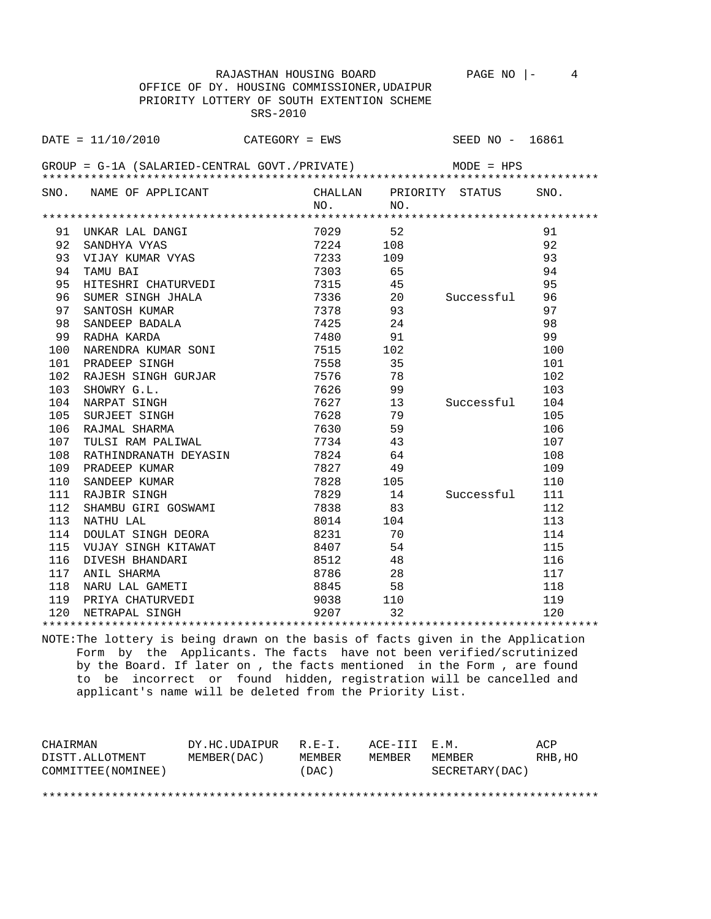RAJASTHAN HOUSING BOARD

OFFICE OF DY. HOUSING COMMISSIONER,UDAIPUR

PRIORITY LOTTERY OF SOUTH EXTENTION SCHEME

SRS-2010

DATE = 11/10/2010 CATEGORY = EWS SEED NO - 16861

GROUP = G-1A (SALARIED-CENTRAL GOVT./PRIVATE) MODE = HPS

| SNO. | NAME OF APPLICANT | CHALLAN NO. | PRIORITY NO. | STATUS | SNO. |
|---|---|---|---|---|---|
| 91 | UNKAR LAL DANGI | 7029 | 52 | | 91 |
| 92 | SANDHYA VYAS | 7224 | 108 | | 92 |
| 93 | VIJAY KUMAR VYAS | 7233 | 109 | | 93 |
| 94 | TAMU BAI | 7303 | 65 | | 94 |
| 95 | HITESHRI CHATURVEDI | 7315 | 45 | | 95 |
| 96 | SUMER SINGH JHALA | 7336 | 20 | Successful | 96 |
| 97 | SANTOSH KUMAR | 7378 | 93 | | 97 |
| 98 | SANDEEP BADALA | 7425 | 24 | | 98 |
| 99 | RADHA KARDA | 7480 | 91 | | 99 |
| 100 | NARENDRA KUMAR SONI | 7515 | 102 | | 100 |
| 101 | PRADEEP SINGH | 7558 | 35 | | 101 |
| 102 | RAJESH SINGH GURJAR | 7576 | 78 | | 102 |
| 103 | SHOWRY G.L. | 7626 | 99 | | 103 |
| 104 | NARPAT SINGH | 7627 | 13 | Successful | 104 |
| 105 | SURJEET SINGH | 7628 | 79 | | 105 |
| 106 | RAJMAL SHARMA | 7630 | 59 | | 106 |
| 107 | TULSI RAM PALIWAL | 7734 | 43 | | 107 |
| 108 | RATHINDRANATH DEYASIN | 7824 | 64 | | 108 |
| 109 | PRADEEP KUMAR | 7827 | 49 | | 109 |
| 110 | SANDEEP KUMAR | 7828 | 105 | | 110 |
| 111 | RAJBIR SINGH | 7829 | 14 | Successful | 111 |
| 112 | SHAMBU GIRI GOSWAMI | 7838 | 83 | | 112 |
| 113 | NATHU LAL | 8014 | 104 | | 113 |
| 114 | DOULAT SINGH DEORA | 8231 | 70 | | 114 |
| 115 | VUJAY SINGH KITAWAT | 8407 | 54 | | 115 |
| 116 | DIVESH BHANDARI | 8512 | 48 | | 116 |
| 117 | ANIL SHARMA | 8786 | 28 | | 117 |
| 118 | NARU LAL GAMETI | 8845 | 58 | | 118 |
| 119 | PRIYA CHATURVEDI | 9038 | 110 | | 119 |
| 120 | NETRAPAL SINGH | 9207 | 32 | | 120 |

NOTE:The lottery is being drawn on the basis of facts given in the Application Form by the Applicants. The facts have not been verified/scrutinized by the Board. If later on , the facts mentioned in the Form , are found to be incorrect or found hidden, registration will be cancelled and applicant's name will be deleted from the Priority List.

| CHAIRMAN DISTT.ALLOTMENT COMMITTEE(NOMINEE) | DY.HC.UDAIPUR MEMBER(DAC) | R.E-I. MEMBER (DAC) | ACE-III MEMBER | E.M. MEMBER SECRETARY(DAC) | ACP RHB,HO |
|---|---|---|---|---|---|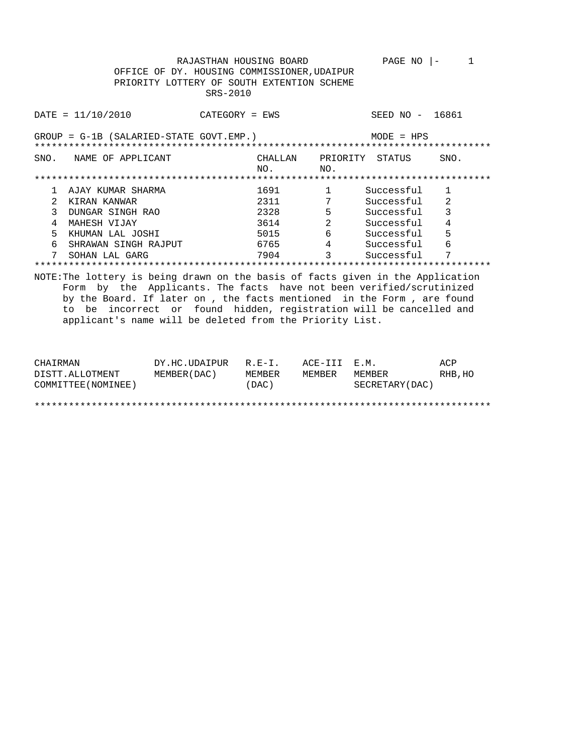RAJASTHAN HOUSING BOARD

OFFICE OF DY. HOUSING COMMISSIONER,UDAIPUR

PRIORITY LOTTERY OF SOUTH EXTENTION SCHEME

SRS-2010

DATE = 11/10/2010 CATEGORY = EWS SEED NO - 16861

GROUP = G-1B (SALARIED-STATE GOVT.EMP.) MODE = HPS

| SNO. | NAME OF APPLICANT | CHALLAN NO. | PRIORITY NO. | STATUS | SNO. |
|---|---|---|---|---|---|
| 1 | AJAY KUMAR SHARMA | 1691 | 1 | Successful | 1 |
| 2 | KIRAN KANWAR | 2311 | 7 | Successful | 2 |
| 3 | DUNGAR SINGH RAO | 2328 | 5 | Successful | 3 |
| 4 | MAHESH VIJAY | 3614 | 2 | Successful | 4 |
| 5 | KHUMAN LAL JOSHI | 5015 | 6 | Successful | 5 |
| 6 | SHRAWAN SINGH RAJPUT | 6765 | 4 | Successful | 6 |
| 7 | SOHAN LAL GARG | 7904 | 3 | Successful | 7 |

NOTE:The lottery is being drawn on the basis of facts given in the Application Form by the Applicants. The facts have not been verified/scrutinized by the Board. If later on , the facts mentioned in the Form , are found to be incorrect or found hidden, registration will be cancelled and applicant's name will be deleted from the Priority List.

| CHAIRMAN DISTT.ALLOTMENT COMMITTEE(NOMINEE) | DY.HC.UDAIPUR MEMBER(DAC) | R.E-I. MEMBER (DAC) | ACE-III MEMBER | E.M. MEMBER SECRETARY(DAC) | ACP RHB,HO |
|---|---|---|---|---|---|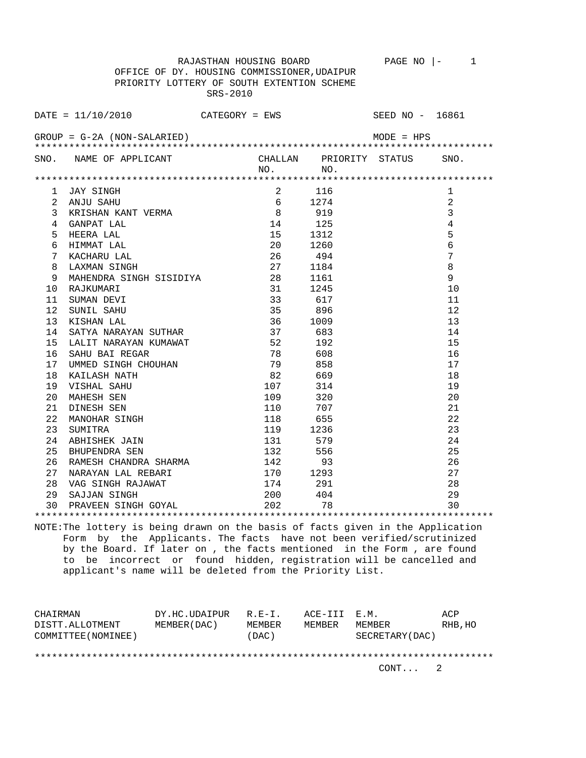RAJASTHAN HOUSING BOARD

OFFICE OF DY. HOUSING COMMISSIONER,UDAIPUR

PRIORITY LOTTERY OF SOUTH EXTENTION SCHEME

SRS-2010

DATE = 11/10/2010 CATEGORY = EWS SEED NO - 16861

GROUP = G-2A (NON-SALARIED) MODE = HPS

| SNO. | NAME OF APPLICANT | CHALLAN NO. | PRIORITY NO. | STATUS | SNO. |
|---|---|---|---|---|---|
| 1 | JAY SINGH | 2 | 116 | | 1 |
| 2 | ANJU SAHU | 6 | 1274 | | 2 |
| 3 | KRISHAN KANT VERMA | 8 | 919 | | 3 |
| 4 | GANPAT LAL | 14 | 125 | | 4 |
| 5 | HEERA LAL | 15 | 1312 | | 5 |
| 6 | HIMMAT LAL | 20 | 1260 | | 6 |
| 7 | KACHARU LAL | 26 | 494 | | 7 |
| 8 | LAXMAN SINGH | 27 | 1184 | | 8 |
| 9 | MAHENDRA SINGH SISIDIYA | 28 | 1161 | | 9 |
| 10 | RAJKUMARI | 31 | 1245 | | 10 |
| 11 | SUMAN DEVI | 33 | 617 | | 11 |
| 12 | SUNIL SAHU | 35 | 896 | | 12 |
| 13 | KISHAN LAL | 36 | 1009 | | 13 |
| 14 | SATYA NARAYAN SUTHAR | 37 | 683 | | 14 |
| 15 | LALIT NARAYAN KUMAWAT | 52 | 192 | | 15 |
| 16 | SAHU BAI REGAR | 78 | 608 | | 16 |
| 17 | UMMED SINGH CHOUHAN | 79 | 858 | | 17 |
| 18 | KAILASH NATH | 82 | 669 | | 18 |
| 19 | VISHAL SAHU | 107 | 314 | | 19 |
| 20 | MAHESH SEN | 109 | 320 | | 20 |
| 21 | DINESH SEN | 110 | 707 | | 21 |
| 22 | MANOHAR SINGH | 118 | 655 | | 22 |
| 23 | SUMITRA | 119 | 1236 | | 23 |
| 24 | ABHISHEK JAIN | 131 | 579 | | 24 |
| 25 | BHUPENDRA SEN | 132 | 556 | | 25 |
| 26 | RAMESH CHANDRA SHARMA | 142 | 93 | | 26 |
| 27 | NARAYAN LAL REBARI | 170 | 1293 | | 27 |
| 28 | VAG SINGH RAJAWAT | 174 | 291 | | 28 |
| 29 | SAJJAN SINGH | 200 | 404 | | 29 |
| 30 | PRAVEEN SINGH GOYAL | 202 | 78 | | 30 |

NOTE:The lottery is being drawn on the basis of facts given in the Application Form by the Applicants. The facts have not been verified/scrutinized by the Board. If later on , the facts mentioned in the Form , are found to be incorrect or found hidden, registration will be cancelled and applicant's name will be deleted from the Priority List.

| CHAIRMAN DISTT.ALLOTMENT COMMITTEE(NOMINEE) | DY.HC.UDAIPUR MEMBER(DAC) | R.E-I. MEMBER (DAC) | ACE-III MEMBER | E.M. MEMBER SECRETARY(DAC) | ACP RHB,HO |
|---|---|---|---|---|---|

CONT... 2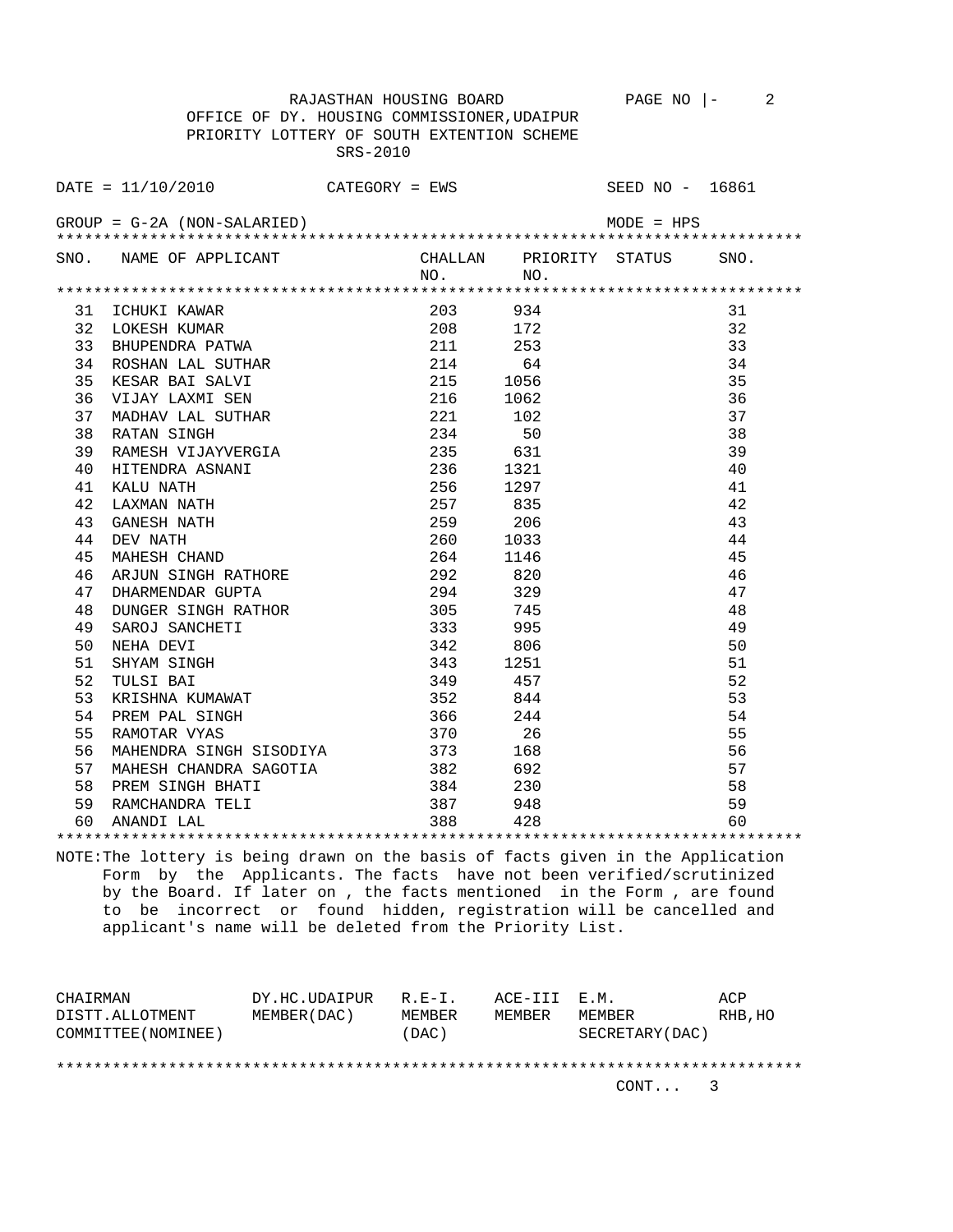RAJASTHAN HOUSING BOARD

OFFICE OF DY. HOUSING COMMISSIONER,UDAIPUR

PRIORITY LOTTERY OF SOUTH EXTENTION SCHEME

SRS-2010

DATE = 11/10/2010 CATEGORY = EWS SEED NO - 16861

GROUP = G-2A (NON-SALARIED) MODE = HPS

| SNO. | NAME OF APPLICANT | CHALLAN NO. | PRIORITY NO. | STATUS | SNO. |
|---|---|---|---|---|---|
| 31 | ICHUKI KAWAR | 203 | 934 | | 31 |
| 32 | LOKESH KUMAR | 208 | 172 | | 32 |
| 33 | BHUPENDRA PATWA | 211 | 253 | | 33 |
| 34 | ROSHAN LAL SUTHAR | 214 | 64 | | 34 |
| 35 | KESAR BAI SALVI | 215 | 1056 | | 35 |
| 36 | VIJAY LAXMI SEN | 216 | 1062 | | 36 |
| 37 | MADHAV LAL SUTHAR | 221 | 102 | | 37 |
| 38 | RATAN SINGH | 234 | 50 | | 38 |
| 39 | RAMESH VIJAYVERGIA | 235 | 631 | | 39 |
| 40 | HITENDRA ASNANI | 236 | 1321 | | 40 |
| 41 | KALU NATH | 256 | 1297 | | 41 |
| 42 | LAXMAN NATH | 257 | 835 | | 42 |
| 43 | GANESH NATH | 259 | 206 | | 43 |
| 44 | DEV NATH | 260 | 1033 | | 44 |
| 45 | MAHESH CHAND | 264 | 1146 | | 45 |
| 46 | ARJUN SINGH RATHORE | 292 | 820 | | 46 |
| 47 | DHARMENDAR GUPTA | 294 | 329 | | 47 |
| 48 | DUNGER SINGH RATHOR | 305 | 745 | | 48 |
| 49 | SAROJ SANCHETI | 333 | 995 | | 49 |
| 50 | NEHA DEVI | 342 | 806 | | 50 |
| 51 | SHYAM SINGH | 343 | 1251 | | 51 |
| 52 | TULSI BAI | 349 | 457 | | 52 |
| 53 | KRISHNA KUMAWAT | 352 | 844 | | 53 |
| 54 | PREM PAL SINGH | 366 | 244 | | 54 |
| 55 | RAMOTAR VYAS | 370 | 26 | | 55 |
| 56 | MAHENDRA SINGH SISODIYA | 373 | 168 | | 56 |
| 57 | MAHESH CHANDRA SAGOTIA | 382 | 692 | | 57 |
| 58 | PREM SINGH BHATI | 384 | 230 | | 58 |
| 59 | RAMCHANDRA TELI | 387 | 948 | | 59 |
| 60 | ANANDI LAL | 388 | 428 | | 60 |

NOTE:The lottery is being drawn on the basis of facts given in the Application Form by the Applicants. The facts have not been verified/scrutinized by the Board. If later on , the facts mentioned in the Form , are found to be incorrect or found hidden, registration will be cancelled and applicant's name will be deleted from the Priority List.

| CHAIRMAN DISTT.ALLOTMENT COMMITTEE(NOMINEE) | DY.HC.UDAIPUR MEMBER(DAC) | R.E-I. MEMBER (DAC) | ACE-III MEMBER | E.M. MEMBER SECRETARY(DAC) | ACP RHB,HO |
|---|---|---|---|---|---|

CONT... 3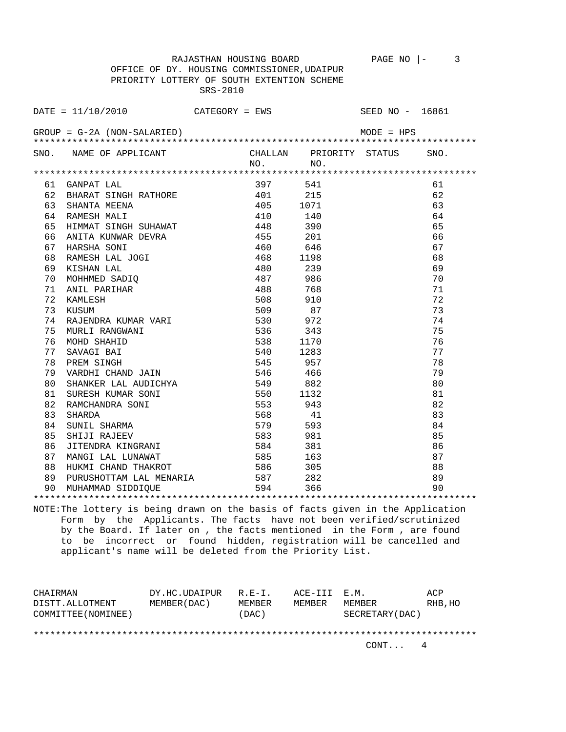RAJASTHAN HOUSING BOARD

OFFICE OF DY. HOUSING COMMISSIONER,UDAIPUR

PRIORITY LOTTERY OF SOUTH EXTENTION SCHEME

SRS-2010

DATE = 11/10/2010 CATEGORY = EWS SEED NO - 16861

GROUP = G-2A (NON-SALARIED) MODE = HPS

| SNO. | NAME OF APPLICANT | CHALLAN NO. | PRIORITY NO. | STATUS | SNO. |
|---|---|---|---|---|---|
| 61 | GANPAT LAL | 397 | 541 | | 61 |
| 62 | BHARAT SINGH RATHORE | 401 | 215 | | 62 |
| 63 | SHANTA MEENA | 405 | 1071 | | 63 |
| 64 | RAMESH MALI | 410 | 140 | | 64 |
| 65 | HIMMAT SINGH SUHAWAT | 448 | 390 | | 65 |
| 66 | ANITA KUNWAR DEVRA | 455 | 201 | | 66 |
| 67 | HARSHA SONI | 460 | 646 | | 67 |
| 68 | RAMESH LAL JOGI | 468 | 1198 | | 68 |
| 69 | KISHAN LAL | 480 | 239 | | 69 |
| 70 | MOHHMED SADIQ | 487 | 986 | | 70 |
| 71 | ANIL PARIHAR | 488 | 768 | | 71 |
| 72 | KAMLESH | 508 | 910 | | 72 |
| 73 | KUSUM | 509 | 87 | | 73 |
| 74 | RAJENDRA KUMAR VARI | 530 | 972 | | 74 |
| 75 | MURLI RANGWANI | 536 | 343 | | 75 |
| 76 | MOHD SHAHID | 538 | 1170 | | 76 |
| 77 | SAVAGI BAI | 540 | 1283 | | 77 |
| 78 | PREM SINGH | 545 | 957 | | 78 |
| 79 | VARDHI CHAND JAIN | 546 | 466 | | 79 |
| 80 | SHANKER LAL AUDICHYA | 549 | 882 | | 80 |
| 81 | SURESH KUMAR SONI | 550 | 1132 | | 81 |
| 82 | RAMCHANDRA SONI | 553 | 943 | | 82 |
| 83 | SHARDA | 568 | 41 | | 83 |
| 84 | SUNIL SHARMA | 579 | 593 | | 84 |
| 85 | SHIJI RAJEEV | 583 | 981 | | 85 |
| 86 | JITENDRA KINGRANI | 584 | 381 | | 86 |
| 87 | MANGI LAL LUNAWAT | 585 | 163 | | 87 |
| 88 | HUKMI CHAND THAKROT | 586 | 305 | | 88 |
| 89 | PURUSHOTTAM LAL MENARIA | 587 | 282 | | 89 |
| 90 | MUHAMMAD SIDDIQUE | 594 | 366 | | 90 |

NOTE:The lottery is being drawn on the basis of facts given in the Application Form by the Applicants. The facts have not been verified/scrutinized by the Board. If later on , the facts mentioned in the Form , are found to be incorrect or found hidden, registration will be cancelled and applicant's name will be deleted from the Priority List.

| CHAIRMAN DISTT.ALLOTMENT COMMITTEE(NOMINEE) | DY.HC.UDAIPUR MEMBER(DAC) | R.E-I. MEMBER (DAC) | ACE-III MEMBER | E.M. MEMBER SECRETARY(DAC) | ACP RHB,HO |
|---|---|---|---|---|---|

CONT... 4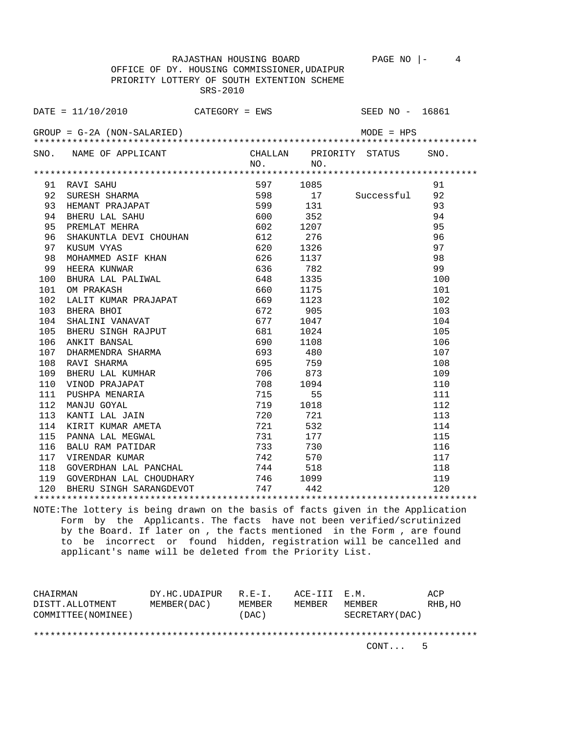RAJASTHAN HOUSING BOARD

OFFICE OF DY. HOUSING COMMISSIONER,UDAIPUR

PRIORITY LOTTERY OF SOUTH EXTENTION SCHEME

SRS-2010

DATE = 11/10/2010 CATEGORY = EWS SEED NO - 16861

GROUP = G-2A (NON-SALARIED) MODE = HPS

| SNO. | NAME OF APPLICANT | CHALLAN NO. | PRIORITY NO. | STATUS | SNO. |
|---|---|---|---|---|---|
| 91 | RAVI SAHU | 597 | 1085 | | 91 |
| 92 | SURESH SHARMA | 598 | 17 | Successful | 92 |
| 93 | HEMANT PRAJAPAT | 599 | 131 | | 93 |
| 94 | BHERU LAL SAHU | 600 | 352 | | 94 |
| 95 | PREMLAT MEHRA | 602 | 1207 | | 95 |
| 96 | SHAKUNTLA DEVI CHOUHAN | 612 | 276 | | 96 |
| 97 | KUSUM VYAS | 620 | 1326 | | 97 |
| 98 | MOHAMMED ASIF KHAN | 626 | 1137 | | 98 |
| 99 | HEERA KUNWAR | 636 | 782 | | 99 |
| 100 | BHURA LAL PALIWAL | 648 | 1335 | | 100 |
| 101 | OM PRAKASH | 660 | 1175 | | 101 |
| 102 | LALIT KUMAR PRAJAPAT | 669 | 1123 | | 102 |
| 103 | BHERA BHOI | 672 | 905 | | 103 |
| 104 | SHALINI VANAVAT | 677 | 1047 | | 104 |
| 105 | BHERU SINGH RAJPUT | 681 | 1024 | | 105 |
| 106 | ANKIT BANSAL | 690 | 1108 | | 106 |
| 107 | DHARMENDRA SHARMA | 693 | 480 | | 107 |
| 108 | RAVI SHARMA | 695 | 759 | | 108 |
| 109 | BHERU LAL KUMHAR | 706 | 873 | | 109 |
| 110 | VINOD PRAJAPAT | 708 | 1094 | | 110 |
| 111 | PUSHPA MENARIA | 715 | 55 | | 111 |
| 112 | MANJU GOYAL | 719 | 1018 | | 112 |
| 113 | KANTI LAL JAIN | 720 | 721 | | 113 |
| 114 | KIRIT KUMAR AMETA | 721 | 532 | | 114 |
| 115 | PANNA LAL MEGWAL | 731 | 177 | | 115 |
| 116 | BALU RAM PATIDAR | 733 | 730 | | 116 |
| 117 | VIRENDAR KUMAR | 742 | 570 | | 117 |
| 118 | GOVERDHAN LAL PANCHAL | 744 | 518 | | 118 |
| 119 | GOVERDHAN LAL CHOUDHARY | 746 | 1099 | | 119 |
| 120 | BHERU SINGH SARANGDEVOT | 747 | 442 | | 120 |

NOTE:The lottery is being drawn on the basis of facts given in the Application Form by the Applicants. The facts have not been verified/scrutinized by the Board. If later on , the facts mentioned in the Form , are found to be incorrect or found hidden, registration will be cancelled and applicant's name will be deleted from the Priority List.

| CHAIRMAN DISTT.ALLOTMENT COMMITTEE(NOMINEE) | DY.HC.UDAIPUR MEMBER(DAC) | R.E-I. MEMBER (DAC) | ACE-III MEMBER | E.M. MEMBER SECRETARY(DAC) | ACP RHB,HO |
|---|---|---|---|---|---|

CONT... 5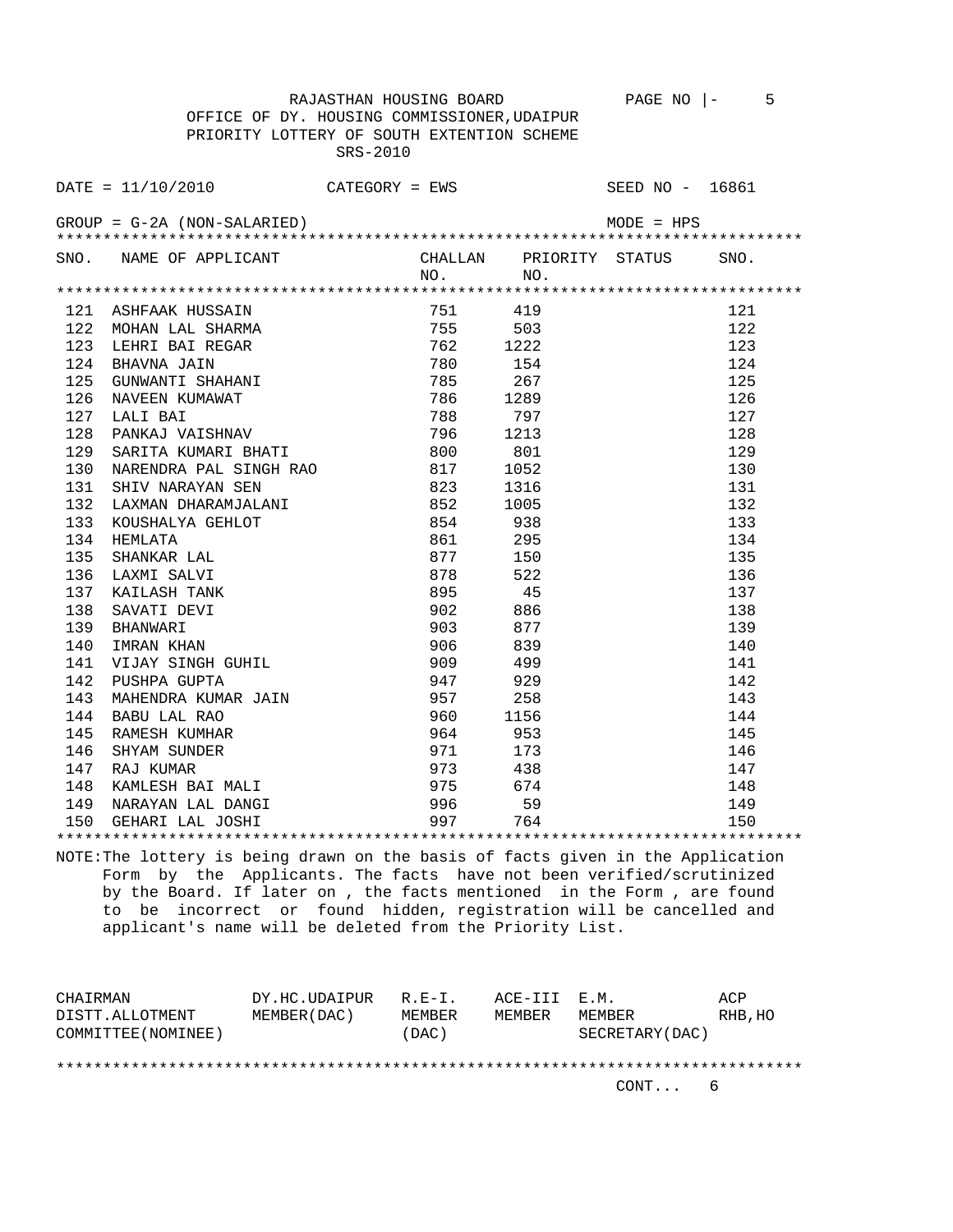RAJASTHAN HOUSING BOARD

OFFICE OF DY. HOUSING COMMISSIONER,UDAIPUR

PRIORITY LOTTERY OF SOUTH EXTENTION SCHEME

SRS-2010

DATE = 11/10/2010 CATEGORY = EWS SEED NO - 16861

GROUP = G-2A (NON-SALARIED) MODE = HPS

| SNO. | NAME OF APPLICANT | CHALLAN NO. | PRIORITY NO. | STATUS | SNO. |
|---|---|---|---|---|---|
| 121 | ASHFAAK HUSSAIN | 751 | 419 | | 121 |
| 122 | MOHAN LAL SHARMA | 755 | 503 | | 122 |
| 123 | LEHRI BAI REGAR | 762 | 1222 | | 123 |
| 124 | BHAVNA JAIN | 780 | 154 | | 124 |
| 125 | GUNWANTI SHAHANI | 785 | 267 | | 125 |
| 126 | NAVEEN KUMAWAT | 786 | 1289 | | 126 |
| 127 | LALI BAI | 788 | 797 | | 127 |
| 128 | PANKAJ VAISHNAV | 796 | 1213 | | 128 |
| 129 | SARITA KUMARI BHATI | 800 | 801 | | 129 |
| 130 | NARENDRA PAL SINGH RAO | 817 | 1052 | | 130 |
| 131 | SHIV NARAYAN SEN | 823 | 1316 | | 131 |
| 132 | LAXMAN DHARAMJALANI | 852 | 1005 | | 132 |
| 133 | KOUSHALYA GEHLOT | 854 | 938 | | 133 |
| 134 | HEMLATA | 861 | 295 | | 134 |
| 135 | SHANKAR LAL | 877 | 150 | | 135 |
| 136 | LAXMI SALVI | 878 | 522 | | 136 |
| 137 | KAILASH TANK | 895 | 45 | | 137 |
| 138 | SAVATI DEVI | 902 | 886 | | 138 |
| 139 | BHANWARI | 903 | 877 | | 139 |
| 140 | IMRAN KHAN | 906 | 839 | | 140 |
| 141 | VIJAY SINGH GUHIL | 909 | 499 | | 141 |
| 142 | PUSHPA GUPTA | 947 | 929 | | 142 |
| 143 | MAHENDRA KUMAR JAIN | 957 | 258 | | 143 |
| 144 | BABU LAL RAO | 960 | 1156 | | 144 |
| 145 | RAMESH KUMHAR | 964 | 953 | | 145 |
| 146 | SHYAM SUNDER | 971 | 173 | | 146 |
| 147 | RAJ KUMAR | 973 | 438 | | 147 |
| 148 | KAMLESH BAI MALI | 975 | 674 | | 148 |
| 149 | NARAYAN LAL DANGI | 996 | 59 | | 149 |
| 150 | GEHARI LAL JOSHI | 997 | 764 | | 150 |

NOTE:The lottery is being drawn on the basis of facts given in the Application Form by the Applicants. The facts have not been verified/scrutinized by the Board. If later on , the facts mentioned in the Form , are found to be incorrect or found hidden, registration will be cancelled and applicant's name will be deleted from the Priority List.

| CHAIRMAN DISTT.ALLOTMENT COMMITTEE(NOMINEE) | DY.HC.UDAIPUR MEMBER(DAC) | R.E-I. MEMBER (DAC) | ACE-III MEMBER | E.M. MEMBER SECRETARY(DAC) | ACP RHB,HO |
|---|---|---|---|---|---|

CONT... 6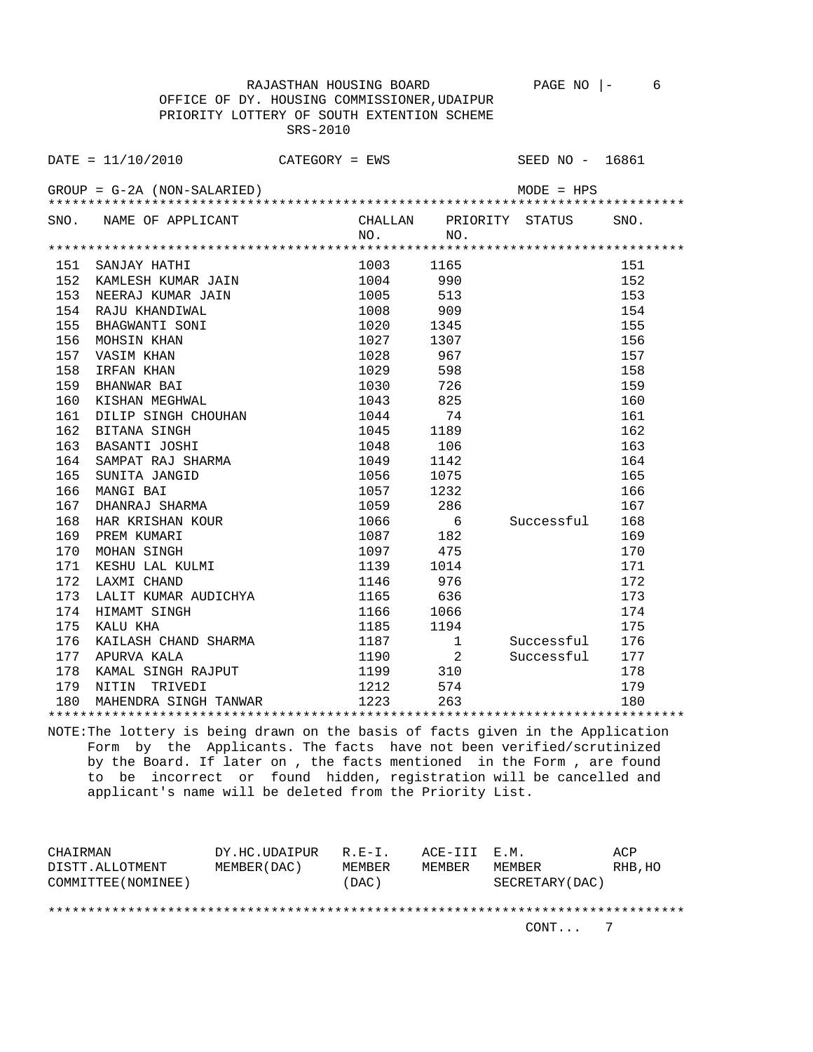RAJASTHAN HOUSING BOARD

OFFICE OF DY. HOUSING COMMISSIONER,UDAIPUR

PRIORITY LOTTERY OF SOUTH EXTENTION SCHEME

SRS-2010

DATE = 11/10/2010 CATEGORY = EWS SEED NO - 16861

GROUP = G-2A (NON-SALARIED) MODE = HPS

| SNO. | NAME OF APPLICANT | CHALLAN NO. | PRIORITY NO. | STATUS | SNO. |
|---|---|---|---|---|---|
| 151 | SANJAY HATHI | 1003 | 1165 | | 151 |
| 152 | KAMLESH KUMAR JAIN | 1004 | 990 | | 152 |
| 153 | NEERAJ KUMAR JAIN | 1005 | 513 | | 153 |
| 154 | RAJU KHANDIWAL | 1008 | 909 | | 154 |
| 155 | BHAGWANTI SONI | 1020 | 1345 | | 155 |
| 156 | MOHSIN KHAN | 1027 | 1307 | | 156 |
| 157 | VASIM KHAN | 1028 | 967 | | 157 |
| 158 | IRFAN KHAN | 1029 | 598 | | 158 |
| 159 | BHANWAR BAI | 1030 | 726 | | 159 |
| 160 | KISHAN MEGHWAL | 1043 | 825 | | 160 |
| 161 | DILIP SINGH CHOUHAN | 1044 | 74 | | 161 |
| 162 | BITANA SINGH | 1045 | 1189 | | 162 |
| 163 | BASANTI JOSHI | 1048 | 106 | | 163 |
| 164 | SAMPAT RAJ SHARMA | 1049 | 1142 | | 164 |
| 165 | SUNITA JANGID | 1056 | 1075 | | 165 |
| 166 | MANGI BAI | 1057 | 1232 | | 166 |
| 167 | DHANRAJ SHARMA | 1059 | 286 | | 167 |
| 168 | HAR KRISHAN KOUR | 1066 | 6 | Successful | 168 |
| 169 | PREM KUMARI | 1087 | 182 | | 169 |
| 170 | MOHAN SINGH | 1097 | 475 | | 170 |
| 171 | KESHU LAL KULMI | 1139 | 1014 | | 171 |
| 172 | LAXMI CHAND | 1146 | 976 | | 172 |
| 173 | LALIT KUMAR AUDICHYA | 1165 | 636 | | 173 |
| 174 | HIMAMT SINGH | 1166 | 1066 | | 174 |
| 175 | KALU KHA | 1185 | 1194 | | 175 |
| 176 | KAILASH CHAND SHARMA | 1187 | 1 | Successful | 176 |
| 177 | APURVA KALA | 1190 | 2 | Successful | 177 |
| 178 | KAMAL SINGH RAJPUT | 1199 | 310 | | 178 |
| 179 | NITIN TRIVEDI | 1212 | 574 | | 179 |
| 180 | MAHENDRA SINGH TANWAR | 1223 | 263 | | 180 |

NOTE:The lottery is being drawn on the basis of facts given in the Application Form by the Applicants. The facts have not been verified/scrutinized by the Board. If later on , the facts mentioned in the Form , are found to be incorrect or found hidden, registration will be cancelled and applicant's name will be deleted from the Priority List.

| CHAIRMAN DISTT.ALLOTMENT COMMITTEE(NOMINEE) | DY.HC.UDAIPUR MEMBER(DAC) | R.E-I. MEMBER (DAC) | ACE-III MEMBER | E.M. MEMBER SECRETARY(DAC) | ACP RHB,HO |
|---|---|---|---|---|---|

CONT... 7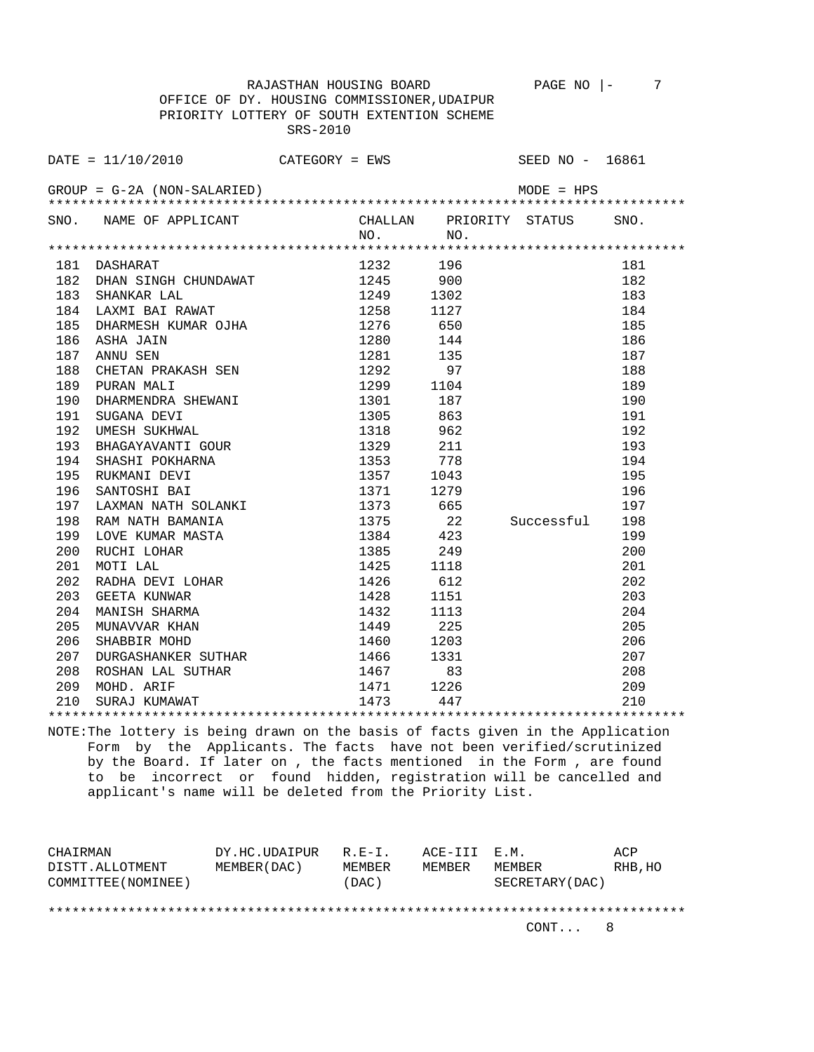RAJASTHAN HOUSING BOARD

OFFICE OF DY. HOUSING COMMISSIONER,UDAIPUR

PRIORITY LOTTERY OF SOUTH EXTENTION SCHEME

SRS-2010

DATE = 11/10/2010 CATEGORY = EWS SEED NO - 16861

GROUP = G-2A (NON-SALARIED) MODE = HPS

| SNO. | NAME OF APPLICANT | CHALLAN NO. | PRIORITY NO. | STATUS | SNO. |
|---|---|---|---|---|---|
| 181 | DASHARAT | 1232 | 196 | | 181 |
| 182 | DHAN SINGH CHUNDAWAT | 1245 | 900 | | 182 |
| 183 | SHANKAR LAL | 1249 | 1302 | | 183 |
| 184 | LAXMI BAI RAWAT | 1258 | 1127 | | 184 |
| 185 | DHARMESH KUMAR OJHA | 1276 | 650 | | 185 |
| 186 | ASHA JAIN | 1280 | 144 | | 186 |
| 187 | ANNU SEN | 1281 | 135 | | 187 |
| 188 | CHETAN PRAKASH SEN | 1292 | 97 | | 188 |
| 189 | PURAN MALI | 1299 | 1104 | | 189 |
| 190 | DHARMENDRA SHEWANI | 1301 | 187 | | 190 |
| 191 | SUGANA DEVI | 1305 | 863 | | 191 |
| 192 | UMESH SUKHWAL | 1318 | 962 | | 192 |
| 193 | BHAGAYAVANTI GOUR | 1329 | 211 | | 193 |
| 194 | SHASHI POKHARNA | 1353 | 778 | | 194 |
| 195 | RUKMANI DEVI | 1357 | 1043 | | 195 |
| 196 | SANTOSHI BAI | 1371 | 1279 | | 196 |
| 197 | LAXMAN NATH SOLANKI | 1373 | 665 | | 197 |
| 198 | RAM NATH BAMANIA | 1375 | 22 | Successful | 198 |
| 199 | LOVE KUMAR MASTA | 1384 | 423 | | 199 |
| 200 | RUCHI LOHAR | 1385 | 249 | | 200 |
| 201 | MOTI LAL | 1425 | 1118 | | 201 |
| 202 | RADHA DEVI LOHAR | 1426 | 612 | | 202 |
| 203 | GEETA KUNWAR | 1428 | 1151 | | 203 |
| 204 | MANISH SHARMA | 1432 | 1113 | | 204 |
| 205 | MUNAVVAR KHAN | 1449 | 225 | | 205 |
| 206 | SHABBIR MOHD | 1460 | 1203 | | 206 |
| 207 | DURGASHANKER SUTHAR | 1466 | 1331 | | 207 |
| 208 | ROSHAN LAL SUTHAR | 1467 | 83 | | 208 |
| 209 | MOHD. ARIF | 1471 | 1226 | | 209 |
| 210 | SURAJ KUMAWAT | 1473 | 447 | | 210 |

NOTE:The lottery is being drawn on the basis of facts given in the Application Form by the Applicants. The facts have not been verified/scrutinized by the Board. If later on , the facts mentioned in the Form , are found to be incorrect or found hidden, registration will be cancelled and applicant's name will be deleted from the Priority List.

| CHAIRMAN DISTT.ALLOTMENT COMMITTEE(NOMINEE) | DY.HC.UDAIPUR MEMBER(DAC) | R.E-I. MEMBER (DAC) | ACE-III MEMBER | E.M. MEMBER SECRETARY(DAC) | ACP RHB,HO |
|---|---|---|---|---|---|

CONT... 8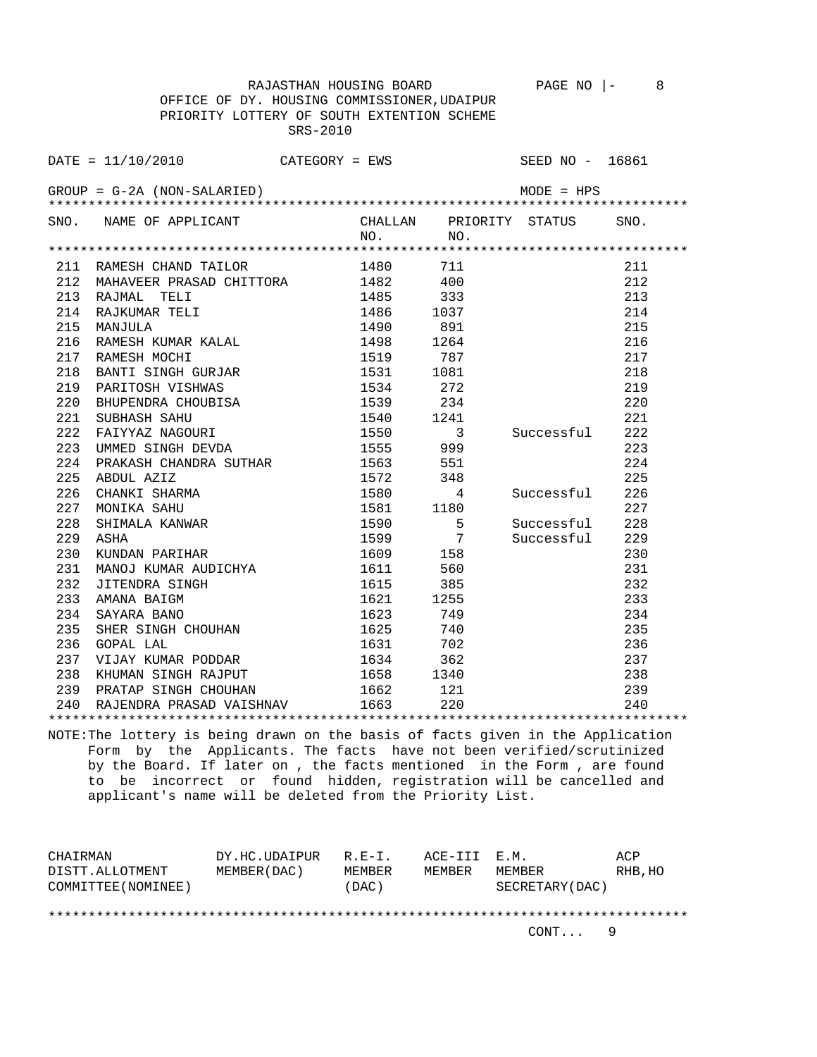RAJASTHAN HOUSING BOARD

OFFICE OF DY. HOUSING COMMISSIONER,UDAIPUR

PRIORITY LOTTERY OF SOUTH EXTENTION SCHEME

SRS-2010

DATE = 11/10/2010 CATEGORY = EWS SEED NO - 16861

GROUP = G-2A (NON-SALARIED) MODE = HPS

| SNO. | NAME OF APPLICANT | CHALLAN NO. | PRIORITY NO. | STATUS | SNO. |
|---|---|---|---|---|---|
| 211 | RAMESH CHAND TAILOR | 1480 | 711 | | 211 |
| 212 | MAHAVEER PRASAD CHITTORA | 1482 | 400 | | 212 |
| 213 | RAJMAL TELI | 1485 | 333 | | 213 |
| 214 | RAJKUMAR TELI | 1486 | 1037 | | 214 |
| 215 | MANJULA | 1490 | 891 | | 215 |
| 216 | RAMESH KUMAR KALAL | 1498 | 1264 | | 216 |
| 217 | RAMESH MOCHI | 1519 | 787 | | 217 |
| 218 | BANTI SINGH GURJAR | 1531 | 1081 | | 218 |
| 219 | PARITOSH VISHWAS | 1534 | 272 | | 219 |
| 220 | BHUPENDRA CHOUBISA | 1539 | 234 | | 220 |
| 221 | SUBHASH SAHU | 1540 | 1241 | | 221 |
| 222 | FAIYYAZ NAGOURI | 1550 | 3 | Successful | 222 |
| 223 | UMMED SINGH DEVDA | 1555 | 999 | | 223 |
| 224 | PRAKASH CHANDRA SUTHAR | 1563 | 551 | | 224 |
| 225 | ABDUL AZIZ | 1572 | 348 | | 225 |
| 226 | CHANKI SHARMA | 1580 | 4 | Successful | 226 |
| 227 | MONIKA SAHU | 1581 | 1180 | | 227 |
| 228 | SHIMALA KANWAR | 1590 | 5 | Successful | 228 |
| 229 | ASHA | 1599 | 7 | Successful | 229 |
| 230 | KUNDAN PARIHAR | 1609 | 158 | | 230 |
| 231 | MANOJ KUMAR AUDICHYA | 1611 | 560 | | 231 |
| 232 | JITENDRA SINGH | 1615 | 385 | | 232 |
| 233 | AMANA BAIGM | 1621 | 1255 | | 233 |
| 234 | SAYARA BANO | 1623 | 749 | | 234 |
| 235 | SHER SINGH CHOUHAN | 1625 | 740 | | 235 |
| 236 | GOPAL LAL | 1631 | 702 | | 236 |
| 237 | VIJAY KUMAR PODDAR | 1634 | 362 | | 237 |
| 238 | KHUMAN SINGH RAJPUT | 1658 | 1340 | | 238 |
| 239 | PRATAP SINGH CHOUHAN | 1662 | 121 | | 239 |
| 240 | RAJENDRA PRASAD VAISHNAV | 1663 | 220 | | 240 |

NOTE:The lottery is being drawn on the basis of facts given in the Application Form by the Applicants. The facts have not been verified/scrutinized by the Board. If later on , the facts mentioned in the Form , are found to be incorrect or found hidden, registration will be cancelled and applicant's name will be deleted from the Priority List.

| CHAIRMAN DISTT.ALLOTMENT COMMITTEE(NOMINEE) | DY.HC.UDAIPUR MEMBER(DAC) | R.E-I. MEMBER (DAC) | ACE-III MEMBER | E.M. MEMBER SECRETARY(DAC) | ACP RHB,HO |
|---|---|---|---|---|---|

CONT... 9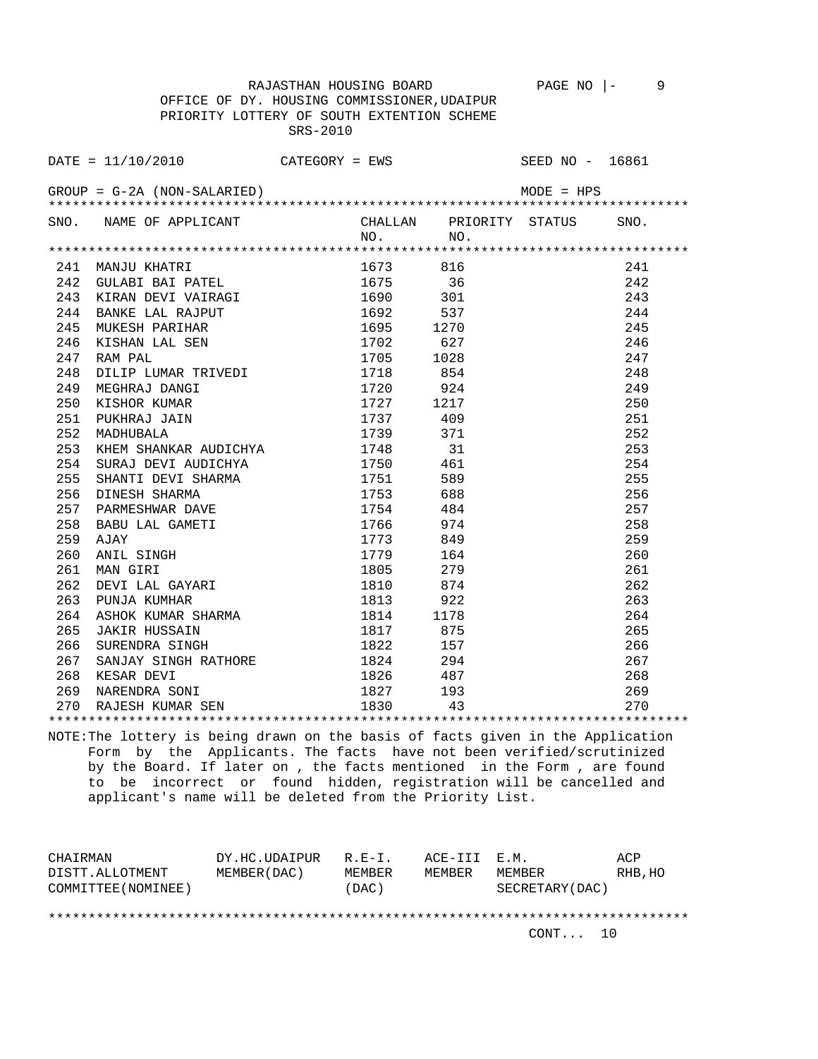RAJASTHAN HOUSING BOARD

OFFICE OF DY. HOUSING COMMISSIONER,UDAIPUR

PRIORITY LOTTERY OF SOUTH EXTENTION SCHEME

SRS-2010

DATE = 11/10/2010 CATEGORY = EWS SEED NO - 16861

GROUP = G-2A (NON-SALARIED) MODE = HPS

| SNO. | NAME OF APPLICANT | CHALLAN NO. | PRIORITY NO. | STATUS | SNO. |
|---|---|---|---|---|---|
| 241 | MANJU KHATRI | 1673 | 816 | | 241 |
| 242 | GULABI BAI PATEL | 1675 | 36 | | 242 |
| 243 | KIRAN DEVI VAIRAGI | 1690 | 301 | | 243 |
| 244 | BANKE LAL RAJPUT | 1692 | 537 | | 244 |
| 245 | MUKESH PARIHAR | 1695 | 1270 | | 245 |
| 246 | KISHAN LAL SEN | 1702 | 627 | | 246 |
| 247 | RAM PAL | 1705 | 1028 | | 247 |
| 248 | DILIP LUMAR TRIVEDI | 1718 | 854 | | 248 |
| 249 | MEGHRAJ DANGI | 1720 | 924 | | 249 |
| 250 | KISHOR KUMAR | 1727 | 1217 | | 250 |
| 251 | PUKHRAJ JAIN | 1737 | 409 | | 251 |
| 252 | MADHUBALA | 1739 | 371 | | 252 |
| 253 | KHEM SHANKAR AUDICHYA | 1748 | 31 | | 253 |
| 254 | SURAJ DEVI AUDICHYA | 1750 | 461 | | 254 |
| 255 | SHANTI DEVI SHARMA | 1751 | 589 | | 255 |
| 256 | DINESH SHARMA | 1753 | 688 | | 256 |
| 257 | PARMESHWAR DAVE | 1754 | 484 | | 257 |
| 258 | BABU LAL GAMETI | 1766 | 974 | | 258 |
| 259 | AJAY | 1773 | 849 | | 259 |
| 260 | ANIL SINGH | 1779 | 164 | | 260 |
| 261 | MAN GIRI | 1805 | 279 | | 261 |
| 262 | DEVI LAL GAYARI | 1810 | 874 | | 262 |
| 263 | PUNJA KUMHAR | 1813 | 922 | | 263 |
| 264 | ASHOK KUMAR SHARMA | 1814 | 1178 | | 264 |
| 265 | JAKIR HUSSAIN | 1817 | 875 | | 265 |
| 266 | SURENDRA SINGH | 1822 | 157 | | 266 |
| 267 | SANJAY SINGH RATHORE | 1824 | 294 | | 267 |
| 268 | KESAR DEVI | 1826 | 487 | | 268 |
| 269 | NARENDRA SONI | 1827 | 193 | | 269 |
| 270 | RAJESH KUMAR SEN | 1830 | 43 | | 270 |

NOTE:The lottery is being drawn on the basis of facts given in the Application Form by the Applicants. The facts have not been verified/scrutinized by the Board. If later on , the facts mentioned in the Form , are found to be incorrect or found hidden, registration will be cancelled and applicant's name will be deleted from the Priority List.

| CHAIRMAN DISTT.ALLOTMENT COMMITTEE(NOMINEE) | DY.HC.UDAIPUR MEMBER(DAC) | R.E-I. MEMBER (DAC) | ACE-III MEMBER | E.M. MEMBER SECRETARY(DAC) | ACP RHB,HO |
|---|---|---|---|---|---|

CONT... 10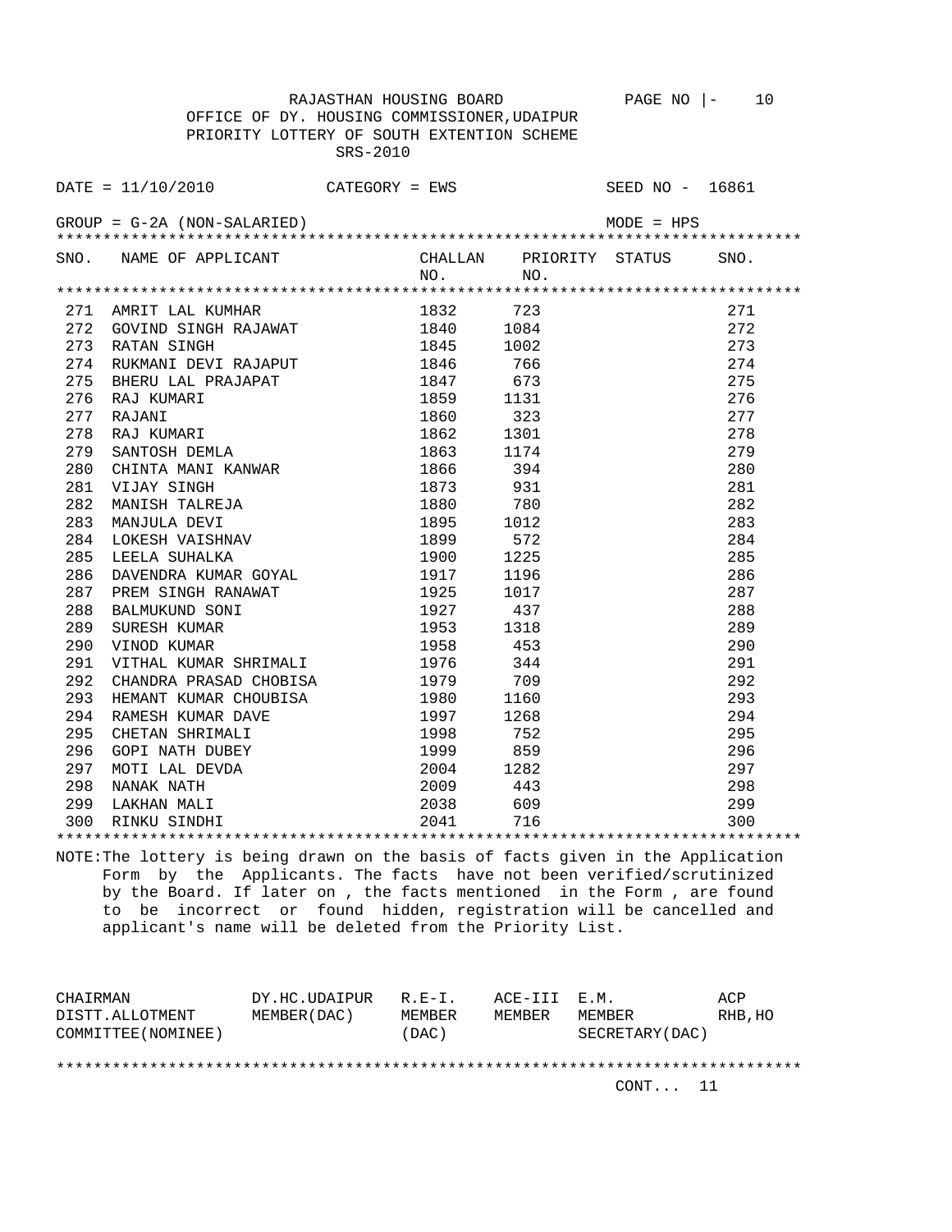RAJASTHAN HOUSING BOARD

OFFICE OF DY. HOUSING COMMISSIONER,UDAIPUR

PRIORITY LOTTERY OF SOUTH EXTENTION SCHEME

SRS-2010

DATE = 11/10/2010 CATEGORY = EWS SEED NO - 16861

GROUP = G-2A (NON-SALARIED) MODE = HPS

| SNO. | NAME OF APPLICANT | CHALLAN NO. | PRIORITY NO. | STATUS | SNO. |
|---|---|---|---|---|---|
| 271 | AMRIT LAL KUMHAR | 1832 | 723 | | 271 |
| 272 | GOVIND SINGH RAJAWAT | 1840 | 1084 | | 272 |
| 273 | RATAN SINGH | 1845 | 1002 | | 273 |
| 274 | RUKMANI DEVI RAJAPUT | 1846 | 766 | | 274 |
| 275 | BHERU LAL PRAJAPAT | 1847 | 673 | | 275 |
| 276 | RAJ KUMARI | 1859 | 1131 | | 276 |
| 277 | RAJANI | 1860 | 323 | | 277 |
| 278 | RAJ KUMARI | 1862 | 1301 | | 278 |
| 279 | SANTOSH DEMLA | 1863 | 1174 | | 279 |
| 280 | CHINTA MANI KANWAR | 1866 | 394 | | 280 |
| 281 | VIJAY SINGH | 1873 | 931 | | 281 |
| 282 | MANISH TALREJA | 1880 | 780 | | 282 |
| 283 | MANJULA DEVI | 1895 | 1012 | | 283 |
| 284 | LOKESH VAISHNAV | 1899 | 572 | | 284 |
| 285 | LEELA SUHALKA | 1900 | 1225 | | 285 |
| 286 | DAVENDRA KUMAR GOYAL | 1917 | 1196 | | 286 |
| 287 | PREM SINGH RANAWAT | 1925 | 1017 | | 287 |
| 288 | BALMUKUND SONI | 1927 | 437 | | 288 |
| 289 | SURESH KUMAR | 1953 | 1318 | | 289 |
| 290 | VINOD KUMAR | 1958 | 453 | | 290 |
| 291 | VITHAL KUMAR SHRIMALI | 1976 | 344 | | 291 |
| 292 | CHANDRA PRASAD CHOBISA | 1979 | 709 | | 292 |
| 293 | HEMANT KUMAR CHOUBISA | 1980 | 1160 | | 293 |
| 294 | RAMESH KUMAR DAVE | 1997 | 1268 | | 294 |
| 295 | CHETAN SHRIMALI | 1998 | 752 | | 295 |
| 296 | GOPI NATH DUBEY | 1999 | 859 | | 296 |
| 297 | MOTI LAL DEVDA | 2004 | 1282 | | 297 |
| 298 | NANAK NATH | 2009 | 443 | | 298 |
| 299 | LAKHAN MALI | 2038 | 609 | | 299 |
| 300 | RINKU SINDHI | 2041 | 716 | | 300 |

NOTE:The lottery is being drawn on the basis of facts given in the Application Form by the Applicants. The facts have not been verified/scrutinized by the Board. If later on , the facts mentioned in the Form , are found to be incorrect or found hidden, registration will be cancelled and applicant's name will be deleted from the Priority List.

| CHAIRMAN DISTT.ALLOTMENT COMMITTEE(NOMINEE) | DY.HC.UDAIPUR MEMBER(DAC) | R.E-I. MEMBER (DAC) | ACE-III MEMBER | E.M. MEMBER SECRETARY(DAC) | ACP RHB,HO |
|---|---|---|---|---|---|

CONT... 11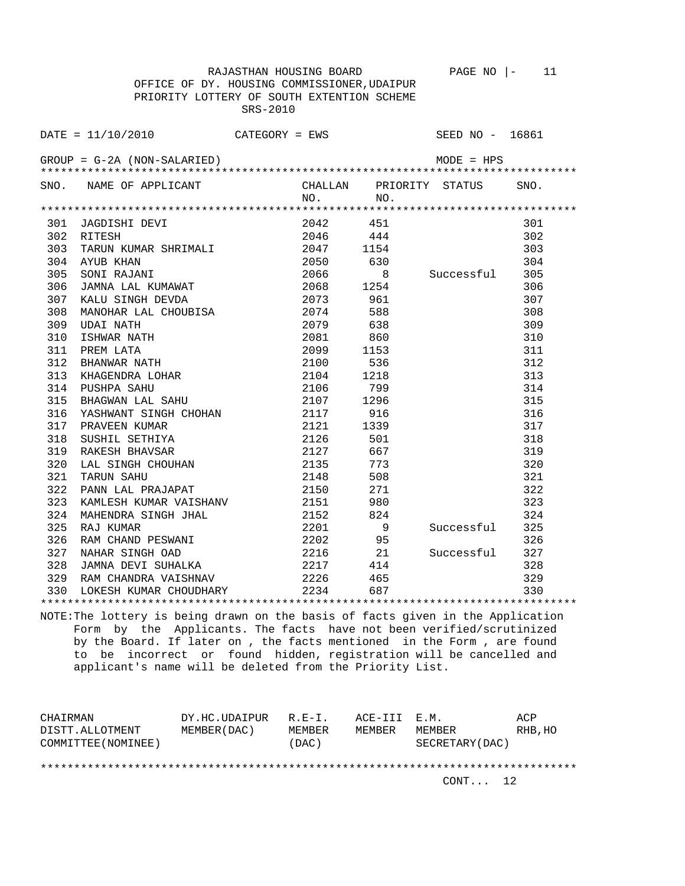RAJASTHAN HOUSING BOARD

OFFICE OF DY. HOUSING COMMISSIONER,UDAIPUR

PRIORITY LOTTERY OF SOUTH EXTENTION SCHEME

SRS-2010

DATE = 11/10/2010 CATEGORY = EWS SEED NO - 16861

GROUP = G-2A (NON-SALARIED) MODE = HPS

| SNO. | NAME OF APPLICANT | CHALLAN NO. | PRIORITY NO. | STATUS | SNO. |
|---|---|---|---|---|---|
| 301 | JAGDISHI DEVI | 2042 | 451 | | 301 |
| 302 | RITESH | 2046 | 444 | | 302 |
| 303 | TARUN KUMAR SHRIMALI | 2047 | 1154 | | 303 |
| 304 | AYUB KHAN | 2050 | 630 | | 304 |
| 305 | SONI RAJANI | 2066 | 8 | Successful | 305 |
| 306 | JAMNA LAL KUMAWAT | 2068 | 1254 | | 306 |
| 307 | KALU SINGH DEVDA | 2073 | 961 | | 307 |
| 308 | MANOHAR LAL CHOUBISA | 2074 | 588 | | 308 |
| 309 | UDAI NATH | 2079 | 638 | | 309 |
| 310 | ISHWAR NATH | 2081 | 860 | | 310 |
| 311 | PREM LATA | 2099 | 1153 | | 311 |
| 312 | BHANWAR NATH | 2100 | 536 | | 312 |
| 313 | KHAGENDRA LOHAR | 2104 | 1218 | | 313 |
| 314 | PUSHPA SAHU | 2106 | 799 | | 314 |
| 315 | BHAGWAN LAL SAHU | 2107 | 1296 | | 315 |
| 316 | YASHWANT SINGH CHOHAN | 2117 | 916 | | 316 |
| 317 | PRAVEEN KUMAR | 2121 | 1339 | | 317 |
| 318 | SUSHIL SETHIYA | 2126 | 501 | | 318 |
| 319 | RAKESH BHAVSAR | 2127 | 667 | | 319 |
| 320 | LAL SINGH CHOUHAN | 2135 | 773 | | 320 |
| 321 | TARUN SAHU | 2148 | 508 | | 321 |
| 322 | PANN LAL PRAJAPAT | 2150 | 271 | | 322 |
| 323 | KAMLESH KUMAR VAISHANV | 2151 | 980 | | 323 |
| 324 | MAHENDRA SINGH JHAL | 2152 | 824 | | 324 |
| 325 | RAJ KUMAR | 2201 | 9 | Successful | 325 |
| 326 | RAM CHAND PESWANI | 2202 | 95 | | 326 |
| 327 | NAHAR SINGH OAD | 2216 | 21 | Successful | 327 |
| 328 | JAMNA DEVI SUHALKA | 2217 | 414 | | 328 |
| 329 | RAM CHANDRA VAISHNAV | 2226 | 465 | | 329 |
| 330 | LOKESH KUMAR CHOUDHARY | 2234 | 687 | | 330 |

NOTE:The lottery is being drawn on the basis of facts given in the Application Form by the Applicants. The facts have not been verified/scrutinized by the Board. If later on , the facts mentioned in the Form , are found to be incorrect or found hidden, registration will be cancelled and applicant's name will be deleted from the Priority List.

| CHAIRMAN DISTT.ALLOTMENT COMMITTEE(NOMINEE) | DY.HC.UDAIPUR MEMBER(DAC) | R.E-I. MEMBER (DAC) | ACE-III MEMBER | E.M. MEMBER SECRETARY(DAC) | ACP RHB,HO |
|---|---|---|---|---|---|

CONT... 12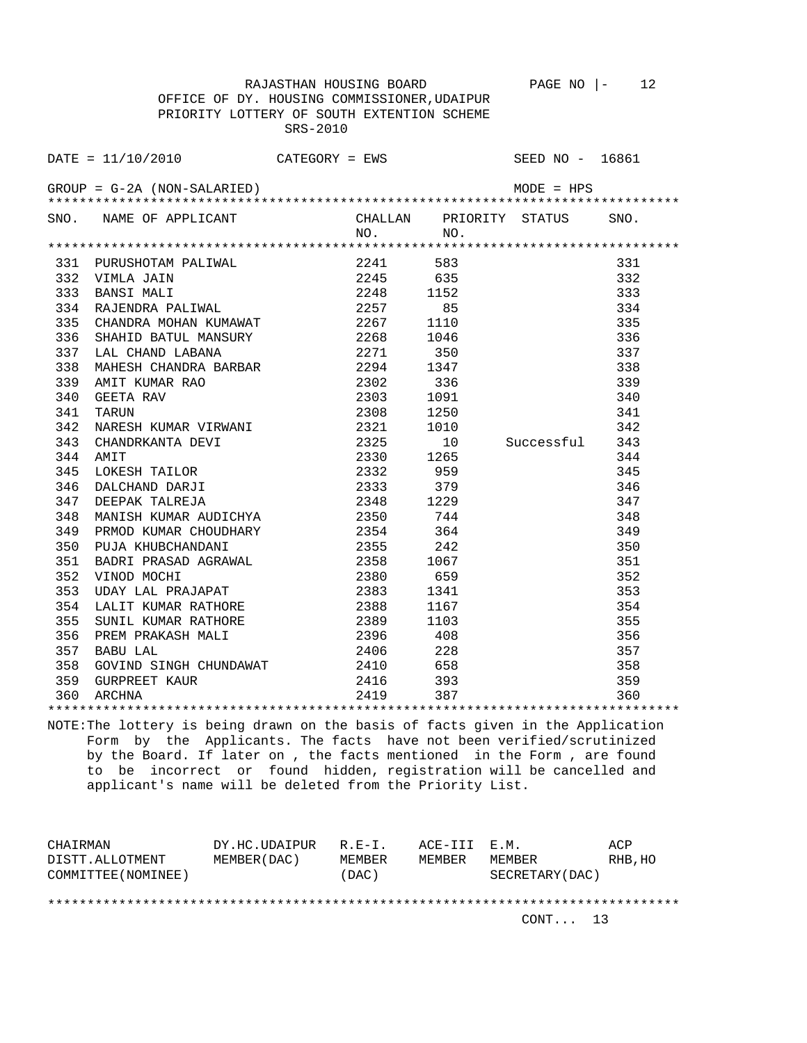RAJASTHAN HOUSING BOARD

OFFICE OF DY. HOUSING COMMISSIONER,UDAIPUR

PRIORITY LOTTERY OF SOUTH EXTENTION SCHEME

SRS-2010

DATE = 11/10/2010 CATEGORY = EWS SEED NO - 16861

GROUP = G-2A (NON-SALARIED) MODE = HPS

| SNO. | NAME OF APPLICANT | CHALLAN NO. | PRIORITY NO. | STATUS | SNO. |
|---|---|---|---|---|---|
| 331 | PURUSHOTAM PALIWAL | 2241 | 583 | | 331 |
| 332 | VIMLA JAIN | 2245 | 635 | | 332 |
| 333 | BANSI MALI | 2248 | 1152 | | 333 |
| 334 | RAJENDRA PALIWAL | 2257 | 85 | | 334 |
| 335 | CHANDRA MOHAN KUMAWAT | 2267 | 1110 | | 335 |
| 336 | SHAHID BATUL MANSURY | 2268 | 1046 | | 336 |
| 337 | LAL CHAND LABANA | 2271 | 350 | | 337 |
| 338 | MAHESH CHANDRA BARBAR | 2294 | 1347 | | 338 |
| 339 | AMIT KUMAR RAO | 2302 | 336 | | 339 |
| 340 | GEETA RAV | 2303 | 1091 | | 340 |
| 341 | TARUN | 2308 | 1250 | | 341 |
| 342 | NARESH KUMAR VIRWANI | 2321 | 1010 | | 342 |
| 343 | CHANDRKANTA DEVI | 2325 | 10 | Successful | 343 |
| 344 | AMIT | 2330 | 1265 | | 344 |
| 345 | LOKESH TAILOR | 2332 | 959 | | 345 |
| 346 | DALCHAND DARJI | 2333 | 379 | | 346 |
| 347 | DEEPAK TALREJA | 2348 | 1229 | | 347 |
| 348 | MANISH KUMAR AUDICHYA | 2350 | 744 | | 348 |
| 349 | PRMOD KUMAR CHOUDHARY | 2354 | 364 | | 349 |
| 350 | PUJA KHUBCHANDANI | 2355 | 242 | | 350 |
| 351 | BADRI PRASAD AGRAWAL | 2358 | 1067 | | 351 |
| 352 | VINOD MOCHI | 2380 | 659 | | 352 |
| 353 | UDAY LAL PRAJAPAT | 2383 | 1341 | | 353 |
| 354 | LALIT KUMAR RATHORE | 2388 | 1167 | | 354 |
| 355 | SUNIL KUMAR RATHORE | 2389 | 1103 | | 355 |
| 356 | PREM PRAKASH MALI | 2396 | 408 | | 356 |
| 357 | BABU LAL | 2406 | 228 | | 357 |
| 358 | GOVIND SINGH CHUNDAWAT | 2410 | 658 | | 358 |
| 359 | GURPREET KAUR | 2416 | 393 | | 359 |
| 360 | ARCHNA | 2419 | 387 | | 360 |

NOTE:The lottery is being drawn on the basis of facts given in the Application Form by the Applicants. The facts have not been verified/scrutinized by the Board. If later on , the facts mentioned in the Form , are found to be incorrect or found hidden, registration will be cancelled and applicant's name will be deleted from the Priority List.

| CHAIRMAN DISTT.ALLOTMENT COMMITTEE(NOMINEE) | DY.HC.UDAIPUR MEMBER(DAC) | R.E-I. MEMBER (DAC) | ACE-III MEMBER | E.M. MEMBER SECRETARY(DAC) | ACP RHB,HO |
|---|---|---|---|---|---|

CONT... 13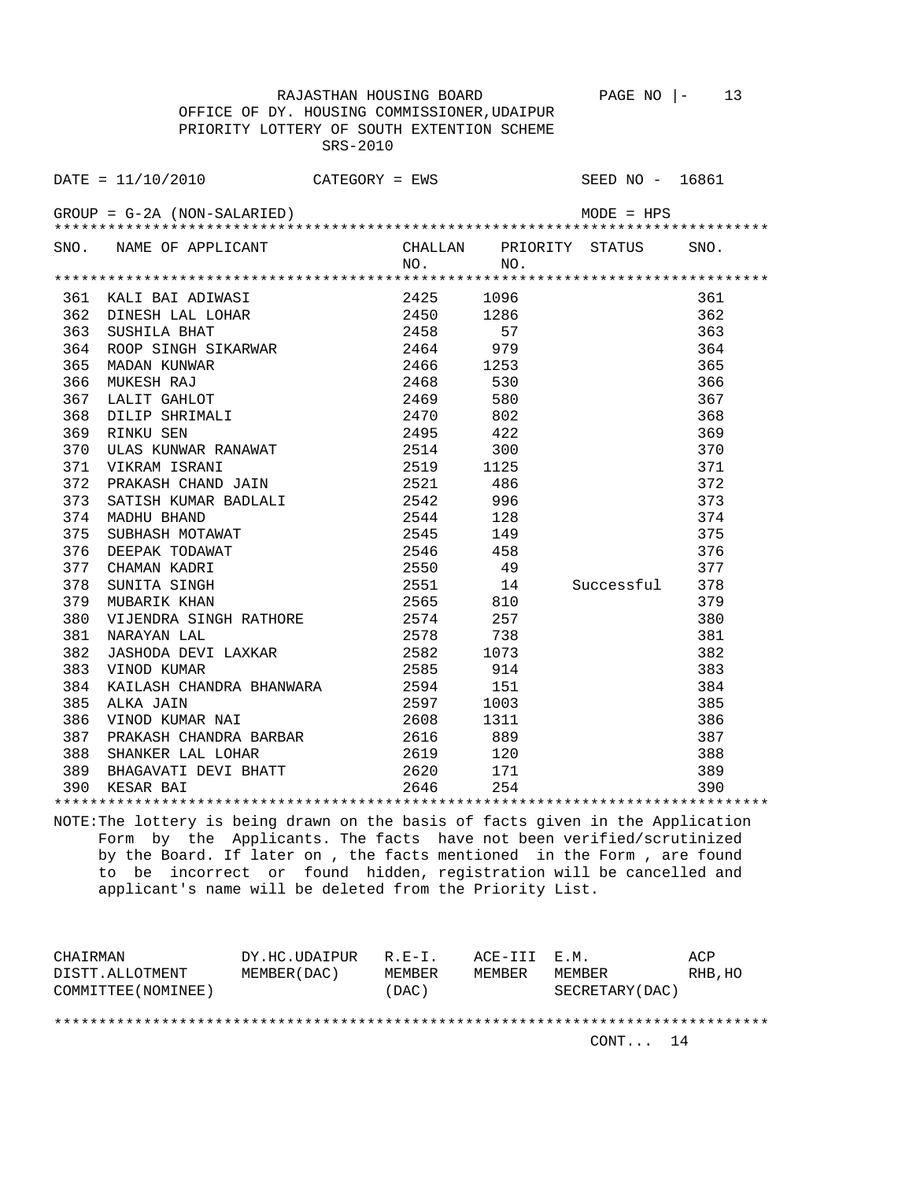RAJASTHAN HOUSING BOARD

OFFICE OF DY. HOUSING COMMISSIONER,UDAIPUR

PRIORITY LOTTERY OF SOUTH EXTENTION SCHEME

SRS-2010

DATE = 11/10/2010 CATEGORY = EWS SEED NO - 16861

GROUP = G-2A (NON-SALARIED) MODE = HPS

| SNO. | NAME OF APPLICANT | CHALLAN NO. | PRIORITY NO. | STATUS | SNO. |
|---|---|---|---|---|---|
| 361 | KALI BAI ADIWASI | 2425 | 1096 | | 361 |
| 362 | DINESH LAL LOHAR | 2450 | 1286 | | 362 |
| 363 | SUSHILA BHAT | 2458 | 57 | | 363 |
| 364 | ROOP SINGH SIKARWAR | 2464 | 979 | | 364 |
| 365 | MADAN KUNWAR | 2466 | 1253 | | 365 |
| 366 | MUKESH RAJ | 2468 | 530 | | 366 |
| 367 | LALIT GAHLOT | 2469 | 580 | | 367 |
| 368 | DILIP SHRIMALI | 2470 | 802 | | 368 |
| 369 | RINKU SEN | 2495 | 422 | | 369 |
| 370 | ULAS KUNWAR RANAWAT | 2514 | 300 | | 370 |
| 371 | VIKRAM ISRANI | 2519 | 1125 | | 371 |
| 372 | PRAKASH CHAND JAIN | 2521 | 486 | | 372 |
| 373 | SATISH KUMAR BADLALI | 2542 | 996 | | 373 |
| 374 | MADHU BHAND | 2544 | 128 | | 374 |
| 375 | SUBHASH MOTAWAT | 2545 | 149 | | 375 |
| 376 | DEEPAK TODAWAT | 2546 | 458 | | 376 |
| 377 | CHAMAN KADRI | 2550 | 49 | | 377 |
| 378 | SUNITA SINGH | 2551 | 14 | Successful | 378 |
| 379 | MUBARIK KHAN | 2565 | 810 | | 379 |
| 380 | VIJENDRA SINGH RATHORE | 2574 | 257 | | 380 |
| 381 | NARAYAN LAL | 2578 | 738 | | 381 |
| 382 | JASHODA DEVI LAXKAR | 2582 | 1073 | | 382 |
| 383 | VINOD KUMAR | 2585 | 914 | | 383 |
| 384 | KAILASH CHANDRA BHANWARA | 2594 | 151 | | 384 |
| 385 | ALKA JAIN | 2597 | 1003 | | 385 |
| 386 | VINOD KUMAR NAI | 2608 | 1311 | | 386 |
| 387 | PRAKASH CHANDRA BARBAR | 2616 | 889 | | 387 |
| 388 | SHANKER LAL LOHAR | 2619 | 120 | | 388 |
| 389 | BHAGAVATI DEVI BHATT | 2620 | 171 | | 389 |
| 390 | KESAR BAI | 2646 | 254 | | 390 |

NOTE:The lottery is being drawn on the basis of facts given in the Application Form by the Applicants. The facts have not been verified/scrutinized by the Board. If later on , the facts mentioned in the Form , are found to be incorrect or found hidden, registration will be cancelled and applicant's name will be deleted from the Priority List.

| CHAIRMAN DISTT.ALLOTMENT COMMITTEE(NOMINEE) | DY.HC.UDAIPUR MEMBER(DAC) | R.E-I. MEMBER (DAC) | ACE-III MEMBER | E.M. MEMBER SECRETARY(DAC) | ACP RHB,HO |
|---|---|---|---|---|---|

CONT... 14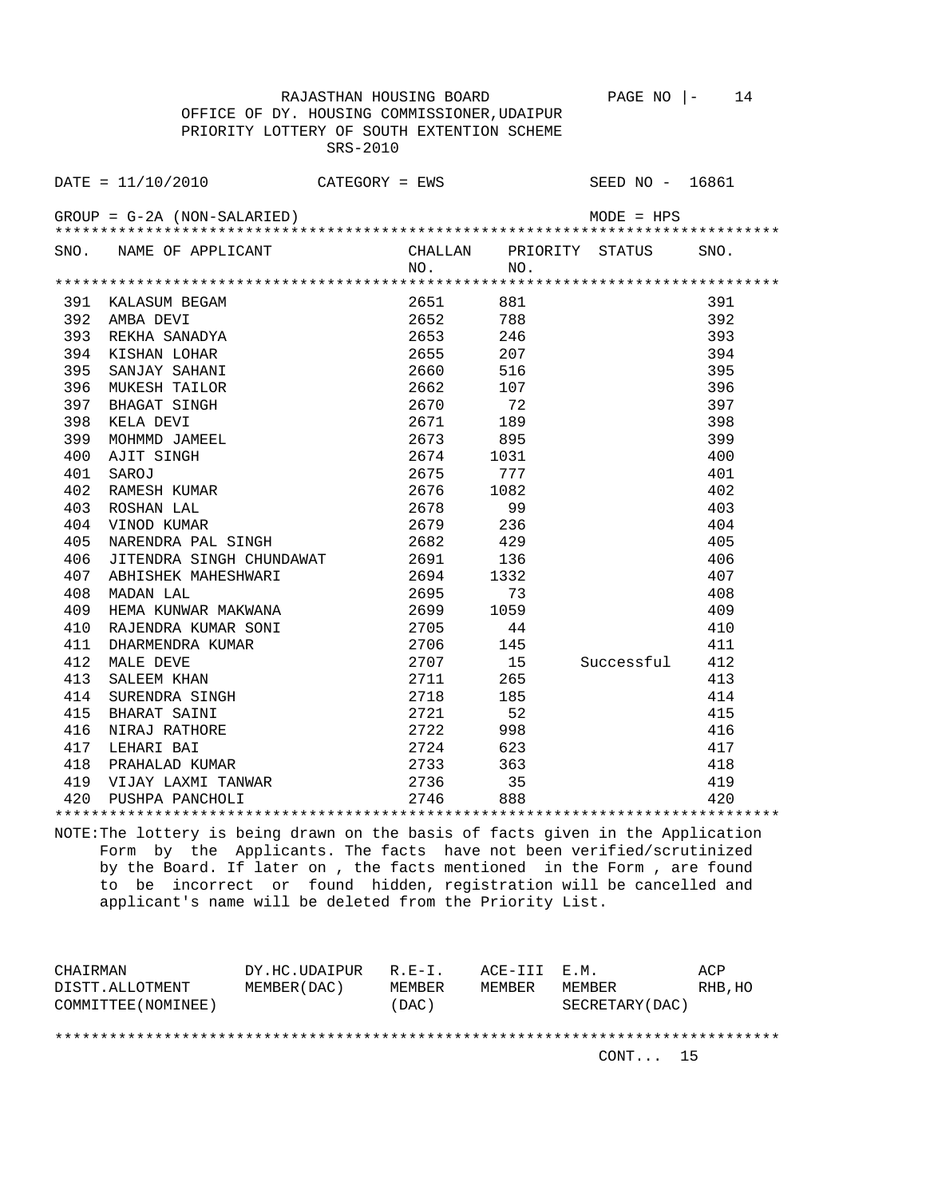RAJASTHAN HOUSING BOARD

OFFICE OF DY. HOUSING COMMISSIONER,UDAIPUR

PRIORITY LOTTERY OF SOUTH EXTENTION SCHEME

SRS-2010

DATE = 11/10/2010 CATEGORY = EWS SEED NO - 16861

GROUP = G-2A (NON-SALARIED) MODE = HPS

| SNO. | NAME OF APPLICANT | CHALLAN NO. | PRIORITY NO. | STATUS | SNO. |
|---|---|---|---|---|---|
| 391 | KALASUM BEGAM | 2651 | 881 | | 391 |
| 392 | AMBA DEVI | 2652 | 788 | | 392 |
| 393 | REKHA SANADYA | 2653 | 246 | | 393 |
| 394 | KISHAN LOHAR | 2655 | 207 | | 394 |
| 395 | SANJAY SAHANI | 2660 | 516 | | 395 |
| 396 | MUKESH TAILOR | 2662 | 107 | | 396 |
| 397 | BHAGAT SINGH | 2670 | 72 | | 397 |
| 398 | KELA DEVI | 2671 | 189 | | 398 |
| 399 | MOHMMD JAMEEL | 2673 | 895 | | 399 |
| 400 | AJIT SINGH | 2674 | 1031 | | 400 |
| 401 | SAROJ | 2675 | 777 | | 401 |
| 402 | RAMESH KUMAR | 2676 | 1082 | | 402 |
| 403 | ROSHAN LAL | 2678 | 99 | | 403 |
| 404 | VINOD KUMAR | 2679 | 236 | | 404 |
| 405 | NARENDRA PAL SINGH | 2682 | 429 | | 405 |
| 406 | JITENDRA SINGH CHUNDAWAT | 2691 | 136 | | 406 |
| 407 | ABHISHEK MAHESHWARI | 2694 | 1332 | | 407 |
| 408 | MADAN LAL | 2695 | 73 | | 408 |
| 409 | HEMA KUNWAR MAKWANA | 2699 | 1059 | | 409 |
| 410 | RAJENDRA KUMAR SONI | 2705 | 44 | | 410 |
| 411 | DHARMENDRA KUMAR | 2706 | 145 | | 411 |
| 412 | MALE DEVE | 2707 | 15 | Successful | 412 |
| 413 | SALEEM KHAN | 2711 | 265 | | 413 |
| 414 | SURENDRA SINGH | 2718 | 185 | | 414 |
| 415 | BHARAT SAINI | 2721 | 52 | | 415 |
| 416 | NIRAJ RATHORE | 2722 | 998 | | 416 |
| 417 | LEHARI BAI | 2724 | 623 | | 417 |
| 418 | PRAHALAD KUMAR | 2733 | 363 | | 418 |
| 419 | VIJAY LAXMI TANWAR | 2736 | 35 | | 419 |
| 420 | PUSHPA PANCHOLI | 2746 | 888 | | 420 |

NOTE:The lottery is being drawn on the basis of facts given in the Application Form by the Applicants. The facts have not been verified/scrutinized by the Board. If later on , the facts mentioned in the Form , are found to be incorrect or found hidden, registration will be cancelled and applicant's name will be deleted from the Priority List.

| CHAIRMAN DISTT.ALLOTMENT COMMITTEE(NOMINEE) | DY.HC.UDAIPUR MEMBER(DAC) | R.E-I. MEMBER (DAC) | ACE-III MEMBER | E.M. MEMBER SECRETARY(DAC) | ACP RHB,HO |
|---|---|---|---|---|---|

CONT... 15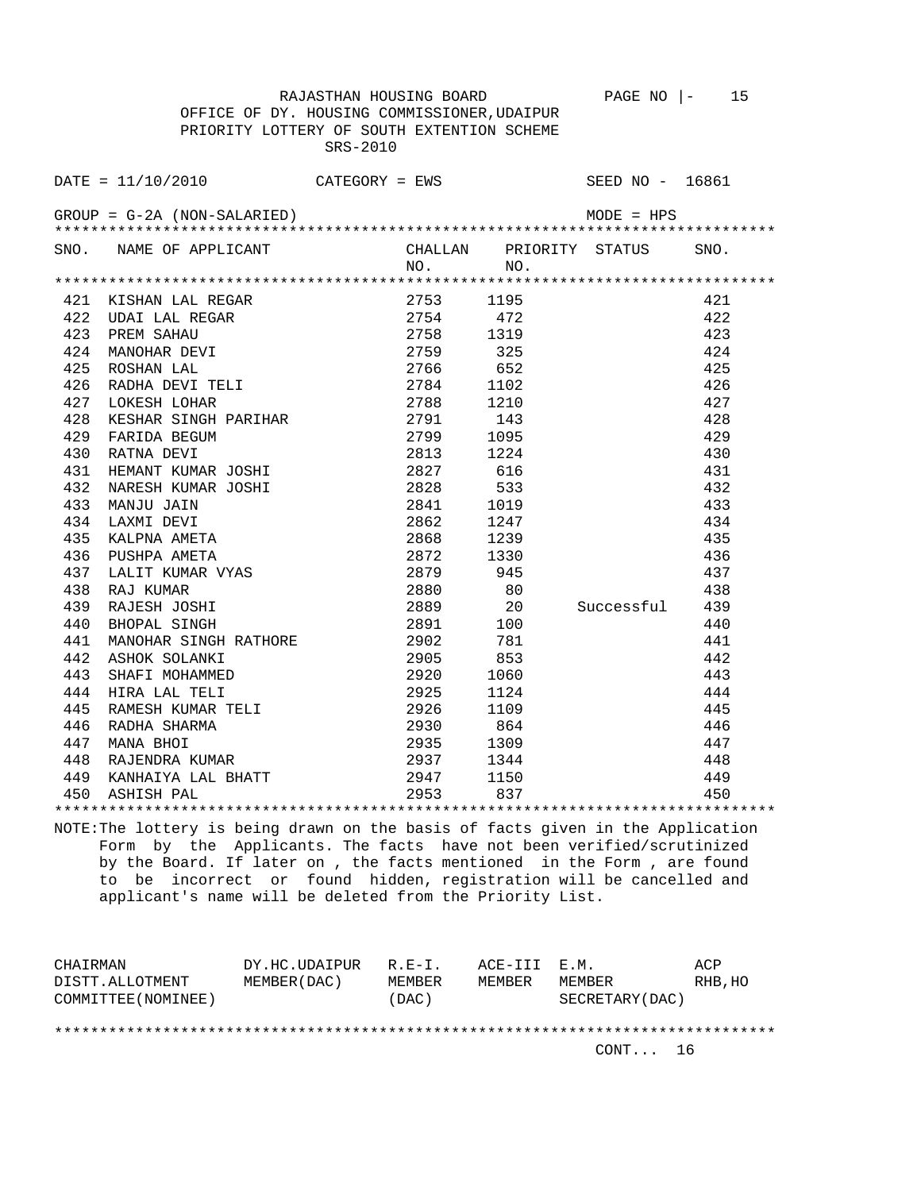RAJASTHAN HOUSING BOARD

OFFICE OF DY. HOUSING COMMISSIONER,UDAIPUR

PRIORITY LOTTERY OF SOUTH EXTENTION SCHEME

SRS-2010

DATE = 11/10/2010 CATEGORY = EWS SEED NO - 16861

GROUP = G-2A (NON-SALARIED) MODE = HPS

| SNO. | NAME OF APPLICANT | CHALLAN NO. | PRIORITY NO. | STATUS | SNO. |
|---|---|---|---|---|---|
| 421 | KISHAN LAL REGAR | 2753 | 1195 | | 421 |
| 422 | UDAI LAL REGAR | 2754 | 472 | | 422 |
| 423 | PREM SAHAU | 2758 | 1319 | | 423 |
| 424 | MANOHAR DEVI | 2759 | 325 | | 424 |
| 425 | ROSHAN LAL | 2766 | 652 | | 425 |
| 426 | RADHA DEVI TELI | 2784 | 1102 | | 426 |
| 427 | LOKESH LOHAR | 2788 | 1210 | | 427 |
| 428 | KESHAR SINGH PARIHAR | 2791 | 143 | | 428 |
| 429 | FARIDA BEGUM | 2799 | 1095 | | 429 |
| 430 | RATNA DEVI | 2813 | 1224 | | 430 |
| 431 | HEMANT KUMAR JOSHI | 2827 | 616 | | 431 |
| 432 | NARESH KUMAR JOSHI | 2828 | 533 | | 432 |
| 433 | MANJU JAIN | 2841 | 1019 | | 433 |
| 434 | LAXMI DEVI | 2862 | 1247 | | 434 |
| 435 | KALPNA AMETA | 2868 | 1239 | | 435 |
| 436 | PUSHPA AMETA | 2872 | 1330 | | 436 |
| 437 | LALIT KUMAR VYAS | 2879 | 945 | | 437 |
| 438 | RAJ KUMAR | 2880 | 80 | | 438 |
| 439 | RAJESH JOSHI | 2889 | 20 | Successful | 439 |
| 440 | BHOPAL SINGH | 2891 | 100 | | 440 |
| 441 | MANOHAR SINGH RATHORE | 2902 | 781 | | 441 |
| 442 | ASHOK SOLANKI | 2905 | 853 | | 442 |
| 443 | SHAFI MOHAMMED | 2920 | 1060 | | 443 |
| 444 | HIRA LAL TELI | 2925 | 1124 | | 444 |
| 445 | RAMESH KUMAR TELI | 2926 | 1109 | | 445 |
| 446 | RADHA SHARMA | 2930 | 864 | | 446 |
| 447 | MANA BHOI | 2935 | 1309 | | 447 |
| 448 | RAJENDRA KUMAR | 2937 | 1344 | | 448 |
| 449 | KANHAIYA LAL BHATT | 2947 | 1150 | | 449 |
| 450 | ASHISH PAL | 2953 | 837 | | 450 |

NOTE:The lottery is being drawn on the basis of facts given in the Application Form by the Applicants. The facts have not been verified/scrutinized by the Board. If later on , the facts mentioned in the Form , are found to be incorrect or found hidden, registration will be cancelled and applicant's name will be deleted from the Priority List.

| CHAIRMAN DISTT.ALLOTMENT COMMITTEE(NOMINEE) | DY.HC.UDAIPUR MEMBER(DAC) | R.E-I. MEMBER (DAC) | ACE-III MEMBER | E.M. MEMBER SECRETARY(DAC) | ACP RHB,HO |
|---|---|---|---|---|---|

CONT... 16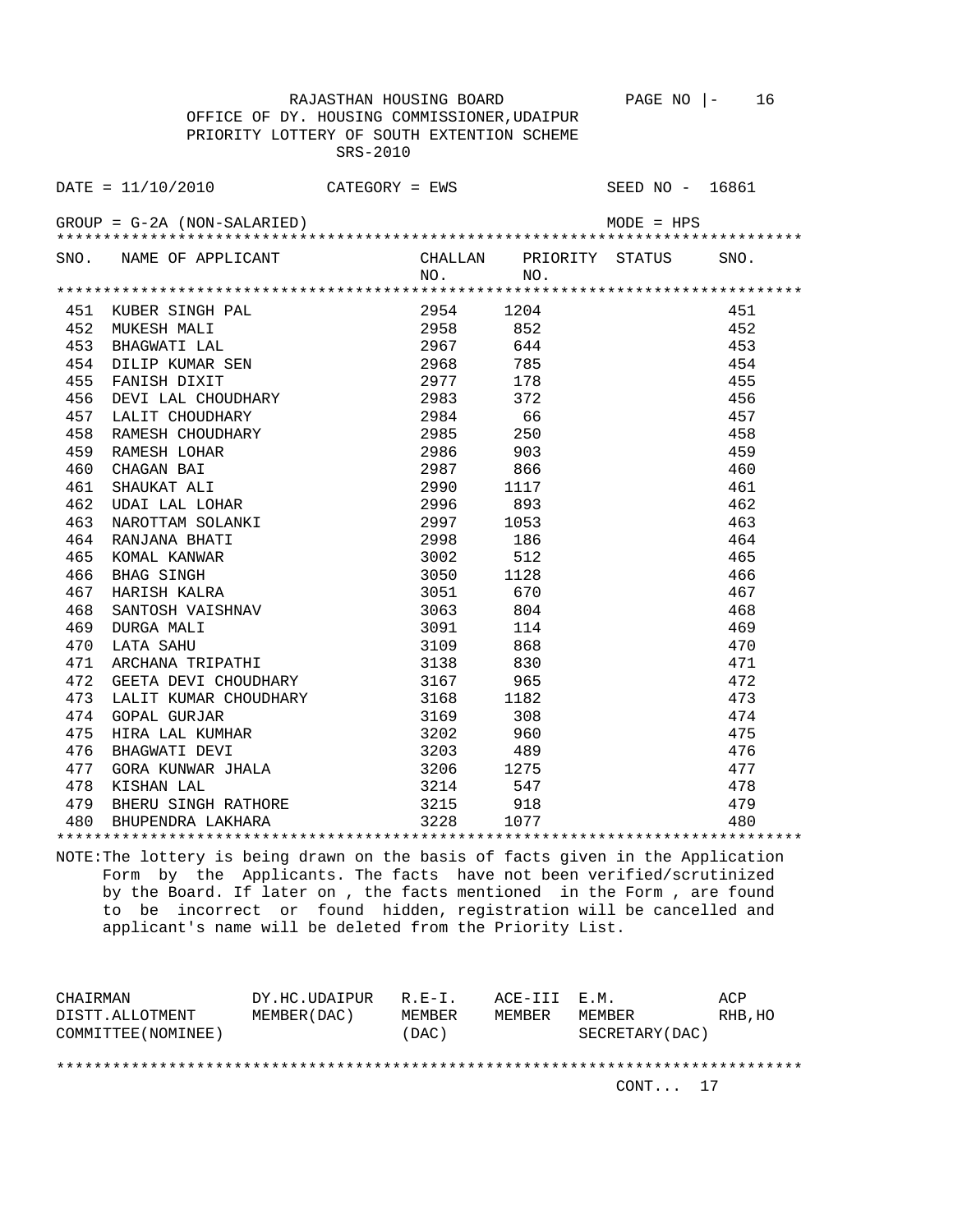RAJASTHAN HOUSING BOARD PAGE NO |- 16

OFFICE OF DY. HOUSING COMMISSIONER,UDAIPUR

PRIORITY LOTTERY OF SOUTH EXTENTION SCHEME

SRS-2010

DATE = 11/10/2010 CATEGORY = EWS SEED NO - 16861

GROUP = G-2A (NON-SALARIED) MODE = HPS

| SNO. | NAME OF APPLICANT | CHALLAN NO. | PRIORITY NO. | STATUS | SNO. |
|---|---|---|---|---|---|
| 451 | KUBER SINGH PAL | 2954 | 1204 | | 451 |
| 452 | MUKESH MALI | 2958 | 852 | | 452 |
| 453 | BHAGWATI LAL | 2967 | 644 | | 453 |
| 454 | DILIP KUMAR SEN | 2968 | 785 | | 454 |
| 455 | FANISH DIXIT | 2977 | 178 | | 455 |
| 456 | DEVI LAL CHOUDHARY | 2983 | 372 | | 456 |
| 457 | LALIT CHOUDHARY | 2984 | 66 | | 457 |
| 458 | RAMESH CHOUDHARY | 2985 | 250 | | 458 |
| 459 | RAMESH LOHAR | 2986 | 903 | | 459 |
| 460 | CHAGAN BAI | 2987 | 866 | | 460 |
| 461 | SHAUKAT ALI | 2990 | 1117 | | 461 |
| 462 | UDAI LAL LOHAR | 2996 | 893 | | 462 |
| 463 | NAROTTAM SOLANKI | 2997 | 1053 | | 463 |
| 464 | RANJANA BHATI | 2998 | 186 | | 464 |
| 465 | KOMAL KANWAR | 3002 | 512 | | 465 |
| 466 | BHAG SINGH | 3050 | 1128 | | 466 |
| 467 | HARISH KALRA | 3051 | 670 | | 467 |
| 468 | SANTOSH VAISHNAV | 3063 | 804 | | 468 |
| 469 | DURGA MALI | 3091 | 114 | | 469 |
| 470 | LATA SAHU | 3109 | 868 | | 470 |
| 471 | ARCHANA TRIPATHI | 3138 | 830 | | 471 |
| 472 | GEETA DEVI CHOUDHARY | 3167 | 965 | | 472 |
| 473 | LALIT KUMAR CHOUDHARY | 3168 | 1182 | | 473 |
| 474 | GOPAL GURJAR | 3169 | 308 | | 474 |
| 475 | HIRA LAL KUMHAR | 3202 | 960 | | 475 |
| 476 | BHAGWATI DEVI | 3203 | 489 | | 476 |
| 477 | GORA KUNWAR JHALA | 3206 | 1275 | | 477 |
| 478 | KISHAN LAL | 3214 | 547 | | 478 |
| 479 | BHERU SINGH RATHORE | 3215 | 918 | | 479 |
| 480 | BHUPENDRA LAKHARA | 3228 | 1077 | | 480 |

NOTE:The lottery is being drawn on the basis of facts given in the Application Form by the Applicants. The facts have not been verified/scrutinized by the Board. If later on , the facts mentioned in the Form , are found to be incorrect or found hidden, registration will be cancelled and applicant's name will be deleted from the Priority List.

| CHAIRMAN DISTT.ALLOTMENT COMMITTEE(NOMINEE) | DY.HC.UDAIPUR MEMBER(DAC) | R.E-I. MEMBER (DAC) | ACE-III MEMBER | E.M. MEMBER SECRETARY(DAC) | ACP RHB,HO |
|---|---|---|---|---|---|

CONT... 17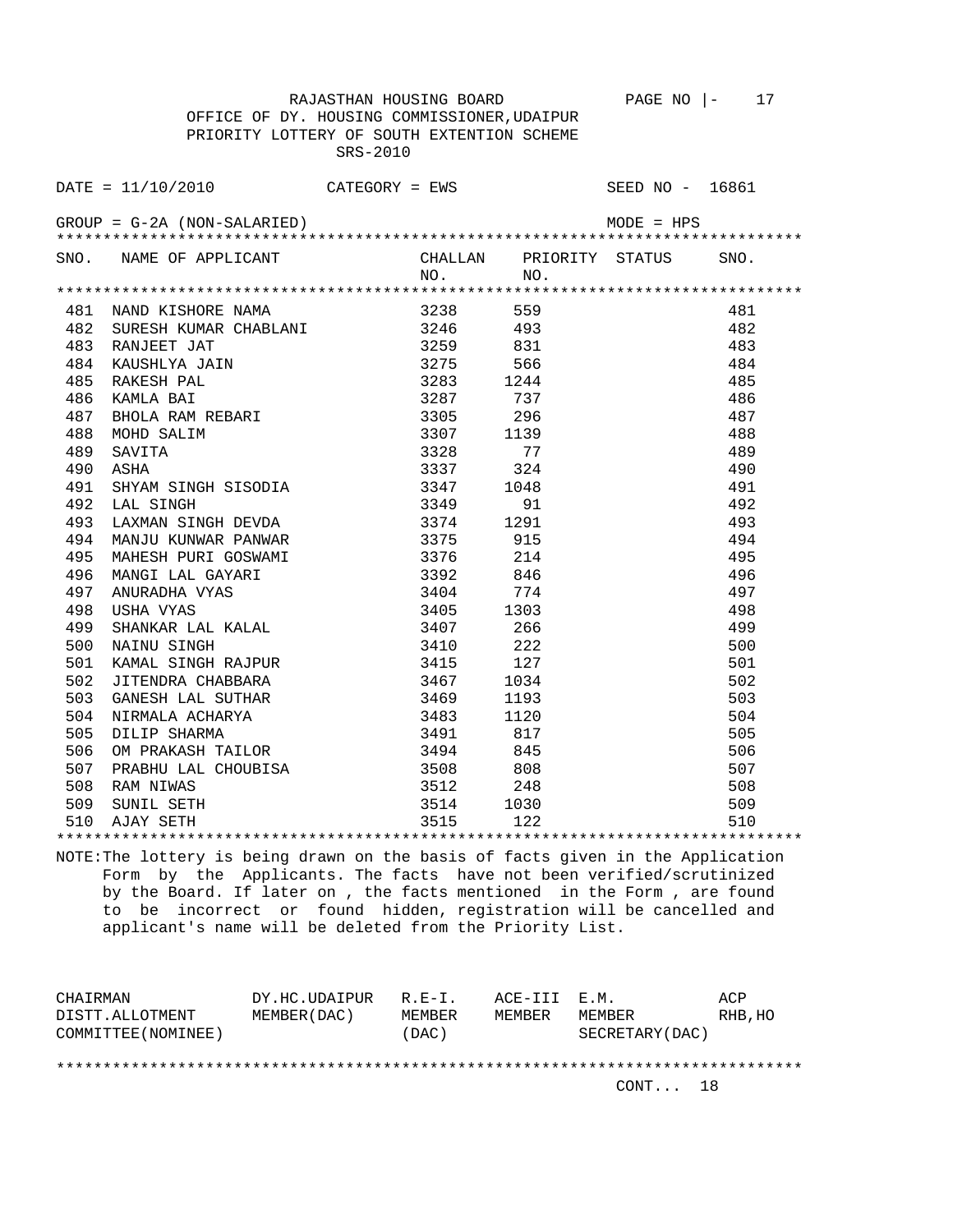RAJASTHAN HOUSING BOARD

OFFICE OF DY. HOUSING COMMISSIONER,UDAIPUR

PRIORITY LOTTERY OF SOUTH EXTENTION SCHEME

SRS-2010

DATE = 11/10/2010 CATEGORY = EWS SEED NO - 16861

GROUP = G-2A (NON-SALARIED) MODE = HPS

| SNO. | NAME OF APPLICANT | CHALLAN NO. | PRIORITY NO. | STATUS | SNO. |
|---|---|---|---|---|---|
| 481 | NAND KISHORE NAMA | 3238 | 559 | | 481 |
| 482 | SURESH KUMAR CHABLANI | 3246 | 493 | | 482 |
| 483 | RANJEET JAT | 3259 | 831 | | 483 |
| 484 | KAUSHLYA JAIN | 3275 | 566 | | 484 |
| 485 | RAKESH PAL | 3283 | 1244 | | 485 |
| 486 | KAMLA BAI | 3287 | 737 | | 486 |
| 487 | BHOLA RAM REBARI | 3305 | 296 | | 487 |
| 488 | MOHD SALIM | 3307 | 1139 | | 488 |
| 489 | SAVITA | 3328 | 77 | | 489 |
| 490 | ASHA | 3337 | 324 | | 490 |
| 491 | SHYAM SINGH SISODIA | 3347 | 1048 | | 491 |
| 492 | LAL SINGH | 3349 | 91 | | 492 |
| 493 | LAXMAN SINGH DEVDA | 3374 | 1291 | | 493 |
| 494 | MANJU KUNWAR PANWAR | 3375 | 915 | | 494 |
| 495 | MAHESH PURI GOSWAMI | 3376 | 214 | | 495 |
| 496 | MANGI LAL GAYARI | 3392 | 846 | | 496 |
| 497 | ANURADHA VYAS | 3404 | 774 | | 497 |
| 498 | USHA VYAS | 3405 | 1303 | | 498 |
| 499 | SHANKAR LAL KALAL | 3407 | 266 | | 499 |
| 500 | NAINU SINGH | 3410 | 222 | | 500 |
| 501 | KAMAL SINGH RAJPUR | 3415 | 127 | | 501 |
| 502 | JITENDRA CHABBARA | 3467 | 1034 | | 502 |
| 503 | GANESH LAL SUTHAR | 3469 | 1193 | | 503 |
| 504 | NIRMALA ACHARYA | 3483 | 1120 | | 504 |
| 505 | DILIP SHARMA | 3491 | 817 | | 505 |
| 506 | OM PRAKASH TAILOR | 3494 | 845 | | 506 |
| 507 | PRABHU LAL CHOUBISA | 3508 | 808 | | 507 |
| 508 | RAM NIWAS | 3512 | 248 | | 508 |
| 509 | SUNIL SETH | 3514 | 1030 | | 509 |
| 510 | AJAY SETH | 3515 | 122 | | 510 |

NOTE:The lottery is being drawn on the basis of facts given in the Application Form by the Applicants. The facts have not been verified/scrutinized by the Board. If later on , the facts mentioned in the Form , are found to be incorrect or found hidden, registration will be cancelled and applicant's name will be deleted from the Priority List.

| CHAIRMAN DISTT.ALLOTMENT COMMITTEE(NOMINEE) | DY.HC.UDAIPUR MEMBER(DAC) | R.E-I. MEMBER (DAC) | ACE-III MEMBER | E.M. MEMBER SECRETARY(DAC) | ACP RHB,HO |
|---|---|---|---|---|---|

CONT... 18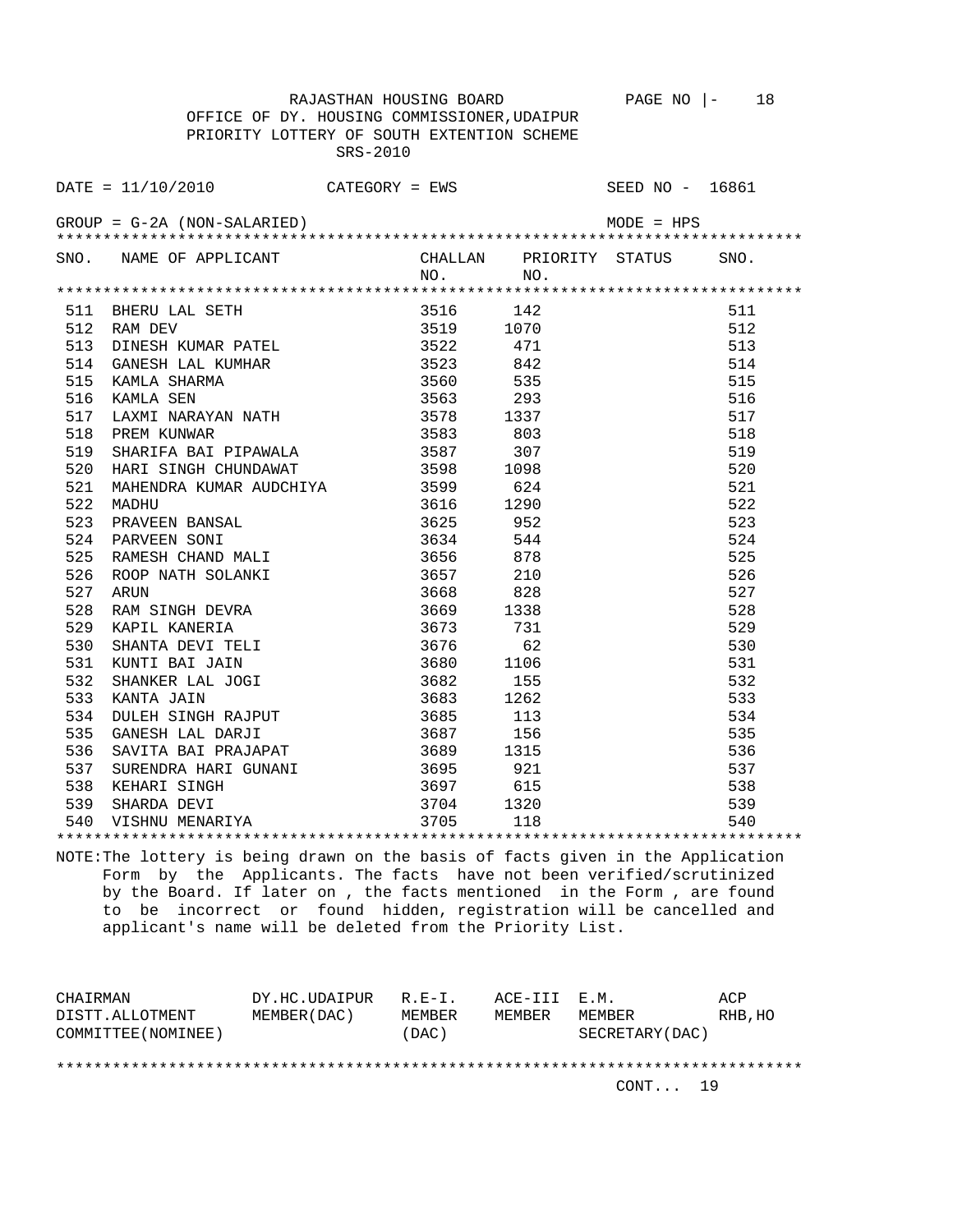RAJASTHAN HOUSING BOARD

OFFICE OF DY. HOUSING COMMISSIONER,UDAIPUR

PRIORITY LOTTERY OF SOUTH EXTENTION SCHEME

SRS-2010

DATE = 11/10/2010    CATEGORY = EWS    SEED NO - 16861

GROUP = G-2A (NON-SALARIED)    MODE = HPS

| SNO. | NAME OF APPLICANT | CHALLAN NO. | PRIORITY NO. | STATUS | SNO. |
|---|---|---|---|---|---|
| 511 | BHERU LAL SETH | 3516 | 142 | | 511 |
| 512 | RAM DEV | 3519 | 1070 | | 512 |
| 513 | DINESH KUMAR PATEL | 3522 | 471 | | 513 |
| 514 | GANESH LAL KUMHAR | 3523 | 842 | | 514 |
| 515 | KAMLA SHARMA | 3560 | 535 | | 515 |
| 516 | KAMLA SEN | 3563 | 293 | | 516 |
| 517 | LAXMI NARAYAN NATH | 3578 | 1337 | | 517 |
| 518 | PREM KUNWAR | 3583 | 803 | | 518 |
| 519 | SHARIFA BAI PIPAWALA | 3587 | 307 | | 519 |
| 520 | HARI SINGH CHUNDAWAT | 3598 | 1098 | | 520 |
| 521 | MAHENDRA KUMAR AUDCHIYA | 3599 | 624 | | 521 |
| 522 | MADHU | 3616 | 1290 | | 522 |
| 523 | PRAVEEN BANSAL | 3625 | 952 | | 523 |
| 524 | PARVEEN SONI | 3634 | 544 | | 524 |
| 525 | RAMESH CHAND MALI | 3656 | 878 | | 525 |
| 526 | ROOP NATH SOLANKI | 3657 | 210 | | 526 |
| 527 | ARUN | 3668 | 828 | | 527 |
| 528 | RAM SINGH DEVRA | 3669 | 1338 | | 528 |
| 529 | KAPIL KANERIA | 3673 | 731 | | 529 |
| 530 | SHANTA DEVI TELI | 3676 | 62 | | 530 |
| 531 | KUNTI BAI JAIN | 3680 | 1106 | | 531 |
| 532 | SHANKER LAL JOGI | 3682 | 155 | | 532 |
| 533 | KANTA JAIN | 3683 | 1262 | | 533 |
| 534 | DULEH SINGH RAJPUT | 3685 | 113 | | 534 |
| 535 | GANESH LAL DARJI | 3687 | 156 | | 535 |
| 536 | SAVITA BAI PRAJAPAT | 3689 | 1315 | | 536 |
| 537 | SURENDRA HARI GUNANI | 3695 | 921 | | 537 |
| 538 | KEHARI SINGH | 3697 | 615 | | 538 |
| 539 | SHARDA DEVI | 3704 | 1320 | | 539 |
| 540 | VISHNU MENARIYA | 3705 | 118 | | 540 |

NOTE:The lottery is being drawn on the basis of facts given in the Application Form by the Applicants. The facts have not been verified/scrutinized by the Board. If later on , the facts mentioned in the Form , are found to be incorrect or found hidden, registration will be cancelled and applicant's name will be deleted from the Priority List.

| CHAIRMAN DISTT.ALLOTMENT COMMITTEE(NOMINEE) | DY.HC.UDAIPUR MEMBER(DAC) | R.E-I. MEMBER (DAC) | ACE-III MEMBER | E.M. MEMBER SECRETARY(DAC) | ACP RHB,HO |
|---|---|---|---|---|---|

CONT... 19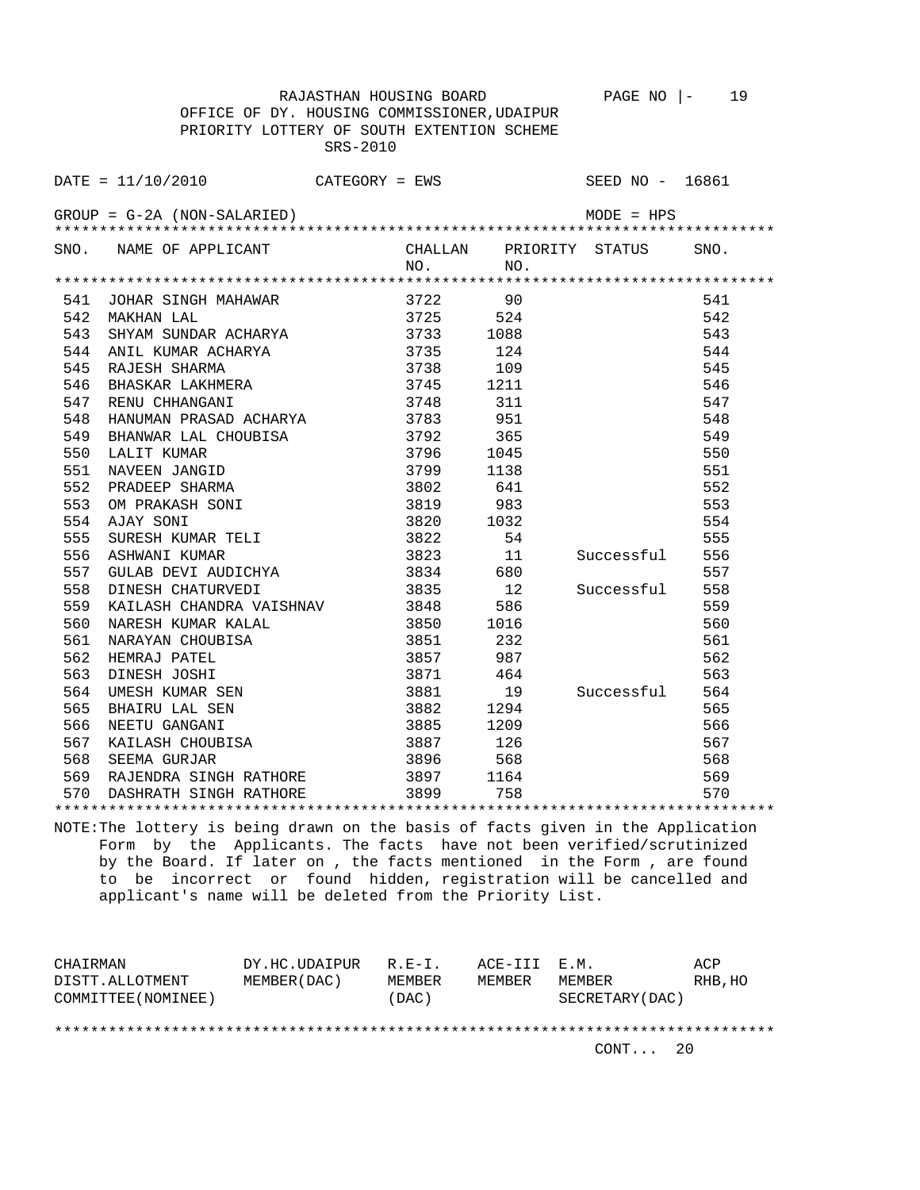RAJASTHAN HOUSING BOARD

OFFICE OF DY. HOUSING COMMISSIONER,UDAIPUR

PRIORITY LOTTERY OF SOUTH EXTENTION SCHEME

SRS-2010

DATE = 11/10/2010 CATEGORY = EWS SEED NO - 16861

GROUP = G-2A (NON-SALARIED) MODE = HPS

| SNO. | NAME OF APPLICANT | CHALLAN NO. | PRIORITY NO. | STATUS | SNO. |
|---|---|---|---|---|---|
| 541 | JOHAR SINGH MAHAWAR | 3722 | 90 | | 541 |
| 542 | MAKHAN LAL | 3725 | 524 | | 542 |
| 543 | SHYAM SUNDAR ACHARYA | 3733 | 1088 | | 543 |
| 544 | ANIL KUMAR ACHARYA | 3735 | 124 | | 544 |
| 545 | RAJESH SHARMA | 3738 | 109 | | 545 |
| 546 | BHASKAR LAKHMERA | 3745 | 1211 | | 546 |
| 547 | RENU CHHANGANI | 3748 | 311 | | 547 |
| 548 | HANUMAN PRASAD ACHARYA | 3783 | 951 | | 548 |
| 549 | BHANWAR LAL CHOUBISA | 3792 | 365 | | 549 |
| 550 | LALIT KUMAR | 3796 | 1045 | | 550 |
| 551 | NAVEEN JANGID | 3799 | 1138 | | 551 |
| 552 | PRADEEP SHARMA | 3802 | 641 | | 552 |
| 553 | OM PRAKASH SONI | 3819 | 983 | | 553 |
| 554 | AJAY SONI | 3820 | 1032 | | 554 |
| 555 | SURESH KUMAR TELI | 3822 | 54 | | 555 |
| 556 | ASHWANI KUMAR | 3823 | 11 | Successful | 556 |
| 557 | GULAB DEVI AUDICHYA | 3834 | 680 | | 557 |
| 558 | DINESH CHATURVEDI | 3835 | 12 | Successful | 558 |
| 559 | KAILASH CHANDRA VAISHNAV | 3848 | 586 | | 559 |
| 560 | NARESH KUMAR KALAL | 3850 | 1016 | | 560 |
| 561 | NARAYAN CHOUBISA | 3851 | 232 | | 561 |
| 562 | HEMRAJ PATEL | 3857 | 987 | | 562 |
| 563 | DINESH JOSHI | 3871 | 464 | | 563 |
| 564 | UMESH KUMAR SEN | 3881 | 19 | Successful | 564 |
| 565 | BHAIRU LAL SEN | 3882 | 1294 | | 565 |
| 566 | NEETU GANGANI | 3885 | 1209 | | 566 |
| 567 | KAILASH CHOUBISA | 3887 | 126 | | 567 |
| 568 | SEEMA GURJAR | 3896 | 568 | | 568 |
| 569 | RAJENDRA SINGH RATHORE | 3897 | 1164 | | 569 |
| 570 | DASHRATH SINGH RATHORE | 3899 | 758 | | 570 |

NOTE:The lottery is being drawn on the basis of facts given in the Application Form by the Applicants. The facts have not been verified/scrutinized by the Board. If later on , the facts mentioned in the Form , are found to be incorrect or found hidden, registration will be cancelled and applicant's name will be deleted from the Priority List.

| CHAIRMAN DISTT.ALLOTMENT COMMITTEE(NOMINEE) | DY.HC.UDAIPUR MEMBER(DAC) | R.E-I. MEMBER (DAC) | ACE-III MEMBER | E.M. MEMBER SECRETARY(DAC) | ACP RHB,HO |
|---|---|---|---|---|---|

CONT... 20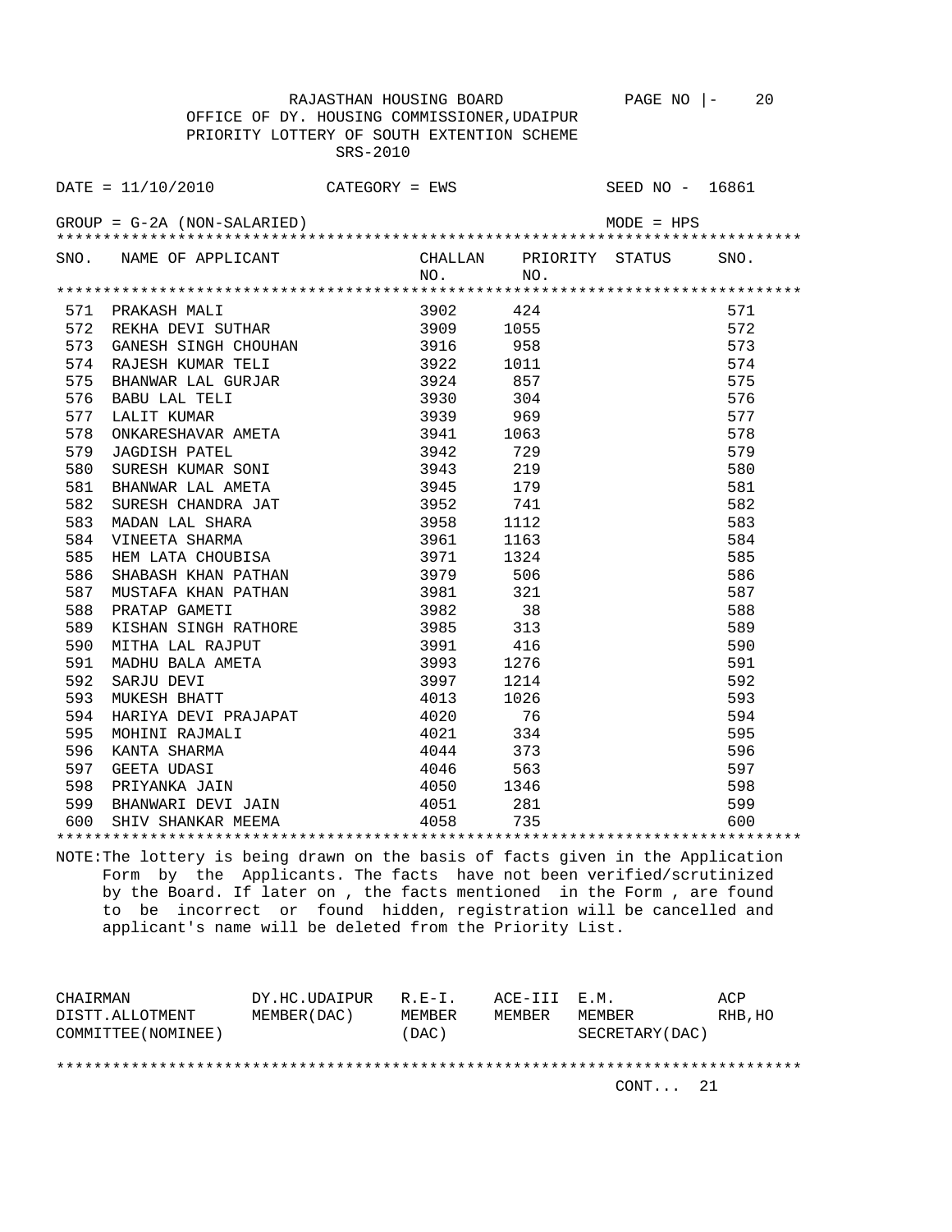RAJASTHAN HOUSING BOARD

OFFICE OF DY. HOUSING COMMISSIONER,UDAIPUR

PRIORITY LOTTERY OF SOUTH EXTENTION SCHEME

SRS-2010

DATE = 11/10/2010 CATEGORY = EWS SEED NO - 16861

GROUP = G-2A (NON-SALARIED) MODE = HPS

| SNO. | NAME OF APPLICANT | CHALLAN NO. | PRIORITY NO. | STATUS | SNO. |
|---|---|---|---|---|---|
| 571 | PRAKASH MALI | 3902 | 424 | | 571 |
| 572 | REKHA DEVI SUTHAR | 3909 | 1055 | | 572 |
| 573 | GANESH SINGH CHOUHAN | 3916 | 958 | | 573 |
| 574 | RAJESH KUMAR TELI | 3922 | 1011 | | 574 |
| 575 | BHANWAR LAL GURJAR | 3924 | 857 | | 575 |
| 576 | BABU LAL TELI | 3930 | 304 | | 576 |
| 577 | LALIT KUMAR | 3939 | 969 | | 577 |
| 578 | ONKARESHAVAR AMETA | 3941 | 1063 | | 578 |
| 579 | JAGDISH PATEL | 3942 | 729 | | 579 |
| 580 | SURESH KUMAR SONI | 3943 | 219 | | 580 |
| 581 | BHANWAR LAL AMETA | 3945 | 179 | | 581 |
| 582 | SURESH CHANDRA JAT | 3952 | 741 | | 582 |
| 583 | MADAN LAL SHARA | 3958 | 1112 | | 583 |
| 584 | VINEETA SHARMA | 3961 | 1163 | | 584 |
| 585 | HEM LATA CHOUBISA | 3971 | 1324 | | 585 |
| 586 | SHABASH KHAN PATHAN | 3979 | 506 | | 586 |
| 587 | MUSTAFA KHAN PATHAN | 3981 | 321 | | 587 |
| 588 | PRATAP GAMETI | 3982 | 38 | | 588 |
| 589 | KISHAN SINGH RATHORE | 3985 | 313 | | 589 |
| 590 | MITHA LAL RAJPUT | 3991 | 416 | | 590 |
| 591 | MADHU BALA AMETA | 3993 | 1276 | | 591 |
| 592 | SARJU DEVI | 3997 | 1214 | | 592 |
| 593 | MUKESH BHATT | 4013 | 1026 | | 593 |
| 594 | HARIYA DEVI PRAJAPAT | 4020 | 76 | | 594 |
| 595 | MOHINI RAJMALI | 4021 | 334 | | 595 |
| 596 | KANTA SHARMA | 4044 | 373 | | 596 |
| 597 | GEETA UDASI | 4046 | 563 | | 597 |
| 598 | PRIYANKA JAIN | 4050 | 1346 | | 598 |
| 599 | BHANWARI DEVI JAIN | 4051 | 281 | | 599 |
| 600 | SHIV SHANKAR MEEMA | 4058 | 735 | | 600 |

NOTE:The lottery is being drawn on the basis of facts given in the Application Form by the Applicants. The facts have not been verified/scrutinized by the Board. If later on , the facts mentioned in the Form , are found to be incorrect or found hidden, registration will be cancelled and applicant's name will be deleted from the Priority List.

| CHAIRMAN DISTT.ALLOTMENT COMMITTEE(NOMINEE) | DY.HC.UDAIPUR MEMBER(DAC) | R.E-I. MEMBER (DAC) | ACE-III MEMBER | E.M. MEMBER SECRETARY(DAC) | ACP RHB,HO |
|---|---|---|---|---|---|

CONT... 21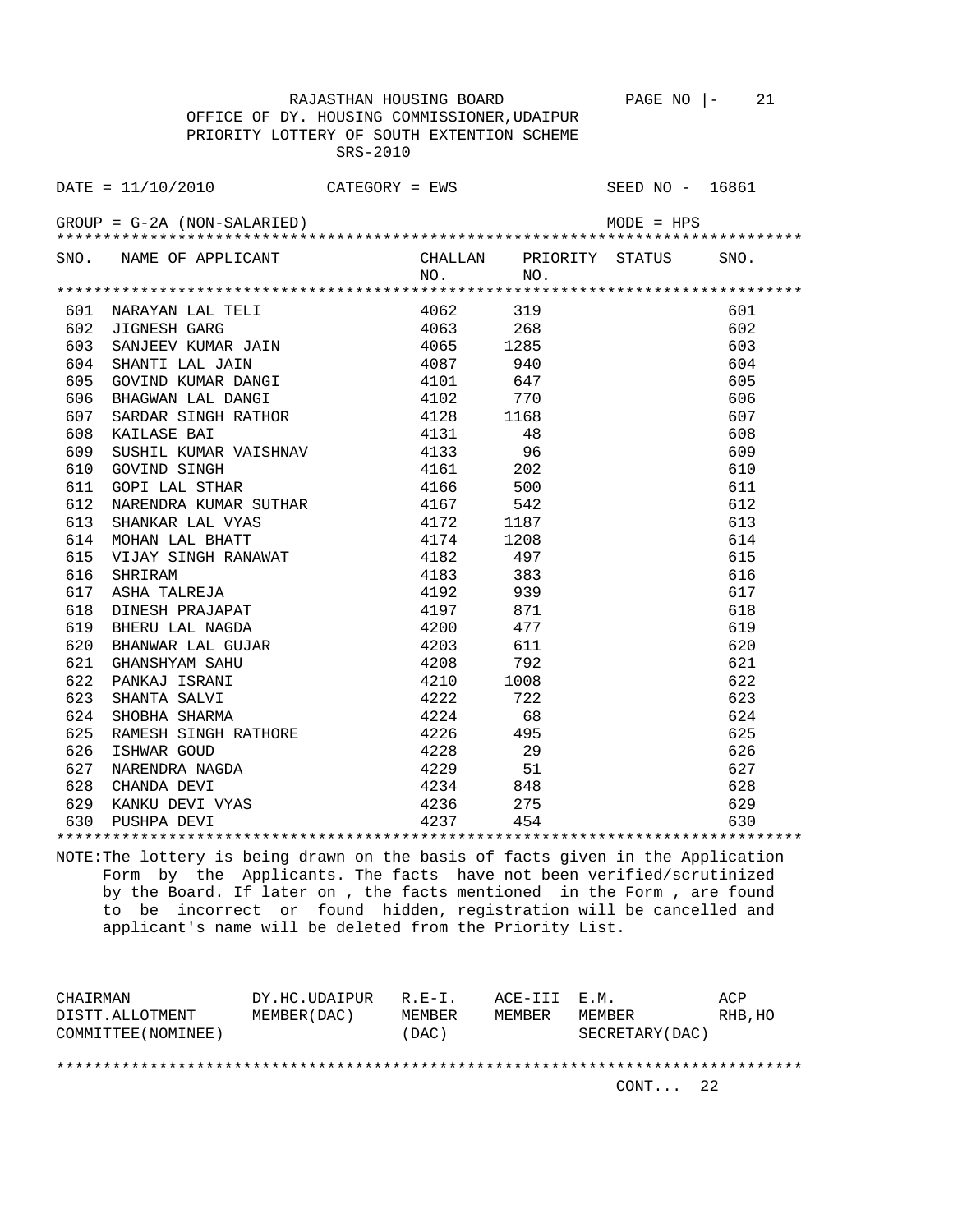RAJASTHAN HOUSING BOARD

OFFICE OF DY. HOUSING COMMISSIONER,UDAIPUR

PRIORITY LOTTERY OF SOUTH EXTENTION SCHEME

SRS-2010

DATE = 11/10/2010 CATEGORY = EWS SEED NO - 16861

GROUP = G-2A (NON-SALARIED) MODE = HPS

| SNO. | NAME OF APPLICANT | CHALLAN NO. | PRIORITY NO. | STATUS | SNO. |
|---|---|---|---|---|---|
| 601 | NARAYAN LAL TELI | 4062 | 319 | | 601 |
| 602 | JIGNESH GARG | 4063 | 268 | | 602 |
| 603 | SANJEEV KUMAR JAIN | 4065 | 1285 | | 603 |
| 604 | SHANTI LAL JAIN | 4087 | 940 | | 604 |
| 605 | GOVIND KUMAR DANGI | 4101 | 647 | | 605 |
| 606 | BHAGWAN LAL DANGI | 4102 | 770 | | 606 |
| 607 | SARDAR SINGH RATHOR | 4128 | 1168 | | 607 |
| 608 | KAILASE BAI | 4131 | 48 | | 608 |
| 609 | SUSHIL KUMAR VAISHNAV | 4133 | 96 | | 609 |
| 610 | GOVIND SINGH | 4161 | 202 | | 610 |
| 611 | GOPI LAL STHAR | 4166 | 500 | | 611 |
| 612 | NARENDRA KUMAR SUTHAR | 4167 | 542 | | 612 |
| 613 | SHANKAR LAL VYAS | 4172 | 1187 | | 613 |
| 614 | MOHAN LAL BHATT | 4174 | 1208 | | 614 |
| 615 | VIJAY SINGH RANAWAT | 4182 | 497 | | 615 |
| 616 | SHRIRAM | 4183 | 383 | | 616 |
| 617 | ASHA TALREJA | 4192 | 939 | | 617 |
| 618 | DINESH PRAJAPAT | 4197 | 871 | | 618 |
| 619 | BHERU LAL NAGDA | 4200 | 477 | | 619 |
| 620 | BHANWAR LAL GUJAR | 4203 | 611 | | 620 |
| 621 | GHANSHYAM SAHU | 4208 | 792 | | 621 |
| 622 | PANKAJ ISRANI | 4210 | 1008 | | 622 |
| 623 | SHANTA SALVI | 4222 | 722 | | 623 |
| 624 | SHOBHA SHARMA | 4224 | 68 | | 624 |
| 625 | RAMESH SINGH RATHORE | 4226 | 495 | | 625 |
| 626 | ISHWAR GOUD | 4228 | 29 | | 626 |
| 627 | NARENDRA NAGDA | 4229 | 51 | | 627 |
| 628 | CHANDA DEVI | 4234 | 848 | | 628 |
| 629 | KANKU DEVI VYAS | 4236 | 275 | | 629 |
| 630 | PUSHPA DEVI | 4237 | 454 | | 630 |

NOTE:The lottery is being drawn on the basis of facts given in the Application Form by the Applicants. The facts have not been verified/scrutinized by the Board. If later on , the facts mentioned in the Form , are found to be incorrect or found hidden, registration will be cancelled and applicant's name will be deleted from the Priority List.

| CHAIRMAN DISTT.ALLOTMENT COMMITTEE(NOMINEE) | DY.HC.UDAIPUR MEMBER(DAC) | R.E-I. MEMBER (DAC) | ACE-III MEMBER | E.M. MEMBER SECRETARY(DAC) | ACP RHB,HO |
|---|---|---|---|---|---|

CONT... 22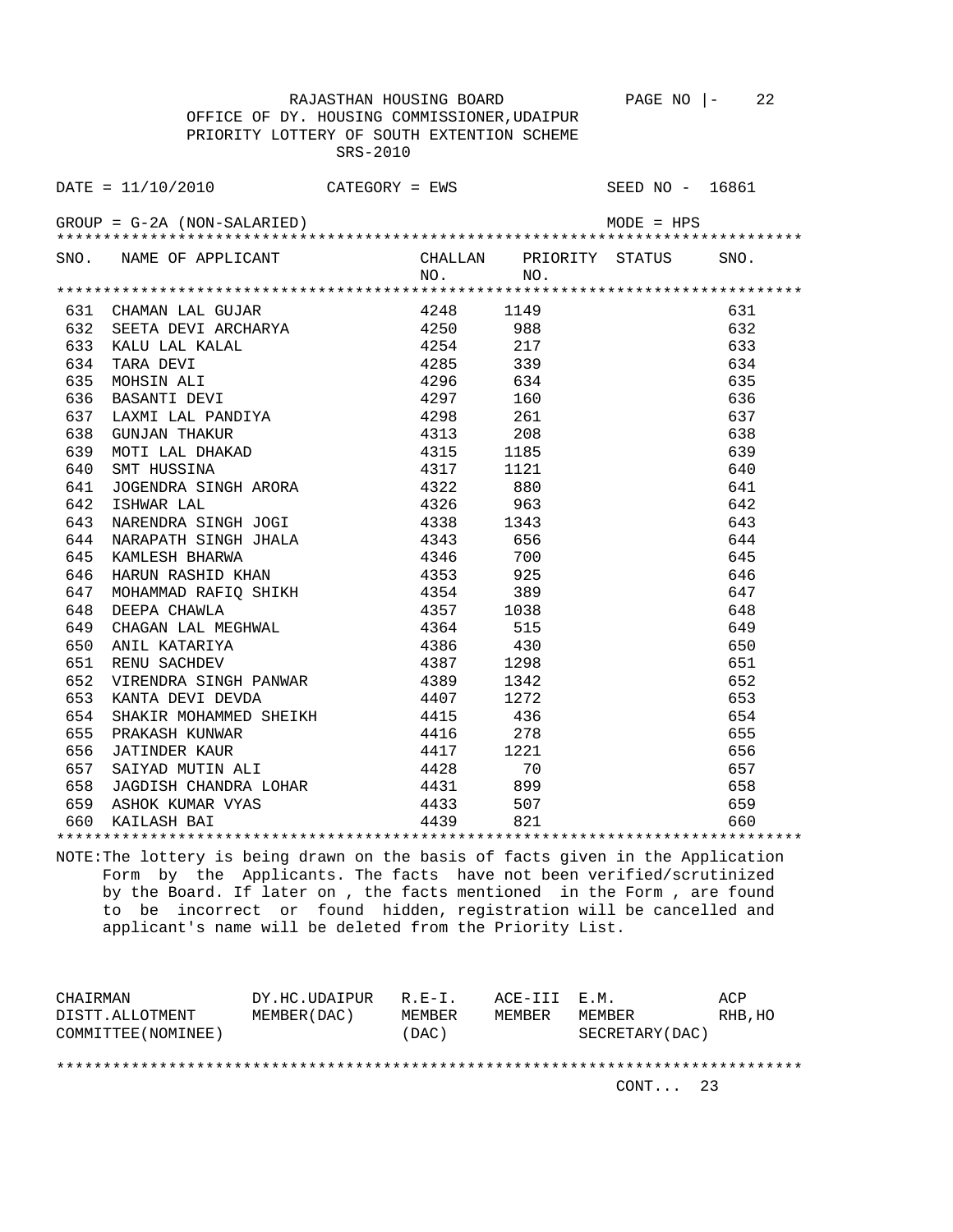RAJASTHAN HOUSING BOARD

OFFICE OF DY. HOUSING COMMISSIONER,UDAIPUR

PRIORITY LOTTERY OF SOUTH EXTENTION SCHEME

SRS-2010

DATE = 11/10/2010 CATEGORY = EWS SEED NO - 16861

GROUP = G-2A (NON-SALARIED) MODE = HPS

| SNO. | NAME OF APPLICANT | CHALLAN NO. | PRIORITY NO. | STATUS | SNO. |
|---|---|---|---|---|---|
| 631 | CHAMAN LAL GUJAR | 4248 | 1149 | | 631 |
| 632 | SEETA DEVI ARCHARYA | 4250 | 988 | | 632 |
| 633 | KALU LAL KALAL | 4254 | 217 | | 633 |
| 634 | TARA DEVI | 4285 | 339 | | 634 |
| 635 | MOHSIN ALI | 4296 | 634 | | 635 |
| 636 | BASANTI DEVI | 4297 | 160 | | 636 |
| 637 | LAXMI LAL PANDIYA | 4298 | 261 | | 637 |
| 638 | GUNJAN THAKUR | 4313 | 208 | | 638 |
| 639 | MOTI LAL DHAKAD | 4315 | 1185 | | 639 |
| 640 | SMT HUSSINA | 4317 | 1121 | | 640 |
| 641 | JOGENDRA SINGH ARORA | 4322 | 880 | | 641 |
| 642 | ISHWAR LAL | 4326 | 963 | | 642 |
| 643 | NARENDRA SINGH JOGI | 4338 | 1343 | | 643 |
| 644 | NARAPATH SINGH JHALA | 4343 | 656 | | 644 |
| 645 | KAMLESH BHARWA | 4346 | 700 | | 645 |
| 646 | HARUN RASHID KHAN | 4353 | 925 | | 646 |
| 647 | MOHAMMAD RAFIQ SHIKH | 4354 | 389 | | 647 |
| 648 | DEEPA CHAWLA | 4357 | 1038 | | 648 |
| 649 | CHAGAN LAL MEGHWAL | 4364 | 515 | | 649 |
| 650 | ANIL KATARIYA | 4386 | 430 | | 650 |
| 651 | RENU SACHDEV | 4387 | 1298 | | 651 |
| 652 | VIRENDRA SINGH PANWAR | 4389 | 1342 | | 652 |
| 653 | KANTA DEVI DEVDA | 4407 | 1272 | | 653 |
| 654 | SHAKIR MOHAMMED SHEIKH | 4415 | 436 | | 654 |
| 655 | PRAKASH KUNWAR | 4416 | 278 | | 655 |
| 656 | JATINDER KAUR | 4417 | 1221 | | 656 |
| 657 | SAIYAD MUTIN ALI | 4428 | 70 | | 657 |
| 658 | JAGDISH CHANDRA LOHAR | 4431 | 899 | | 658 |
| 659 | ASHOK KUMAR VYAS | 4433 | 507 | | 659 |
| 660 | KAILASH BAI | 4439 | 821 | | 660 |

NOTE:The lottery is being drawn on the basis of facts given in the Application Form by the Applicants. The facts have not been verified/scrutinized by the Board. If later on , the facts mentioned in the Form , are found to be incorrect or found hidden, registration will be cancelled and applicant's name will be deleted from the Priority List.

| CHAIRMAN DISTT.ALLOTMENT COMMITTEE(NOMINEE) | DY.HC.UDAIPUR MEMBER(DAC) | R.E-I. MEMBER (DAC) | ACE-III MEMBER | E.M. MEMBER SECRETARY(DAC) | ACP RHB,HO |
|---|---|---|---|---|---|

CONT... 23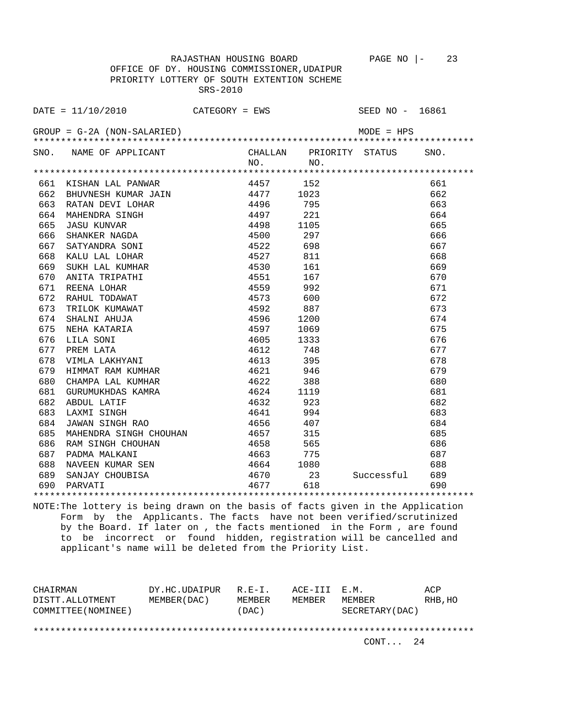RAJASTHAN HOUSING BOARD

OFFICE OF DY. HOUSING COMMISSIONER,UDAIPUR

PRIORITY LOTTERY OF SOUTH EXTENTION SCHEME

SRS-2010

DATE = 11/10/2010 CATEGORY = EWS SEED NO - 16861

GROUP = G-2A (NON-SALARIED) MODE = HPS

| SNO. | NAME OF APPLICANT | CHALLAN NO. | PRIORITY NO. | STATUS | SNO. |
|---|---|---|---|---|---|
| 661 | KISHAN LAL PANWAR | 4457 | 152 | | 661 |
| 662 | BHUVNESH KUMAR JAIN | 4477 | 1023 | | 662 |
| 663 | RATAN DEVI LOHAR | 4496 | 795 | | 663 |
| 664 | MAHENDRA SINGH | 4497 | 221 | | 664 |
| 665 | JASU KUNVAR | 4498 | 1105 | | 665 |
| 666 | SHANKER NAGDA | 4500 | 297 | | 666 |
| 667 | SATYANDRA SONI | 4522 | 698 | | 667 |
| 668 | KALU LAL LOHAR | 4527 | 811 | | 668 |
| 669 | SUKH LAL KUMHAR | 4530 | 161 | | 669 |
| 670 | ANITA TRIPATHI | 4551 | 167 | | 670 |
| 671 | REENA LOHAR | 4559 | 992 | | 671 |
| 672 | RAHUL TODAWAT | 4573 | 600 | | 672 |
| 673 | TRILOK KUMAWAT | 4592 | 887 | | 673 |
| 674 | SHALNI AHUJA | 4596 | 1200 | | 674 |
| 675 | NEHA KATARIA | 4597 | 1069 | | 675 |
| 676 | LILA SONI | 4605 | 1333 | | 676 |
| 677 | PREM LATA | 4612 | 748 | | 677 |
| 678 | VIMLA LAKHYANI | 4613 | 395 | | 678 |
| 679 | HIMMAT RAM KUMHAR | 4621 | 946 | | 679 |
| 680 | CHAMPA LAL KUMHAR | 4622 | 388 | | 680 |
| 681 | GURUMUKHDAS KAMRA | 4624 | 1119 | | 681 |
| 682 | ABDUL LATIF | 4632 | 923 | | 682 |
| 683 | LAXMI SINGH | 4641 | 994 | | 683 |
| 684 | JAWAN SINGH RAO | 4656 | 407 | | 684 |
| 685 | MAHENDRA SINGH CHOUHAN | 4657 | 315 | | 685 |
| 686 | RAM SINGH CHOUHAN | 4658 | 565 | | 686 |
| 687 | PADMA MALKANI | 4663 | 775 | | 687 |
| 688 | NAVEEN KUMAR SEN | 4664 | 1080 | | 688 |
| 689 | SANJAY CHOUBISA | 4670 | 23 | Successful | 689 |
| 690 | PARVATI | 4677 | 618 | | 690 |

NOTE:The lottery is being drawn on the basis of facts given in the Application Form by the Applicants. The facts have not been verified/scrutinized by the Board. If later on , the facts mentioned in the Form , are found to be incorrect or found hidden, registration will be cancelled and applicant's name will be deleted from the Priority List.

| CHAIRMAN DISTT.ALLOTMENT COMMITTEE(NOMINEE) | DY.HC.UDAIPUR MEMBER(DAC) | R.E-I. MEMBER (DAC) | ACE-III MEMBER | E.M. MEMBER SECRETARY(DAC) | ACP RHB,HO |
|---|---|---|---|---|---|

CONT... 24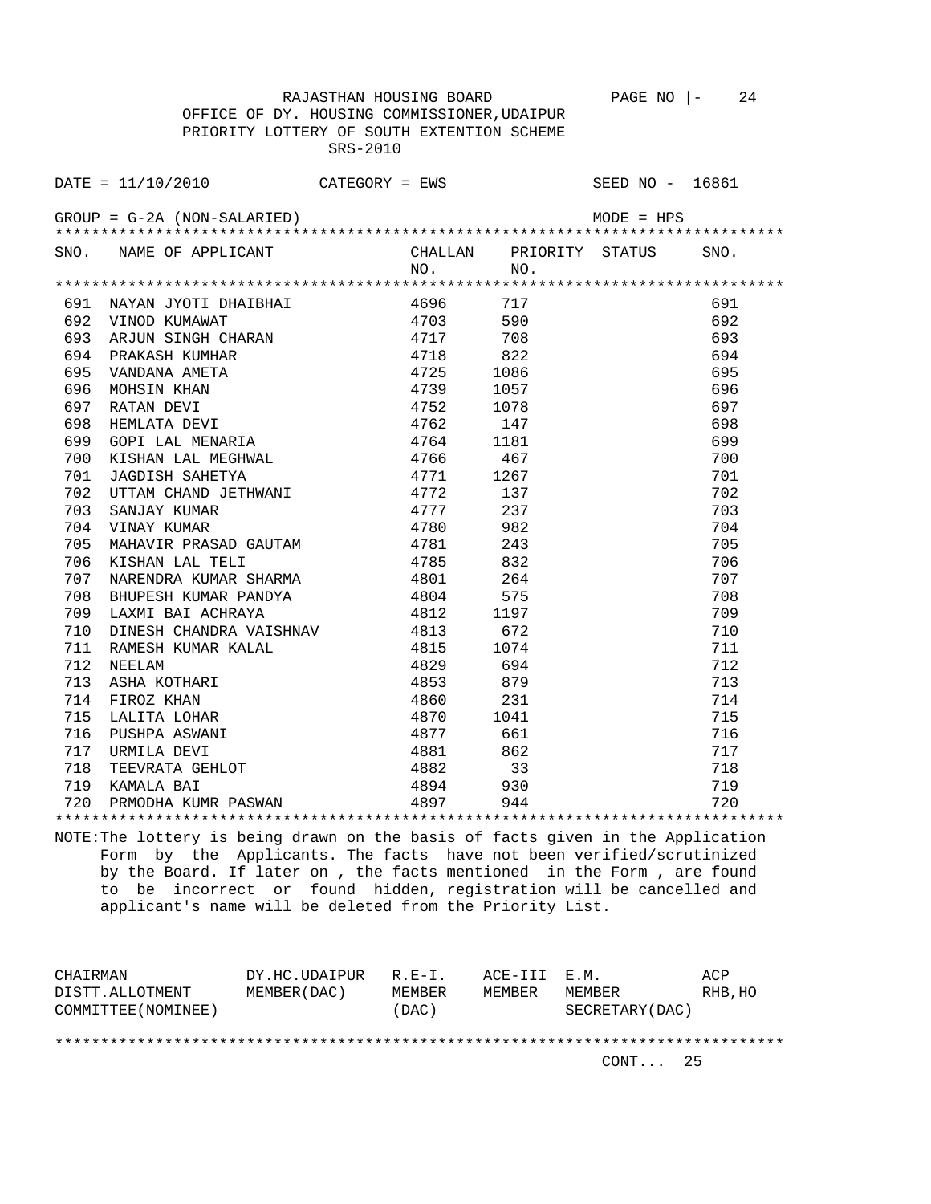RAJASTHAN HOUSING BOARD

OFFICE OF DY. HOUSING COMMISSIONER,UDAIPUR

PRIORITY LOTTERY OF SOUTH EXTENTION SCHEME

SRS-2010

DATE = 11/10/2010 CATEGORY = EWS SEED NO - 16861

GROUP = G-2A (NON-SALARIED) MODE = HPS

| SNO. | NAME OF APPLICANT | CHALLAN NO. | PRIORITY NO. | STATUS | SNO. |
|---|---|---|---|---|---|
| 691 | NAYAN JYOTI DHAIBHAI | 4696 | 717 | | 691 |
| 692 | VINOD KUMAWAT | 4703 | 590 | | 692 |
| 693 | ARJUN SINGH CHARAN | 4717 | 708 | | 693 |
| 694 | PRAKASH KUMHAR | 4718 | 822 | | 694 |
| 695 | VANDANA AMETA | 4725 | 1086 | | 695 |
| 696 | MOHSIN KHAN | 4739 | 1057 | | 696 |
| 697 | RATAN DEVI | 4752 | 1078 | | 697 |
| 698 | HEMLATA DEVI | 4762 | 147 | | 698 |
| 699 | GOPI LAL MENARIA | 4764 | 1181 | | 699 |
| 700 | KISHAN LAL MEGHWAL | 4766 | 467 | | 700 |
| 701 | JAGDISH SAHETYA | 4771 | 1267 | | 701 |
| 702 | UTTAM CHAND JETHWANI | 4772 | 137 | | 702 |
| 703 | SANJAY KUMAR | 4777 | 237 | | 703 |
| 704 | VINAY KUMAR | 4780 | 982 | | 704 |
| 705 | MAHAVIR PRASAD GAUTAM | 4781 | 243 | | 705 |
| 706 | KISHAN LAL TELI | 4785 | 832 | | 706 |
| 707 | NARENDRA KUMAR SHARMA | 4801 | 264 | | 707 |
| 708 | BHUPESH KUMAR PANDYA | 4804 | 575 | | 708 |
| 709 | LAXMI BAI ACHRAYA | 4812 | 1197 | | 709 |
| 710 | DINESH CHANDRA VAISHNAV | 4813 | 672 | | 710 |
| 711 | RAMESH KUMAR KALAL | 4815 | 1074 | | 711 |
| 712 | NEELAM | 4829 | 694 | | 712 |
| 713 | ASHA KOTHARI | 4853 | 879 | | 713 |
| 714 | FIROZ KHAN | 4860 | 231 | | 714 |
| 715 | LALITA LOHAR | 4870 | 1041 | | 715 |
| 716 | PUSHPA ASWANI | 4877 | 661 | | 716 |
| 717 | URMILA DEVI | 4881 | 862 | | 717 |
| 718 | TEEVRATA GEHLOT | 4882 | 33 | | 718 |
| 719 | KAMALA BAI | 4894 | 930 | | 719 |
| 720 | PRMODHA KUMR PASWAN | 4897 | 944 | | 720 |

NOTE:The lottery is being drawn on the basis of facts given in the Application Form by the Applicants. The facts have not been verified/scrutinized by the Board. If later on , the facts mentioned in the Form , are found to be incorrect or found hidden, registration will be cancelled and applicant's name will be deleted from the Priority List.

| CHAIRMAN DISTT.ALLOTMENT COMMITTEE(NOMINEE) | DY.HC.UDAIPUR MEMBER(DAC) | R.E-I. MEMBER (DAC) | ACE-III MEMBER | E.M. MEMBER SECRETARY(DAC) | ACP RHB,HO |
|---|---|---|---|---|---|

CONT... 25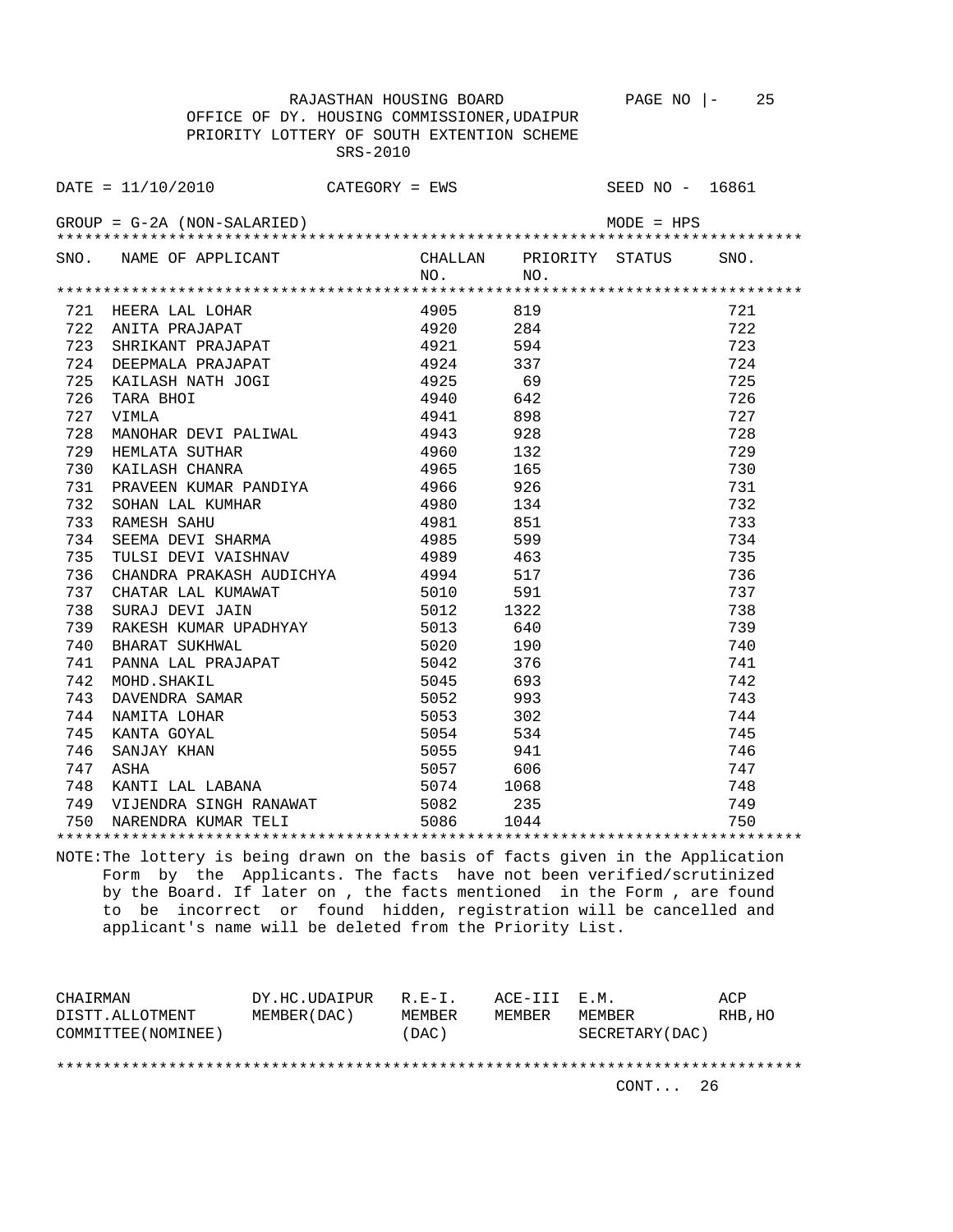RAJASTHAN HOUSING BOARD

OFFICE OF DY. HOUSING COMMISSIONER,UDAIPUR

PRIORITY LOTTERY OF SOUTH EXTENTION SCHEME

SRS-2010

DATE = 11/10/2010 CATEGORY = EWS SEED NO - 16861

GROUP = G-2A (NON-SALARIED) MODE = HPS

| SNO. | NAME OF APPLICANT | CHALLAN NO. | PRIORITY NO. | STATUS | SNO. |
|---|---|---|---|---|---|
| 721 | HEERA LAL LOHAR | 4905 | 819 | | 721 |
| 722 | ANITA PRAJAPAT | 4920 | 284 | | 722 |
| 723 | SHRIKANT PRAJAPAT | 4921 | 594 | | 723 |
| 724 | DEEPMALA PRAJAPAT | 4924 | 337 | | 724 |
| 725 | KAILASH NATH JOGI | 4925 | 69 | | 725 |
| 726 | TARA BHOI | 4940 | 642 | | 726 |
| 727 | VIMLA | 4941 | 898 | | 727 |
| 728 | MANOHAR DEVI PALIWAL | 4943 | 928 | | 728 |
| 729 | HEMLATA SUTHAR | 4960 | 132 | | 729 |
| 730 | KAILASH CHANRA | 4965 | 165 | | 730 |
| 731 | PRAVEEN KUMAR PANDIYA | 4966 | 926 | | 731 |
| 732 | SOHAN LAL KUMHAR | 4980 | 134 | | 732 |
| 733 | RAMESH SAHU | 4981 | 851 | | 733 |
| 734 | SEEMA DEVI SHARMA | 4985 | 599 | | 734 |
| 735 | TULSI DEVI VAISHNAV | 4989 | 463 | | 735 |
| 736 | CHANDRA PRAKASH AUDICHYA | 4994 | 517 | | 736 |
| 737 | CHATAR LAL KUMAWAT | 5010 | 591 | | 737 |
| 738 | SURAJ DEVI JAIN | 5012 | 1322 | | 738 |
| 739 | RAKESH KUMAR UPADHYAY | 5013 | 640 | | 739 |
| 740 | BHARAT SUKHWAL | 5020 | 190 | | 740 |
| 741 | PANNA LAL PRAJAPAT | 5042 | 376 | | 741 |
| 742 | MOHD.SHAKIL | 5045 | 693 | | 742 |
| 743 | DAVENDRA SAMAR | 5052 | 993 | | 743 |
| 744 | NAMITA LOHAR | 5053 | 302 | | 744 |
| 745 | KANTA GOYAL | 5054 | 534 | | 745 |
| 746 | SANJAY KHAN | 5055 | 941 | | 746 |
| 747 | ASHA | 5057 | 606 | | 747 |
| 748 | KANTI LAL LABANA | 5074 | 1068 | | 748 |
| 749 | VIJENDRA SINGH RANAWAT | 5082 | 235 | | 749 |
| 750 | NARENDRA KUMAR TELI | 5086 | 1044 | | 750 |

NOTE:The lottery is being drawn on the basis of facts given in the Application Form by the Applicants. The facts have not been verified/scrutinized by the Board. If later on , the facts mentioned in the Form , are found to be incorrect or found hidden, registration will be cancelled and applicant's name will be deleted from the Priority List.

| CHAIRMAN DISTT.ALLOTMENT COMMITTEE(NOMINEE) | DY.HC.UDAIPUR MEMBER(DAC) | R.E-I. MEMBER (DAC) | ACE-III MEMBER | E.M. MEMBER SECRETARY(DAC) | ACP RHB,HO |
|---|---|---|---|---|---|

CONT... 26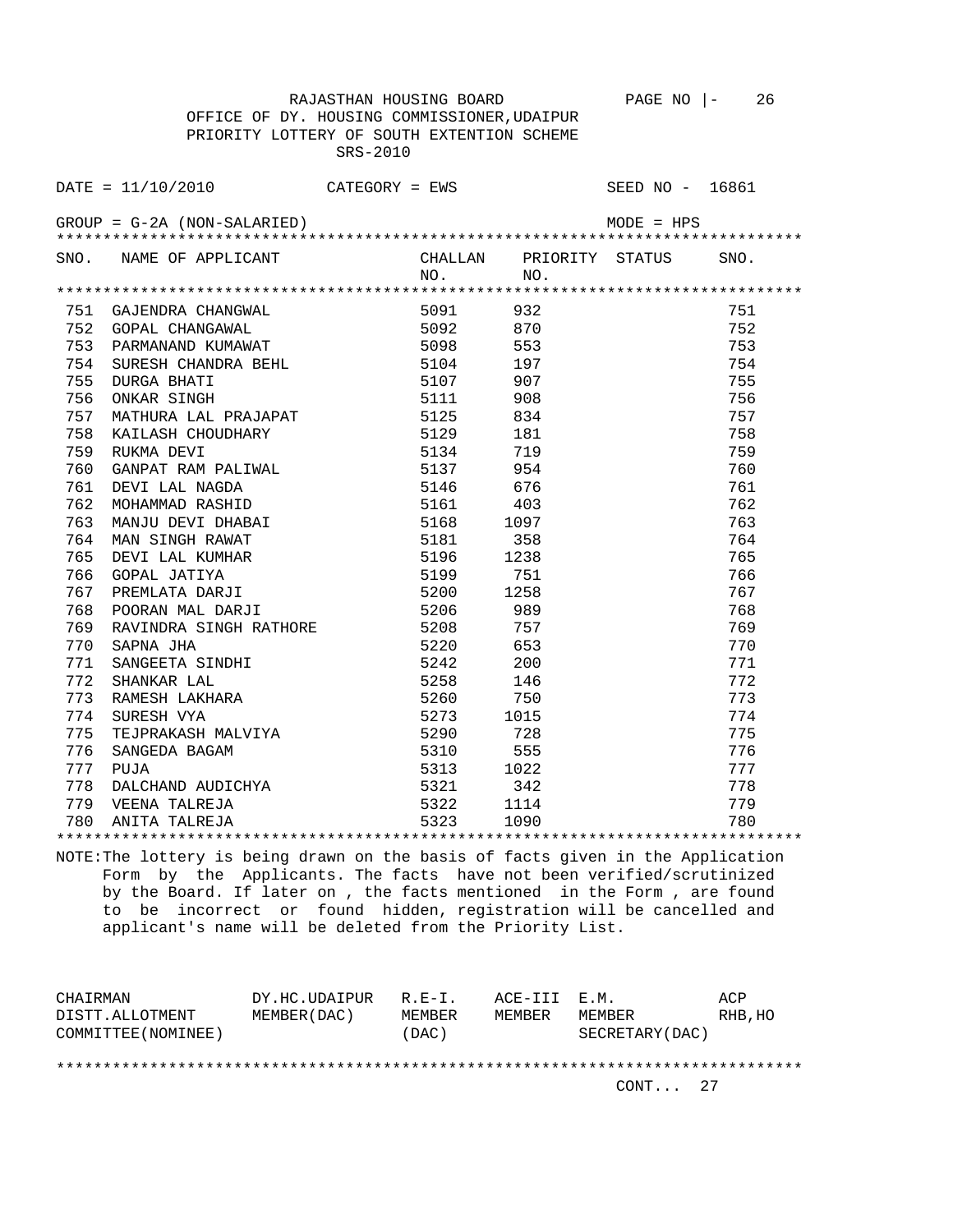RAJASTHAN HOUSING BOARD

OFFICE OF DY. HOUSING COMMISSIONER,UDAIPUR

PRIORITY LOTTERY OF SOUTH EXTENTION SCHEME

SRS-2010

DATE = 11/10/2010 CATEGORY = EWS SEED NO - 16861

GROUP = G-2A (NON-SALARIED) MODE = HPS

| SNO. | NAME OF APPLICANT | CHALLAN NO. | PRIORITY NO. | STATUS | SNO. |
|---|---|---|---|---|---|
| 751 | GAJENDRA CHANGWAL | 5091 | 932 | | 751 |
| 752 | GOPAL CHANGAWAL | 5092 | 870 | | 752 |
| 753 | PARMANAND KUMAWAT | 5098 | 553 | | 753 |
| 754 | SURESH CHANDRA BEHL | 5104 | 197 | | 754 |
| 755 | DURGA BHATI | 5107 | 907 | | 755 |
| 756 | ONKAR SINGH | 5111 | 908 | | 756 |
| 757 | MATHURA LAL PRAJAPAT | 5125 | 834 | | 757 |
| 758 | KAILASH CHOUDHARY | 5129 | 181 | | 758 |
| 759 | RUKMA DEVI | 5134 | 719 | | 759 |
| 760 | GANPAT RAM PALIWAL | 5137 | 954 | | 760 |
| 761 | DEVI LAL NAGDA | 5146 | 676 | | 761 |
| 762 | MOHAMMAD RASHID | 5161 | 403 | | 762 |
| 763 | MANJU DEVI DHABAI | 5168 | 1097 | | 763 |
| 764 | MAN SINGH RAWAT | 5181 | 358 | | 764 |
| 765 | DEVI LAL KUMHAR | 5196 | 1238 | | 765 |
| 766 | GOPAL JATIYA | 5199 | 751 | | 766 |
| 767 | PREMLATA DARJI | 5200 | 1258 | | 767 |
| 768 | POORAN MAL DARJI | 5206 | 989 | | 768 |
| 769 | RAVINDRA SINGH RATHORE | 5208 | 757 | | 769 |
| 770 | SAPNA JHA | 5220 | 653 | | 770 |
| 771 | SANGEETA SINDHI | 5242 | 200 | | 771 |
| 772 | SHANKAR LAL | 5258 | 146 | | 772 |
| 773 | RAMESH LAKHARA | 5260 | 750 | | 773 |
| 774 | SURESH VYA | 5273 | 1015 | | 774 |
| 775 | TEJPRAKASH MALVIYA | 5290 | 728 | | 775 |
| 776 | SANGEDA BAGAM | 5310 | 555 | | 776 |
| 777 | PUJA | 5313 | 1022 | | 777 |
| 778 | DALCHAND AUDICHYA | 5321 | 342 | | 778 |
| 779 | VEENA TALREJA | 5322 | 1114 | | 779 |
| 780 | ANITA TALREJA | 5323 | 1090 | | 780 |

NOTE:The lottery is being drawn on the basis of facts given in the Application Form by the Applicants. The facts have not been verified/scrutinized by the Board. If later on , the facts mentioned in the Form , are found to be incorrect or found hidden, registration will be cancelled and applicant's name will be deleted from the Priority List.

| CHAIRMAN DISTT.ALLOTMENT COMMITTEE(NOMINEE) | DY.HC.UDAIPUR MEMBER(DAC) | R.E-I. MEMBER (DAC) | ACE-III MEMBER | E.M. MEMBER SECRETARY(DAC) | ACP RHB,HO |
|---|---|---|---|---|---|

CONT... 27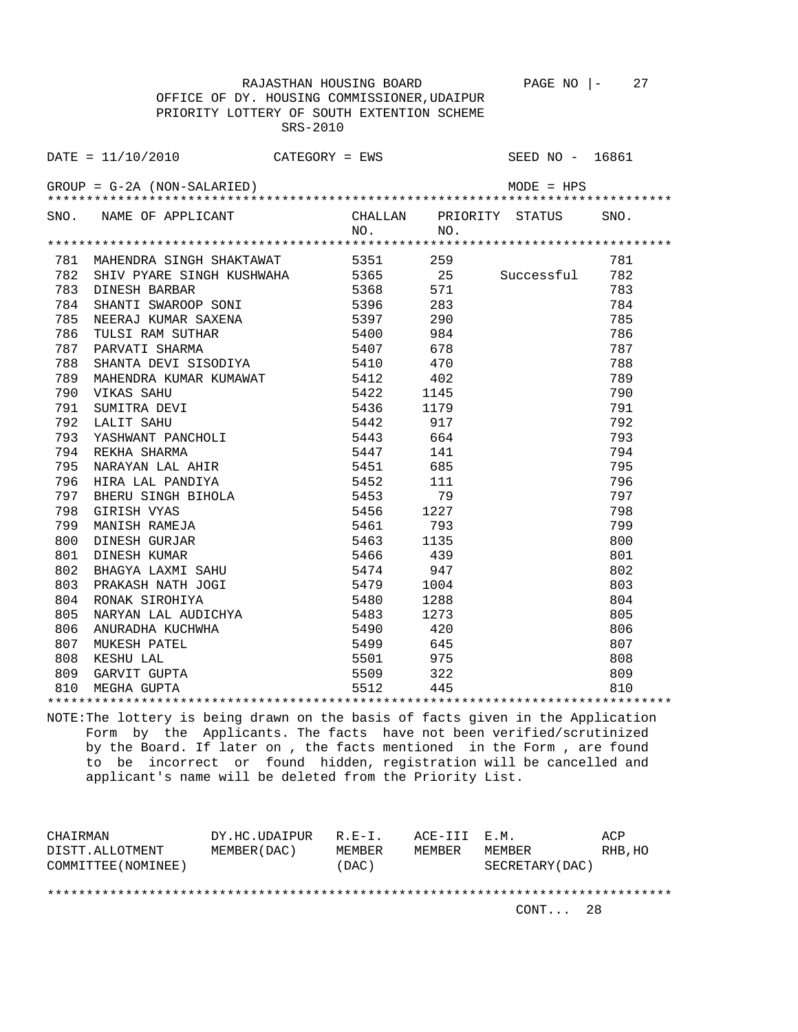RAJASTHAN HOUSING BOARD

OFFICE OF DY. HOUSING COMMISSIONER,UDAIPUR

PRIORITY LOTTERY OF SOUTH EXTENTION SCHEME

SRS-2010

DATE = 11/10/2010 CATEGORY = EWS SEED NO - 16861

GROUP = G-2A (NON-SALARIED) MODE = HPS

| SNO. | NAME OF APPLICANT | CHALLAN NO. | PRIORITY NO. | STATUS | SNO. |
|---|---|---|---|---|---|
| 781 | MAHENDRA SINGH SHAKTAWAT | 5351 | 259 | | 781 |
| 782 | SHIV PYARE SINGH KUSHWAHA | 5365 | 25 | Successful | 782 |
| 783 | DINESH BARBAR | 5368 | 571 | | 783 |
| 784 | SHANTI SWAROOP SONI | 5396 | 283 | | 784 |
| 785 | NEERAJ KUMAR SAXENA | 5397 | 290 | | 785 |
| 786 | TULSI RAM SUTHAR | 5400 | 984 | | 786 |
| 787 | PARVATI SHARMA | 5407 | 678 | | 787 |
| 788 | SHANTA DEVI SISODIYA | 5410 | 470 | | 788 |
| 789 | MAHENDRA KUMAR KUMAWAT | 5412 | 402 | | 789 |
| 790 | VIKAS SAHU | 5422 | 1145 | | 790 |
| 791 | SUMITRA DEVI | 5436 | 1179 | | 791 |
| 792 | LALIT SAHU | 5442 | 917 | | 792 |
| 793 | YASHWANT PANCHOLI | 5443 | 664 | | 793 |
| 794 | REKHA SHARMA | 5447 | 141 | | 794 |
| 795 | NARAYAN LAL AHIR | 5451 | 685 | | 795 |
| 796 | HIRA LAL PANDIYA | 5452 | 111 | | 796 |
| 797 | BHERU SINGH BIHOLA | 5453 | 79 | | 797 |
| 798 | GIRISH VYAS | 5456 | 1227 | | 798 |
| 799 | MANISH RAMEJA | 5461 | 793 | | 799 |
| 800 | DINESH GURJAR | 5463 | 1135 | | 800 |
| 801 | DINESH KUMAR | 5466 | 439 | | 801 |
| 802 | BHAGYA LAXMI SAHU | 5474 | 947 | | 802 |
| 803 | PRAKASH NATH JOGI | 5479 | 1004 | | 803 |
| 804 | RONAK SIROHIYA | 5480 | 1288 | | 804 |
| 805 | NARYAN LAL AUDICHYA | 5483 | 1273 | | 805 |
| 806 | ANURADHA KUCHWHA | 5490 | 420 | | 806 |
| 807 | MUKESH PATEL | 5499 | 645 | | 807 |
| 808 | KESHU LAL | 5501 | 975 | | 808 |
| 809 | GARVIT GUPTA | 5509 | 322 | | 809 |
| 810 | MEGHA GUPTA | 5512 | 445 | | 810 |

NOTE:The lottery is being drawn on the basis of facts given in the Application Form by the Applicants. The facts have not been verified/scrutinized by the Board. If later on , the facts mentioned in the Form , are found to be incorrect or found hidden, registration will be cancelled and applicant's name will be deleted from the Priority List.

| CHAIRMAN DISTT.ALLOTMENT COMMITTEE(NOMINEE) | DY.HC.UDAIPUR MEMBER(DAC) | R.E-I. MEMBER (DAC) | ACE-III MEMBER | E.M. MEMBER SECRETARY(DAC) | ACP RHB,HO |
|---|---|---|---|---|---|

CONT... 28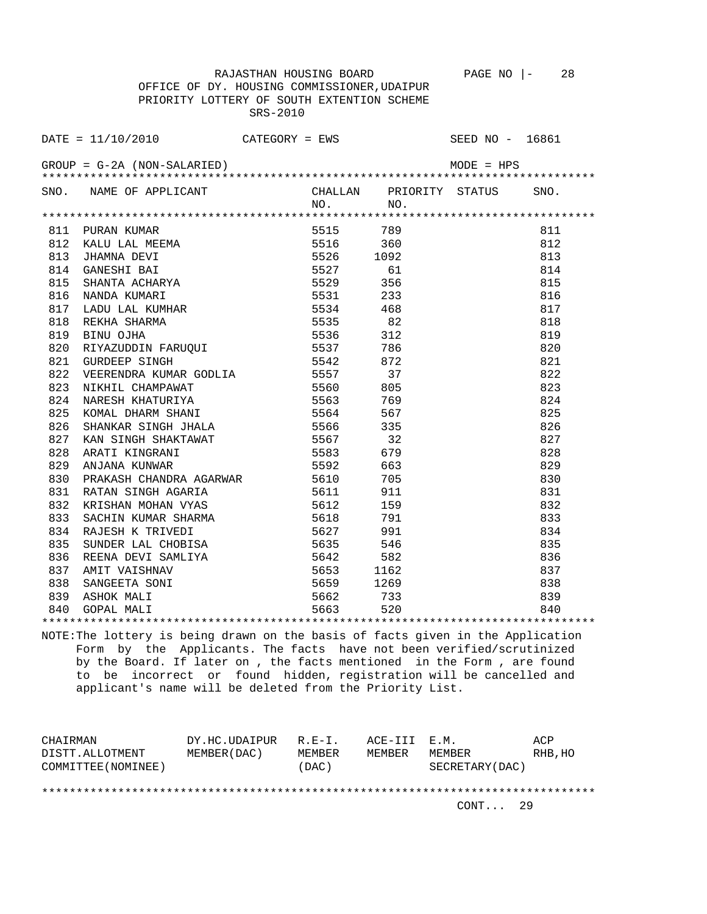RAJASTHAN HOUSING BOARD PAGE NO |- 28

OFFICE OF DY. HOUSING COMMISSIONER,UDAIPUR
PRIORITY LOTTERY OF SOUTH EXTENTION SCHEME
SRS-2010

DATE = 11/10/2010 CATEGORY = EWS SEED NO - 16861

GROUP = G-2A (NON-SALARIED) MODE = HPS

| SNO. | NAME OF APPLICANT | CHALLAN NO. | PRIORITY NO. | STATUS | SNO. |
|---|---|---|---|---|---|
| 811 | PURAN KUMAR | 5515 | 789 | | 811 |
| 812 | KALU LAL MEEMA | 5516 | 360 | | 812 |
| 813 | JHAMNA DEVI | 5526 | 1092 | | 813 |
| 814 | GANESHI BAI | 5527 | 61 | | 814 |
| 815 | SHANTA ACHARYA | 5529 | 356 | | 815 |
| 816 | NANDA KUMARI | 5531 | 233 | | 816 |
| 817 | LADU LAL KUMHAR | 5534 | 468 | | 817 |
| 818 | REKHA SHARMA | 5535 | 82 | | 818 |
| 819 | BINU OJHA | 5536 | 312 | | 819 |
| 820 | RIYAZUDDIN FARUQUI | 5537 | 786 | | 820 |
| 821 | GURDEEP SINGH | 5542 | 872 | | 821 |
| 822 | VEERENDRA KUMAR GODLIA | 5557 | 37 | | 822 |
| 823 | NIKHIL CHAMPAWAT | 5560 | 805 | | 823 |
| 824 | NARESH KHATURIYA | 5563 | 769 | | 824 |
| 825 | KOMAL DHARM SHANI | 5564 | 567 | | 825 |
| 826 | SHANKAR SINGH JHALA | 5566 | 335 | | 826 |
| 827 | KAN SINGH SHAKTAWAT | 5567 | 32 | | 827 |
| 828 | ARATI KINGRANI | 5583 | 679 | | 828 |
| 829 | ANJANA KUNWAR | 5592 | 663 | | 829 |
| 830 | PRAKASH CHANDRA AGARWAR | 5610 | 705 | | 830 |
| 831 | RATAN SINGH AGARIA | 5611 | 911 | | 831 |
| 832 | KRISHAN MOHAN VYAS | 5612 | 159 | | 832 |
| 833 | SACHIN KUMAR SHARMA | 5618 | 791 | | 833 |
| 834 | RAJESH K TRIVEDI | 5627 | 991 | | 834 |
| 835 | SUNDER LAL CHOBISA | 5635 | 546 | | 835 |
| 836 | REENA DEVI SAMLIYA | 5642 | 582 | | 836 |
| 837 | AMIT VAISHNAV | 5653 | 1162 | | 837 |
| 838 | SANGEETA SONI | 5659 | 1269 | | 838 |
| 839 | ASHOK MALI | 5662 | 733 | | 839 |
| 840 | GOPAL MALI | 5663 | 520 | | 840 |

NOTE:The lottery is being drawn on the basis of facts given in the Application Form by the Applicants. The facts have not been verified/scrutinized by the Board. If later on , the facts mentioned in the Form , are found to be incorrect or found hidden, registration will be cancelled and applicant's name will be deleted from the Priority List.

| CHAIRMAN DISTT.ALLOTMENT COMMITTEE(NOMINEE) | DY.HC.UDAIPUR MEMBER(DAC) | R.E-I. MEMBER (DAC) | ACE-III MEMBER | E.M. MEMBER SECRETARY(DAC) | ACP RHB,HO |
|---|---|---|---|---|---|

CONT... 29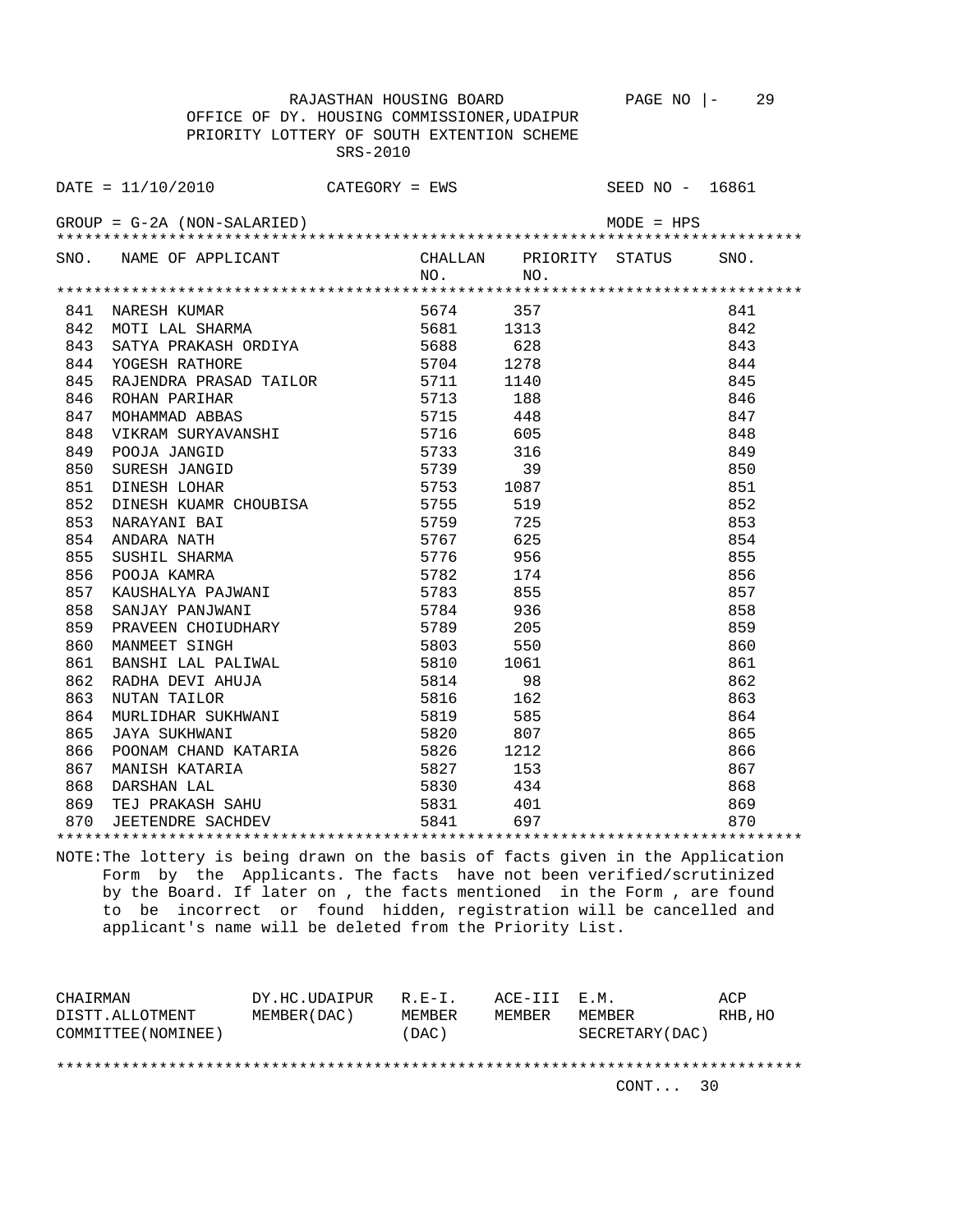RAJASTHAN HOUSING BOARD

OFFICE OF DY. HOUSING COMMISSIONER,UDAIPUR

PRIORITY LOTTERY OF SOUTH EXTENTION SCHEME

SRS-2010

DATE = 11/10/2010 CATEGORY = EWS SEED NO - 16861

GROUP = G-2A (NON-SALARIED) MODE = HPS

| SNO. | NAME OF APPLICANT | CHALLAN NO. | PRIORITY NO. | STATUS | SNO. |
|---|---|---|---|---|---|
| 841 | NARESH KUMAR | 5674 | 357 | | 841 |
| 842 | MOTI LAL SHARMA | 5681 | 1313 | | 842 |
| 843 | SATYA PRAKASH ORDIYA | 5688 | 628 | | 843 |
| 844 | YOGESH RATHORE | 5704 | 1278 | | 844 |
| 845 | RAJENDRA PRASAD TAILOR | 5711 | 1140 | | 845 |
| 846 | ROHAN PARIHAR | 5713 | 188 | | 846 |
| 847 | MOHAMMAD ABBAS | 5715 | 448 | | 847 |
| 848 | VIKRAM SURYAVANSHI | 5716 | 605 | | 848 |
| 849 | POOJA JANGID | 5733 | 316 | | 849 |
| 850 | SURESH JANGID | 5739 | 39 | | 850 |
| 851 | DINESH LOHAR | 5753 | 1087 | | 851 |
| 852 | DINESH KUAMR CHOUBISA | 5755 | 519 | | 852 |
| 853 | NARAYANI BAI | 5759 | 725 | | 853 |
| 854 | ANDARA NATH | 5767 | 625 | | 854 |
| 855 | SUSHIL SHARMA | 5776 | 956 | | 855 |
| 856 | POOJA KAMRA | 5782 | 174 | | 856 |
| 857 | KAUSHALYA PAJWANI | 5783 | 855 | | 857 |
| 858 | SANJAY PANJWANI | 5784 | 936 | | 858 |
| 859 | PRAVEEN CHOIUDHARY | 5789 | 205 | | 859 |
| 860 | MANMEET SINGH | 5803 | 550 | | 860 |
| 861 | BANSHI LAL PALIWAL | 5810 | 1061 | | 861 |
| 862 | RADHA DEVI AHUJA | 5814 | 98 | | 862 |
| 863 | NUTAN TAILOR | 5816 | 162 | | 863 |
| 864 | MURLIDHAR SUKHWANI | 5819 | 585 | | 864 |
| 865 | JAYA SUKHWANI | 5820 | 807 | | 865 |
| 866 | POONAM CHAND KATARIA | 5826 | 1212 | | 866 |
| 867 | MANISH KATARIA | 5827 | 153 | | 867 |
| 868 | DARSHAN LAL | 5830 | 434 | | 868 |
| 869 | TEJ PRAKASH SAHU | 5831 | 401 | | 869 |
| 870 | JEETENDRE SACHDEV | 5841 | 697 | | 870 |

NOTE:The lottery is being drawn on the basis of facts given in the Application Form by the Applicants. The facts have not been verified/scrutinized by the Board. If later on , the facts mentioned in the Form , are found to be incorrect or found hidden, registration will be cancelled and applicant's name will be deleted from the Priority List.

| CHAIRMAN DISTT.ALLOTMENT COMMITTEE(NOMINEE) | DY.HC.UDAIPUR MEMBER(DAC) | R.E-I. MEMBER (DAC) | ACE-III MEMBER | E.M. MEMBER SECRETARY(DAC) | ACP RHB,HO |
|---|---|---|---|---|---|

CONT... 30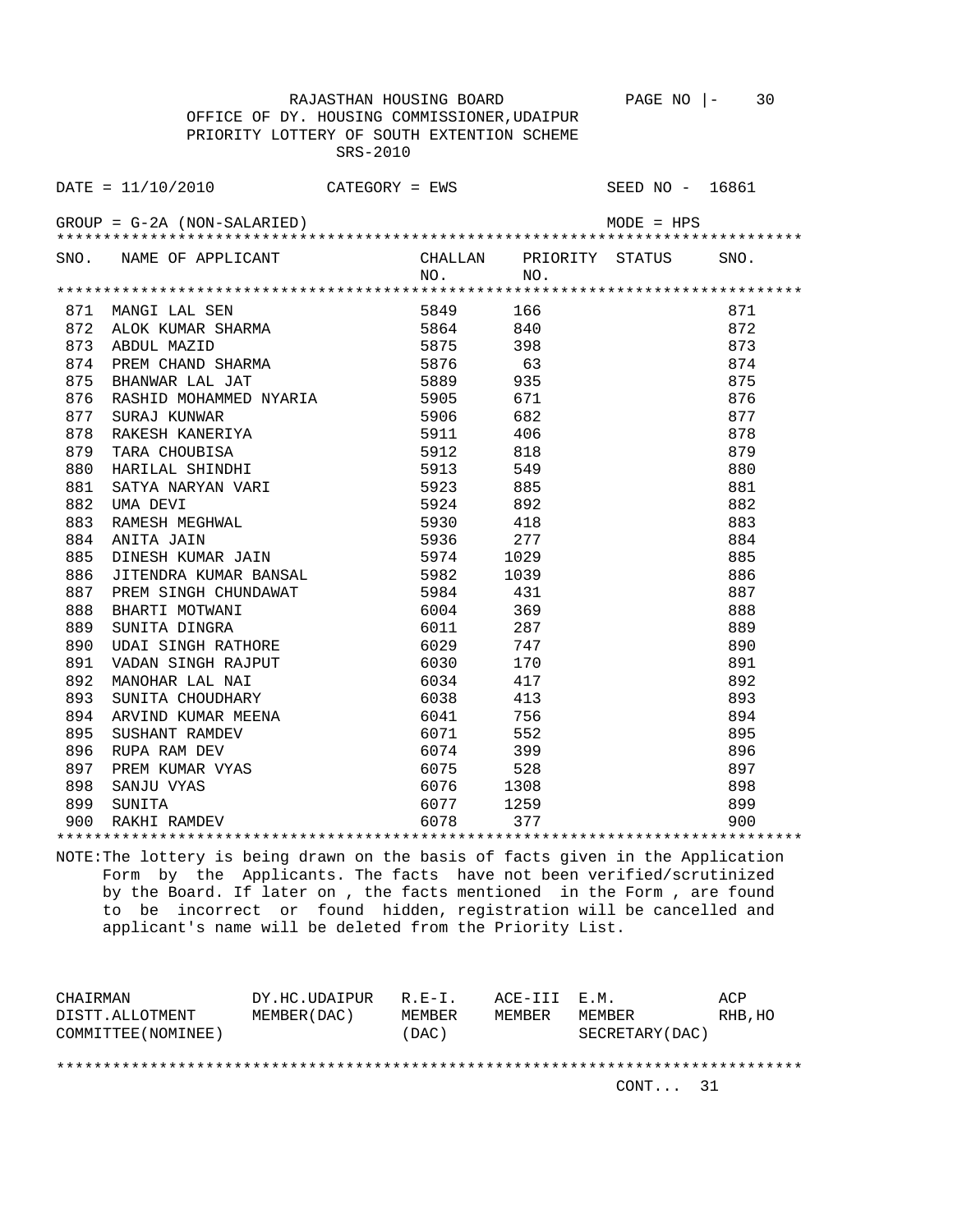RAJASTHAN HOUSING BOARD

OFFICE OF DY. HOUSING COMMISSIONER,UDAIPUR

PRIORITY LOTTERY OF SOUTH EXTENTION SCHEME

SRS-2010

DATE = 11/10/2010 CATEGORY = EWS SEED NO - 16861

GROUP = G-2A (NON-SALARIED) MODE = HPS

| SNO. | NAME OF APPLICANT | CHALLAN NO. | PRIORITY NO. | STATUS | SNO. |
|---|---|---|---|---|---|
| 871 | MANGI LAL SEN | 5849 | 166 | | 871 |
| 872 | ALOK KUMAR SHARMA | 5864 | 840 | | 872 |
| 873 | ABDUL MAZID | 5875 | 398 | | 873 |
| 874 | PREM CHAND SHARMA | 5876 | 63 | | 874 |
| 875 | BHANWAR LAL JAT | 5889 | 935 | | 875 |
| 876 | RASHID MOHAMMED NYARIA | 5905 | 671 | | 876 |
| 877 | SURAJ KUNWAR | 5906 | 682 | | 877 |
| 878 | RAKESH KANERIYA | 5911 | 406 | | 878 |
| 879 | TARA CHOUBISA | 5912 | 818 | | 879 |
| 880 | HARILAL SHINDHI | 5913 | 549 | | 880 |
| 881 | SATYA NARYAN VARI | 5923 | 885 | | 881 |
| 882 | UMA DEVI | 5924 | 892 | | 882 |
| 883 | RAMESH MEGHWAL | 5930 | 418 | | 883 |
| 884 | ANITA JAIN | 5936 | 277 | | 884 |
| 885 | DINESH KUMAR JAIN | 5974 | 1029 | | 885 |
| 886 | JITENDRA KUMAR BANSAL | 5982 | 1039 | | 886 |
| 887 | PREM SINGH CHUNDAWAT | 5984 | 431 | | 887 |
| 888 | BHARTI MOTWANI | 6004 | 369 | | 888 |
| 889 | SUNITA DINGRA | 6011 | 287 | | 889 |
| 890 | UDAI SINGH RATHORE | 6029 | 747 | | 890 |
| 891 | VADAN SINGH RAJPUT | 6030 | 170 | | 891 |
| 892 | MANOHAR LAL NAI | 6034 | 417 | | 892 |
| 893 | SUNITA CHOUDHARY | 6038 | 413 | | 893 |
| 894 | ARVIND KUMAR MEENA | 6041 | 756 | | 894 |
| 895 | SUSHANT RAMDEV | 6071 | 552 | | 895 |
| 896 | RUPA RAM DEV | 6074 | 399 | | 896 |
| 897 | PREM KUMAR VYAS | 6075 | 528 | | 897 |
| 898 | SANJU VYAS | 6076 | 1308 | | 898 |
| 899 | SUNITA | 6077 | 1259 | | 899 |
| 900 | RAKHI RAMDEV | 6078 | 377 | | 900 |

NOTE:The lottery is being drawn on the basis of facts given in the Application Form by the Applicants. The facts have not been verified/scrutinized by the Board. If later on , the facts mentioned in the Form , are found to be incorrect or found hidden, registration will be cancelled and applicant's name will be deleted from the Priority List.

| CHAIRMAN DISTT.ALLOTMENT COMMITTEE(NOMINEE) | DY.HC.UDAIPUR MEMBER(DAC) | R.E-I. MEMBER (DAC) | ACE-III MEMBER | E.M. MEMBER SECRETARY(DAC) | ACP RHB,HO |
|---|---|---|---|---|---|

CONT... 31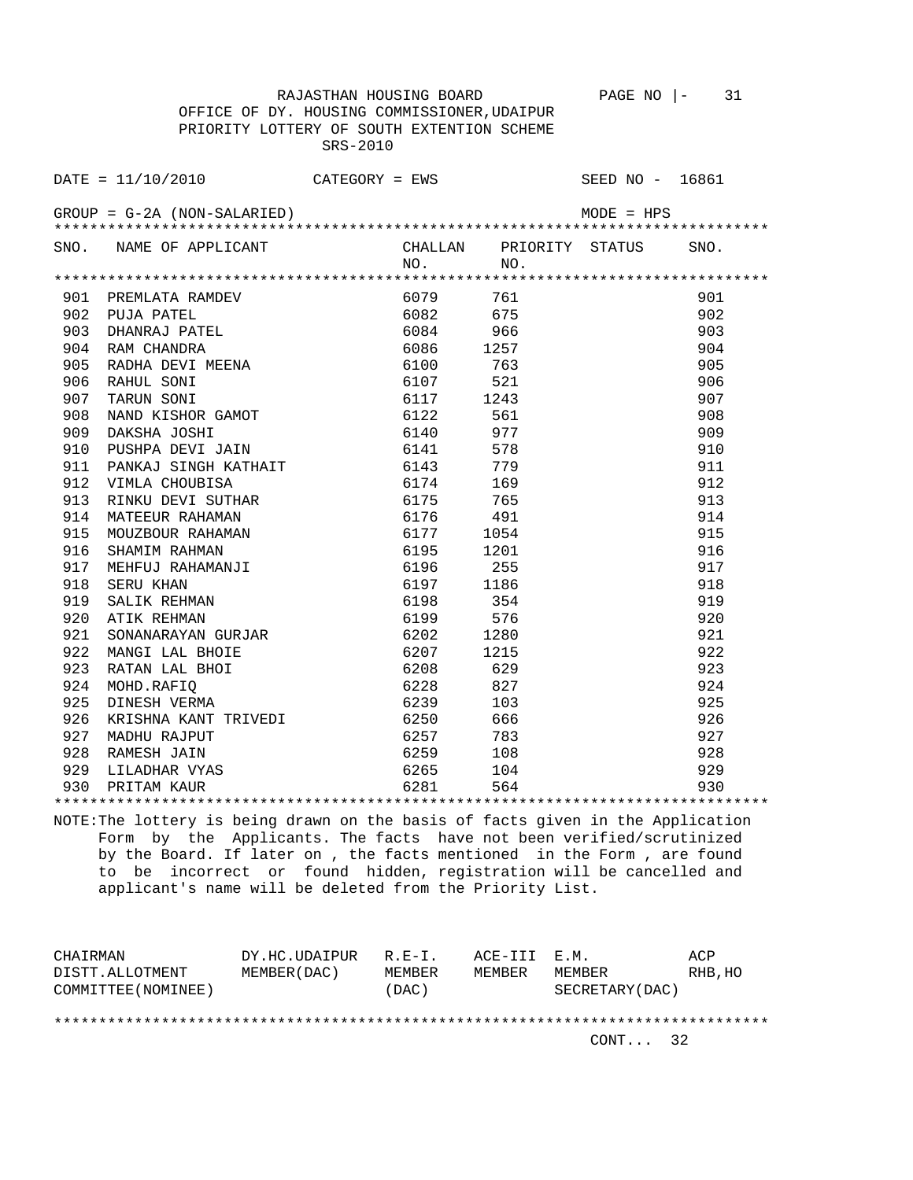RAJASTHAN HOUSING BOARD

OFFICE OF DY. HOUSING COMMISSIONER,UDAIPUR

PRIORITY LOTTERY OF SOUTH EXTENTION SCHEME

SRS-2010

DATE = 11/10/2010 CATEGORY = EWS SEED NO - 16861

GROUP = G-2A (NON-SALARIED) MODE = HPS

| SNO. | NAME OF APPLICANT | CHALLAN NO. | PRIORITY NO. | STATUS | SNO. |
|---|---|---|---|---|---|
| 901 | PREMLATA RAMDEV | 6079 | 761 | | 901 |
| 902 | PUJA PATEL | 6082 | 675 | | 902 |
| 903 | DHANRAJ PATEL | 6084 | 966 | | 903 |
| 904 | RAM CHANDRA | 6086 | 1257 | | 904 |
| 905 | RADHA DEVI MEENA | 6100 | 763 | | 905 |
| 906 | RAHUL SONI | 6107 | 521 | | 906 |
| 907 | TARUN SONI | 6117 | 1243 | | 907 |
| 908 | NAND KISHOR GAMOT | 6122 | 561 | | 908 |
| 909 | DAKSHA JOSHI | 6140 | 977 | | 909 |
| 910 | PUSHPA DEVI JAIN | 6141 | 578 | | 910 |
| 911 | PANKAJ SINGH KATHAIT | 6143 | 779 | | 911 |
| 912 | VIMLA CHOUBISA | 6174 | 169 | | 912 |
| 913 | RINKU DEVI SUTHAR | 6175 | 765 | | 913 |
| 914 | MATEEUR RAHAMAN | 6176 | 491 | | 914 |
| 915 | MOUZBOUR RAHAMAN | 6177 | 1054 | | 915 |
| 916 | SHAMIM RAHMAN | 6195 | 1201 | | 916 |
| 917 | MEHFUJ RAHAMANJI | 6196 | 255 | | 917 |
| 918 | SERU KHAN | 6197 | 1186 | | 918 |
| 919 | SALIK REHMAN | 6198 | 354 | | 919 |
| 920 | ATIK REHMAN | 6199 | 576 | | 920 |
| 921 | SONANARAYAN GURJAR | 6202 | 1280 | | 921 |
| 922 | MANGI LAL BHOIE | 6207 | 1215 | | 922 |
| 923 | RATAN LAL BHOI | 6208 | 629 | | 923 |
| 924 | MOHD.RAFIQ | 6228 | 827 | | 924 |
| 925 | DINESH VERMA | 6239 | 103 | | 925 |
| 926 | KRISHNA KANT TRIVEDI | 6250 | 666 | | 926 |
| 927 | MADHU RAJPUT | 6257 | 783 | | 927 |
| 928 | RAMESH JAIN | 6259 | 108 | | 928 |
| 929 | LILADHAR VYAS | 6265 | 104 | | 929 |
| 930 | PRITAM KAUR | 6281 | 564 | | 930 |

NOTE:The lottery is being drawn on the basis of facts given in the Application Form by the Applicants. The facts have not been verified/scrutinized by the Board. If later on , the facts mentioned in the Form , are found to be incorrect or found hidden, registration will be cancelled and applicant's name will be deleted from the Priority List.

| CHAIRMAN DISTT.ALLOTMENT COMMITTEE(NOMINEE) | DY.HC.UDAIPUR MEMBER(DAC) | R.E-I. MEMBER (DAC) | ACE-III MEMBER | E.M. MEMBER SECRETARY(DAC) | ACP RHB,HO |
|---|---|---|---|---|---|

CONT... 32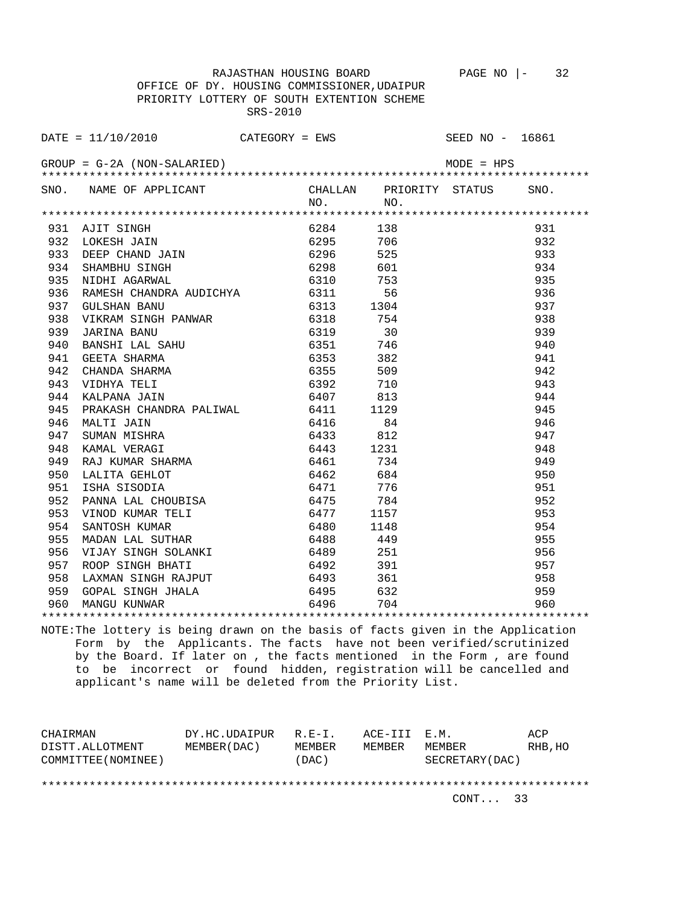RAJASTHAN HOUSING BOARD PAGE NO |- 32

OFFICE OF DY. HOUSING COMMISSIONER,UDAIPUR

PRIORITY LOTTERY OF SOUTH EXTENTION SCHEME

SRS-2010

DATE = 11/10/2010 CATEGORY = EWS SEED NO - 16861

GROUP = G-2A (NON-SALARIED) MODE = HPS

| SNO. | NAME OF APPLICANT | CHALLAN NO. | PRIORITY NO. | STATUS | SNO. |
|---|---|---|---|---|---|
| 931 | AJIT SINGH | 6284 | 138 | | 931 |
| 932 | LOKESH JAIN | 6295 | 706 | | 932 |
| 933 | DEEP CHAND JAIN | 6296 | 525 | | 933 |
| 934 | SHAMBHU SINGH | 6298 | 601 | | 934 |
| 935 | NIDHI AGARWAL | 6310 | 753 | | 935 |
| 936 | RAMESH CHANDRA AUDICHYA | 6311 | 56 | | 936 |
| 937 | GULSHAN BANU | 6313 | 1304 | | 937 |
| 938 | VIKRAM SINGH PANWAR | 6318 | 754 | | 938 |
| 939 | JARINA BANU | 6319 | 30 | | 939 |
| 940 | BANSHI LAL SAHU | 6351 | 746 | | 940 |
| 941 | GEETA SHARMA | 6353 | 382 | | 941 |
| 942 | CHANDA SHARMA | 6355 | 509 | | 942 |
| 943 | VIDHYA TELI | 6392 | 710 | | 943 |
| 944 | KALPANA JAIN | 6407 | 813 | | 944 |
| 945 | PRAKASH CHANDRA PALIWAL | 6411 | 1129 | | 945 |
| 946 | MALTI JAIN | 6416 | 84 | | 946 |
| 947 | SUMAN MISHRA | 6433 | 812 | | 947 |
| 948 | KAMAL VERAGI | 6443 | 1231 | | 948 |
| 949 | RAJ KUMAR SHARMA | 6461 | 734 | | 949 |
| 950 | LALITA GEHLOT | 6462 | 684 | | 950 |
| 951 | ISHA SISODIA | 6471 | 776 | | 951 |
| 952 | PANNA LAL CHOUBISA | 6475 | 784 | | 952 |
| 953 | VINOD KUMAR TELI | 6477 | 1157 | | 953 |
| 954 | SANTOSH KUMAR | 6480 | 1148 | | 954 |
| 955 | MADAN LAL SUTHAR | 6488 | 449 | | 955 |
| 956 | VIJAY SINGH SOLANKI | 6489 | 251 | | 956 |
| 957 | ROOP SINGH BHATI | 6492 | 391 | | 957 |
| 958 | LAXMAN SINGH RAJPUT | 6493 | 361 | | 958 |
| 959 | GOPAL SINGH JHALA | 6495 | 632 | | 959 |
| 960 | MANGU KUNWAR | 6496 | 704 | | 960 |

NOTE:The lottery is being drawn on the basis of facts given in the Application Form by the Applicants. The facts have not been verified/scrutinized by the Board. If later on , the facts mentioned in the Form , are found to be incorrect or found hidden, registration will be cancelled and applicant's name will be deleted from the Priority List.

| CHAIRMAN DISTT.ALLOTMENT COMMITTEE(NOMINEE) | DY.HC.UDAIPUR MEMBER(DAC) | R.E-I. MEMBER (DAC) | ACE-III MEMBER | E.M. MEMBER SECRETARY(DAC) | ACP RHB,HO |
|---|---|---|---|---|---|

CONT... 33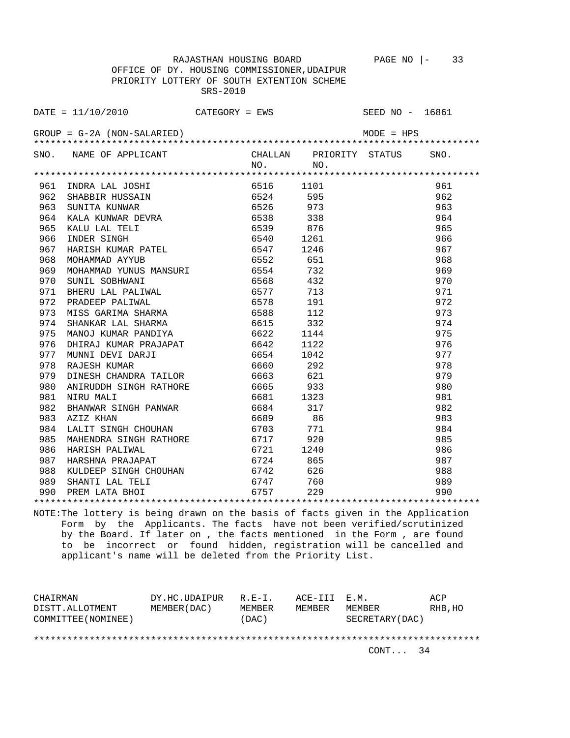RAJASTHAN HOUSING BOARD

OFFICE OF DY. HOUSING COMMISSIONER,UDAIPUR

PRIORITY LOTTERY OF SOUTH EXTENTION SCHEME

SRS-2010

DATE = 11/10/2010 CATEGORY = EWS SEED NO - 16861

GROUP = G-2A (NON-SALARIED) MODE = HPS

| SNO. | NAME OF APPLICANT | CHALLAN NO. | PRIORITY NO. | STATUS | SNO. |
|---|---|---|---|---|---|
| 961 | INDRA LAL JOSHI | 6516 | 1101 | | 961 |
| 962 | SHABBIR HUSSAIN | 6524 | 595 | | 962 |
| 963 | SUNITA KUNWAR | 6526 | 973 | | 963 |
| 964 | KALA KUNWAR DEVRA | 6538 | 338 | | 964 |
| 965 | KALU LAL TELI | 6539 | 876 | | 965 |
| 966 | INDER SINGH | 6540 | 1261 | | 966 |
| 967 | HARISH KUMAR PATEL | 6547 | 1246 | | 967 |
| 968 | MOHAMMAD AYYUB | 6552 | 651 | | 968 |
| 969 | MOHAMMAD YUNUS MANSURI | 6554 | 732 | | 969 |
| 970 | SUNIL SOBHWANI | 6568 | 432 | | 970 |
| 971 | BHERU LAL PALIWAL | 6577 | 713 | | 971 |
| 972 | PRADEEP PALIWAL | 6578 | 191 | | 972 |
| 973 | MISS GARIMA SHARMA | 6588 | 112 | | 973 |
| 974 | SHANKAR LAL SHARMA | 6615 | 332 | | 974 |
| 975 | MANOJ KUMAR PANDIYA | 6622 | 1144 | | 975 |
| 976 | DHIRAJ KUMAR PRAJAPAT | 6642 | 1122 | | 976 |
| 977 | MUNNI DEVI DARJI | 6654 | 1042 | | 977 |
| 978 | RAJESH KUMAR | 6660 | 292 | | 978 |
| 979 | DINESH CHANDRA TAILOR | 6663 | 621 | | 979 |
| 980 | ANIRUDDH SINGH RATHORE | 6665 | 933 | | 980 |
| 981 | NIRU MALI | 6681 | 1323 | | 981 |
| 982 | BHANWAR SINGH PANWAR | 6684 | 317 | | 982 |
| 983 | AZIZ KHAN | 6689 | 86 | | 983 |
| 984 | LALIT SINGH CHOUHAN | 6703 | 771 | | 984 |
| 985 | MAHENDRA SINGH RATHORE | 6717 | 920 | | 985 |
| 986 | HARISH PALIWAL | 6721 | 1240 | | 986 |
| 987 | HARSHNA PRAJAPAT | 6724 | 865 | | 987 |
| 988 | KULDEEP SINGH CHOUHAN | 6742 | 626 | | 988 |
| 989 | SHANTI LAL TELI | 6747 | 760 | | 989 |
| 990 | PREM LATA BHOI | 6757 | 229 | | 990 |

NOTE:The lottery is being drawn on the basis of facts given in the Application Form by the Applicants. The facts have not been verified/scrutinized by the Board. If later on , the facts mentioned in the Form , are found to be incorrect or found hidden, registration will be cancelled and applicant's name will be deleted from the Priority List.

| CHAIRMAN DISTT.ALLOTMENT COMMITTEE(NOMINEE) | DY.HC.UDAIPUR MEMBER(DAC) | R.E-I. MEMBER (DAC) | ACE-III MEMBER | E.M. MEMBER SECRETARY(DAC) | ACP RHB,HO |
|---|---|---|---|---|---|

CONT... 34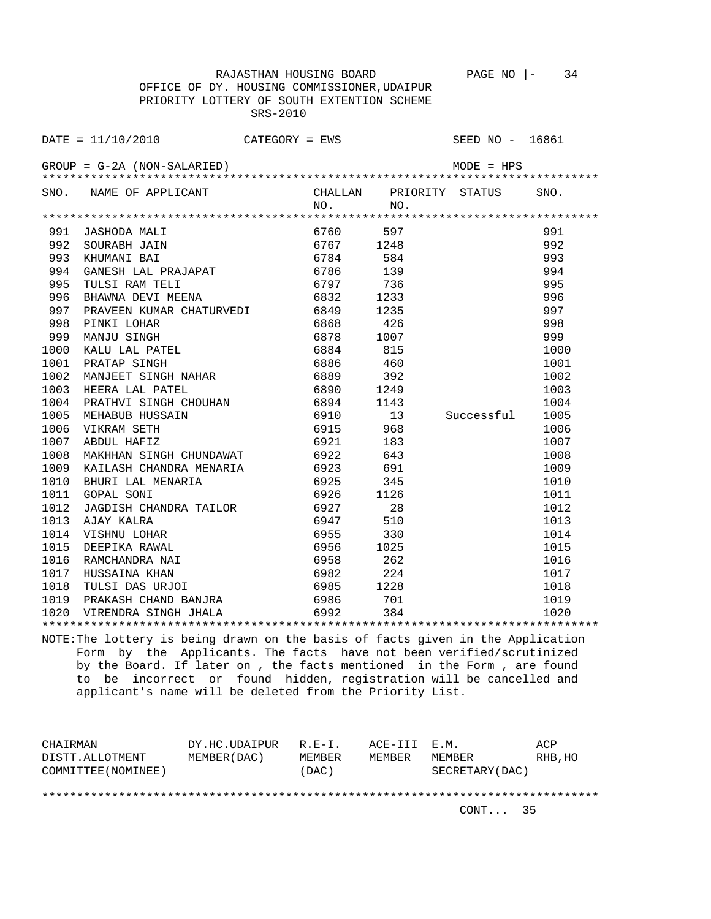RAJASTHAN HOUSING BOARD PAGE NO |- 34

OFFICE OF DY. HOUSING COMMISSIONER,UDAIPUR

PRIORITY LOTTERY OF SOUTH EXTENTION SCHEME

SRS-2010

DATE = 11/10/2010 CATEGORY = EWS SEED NO - 16861

GROUP = G-2A (NON-SALARIED) MODE = HPS

| SNO. | NAME OF APPLICANT | CHALLAN NO. | PRIORITY NO. | STATUS | SNO. |
|---|---|---|---|---|---|
| 991 | JASHODA MALI | 6760 | 597 | | 991 |
| 992 | SOURABH JAIN | 6767 | 1248 | | 992 |
| 993 | KHUMANI BAI | 6784 | 584 | | 993 |
| 994 | GANESH LAL PRAJAPAT | 6786 | 139 | | 994 |
| 995 | TULSI RAM TELI | 6797 | 736 | | 995 |
| 996 | BHAWNA DEVI MEENA | 6832 | 1233 | | 996 |
| 997 | PRAVEEN KUMAR CHATURVEDI | 6849 | 1235 | | 997 |
| 998 | PINKI LOHAR | 6868 | 426 | | 998 |
| 999 | MANJU SINGH | 6878 | 1007 | | 999 |
| 1000 | KALU LAL PATEL | 6884 | 815 | | 1000 |
| 1001 | PRATAP SINGH | 6886 | 460 | | 1001 |
| 1002 | MANJEET SINGH NAHAR | 6889 | 392 | | 1002 |
| 1003 | HEERA LAL PATEL | 6890 | 1249 | | 1003 |
| 1004 | PRATHVI SINGH CHOUHAN | 6894 | 1143 | | 1004 |
| 1005 | MEHABUB HUSSAIN | 6910 | 13 | Successful | 1005 |
| 1006 | VIKRAM SETH | 6915 | 968 | | 1006 |
| 1007 | ABDUL HAFIZ | 6921 | 183 | | 1007 |
| 1008 | MAKHHAN SINGH CHUNDAWAT | 6922 | 643 | | 1008 |
| 1009 | KAILASH CHANDRA MENARIA | 6923 | 691 | | 1009 |
| 1010 | BHURI LAL MENARIA | 6925 | 345 | | 1010 |
| 1011 | GOPAL SONI | 6926 | 1126 | | 1011 |
| 1012 | JAGDISH CHANDRA TAILOR | 6927 | 28 | | 1012 |
| 1013 | AJAY KALRA | 6947 | 510 | | 1013 |
| 1014 | VISHNU LOHAR | 6955 | 330 | | 1014 |
| 1015 | DEEPIKA RAWAL | 6956 | 1025 | | 1015 |
| 1016 | RAMCHANDRA NAI | 6958 | 262 | | 1016 |
| 1017 | HUSSAINA KHAN | 6982 | 224 | | 1017 |
| 1018 | TULSI DAS URJOI | 6985 | 1228 | | 1018 |
| 1019 | PRAKASH CHAND BANJRA | 6986 | 701 | | 1019 |
| 1020 | VIRENDRA SINGH JHALA | 6992 | 384 | | 1020 |

NOTE:The lottery is being drawn on the basis of facts given in the Application Form by the Applicants. The facts have not been verified/scrutinized by the Board. If later on , the facts mentioned in the Form , are found to be incorrect or found hidden, registration will be cancelled and applicant's name will be deleted from the Priority List.

| CHAIRMAN DISTT.ALLOTMENT COMMITTEE(NOMINEE) | DY.HC.UDAIPUR MEMBER(DAC) | R.E-I. MEMBER (DAC) | ACE-III MEMBER | E.M. MEMBER SECRETARY(DAC) | ACP RHB,HO |
|---|---|---|---|---|---|

CONT... 35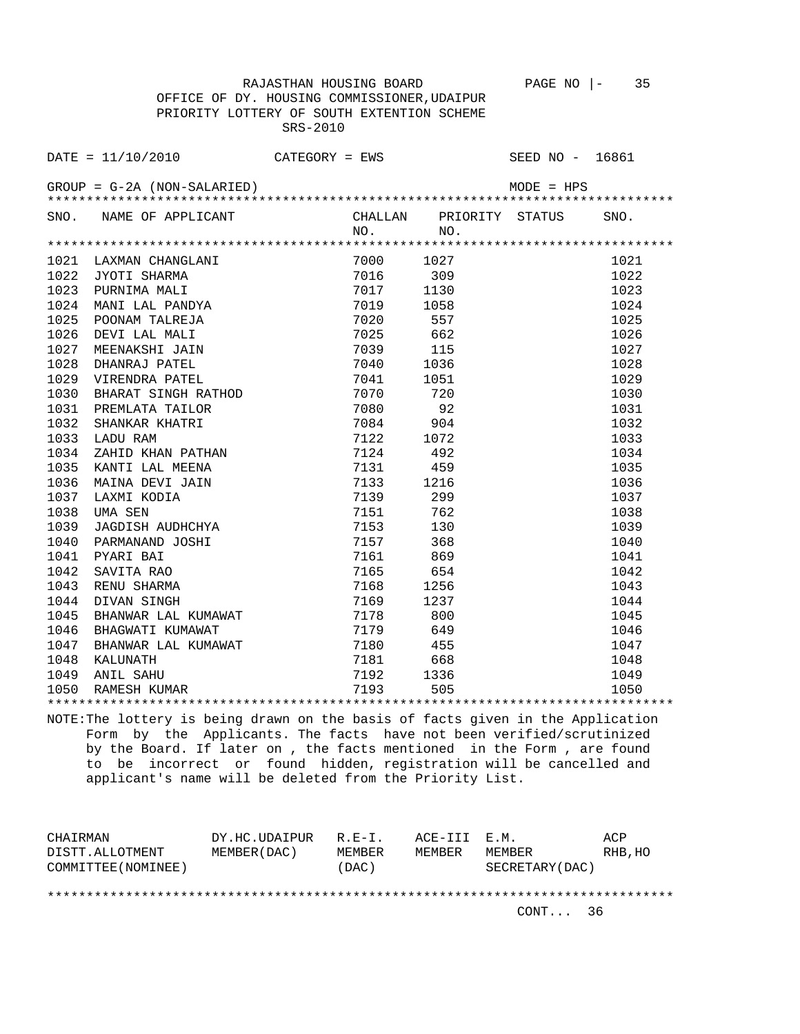RAJASTHAN HOUSING BOARD

OFFICE OF DY. HOUSING COMMISSIONER,UDAIPUR

PRIORITY LOTTERY OF SOUTH EXTENTION SCHEME

SRS-2010

DATE = 11/10/2010 CATEGORY = EWS SEED NO - 16861

GROUP = G-2A (NON-SALARIED) MODE = HPS

| SNO. | NAME OF APPLICANT | CHALLAN NO. | PRIORITY NO. | STATUS | SNO. |
|---|---|---|---|---|---|
| 1021 | LAXMAN CHANGLANI | 7000 | 1027 | | 1021 |
| 1022 | JYOTI SHARMA | 7016 | 309 | | 1022 |
| 1023 | PURNIMA MALI | 7017 | 1130 | | 1023 |
| 1024 | MANI LAL PANDYA | 7019 | 1058 | | 1024 |
| 1025 | POONAM TALREJA | 7020 | 557 | | 1025 |
| 1026 | DEVI LAL MALI | 7025 | 662 | | 1026 |
| 1027 | MEENAKSHI JAIN | 7039 | 115 | | 1027 |
| 1028 | DHANRAJ PATEL | 7040 | 1036 | | 1028 |
| 1029 | VIRENDRA PATEL | 7041 | 1051 | | 1029 |
| 1030 | BHARAT SINGH RATHOD | 7070 | 720 | | 1030 |
| 1031 | PREMLATA TAILOR | 7080 | 92 | | 1031 |
| 1032 | SHANKAR KHATRI | 7084 | 904 | | 1032 |
| 1033 | LADU RAM | 7122 | 1072 | | 1033 |
| 1034 | ZAHID KHAN PATHAN | 7124 | 492 | | 1034 |
| 1035 | KANTI LAL MEENA | 7131 | 459 | | 1035 |
| 1036 | MAINA DEVI JAIN | 7133 | 1216 | | 1036 |
| 1037 | LAXMI KODIA | 7139 | 299 | | 1037 |
| 1038 | UMA SEN | 7151 | 762 | | 1038 |
| 1039 | JAGDISH AUDHCHYA | 7153 | 130 | | 1039 |
| 1040 | PARMANAND JOSHI | 7157 | 368 | | 1040 |
| 1041 | PYARI BAI | 7161 | 869 | | 1041 |
| 1042 | SAVITA RAO | 7165 | 654 | | 1042 |
| 1043 | RENU SHARMA | 7168 | 1256 | | 1043 |
| 1044 | DIVAN SINGH | 7169 | 1237 | | 1044 |
| 1045 | BHANWAR LAL KUMAWAT | 7178 | 800 | | 1045 |
| 1046 | BHAGWATI KUMAWAT | 7179 | 649 | | 1046 |
| 1047 | BHANWAR LAL KUMAWAT | 7180 | 455 | | 1047 |
| 1048 | KALUNATH | 7181 | 668 | | 1048 |
| 1049 | ANIL SAHU | 7192 | 1336 | | 1049 |
| 1050 | RAMESH KUMAR | 7193 | 505 | | 1050 |

NOTE:The lottery is being drawn on the basis of facts given in the Application Form by the Applicants. The facts have not been verified/scrutinized by the Board. If later on , the facts mentioned in the Form , are found to be incorrect or found hidden, registration will be cancelled and applicant's name will be deleted from the Priority List.

| CHAIRMAN DISTT.ALLOTMENT COMMITTEE(NOMINEE) | DY.HC.UDAIPUR MEMBER(DAC) | R.E-I. MEMBER (DAC) | ACE-III MEMBER | E.M. MEMBER SECRETARY(DAC) | ACP RHB,HO |
|---|---|---|---|---|---|

CONT... 36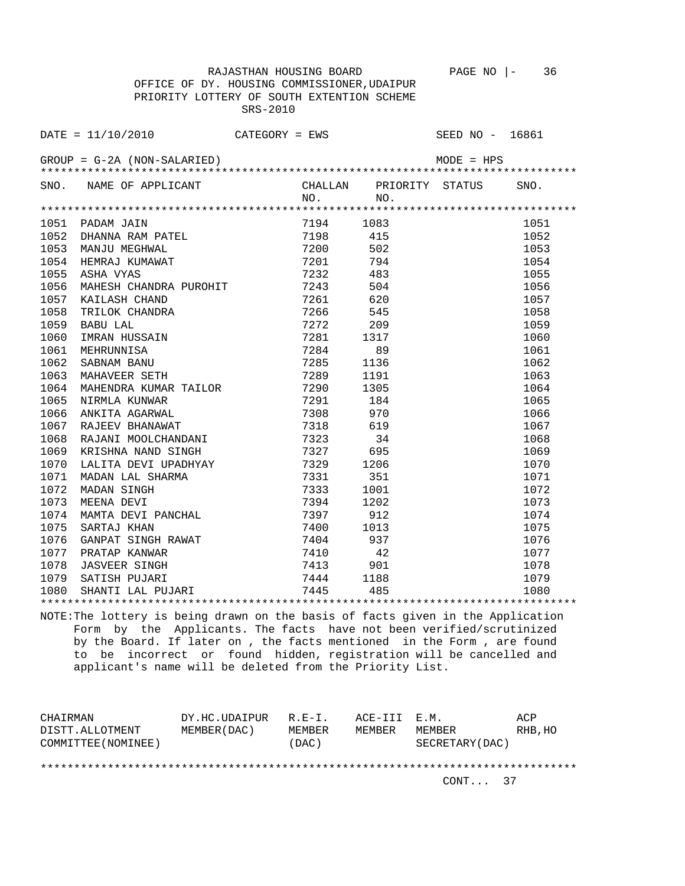RAJASTHAN HOUSING BOARD

OFFICE OF DY. HOUSING COMMISSIONER,UDAIPUR

PRIORITY LOTTERY OF SOUTH EXTENTION SCHEME

SRS-2010

DATE = 11/10/2010 CATEGORY = EWS SEED NO - 16861

GROUP = G-2A (NON-SALARIED) MODE = HPS

| SNO. | NAME OF APPLICANT | CHALLAN NO. | PRIORITY NO. | STATUS | SNO. |
|---|---|---|---|---|---|
| 1051 | PADAM JAIN | 7194 | 1083 | | 1051 |
| 1052 | DHANNA RAM PATEL | 7198 | 415 | | 1052 |
| 1053 | MANJU MEGHWAL | 7200 | 502 | | 1053 |
| 1054 | HEMRAJ KUMAWAT | 7201 | 794 | | 1054 |
| 1055 | ASHA VYAS | 7232 | 483 | | 1055 |
| 1056 | MAHESH CHANDRA PUROHIT | 7243 | 504 | | 1056 |
| 1057 | KAILASH CHAND | 7261 | 620 | | 1057 |
| 1058 | TRILOK CHANDRA | 7266 | 545 | | 1058 |
| 1059 | BABU LAL | 7272 | 209 | | 1059 |
| 1060 | IMRAN HUSSAIN | 7281 | 1317 | | 1060 |
| 1061 | MEHRUNNISA | 7284 | 89 | | 1061 |
| 1062 | SABNAM BANU | 7285 | 1136 | | 1062 |
| 1063 | MAHAVEER SETH | 7289 | 1191 | | 1063 |
| 1064 | MAHENDRA KUMAR TAILOR | 7290 | 1305 | | 1064 |
| 1065 | NIRMLA KUNWAR | 7291 | 184 | | 1065 |
| 1066 | ANKITA AGARWAL | 7308 | 970 | | 1066 |
| 1067 | RAJEEV BHANAWAT | 7318 | 619 | | 1067 |
| 1068 | RAJANI MOOLCHANDANI | 7323 | 34 | | 1068 |
| 1069 | KRISHNA NAND SINGH | 7327 | 695 | | 1069 |
| 1070 | LALITA DEVI UPADHYAY | 7329 | 1206 | | 1070 |
| 1071 | MADAN LAL SHARMA | 7331 | 351 | | 1071 |
| 1072 | MADAN SINGH | 7333 | 1001 | | 1072 |
| 1073 | MEENA DEVI | 7394 | 1202 | | 1073 |
| 1074 | MAMTA DEVI PANCHAL | 7397 | 912 | | 1074 |
| 1075 | SARTAJ KHAN | 7400 | 1013 | | 1075 |
| 1076 | GANPAT SINGH RAWAT | 7404 | 937 | | 1076 |
| 1077 | PRATAP KANWAR | 7410 | 42 | | 1077 |
| 1078 | JASVEER SINGH | 7413 | 901 | | 1078 |
| 1079 | SATISH PUJARI | 7444 | 1188 | | 1079 |
| 1080 | SHANTI LAL PUJARI | 7445 | 485 | | 1080 |

NOTE:The lottery is being drawn on the basis of facts given in the Application Form by the Applicants. The facts have not been verified/scrutinized by the Board. If later on , the facts mentioned in the Form , are found to be incorrect or found hidden, registration will be cancelled and applicant's name will be deleted from the Priority List.

| CHAIRMAN | DY.HC.UDAIPUR | R.E-I. | ACE-III | E.M. | ACP |
|---|---|---|---|---|---|
| DISTT.ALLOTMENT | MEMBER(DAC) | MEMBER | MEMBER | MEMBER | RHB,HO |
| COMMITTEE(NOMINEE) | | (DAC) | | SECRETARY(DAC) | |

CONT... 37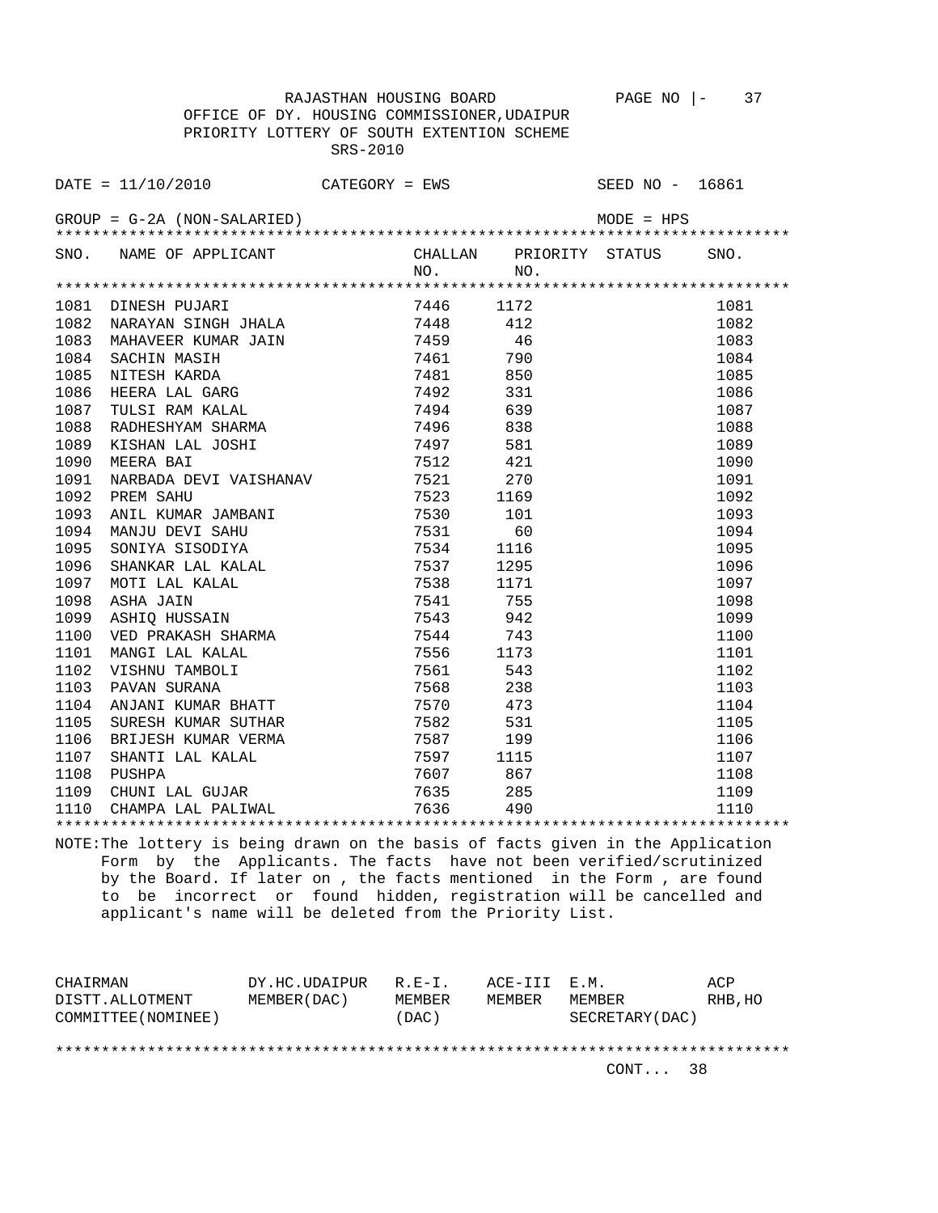RAJASTHAN HOUSING BOARD

OFFICE OF DY. HOUSING COMMISSIONER,UDAIPUR

PRIORITY LOTTERY OF SOUTH EXTENTION SCHEME

SRS-2010

DATE = 11/10/2010 &nbsp;&nbsp;&nbsp; CATEGORY = EWS &nbsp;&nbsp;&nbsp; SEED NO - 16861

GROUP = G-2A (NON-SALARIED) &nbsp;&nbsp;&nbsp; MODE = HPS

| SNO. | NAME OF APPLICANT | CHALLAN NO. | PRIORITY NO. | STATUS | SNO. |
|---|---|---|---|---|---|
| 1081 | DINESH PUJARI | 7446 | 1172 | | 1081 |
| 1082 | NARAYAN SINGH JHALA | 7448 | 412 | | 1082 |
| 1083 | MAHAVEER KUMAR JAIN | 7459 | 46 | | 1083 |
| 1084 | SACHIN MASIH | 7461 | 790 | | 1084 |
| 1085 | NITESH KARDA | 7481 | 850 | | 1085 |
| 1086 | HEERA LAL GARG | 7492 | 331 | | 1086 |
| 1087 | TULSI RAM KALAL | 7494 | 639 | | 1087 |
| 1088 | RADHESHYAM SHARMA | 7496 | 838 | | 1088 |
| 1089 | KISHAN LAL JOSHI | 7497 | 581 | | 1089 |
| 1090 | MEERA BAI | 7512 | 421 | | 1090 |
| 1091 | NARBADA DEVI VAISHANAV | 7521 | 270 | | 1091 |
| 1092 | PREM SAHU | 7523 | 1169 | | 1092 |
| 1093 | ANIL KUMAR JAMBANI | 7530 | 101 | | 1093 |
| 1094 | MANJU DEVI SAHU | 7531 | 60 | | 1094 |
| 1095 | SONIYA SISODIYA | 7534 | 1116 | | 1095 |
| 1096 | SHANKAR LAL KALAL | 7537 | 1295 | | 1096 |
| 1097 | MOTI LAL KALAL | 7538 | 1171 | | 1097 |
| 1098 | ASHA JAIN | 7541 | 755 | | 1098 |
| 1099 | ASHIQ HUSSAIN | 7543 | 942 | | 1099 |
| 1100 | VED PRAKASH SHARMA | 7544 | 743 | | 1100 |
| 1101 | MANGI LAL KALAL | 7556 | 1173 | | 1101 |
| 1102 | VISHNU TAMBOLI | 7561 | 543 | | 1102 |
| 1103 | PAVAN SURANA | 7568 | 238 | | 1103 |
| 1104 | ANJANI KUMAR BHATT | 7570 | 473 | | 1104 |
| 1105 | SURESH KUMAR SUTHAR | 7582 | 531 | | 1105 |
| 1106 | BRIJESH KUMAR VERMA | 7587 | 199 | | 1106 |
| 1107 | SHANTI LAL KALAL | 7597 | 1115 | | 1107 |
| 1108 | PUSHPA | 7607 | 867 | | 1108 |
| 1109 | CHUNI LAL GUJAR | 7635 | 285 | | 1109 |
| 1110 | CHAMPA LAL PALIWAL | 7636 | 490 | | 1110 |

NOTE:The lottery is being drawn on the basis of facts given in the Application Form by the Applicants. The facts have not been verified/scrutinized by the Board. If later on , the facts mentioned in the Form , are found to be incorrect or found hidden, registration will be cancelled and applicant's name will be deleted from the Priority List.

| CHAIRMAN DISTT.ALLOTMENT COMMITTEE(NOMINEE) | DY.HC.UDAIPUR MEMBER(DAC) | R.E-I. MEMBER (DAC) | ACE-III MEMBER | E.M. MEMBER SECRETARY(DAC) | ACP RHB,HO |
|---|---|---|---|---|---|

CONT... 38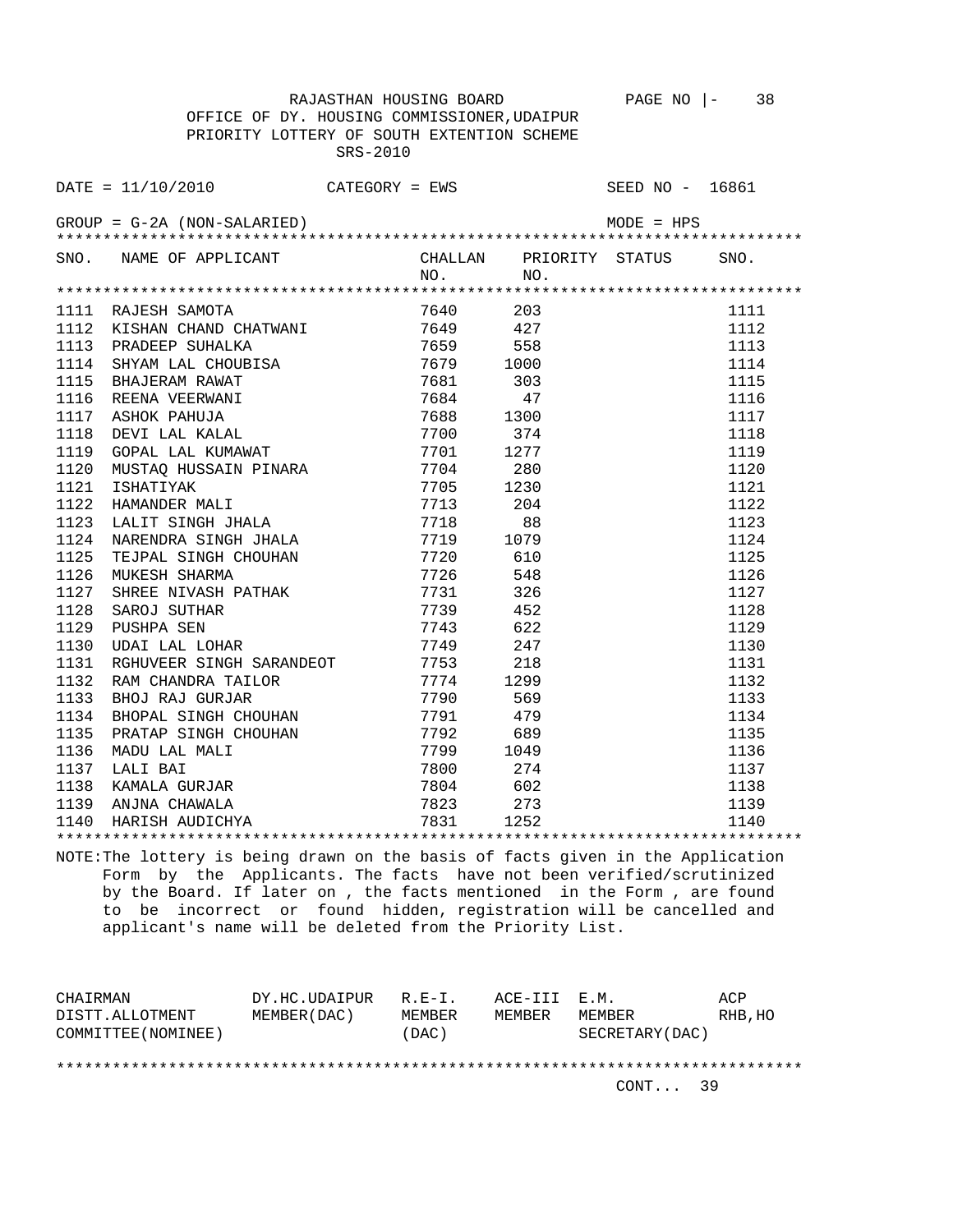RAJASTHAN HOUSING BOARD

OFFICE OF DY. HOUSING COMMISSIONER,UDAIPUR

PRIORITY LOTTERY OF SOUTH EXTENTION SCHEME

SRS-2010

DATE = 11/10/2010 CATEGORY = EWS SEED NO - 16861

GROUP = G-2A (NON-SALARIED) MODE = HPS

| SNO. | NAME OF APPLICANT | CHALLAN NO. | PRIORITY NO. | STATUS | SNO. |
|---|---|---|---|---|---|
| 1111 | RAJESH SAMOTA | 7640 | 203 | | 1111 |
| 1112 | KISHAN CHAND CHATWANI | 7649 | 427 | | 1112 |
| 1113 | PRADEEP SUHALKA | 7659 | 558 | | 1113 |
| 1114 | SHYAM LAL CHOUBISA | 7679 | 1000 | | 1114 |
| 1115 | BHAJERAM RAWAT | 7681 | 303 | | 1115 |
| 1116 | REENA VEERWANI | 7684 | 47 | | 1116 |
| 1117 | ASHOK PAHUJA | 7688 | 1300 | | 1117 |
| 1118 | DEVI LAL KALAL | 7700 | 374 | | 1118 |
| 1119 | GOPAL LAL KUMAWAT | 7701 | 1277 | | 1119 |
| 1120 | MUSTAQ HUSSAIN PINARA | 7704 | 280 | | 1120 |
| 1121 | ISHATIYAK | 7705 | 1230 | | 1121 |
| 1122 | HAMANDER MALI | 7713 | 204 | | 1122 |
| 1123 | LALIT SINGH JHALA | 7718 | 88 | | 1123 |
| 1124 | NARENDRA SINGH JHALA | 7719 | 1079 | | 1124 |
| 1125 | TEJPAL SINGH CHOUHAN | 7720 | 610 | | 1125 |
| 1126 | MUKESH SHARMA | 7726 | 548 | | 1126 |
| 1127 | SHREE NIVASH PATHAK | 7731 | 326 | | 1127 |
| 1128 | SAROJ SUTHAR | 7739 | 452 | | 1128 |
| 1129 | PUSHPA SEN | 7743 | 622 | | 1129 |
| 1130 | UDAI LAL LOHAR | 7749 | 247 | | 1130 |
| 1131 | RGHUVEER SINGH SARANDEOT | 7753 | 218 | | 1131 |
| 1132 | RAM CHANDRA TAILOR | 7774 | 1299 | | 1132 |
| 1133 | BHOJ RAJ GURJAR | 7790 | 569 | | 1133 |
| 1134 | BHOPAL SINGH CHOUHAN | 7791 | 479 | | 1134 |
| 1135 | PRATAP SINGH CHOUHAN | 7792 | 689 | | 1135 |
| 1136 | MADU LAL MALI | 7799 | 1049 | | 1136 |
| 1137 | LALI BAI | 7800 | 274 | | 1137 |
| 1138 | KAMALA GURJAR | 7804 | 602 | | 1138 |
| 1139 | ANJNA CHAWALA | 7823 | 273 | | 1139 |
| 1140 | HARISH AUDICHYA | 7831 | 1252 | | 1140 |

NOTE:The lottery is being drawn on the basis of facts given in the Application Form by the Applicants. The facts have not been verified/scrutinized by the Board. If later on , the facts mentioned in the Form , are found to be incorrect or found hidden, registration will be cancelled and applicant's name will be deleted from the Priority List.

| CHAIRMAN DISTT.ALLOTMENT COMMITTEE(NOMINEE) | DY.HC.UDAIPUR MEMBER(DAC) | R.E-I. MEMBER (DAC) | ACE-III MEMBER | E.M. MEMBER SECRETARY(DAC) | ACP RHB,HO |
|---|---|---|---|---|---|

CONT... 39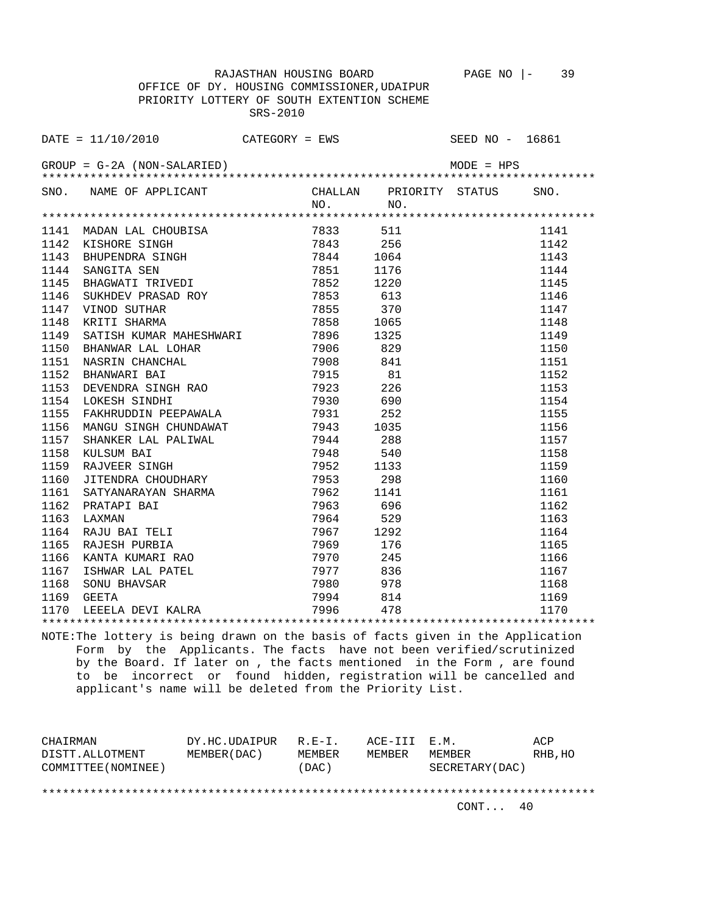RAJASTHAN HOUSING BOARD

OFFICE OF DY. HOUSING COMMISSIONER,UDAIPUR

PRIORITY LOTTERY OF SOUTH EXTENTION SCHEME

SRS-2010

DATE = 11/10/2010 CATEGORY = EWS SEED NO - 16861

GROUP = G-2A (NON-SALARIED) MODE = HPS

| SNO. | NAME OF APPLICANT | CHALLAN NO. | PRIORITY NO. | STATUS | SNO. |
|---|---|---|---|---|---|
| 1141 | MADAN LAL CHOUBISA | 7833 | 511 | | 1141 |
| 1142 | KISHORE SINGH | 7843 | 256 | | 1142 |
| 1143 | BHUPENDRA SINGH | 7844 | 1064 | | 1143 |
| 1144 | SANGITA SEN | 7851 | 1176 | | 1144 |
| 1145 | BHAGWATI TRIVEDI | 7852 | 1220 | | 1145 |
| 1146 | SUKHDEV PRASAD ROY | 7853 | 613 | | 1146 |
| 1147 | VINOD SUTHAR | 7855 | 370 | | 1147 |
| 1148 | KRITI SHARMA | 7858 | 1065 | | 1148 |
| 1149 | SATISH KUMAR MAHESHWARI | 7896 | 1325 | | 1149 |
| 1150 | BHANWAR LAL LOHAR | 7906 | 829 | | 1150 |
| 1151 | NASRIN CHANCHAL | 7908 | 841 | | 1151 |
| 1152 | BHANWARI BAI | 7915 | 81 | | 1152 |
| 1153 | DEVENDRA SINGH RAO | 7923 | 226 | | 1153 |
| 1154 | LOKESH SINDHI | 7930 | 690 | | 1154 |
| 1155 | FAKHRUDDIN PEEPAWALA | 7931 | 252 | | 1155 |
| 1156 | MANGU SINGH CHUNDAWAT | 7943 | 1035 | | 1156 |
| 1157 | SHANKER LAL PALIWAL | 7944 | 288 | | 1157 |
| 1158 | KULSUM BAI | 7948 | 540 | | 1158 |
| 1159 | RAJVEER SINGH | 7952 | 1133 | | 1159 |
| 1160 | JITENDRA CHOUDHARY | 7953 | 298 | | 1160 |
| 1161 | SATYANARAYAN SHARMA | 7962 | 1141 | | 1161 |
| 1162 | PRATAPI BAI | 7963 | 696 | | 1162 |
| 1163 | LAXMAN | 7964 | 529 | | 1163 |
| 1164 | RAJU BAI TELI | 7967 | 1292 | | 1164 |
| 1165 | RAJESH PURBIA | 7969 | 176 | | 1165 |
| 1166 | KANTA KUMARI RAO | 7970 | 245 | | 1166 |
| 1167 | ISHWAR LAL PATEL | 7977 | 836 | | 1167 |
| 1168 | SONU BHAVSAR | 7980 | 978 | | 1168 |
| 1169 | GEETA | 7994 | 814 | | 1169 |
| 1170 | LEEELA DEVI KALRA | 7996 | 478 | | 1170 |

NOTE:The lottery is being drawn on the basis of facts given in the Application Form by the Applicants. The facts have not been verified/scrutinized by the Board. If later on , the facts mentioned in the Form , are found to be incorrect or found hidden, registration will be cancelled and applicant's name will be deleted from the Priority List.

| CHAIRMAN DISTT.ALLOTMENT COMMITTEE(NOMINEE) | DY.HC.UDAIPUR MEMBER(DAC) | R.E-I. MEMBER (DAC) | ACE-III MEMBER | E.M. MEMBER SECRETARY(DAC) | ACP RHB,HO |
|---|---|---|---|---|---|

CONT... 40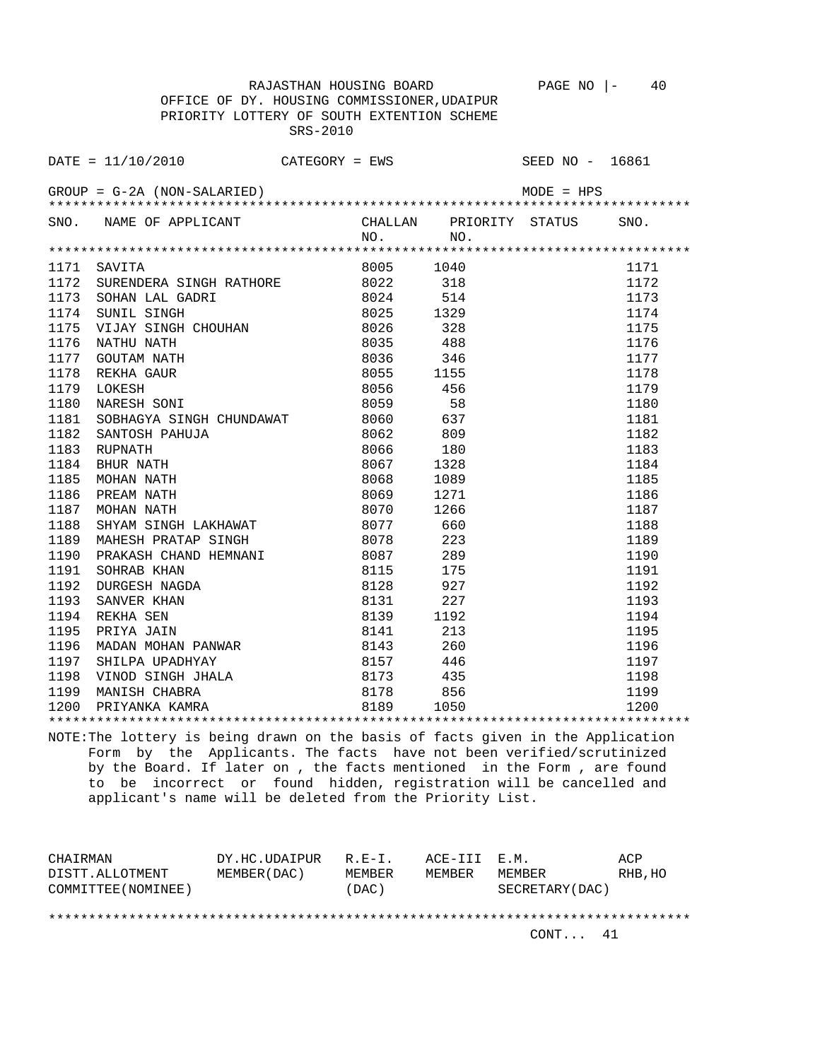RAJASTHAN HOUSING BOARD

OFFICE OF DY. HOUSING COMMISSIONER,UDAIPUR

PRIORITY LOTTERY OF SOUTH EXTENTION SCHEME

SRS-2010

DATE = 11/10/2010 CATEGORY = EWS SEED NO - 16861

GROUP = G-2A (NON-SALARIED) MODE = HPS

| SNO. | NAME OF APPLICANT | CHALLAN NO. | PRIORITY NO. | STATUS | SNO. |
|---|---|---|---|---|---|
| 1171 | SAVITA | 8005 | 1040 | | 1171 |
| 1172 | SURENDERA SINGH RATHORE | 8022 | 318 | | 1172 |
| 1173 | SOHAN LAL GADRI | 8024 | 514 | | 1173 |
| 1174 | SUNIL SINGH | 8025 | 1329 | | 1174 |
| 1175 | VIJAY SINGH CHOUHAN | 8026 | 328 | | 1175 |
| 1176 | NATHU NATH | 8035 | 488 | | 1176 |
| 1177 | GOUTAM NATH | 8036 | 346 | | 1177 |
| 1178 | REKHA GAUR | 8055 | 1155 | | 1178 |
| 1179 | LOKESH | 8056 | 456 | | 1179 |
| 1180 | NARESH SONI | 8059 | 58 | | 1180 |
| 1181 | SOBHAGYA SINGH CHUNDAWAT | 8060 | 637 | | 1181 |
| 1182 | SANTOSH PAHUJA | 8062 | 809 | | 1182 |
| 1183 | RUPNATH | 8066 | 180 | | 1183 |
| 1184 | BHUR NATH | 8067 | 1328 | | 1184 |
| 1185 | MOHAN NATH | 8068 | 1089 | | 1185 |
| 1186 | PREAM NATH | 8069 | 1271 | | 1186 |
| 1187 | MOHAN NATH | 8070 | 1266 | | 1187 |
| 1188 | SHYAM SINGH LAKHAWAT | 8077 | 660 | | 1188 |
| 1189 | MAHESH PRATAP SINGH | 8078 | 223 | | 1189 |
| 1190 | PRAKASH CHAND HEMNANI | 8087 | 289 | | 1190 |
| 1191 | SOHRAB KHAN | 8115 | 175 | | 1191 |
| 1192 | DURGESH NAGDA | 8128 | 927 | | 1192 |
| 1193 | SANVER KHAN | 8131 | 227 | | 1193 |
| 1194 | REKHA SEN | 8139 | 1192 | | 1194 |
| 1195 | PRIYA JAIN | 8141 | 213 | | 1195 |
| 1196 | MADAN MOHAN PANWAR | 8143 | 260 | | 1196 |
| 1197 | SHILPA UPADHYAY | 8157 | 446 | | 1197 |
| 1198 | VINOD SINGH JHALA | 8173 | 435 | | 1198 |
| 1199 | MANISH CHABRA | 8178 | 856 | | 1199 |
| 1200 | PRIYANKA KAMRA | 8189 | 1050 | | 1200 |

NOTE:The lottery is being drawn on the basis of facts given in the Application Form by the Applicants. The facts have not been verified/scrutinized by the Board. If later on , the facts mentioned in the Form , are found to be incorrect or found hidden, registration will be cancelled and applicant's name will be deleted from the Priority List.

| CHAIRMAN DISTT.ALLOTMENT COMMITTEE(NOMINEE) | DY.HC.UDAIPUR MEMBER(DAC) | R.E-I. MEMBER (DAC) | ACE-III MEMBER | E.M. MEMBER SECRETARY(DAC) | ACP RHB,HO |
|---|---|---|---|---|---|

CONT... 41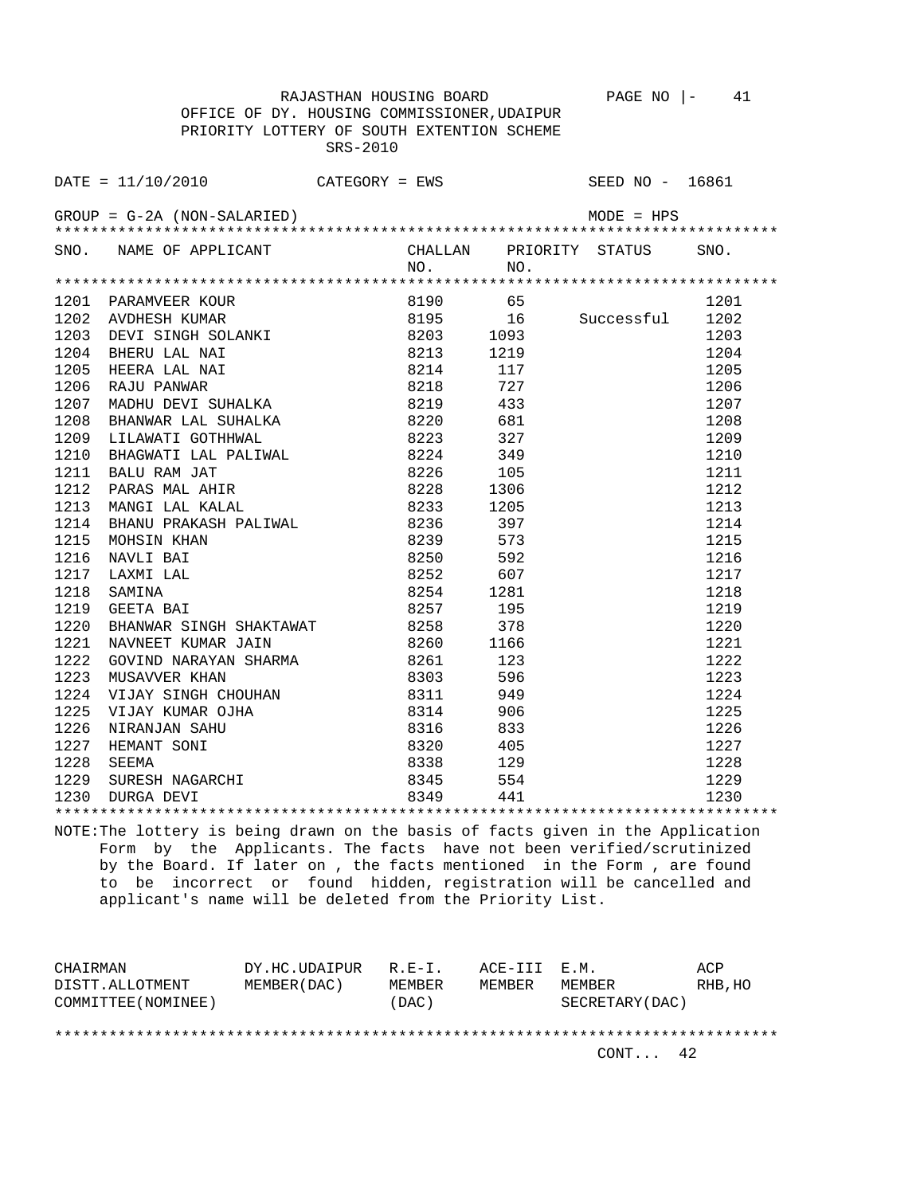RAJASTHAN HOUSING BOARD

OFFICE OF DY. HOUSING COMMISSIONER,UDAIPUR

PRIORITY LOTTERY OF SOUTH EXTENTION SCHEME

SRS-2010

DATE = 11/10/2010 CATEGORY = EWS SEED NO - 16861

GROUP = G-2A (NON-SALARIED) MODE = HPS

| SNO. | NAME OF APPLICANT | CHALLAN NO. | PRIORITY NO. | STATUS | SNO. |
|---|---|---|---|---|---|
| 1201 | PARAMVEER KOUR | 8190 | 65 | | 1201 |
| 1202 | AVDHESH KUMAR | 8195 | 16 | Successful | 1202 |
| 1203 | DEVI SINGH SOLANKI | 8203 | 1093 | | 1203 |
| 1204 | BHERU LAL NAI | 8213 | 1219 | | 1204 |
| 1205 | HEERA LAL NAI | 8214 | 117 | | 1205 |
| 1206 | RAJU PANWAR | 8218 | 727 | | 1206 |
| 1207 | MADHU DEVI SUHALKA | 8219 | 433 | | 1207 |
| 1208 | BHANWAR LAL SUHALKA | 8220 | 681 | | 1208 |
| 1209 | LILAWATI GOTHHWAL | 8223 | 327 | | 1209 |
| 1210 | BHAGWATI LAL PALIWAL | 8224 | 349 | | 1210 |
| 1211 | BALU RAM JAT | 8226 | 105 | | 1211 |
| 1212 | PARAS MAL AHIR | 8228 | 1306 | | 1212 |
| 1213 | MANGI LAL KALAL | 8233 | 1205 | | 1213 |
| 1214 | BHANU PRAKASH PALIWAL | 8236 | 397 | | 1214 |
| 1215 | MOHSIN KHAN | 8239 | 573 | | 1215 |
| 1216 | NAVLI BAI | 8250 | 592 | | 1216 |
| 1217 | LAXMI LAL | 8252 | 607 | | 1217 |
| 1218 | SAMINA | 8254 | 1281 | | 1218 |
| 1219 | GEETA BAI | 8257 | 195 | | 1219 |
| 1220 | BHANWAR SINGH SHAKTAWAT | 8258 | 378 | | 1220 |
| 1221 | NAVNEET KUMAR JAIN | 8260 | 1166 | | 1221 |
| 1222 | GOVIND NARAYAN SHARMA | 8261 | 123 | | 1222 |
| 1223 | MUSAVVER KHAN | 8303 | 596 | | 1223 |
| 1224 | VIJAY SINGH CHOUHAN | 8311 | 949 | | 1224 |
| 1225 | VIJAY KUMAR OJHA | 8314 | 906 | | 1225 |
| 1226 | NIRANJAN SAHU | 8316 | 833 | | 1226 |
| 1227 | HEMANT SONI | 8320 | 405 | | 1227 |
| 1228 | SEEMA | 8338 | 129 | | 1228 |
| 1229 | SURESH NAGARCHI | 8345 | 554 | | 1229 |
| 1230 | DURGA DEVI | 8349 | 441 | | 1230 |

NOTE:The lottery is being drawn on the basis of facts given in the Application Form by the Applicants. The facts have not been verified/scrutinized by the Board. If later on , the facts mentioned in the Form , are found to be incorrect or found hidden, registration will be cancelled and applicant's name will be deleted from the Priority List.

| CHAIRMAN DISTT.ALLOTMENT COMMITTEE(NOMINEE) | DY.HC.UDAIPUR MEMBER(DAC) | R.E-I. MEMBER (DAC) | ACE-III MEMBER | E.M. MEMBER SECRETARY(DAC) | ACP RHB,HO |
|---|---|---|---|---|---|

CONT... 42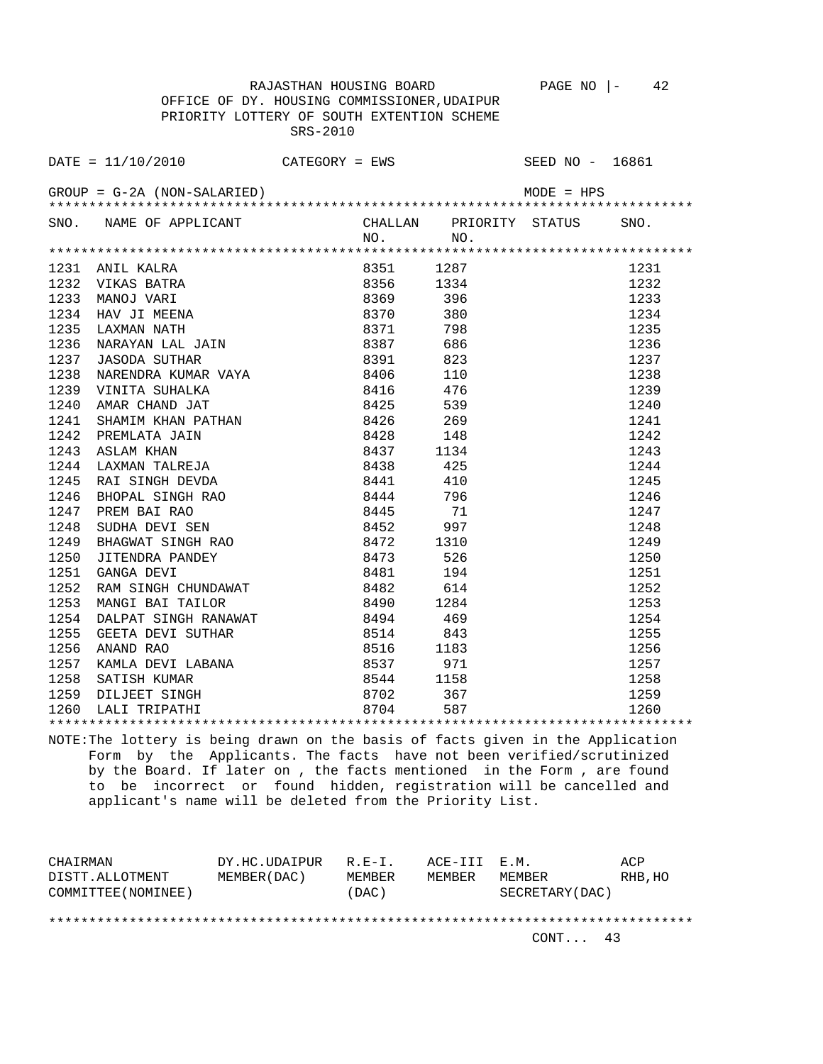RAJASTHAN HOUSING BOARD

OFFICE OF DY. HOUSING COMMISSIONER,UDAIPUR

PRIORITY LOTTERY OF SOUTH EXTENTION SCHEME

SRS-2010

DATE = 11/10/2010 CATEGORY = EWS SEED NO - 16861

GROUP = G-2A (NON-SALARIED) MODE = HPS

| SNO. | NAME OF APPLICANT | CHALLAN NO. | PRIORITY NO. | STATUS | SNO. |
|---|---|---|---|---|---|
| 1231 | ANIL KALRA | 8351 | 1287 | | 1231 |
| 1232 | VIKAS BATRA | 8356 | 1334 | | 1232 |
| 1233 | MANOJ VARI | 8369 | 396 | | 1233 |
| 1234 | HAV JI MEENA | 8370 | 380 | | 1234 |
| 1235 | LAXMAN NATH | 8371 | 798 | | 1235 |
| 1236 | NARAYAN LAL JAIN | 8387 | 686 | | 1236 |
| 1237 | JASODA SUTHAR | 8391 | 823 | | 1237 |
| 1238 | NARENDRA KUMAR VAYA | 8406 | 110 | | 1238 |
| 1239 | VINITA SUHALKA | 8416 | 476 | | 1239 |
| 1240 | AMAR CHAND JAT | 8425 | 539 | | 1240 |
| 1241 | SHAMIM KHAN PATHAN | 8426 | 269 | | 1241 |
| 1242 | PREMLATA JAIN | 8428 | 148 | | 1242 |
| 1243 | ASLAM KHAN | 8437 | 1134 | | 1243 |
| 1244 | LAXMAN TALREJA | 8438 | 425 | | 1244 |
| 1245 | RAI SINGH DEVDA | 8441 | 410 | | 1245 |
| 1246 | BHOPAL SINGH RAO | 8444 | 796 | | 1246 |
| 1247 | PREM BAI RAO | 8445 | 71 | | 1247 |
| 1248 | SUDHA DEVI SEN | 8452 | 997 | | 1248 |
| 1249 | BHAGWAT SINGH RAO | 8472 | 1310 | | 1249 |
| 1250 | JITENDRA PANDEY | 8473 | 526 | | 1250 |
| 1251 | GANGA DEVI | 8481 | 194 | | 1251 |
| 1252 | RAM SINGH CHUNDAWAT | 8482 | 614 | | 1252 |
| 1253 | MANGI BAI TAILOR | 8490 | 1284 | | 1253 |
| 1254 | DALPAT SINGH RANAWAT | 8494 | 469 | | 1254 |
| 1255 | GEETA DEVI SUTHAR | 8514 | 843 | | 1255 |
| 1256 | ANAND RAO | 8516 | 1183 | | 1256 |
| 1257 | KAMLA DEVI LABANA | 8537 | 971 | | 1257 |
| 1258 | SATISH KUMAR | 8544 | 1158 | | 1258 |
| 1259 | DILJEET SINGH | 8702 | 367 | | 1259 |
| 1260 | LALI TRIPATHI | 8704 | 587 | | 1260 |

NOTE:The lottery is being drawn on the basis of facts given in the Application Form by the Applicants. The facts have not been verified/scrutinized by the Board. If later on , the facts mentioned in the Form , are found to be incorrect or found hidden, registration will be cancelled and applicant's name will be deleted from the Priority List.

| CHAIRMAN DISTT.ALLOTMENT COMMITTEE(NOMINEE) | DY.HC.UDAIPUR MEMBER(DAC) | R.E-I. MEMBER (DAC) | ACE-III MEMBER | E.M. MEMBER SECRETARY(DAC) | ACP RHB,HO |
|---|---|---|---|---|---|

CONT... 43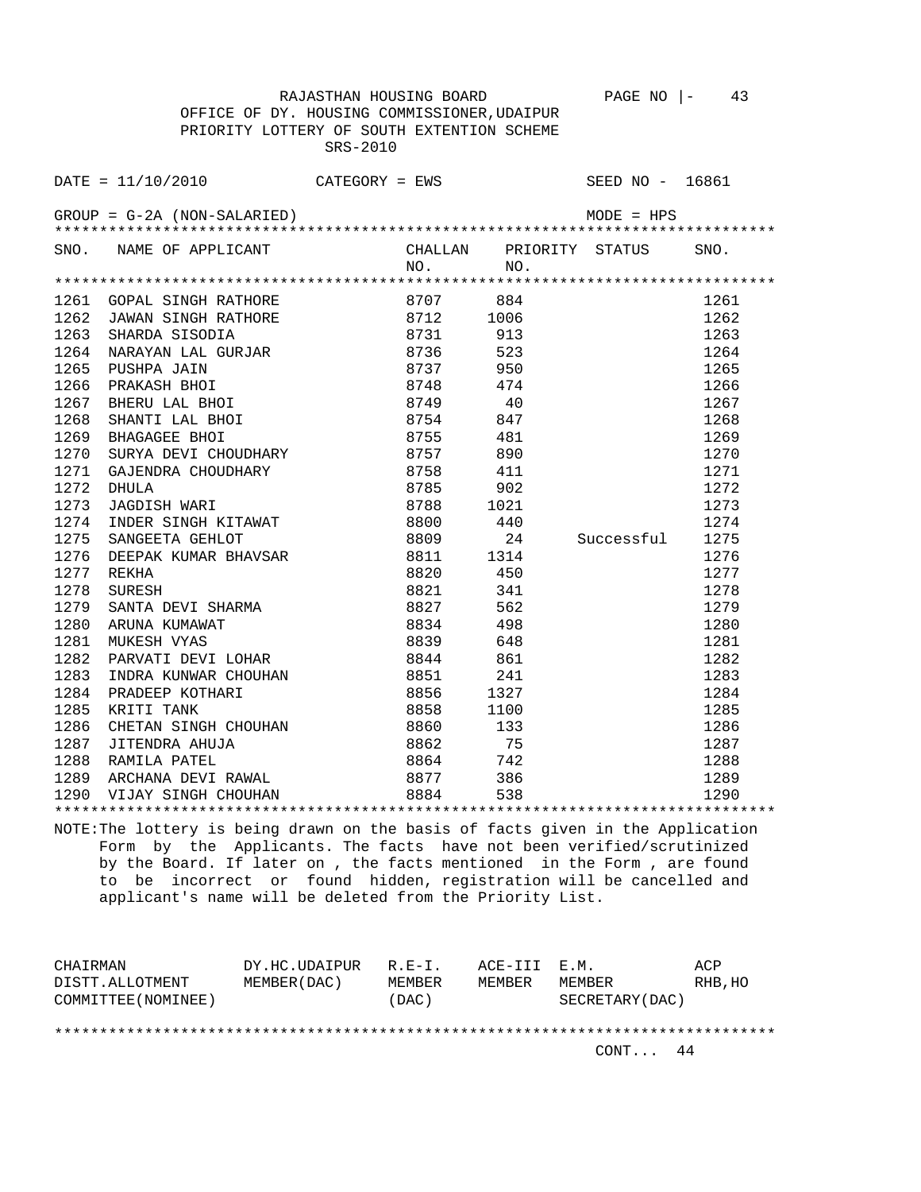RAJASTHAN HOUSING BOARD PAGE NO |- 43
OFFICE OF DY. HOUSING COMMISSIONER,UDAIPUR
PRIORITY LOTTERY OF SOUTH EXTENTION SCHEME
SRS-2010

DATE = 11/10/2010 CATEGORY = EWS SEED NO - 16861

GROUP = G-2A (NON-SALARIED) MODE = HPS

| SNO. | NAME OF APPLICANT | CHALLAN NO. | PRIORITY NO. | STATUS | SNO. |
|---|---|---|---|---|---|
| 1261 | GOPAL SINGH RATHORE | 8707 | 884 | | 1261 |
| 1262 | JAWAN SINGH RATHORE | 8712 | 1006 | | 1262 |
| 1263 | SHARDA SISODIA | 8731 | 913 | | 1263 |
| 1264 | NARAYAN LAL GURJAR | 8736 | 523 | | 1264 |
| 1265 | PUSHPA JAIN | 8737 | 950 | | 1265 |
| 1266 | PRAKASH BHOI | 8748 | 474 | | 1266 |
| 1267 | BHERU LAL BHOI | 8749 | 40 | | 1267 |
| 1268 | SHANTI LAL BHOI | 8754 | 847 | | 1268 |
| 1269 | BHAGAGEE BHOI | 8755 | 481 | | 1269 |
| 1270 | SURYA DEVI CHOUDHARY | 8757 | 890 | | 1270 |
| 1271 | GAJENDRA CHOUDHARY | 8758 | 411 | | 1271 |
| 1272 | DHULA | 8785 | 902 | | 1272 |
| 1273 | JAGDISH WARI | 8788 | 1021 | | 1273 |
| 1274 | INDER SINGH KITAWAT | 8800 | 440 | | 1274 |
| 1275 | SANGEETA GEHLOT | 8809 | 24 | Successful | 1275 |
| 1276 | DEEPAK KUMAR BHAVSAR | 8811 | 1314 | | 1276 |
| 1277 | REKHA | 8820 | 450 | | 1277 |
| 1278 | SURESH | 8821 | 341 | | 1278 |
| 1279 | SANTA DEVI SHARMA | 8827 | 562 | | 1279 |
| 1280 | ARUNA KUMAWAT | 8834 | 498 | | 1280 |
| 1281 | MUKESH VYAS | 8839 | 648 | | 1281 |
| 1282 | PARVATI DEVI LOHAR | 8844 | 861 | | 1282 |
| 1283 | INDRA KUNWAR CHOUHAN | 8851 | 241 | | 1283 |
| 1284 | PRADEEP KOTHARI | 8856 | 1327 | | 1284 |
| 1285 | KRITI TANK | 8858 | 1100 | | 1285 |
| 1286 | CHETAN SINGH CHOUHAN | 8860 | 133 | | 1286 |
| 1287 | JITENDRA AHUJA | 8862 | 75 | | 1287 |
| 1288 | RAMILA PATEL | 8864 | 742 | | 1288 |
| 1289 | ARCHANA DEVI RAWAL | 8877 | 386 | | 1289 |
| 1290 | VIJAY SINGH CHOUHAN | 8884 | 538 | | 1290 |

NOTE:The lottery is being drawn on the basis of facts given in the Application Form by the Applicants. The facts have not been verified/scrutinized by the Board. If later on , the facts mentioned in the Form , are found to be incorrect or found hidden, registration will be cancelled and applicant's name will be deleted from the Priority List.

| CHAIRMAN DISTT.ALLOTMENT COMMITTEE(NOMINEE) | DY.HC.UDAIPUR MEMBER(DAC) | R.E-I. MEMBER (DAC) | ACE-III MEMBER | E.M. MEMBER SECRETARY(DAC) | ACP RHB,HO |
|---|---|---|---|---|---|

CONT... 44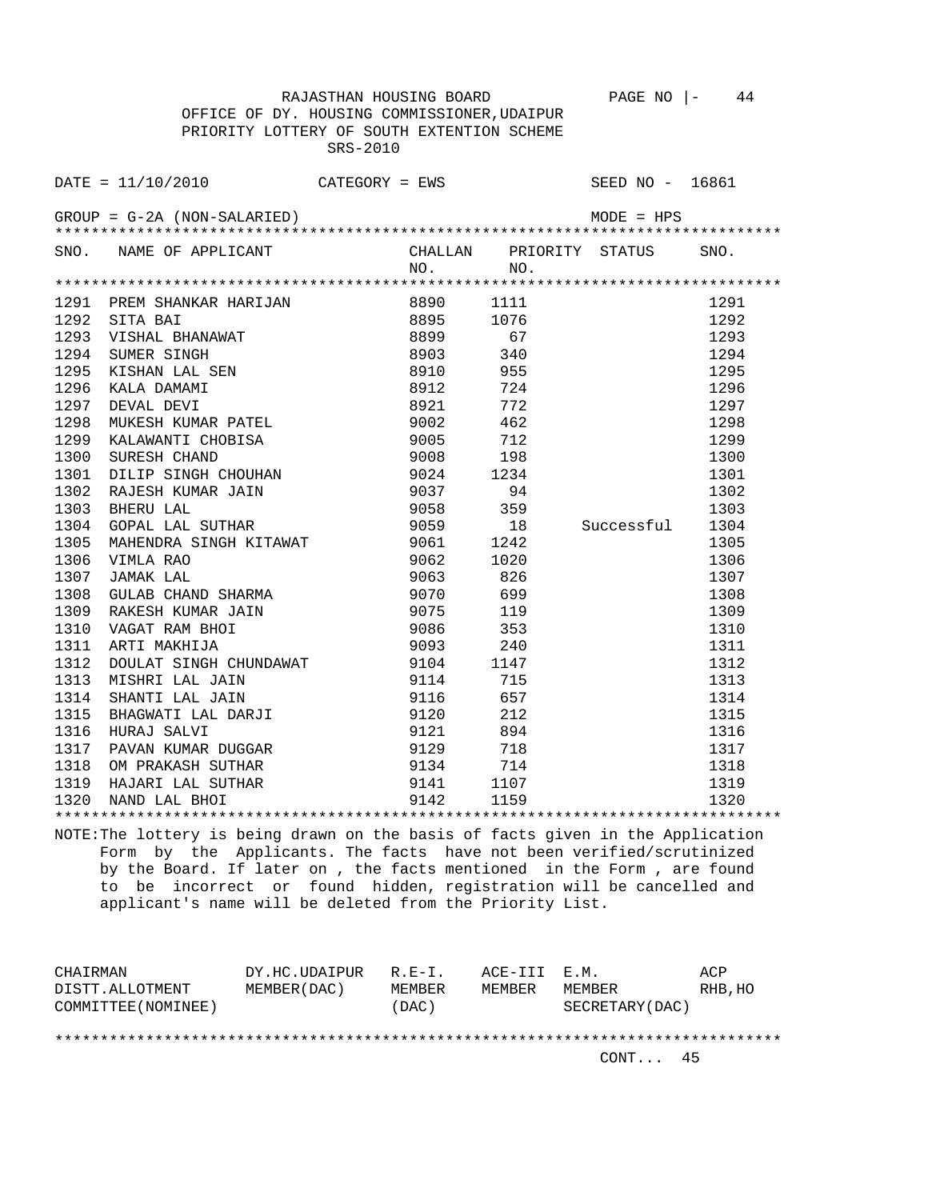RAJASTHAN HOUSING BOARD PAGE NO |- 44

OFFICE OF DY. HOUSING COMMISSIONER,UDAIPUR

PRIORITY LOTTERY OF SOUTH EXTENTION SCHEME

SRS-2010

DATE = 11/10/2010 CATEGORY = EWS SEED NO - 16861

GROUP = G-2A (NON-SALARIED) MODE = HPS

| SNO. | NAME OF APPLICANT | CHALLAN NO. | PRIORITY NO. | STATUS | SNO. |
|---|---|---|---|---|---|
| 1291 | PREM SHANKAR HARIJAN | 8890 | 1111 | | 1291 |
| 1292 | SITA BAI | 8895 | 1076 | | 1292 |
| 1293 | VISHAL BHANAWAT | 8899 | 67 | | 1293 |
| 1294 | SUMER SINGH | 8903 | 340 | | 1294 |
| 1295 | KISHAN LAL SEN | 8910 | 955 | | 1295 |
| 1296 | KALA DAMAMI | 8912 | 724 | | 1296 |
| 1297 | DEVAL DEVI | 8921 | 772 | | 1297 |
| 1298 | MUKESH KUMAR PATEL | 9002 | 462 | | 1298 |
| 1299 | KALAWANTI CHOBISA | 9005 | 712 | | 1299 |
| 1300 | SURESH CHAND | 9008 | 198 | | 1300 |
| 1301 | DILIP SINGH CHOUHAN | 9024 | 1234 | | 1301 |
| 1302 | RAJESH KUMAR JAIN | 9037 | 94 | | 1302 |
| 1303 | BHERU LAL | 9058 | 359 | | 1303 |
| 1304 | GOPAL LAL SUTHAR | 9059 | 18 | Successful | 1304 |
| 1305 | MAHENDRA SINGH KITAWAT | 9061 | 1242 | | 1305 |
| 1306 | VIMLA RAO | 9062 | 1020 | | 1306 |
| 1307 | JAMAK LAL | 9063 | 826 | | 1307 |
| 1308 | GULAB CHAND SHARMA | 9070 | 699 | | 1308 |
| 1309 | RAKESH KUMAR JAIN | 9075 | 119 | | 1309 |
| 1310 | VAGAT RAM BHOI | 9086 | 353 | | 1310 |
| 1311 | ARTI MAKHIJA | 9093 | 240 | | 1311 |
| 1312 | DOULAT SINGH CHUNDAWAT | 9104 | 1147 | | 1312 |
| 1313 | MISHRI LAL JAIN | 9114 | 715 | | 1313 |
| 1314 | SHANTI LAL JAIN | 9116 | 657 | | 1314 |
| 1315 | BHAGWATI LAL DARJI | 9120 | 212 | | 1315 |
| 1316 | HURAJ SALVI | 9121 | 894 | | 1316 |
| 1317 | PAVAN KUMAR DUGGAR | 9129 | 718 | | 1317 |
| 1318 | OM PRAKASH SUTHAR | 9134 | 714 | | 1318 |
| 1319 | HAJARI LAL SUTHAR | 9141 | 1107 | | 1319 |
| 1320 | NAND LAL BHOI | 9142 | 1159 | | 1320 |

NOTE:The lottery is being drawn on the basis of facts given in the Application Form by the Applicants. The facts have not been verified/scrutinized by the Board. If later on , the facts mentioned in the Form , are found to be incorrect or found hidden, registration will be cancelled and applicant's name will be deleted from the Priority List.

| CHAIRMAN DISTT.ALLOTMENT COMMITTEE(NOMINEE) | DY.HC.UDAIPUR MEMBER(DAC) | R.E-I. MEMBER (DAC) | ACE-III MEMBER | E.M. MEMBER SECRETARY(DAC) | ACP RHB,HO |
|---|---|---|---|---|---|

CONT... 45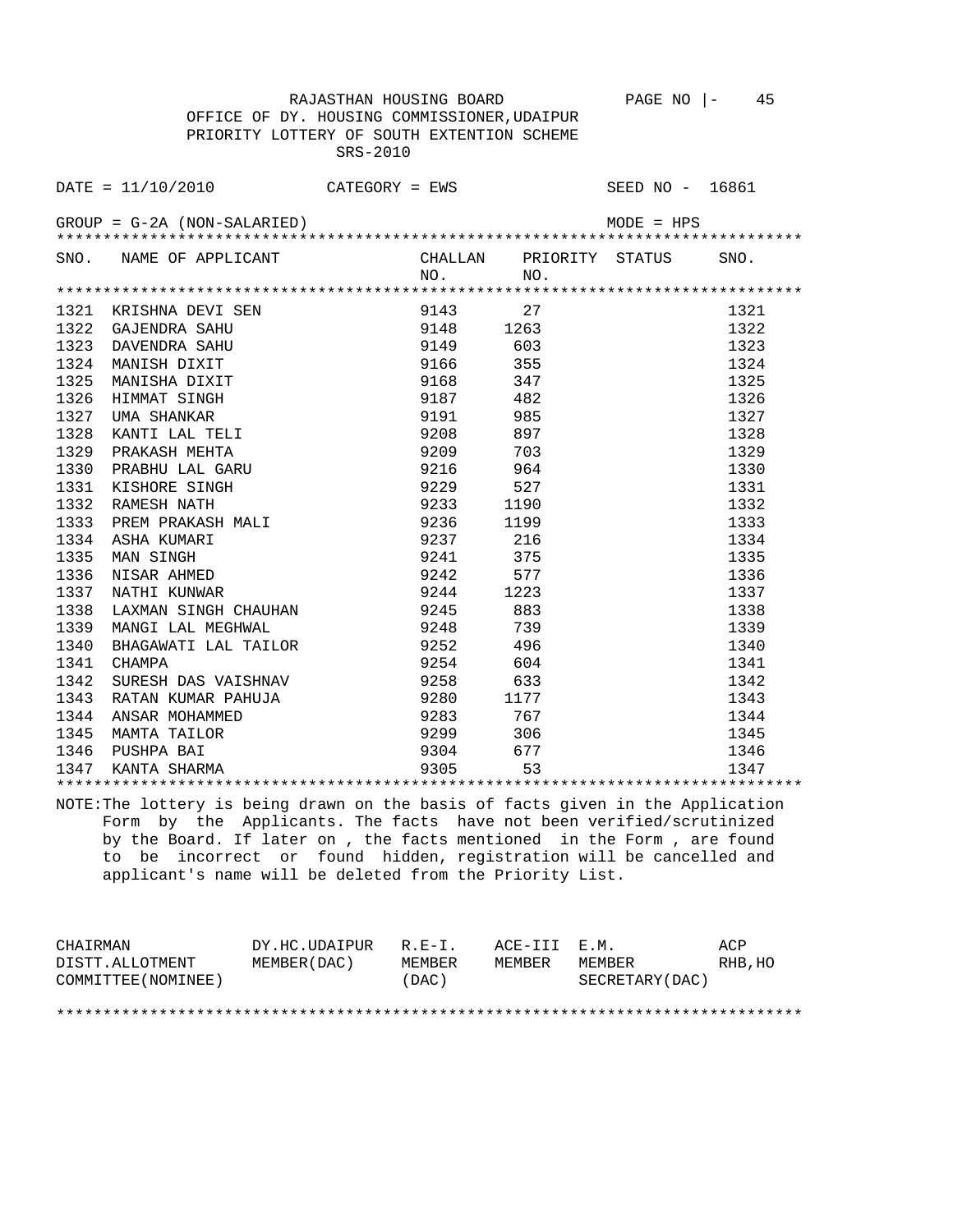RAJASTHAN HOUSING BOARD

OFFICE OF DY. HOUSING COMMISSIONER,UDAIPUR

PRIORITY LOTTERY OF SOUTH EXTENTION SCHEME

SRS-2010

DATE = 11/10/2010 CATEGORY = EWS SEED NO - 16861

GROUP = G-2A (NON-SALARIED) MODE = HPS

| SNO. | NAME OF APPLICANT | CHALLAN NO. | PRIORITY NO. | STATUS | SNO. |
|---|---|---|---|---|---|
| 1321 | KRISHNA DEVI SEN | 9143 | 27 | | 1321 |
| 1322 | GAJENDRA SAHU | 9148 | 1263 | | 1322 |
| 1323 | DAVENDRA SAHU | 9149 | 603 | | 1323 |
| 1324 | MANISH DIXIT | 9166 | 355 | | 1324 |
| 1325 | MANISHA DIXIT | 9168 | 347 | | 1325 |
| 1326 | HIMMAT SINGH | 9187 | 482 | | 1326 |
| 1327 | UMA SHANKAR | 9191 | 985 | | 1327 |
| 1328 | KANTI LAL TELI | 9208 | 897 | | 1328 |
| 1329 | PRAKASH MEHTA | 9209 | 703 | | 1329 |
| 1330 | PRABHU LAL GARU | 9216 | 964 | | 1330 |
| 1331 | KISHORE SINGH | 9229 | 527 | | 1331 |
| 1332 | RAMESH NATH | 9233 | 1190 | | 1332 |
| 1333 | PREM PRAKASH MALI | 9236 | 1199 | | 1333 |
| 1334 | ASHA KUMARI | 9237 | 216 | | 1334 |
| 1335 | MAN SINGH | 9241 | 375 | | 1335 |
| 1336 | NISAR AHMED | 9242 | 577 | | 1336 |
| 1337 | NATHI KUNWAR | 9244 | 1223 | | 1337 |
| 1338 | LAXMAN SINGH CHAUHAN | 9245 | 883 | | 1338 |
| 1339 | MANGI LAL MEGHWAL | 9248 | 739 | | 1339 |
| 1340 | BHAGAWATI LAL TAILOR | 9252 | 496 | | 1340 |
| 1341 | CHAMPA | 9254 | 604 | | 1341 |
| 1342 | SURESH DAS VAISHNAV | 9258 | 633 | | 1342 |
| 1343 | RATAN KUMAR PAHUJA | 9280 | 1177 | | 1343 |
| 1344 | ANSAR MOHAMMED | 9283 | 767 | | 1344 |
| 1345 | MAMTA TAILOR | 9299 | 306 | | 1345 |
| 1346 | PUSHPA BAI | 9304 | 677 | | 1346 |
| 1347 | KANTA SHARMA | 9305 | 53 | | 1347 |

NOTE:The lottery is being drawn on the basis of facts given in the Application Form by the Applicants. The facts have not been verified/scrutinized by the Board. If later on , the facts mentioned in the Form , are found to be incorrect or found hidden, registration will be cancelled and applicant's name will be deleted from the Priority List.

| CHAIRMAN DISTT.ALLOTMENT COMMITTEE(NOMINEE) | DY.HC.UDAIPUR MEMBER(DAC) | R.E-I. MEMBER (DAC) | ACE-III MEMBER | E.M. MEMBER SECRETARY(DAC) | ACP RHB,HO |
|---|---|---|---|---|---|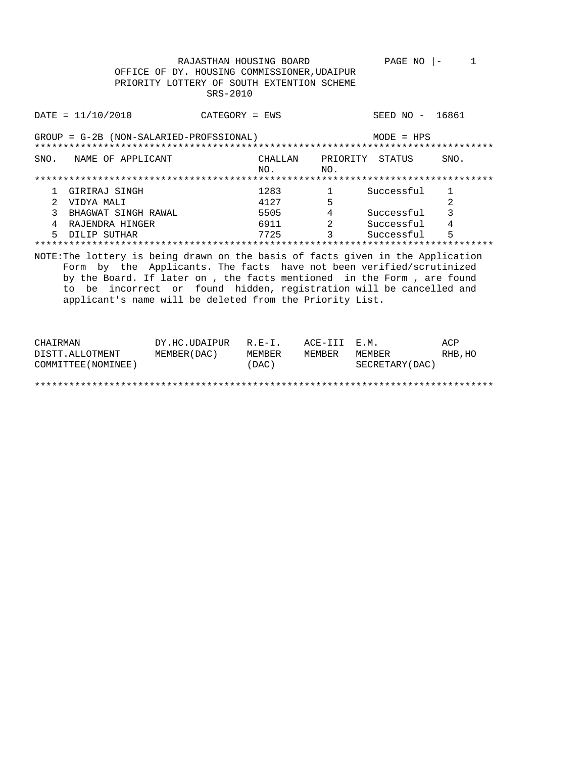RAJASTHAN HOUSING BOARD
OFFICE OF DY. HOUSING COMMISSIONER,UDAIPUR
PRIORITY LOTTERY OF SOUTH EXTENTION SCHEME
SRS-2010

PAGE NO |- 1

DATE = 11/10/2010 CATEGORY = EWS SEED NO - 16861

GROUP = G-2B (NON-SALARIED-PROFSSIONAL) MODE = HPS

| SNO. | NAME OF APPLICANT | CHALLAN NO. | PRIORITY NO. | STATUS | SNO. |
|---|---|---|---|---|---|
| 1 | GIRIRAJ SINGH | 1283 | 1 | Successful | 1 |
| 2 | VIDYA MALI | 4127 | 5 | | 2 |
| 3 | BHAGWAT SINGH RAWAL | 5505 | 4 | Successful | 3 |
| 4 | RAJENDRA HINGER | 6911 | 2 | Successful | 4 |
| 5 | DILIP SUTHAR | 7725 | 3 | Successful | 5 |

NOTE:The lottery is being drawn on the basis of facts given in the Application Form by the Applicants. The facts have not been verified/scrutinized by the Board. If later on , the facts mentioned in the Form , are found to be incorrect or found hidden, registration will be cancelled and applicant's name will be deleted from the Priority List.

| CHAIRMAN DISTT.ALLOTMENT COMMITTEE(NOMINEE) | DY.HC.UDAIPUR MEMBER(DAC) | R.E-I. MEMBER (DAC) | ACE-III MEMBER | E.M. MEMBER SECRETARY(DAC) | ACP RHB,HO |
|---|---|---|---|---|---|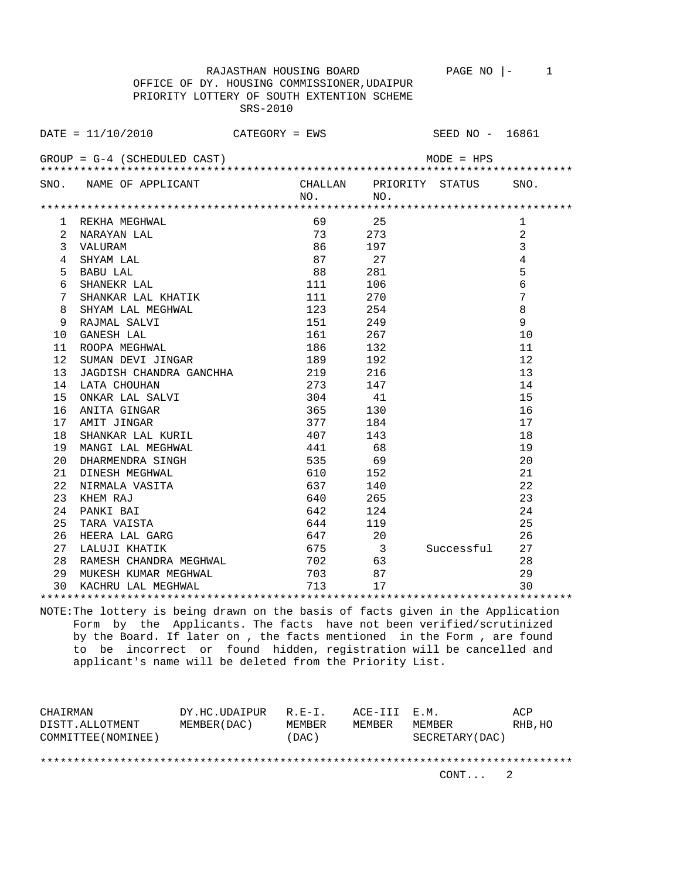RAJASTHAN HOUSING BOARD

OFFICE OF DY. HOUSING COMMISSIONER,UDAIPUR

PRIORITY LOTTERY OF SOUTH EXTENTION SCHEME

SRS-2010

DATE = 11/10/2010 CATEGORY = EWS SEED NO - 16861

GROUP = G-4 (SCHEDULED CAST) MODE = HPS

| SNO. | NAME OF APPLICANT | CHALLAN NO. | PRIORITY NO. | STATUS | SNO. |
|---|---|---|---|---|---|
| 1 | REKHA MEGHWAL | 69 | 25 | | 1 |
| 2 | NARAYAN LAL | 73 | 273 | | 2 |
| 3 | VALURAM | 86 | 197 | | 3 |
| 4 | SHYAM LAL | 87 | 27 | | 4 |
| 5 | BABU LAL | 88 | 281 | | 5 |
| 6 | SHANEKR LAL | 111 | 106 | | 6 |
| 7 | SHANKAR LAL KHATIK | 111 | 270 | | 7 |
| 8 | SHYAM LAL MEGHWAL | 123 | 254 | | 8 |
| 9 | RAJMAL SALVI | 151 | 249 | | 9 |
| 10 | GANESH LAL | 161 | 267 | | 10 |
| 11 | ROOPA MEGHWAL | 186 | 132 | | 11 |
| 12 | SUMAN DEVI JINGAR | 189 | 192 | | 12 |
| 13 | JAGDISH CHANDRA GANCHHA | 219 | 216 | | 13 |
| 14 | LATA CHOUHAN | 273 | 147 | | 14 |
| 15 | ONKAR LAL SALVI | 304 | 41 | | 15 |
| 16 | ANITA GINGAR | 365 | 130 | | 16 |
| 17 | AMIT JINGAR | 377 | 184 | | 17 |
| 18 | SHANKAR LAL KURIL | 407 | 143 | | 18 |
| 19 | MANGI LAL MEGHWAL | 441 | 68 | | 19 |
| 20 | DHARMENDRA SINGH | 535 | 69 | | 20 |
| 21 | DINESH MEGHWAL | 610 | 152 | | 21 |
| 22 | NIRMALA VASITA | 637 | 140 | | 22 |
| 23 | KHEM RAJ | 640 | 265 | | 23 |
| 24 | PANKI BAI | 642 | 124 | | 24 |
| 25 | TARA VAISTA | 644 | 119 | | 25 |
| 26 | HEERA LAL GARG | 647 | 20 | | 26 |
| 27 | LALUJI KHATIK | 675 | 3 | Successful | 27 |
| 28 | RAMESH CHANDRA MEGHWAL | 702 | 63 | | 28 |
| 29 | MUKESH KUMAR MEGHWAL | 703 | 87 | | 29 |
| 30 | KACHRU LAL MEGHWAL | 713 | 17 | | 30 |

NOTE:The lottery is being drawn on the basis of facts given in the Application Form by the Applicants. The facts have not been verified/scrutinized by the Board. If later on , the facts mentioned in the Form , are found to be incorrect or found hidden, registration will be cancelled and applicant's name will be deleted from the Priority List.

| CHAIRMAN DISTT.ALLOTMENT COMMITTEE(NOMINEE) | DY.HC.UDAIPUR MEMBER(DAC) | R.E-I. MEMBER (DAC) | ACE-III MEMBER | E.M. MEMBER SECRETARY(DAC) | ACP RHB,HO |
|---|---|---|---|---|---|

CONT... 2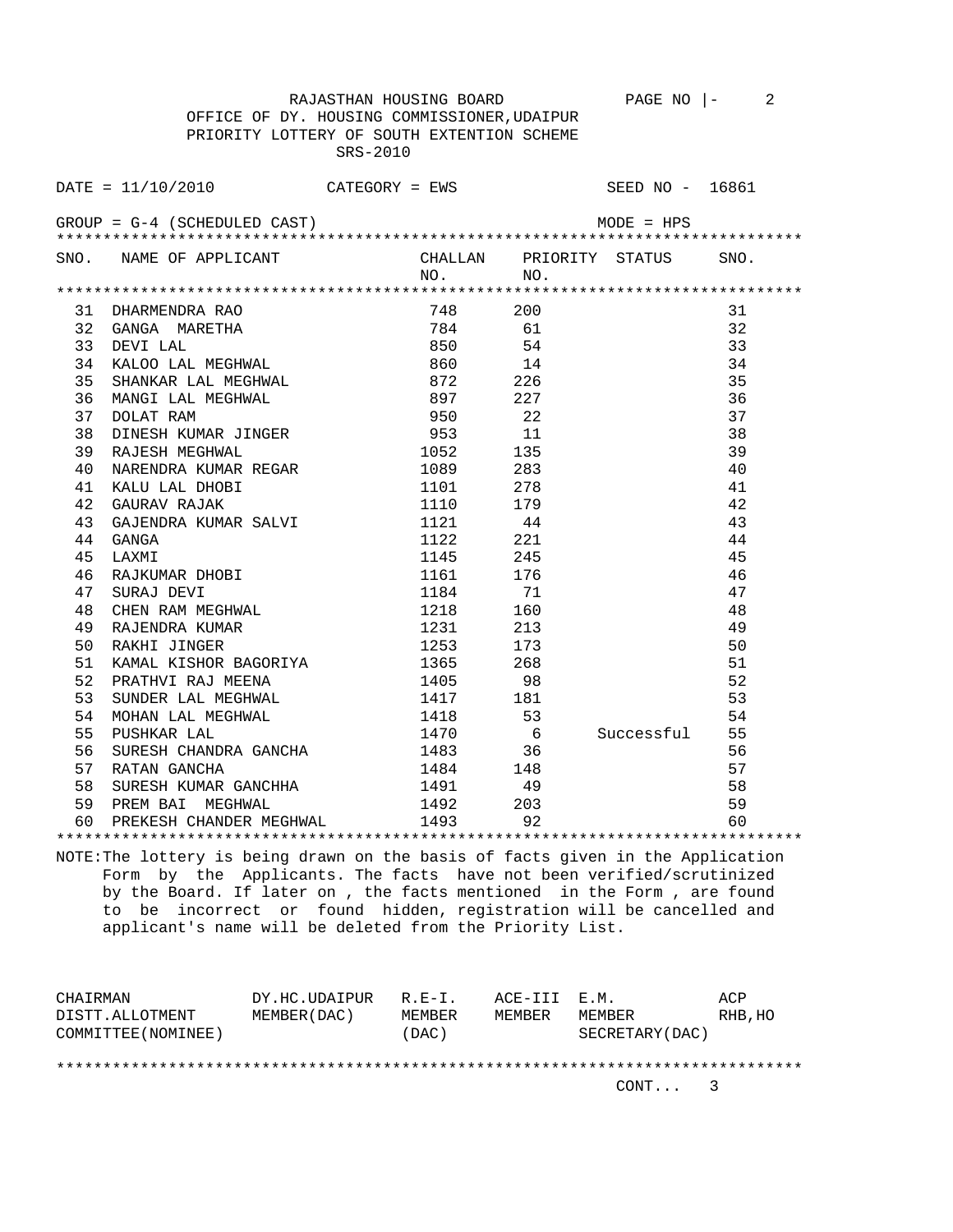RAJASTHAN HOUSING BOARD

OFFICE OF DY. HOUSING COMMISSIONER,UDAIPUR

PRIORITY LOTTERY OF SOUTH EXTENTION SCHEME

SRS-2010

DATE = 11/10/2010 CATEGORY = EWS SEED NO - 16861

GROUP = G-4 (SCHEDULED CAST) MODE = HPS

| SNO. | NAME OF APPLICANT | CHALLAN NO. | PRIORITY NO. | STATUS | SNO. |
|---|---|---|---|---|---|
| 31 | DHARMENDRA RAO | 748 | 200 | | 31 |
| 32 | GANGA MARETHA | 784 | 61 | | 32 |
| 33 | DEVI LAL | 850 | 54 | | 33 |
| 34 | KALOO LAL MEGHWAL | 860 | 14 | | 34 |
| 35 | SHANKAR LAL MEGHWAL | 872 | 226 | | 35 |
| 36 | MANGI LAL MEGHWAL | 897 | 227 | | 36 |
| 37 | DOLAT RAM | 950 | 22 | | 37 |
| 38 | DINESH KUMAR JINGER | 953 | 11 | | 38 |
| 39 | RAJESH MEGHWAL | 1052 | 135 | | 39 |
| 40 | NARENDRA KUMAR REGAR | 1089 | 283 | | 40 |
| 41 | KALU LAL DHOBI | 1101 | 278 | | 41 |
| 42 | GAURAV RAJAK | 1110 | 179 | | 42 |
| 43 | GAJENDRA KUMAR SALVI | 1121 | 44 | | 43 |
| 44 | GANGA | 1122 | 221 | | 44 |
| 45 | LAXMI | 1145 | 245 | | 45 |
| 46 | RAJKUMAR DHOBI | 1161 | 176 | | 46 |
| 47 | SURAJ DEVI | 1184 | 71 | | 47 |
| 48 | CHEN RAM MEGHWAL | 1218 | 160 | | 48 |
| 49 | RAJENDRA KUMAR | 1231 | 213 | | 49 |
| 50 | RAKHI JINGER | 1253 | 173 | | 50 |
| 51 | KAMAL KISHOR BAGORIYA | 1365 | 268 | | 51 |
| 52 | PRATHVI RAJ MEENA | 1405 | 98 | | 52 |
| 53 | SUNDER LAL MEGHWAL | 1417 | 181 | | 53 |
| 54 | MOHAN LAL MEGHWAL | 1418 | 53 | | 54 |
| 55 | PUSHKAR LAL | 1470 | 6 | Successful | 55 |
| 56 | SURESH CHANDRA GANCHA | 1483 | 36 | | 56 |
| 57 | RATAN GANCHA | 1484 | 148 | | 57 |
| 58 | SURESH KUMAR GANCHHA | 1491 | 49 | | 58 |
| 59 | PREM BAI MEGHWAL | 1492 | 203 | | 59 |
| 60 | PREKESH CHANDER MEGHWAL | 1493 | 92 | | 60 |

NOTE:The lottery is being drawn on the basis of facts given in the Application Form by the Applicants. The facts have not been verified/scrutinized by the Board. If later on , the facts mentioned in the Form , are found to be incorrect or found hidden, registration will be cancelled and applicant's name will be deleted from the Priority List.

| CHAIRMAN DISTT.ALLOTMENT COMMITTEE(NOMINEE) | DY.HC.UDAIPUR MEMBER(DAC) | R.E-I. MEMBER (DAC) | ACE-III MEMBER | E.M. MEMBER SECRETARY(DAC) | ACP RHB,HO |
|---|---|---|---|---|---|

CONT... 3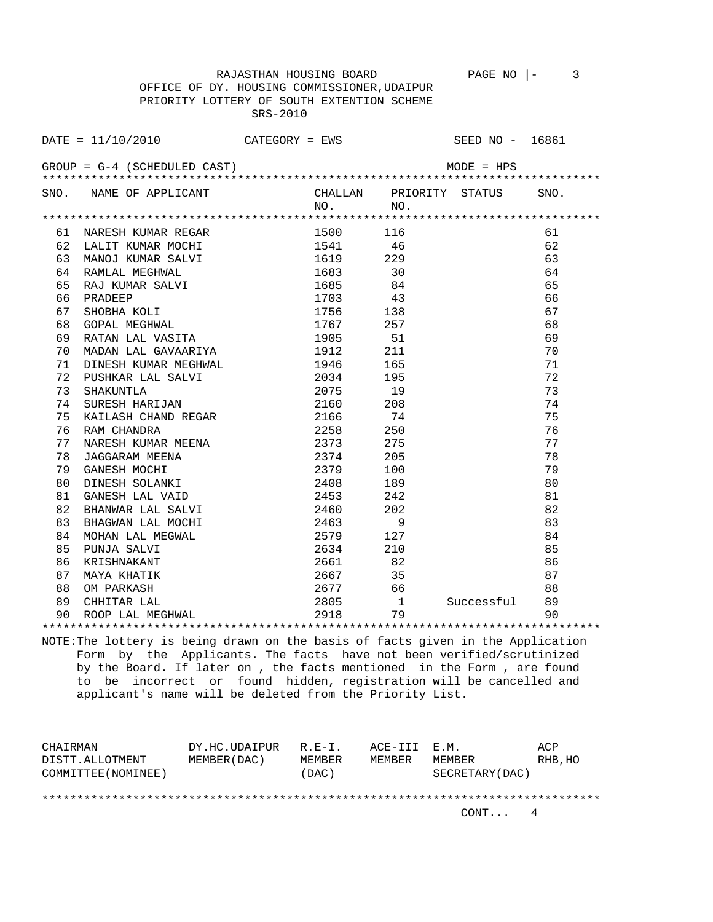RAJASTHAN HOUSING BOARD

OFFICE OF DY. HOUSING COMMISSIONER,UDAIPUR

PRIORITY LOTTERY OF SOUTH EXTENTION SCHEME

SRS-2010

DATE = 11/10/2010 CATEGORY = EWS SEED NO - 16861

GROUP = G-4 (SCHEDULED CAST) MODE = HPS

| SNO. | NAME OF APPLICANT | CHALLAN NO. | PRIORITY NO. | STATUS | SNO. |
|---|---|---|---|---|---|
| 61 | NARESH KUMAR REGAR | 1500 | 116 | | 61 |
| 62 | LALIT KUMAR MOCHI | 1541 | 46 | | 62 |
| 63 | MANOJ KUMAR SALVI | 1619 | 229 | | 63 |
| 64 | RAMLAL MEGHWAL | 1683 | 30 | | 64 |
| 65 | RAJ KUMAR SALVI | 1685 | 84 | | 65 |
| 66 | PRADEEP | 1703 | 43 | | 66 |
| 67 | SHOBHA KOLI | 1756 | 138 | | 67 |
| 68 | GOPAL MEGHWAL | 1767 | 257 | | 68 |
| 69 | RATAN LAL VASITA | 1905 | 51 | | 69 |
| 70 | MADAN LAL GAVAARIYA | 1912 | 211 | | 70 |
| 71 | DINESH KUMAR MEGHWAL | 1946 | 165 | | 71 |
| 72 | PUSHKAR LAL SALVI | 2034 | 195 | | 72 |
| 73 | SHAKUNTLA | 2075 | 19 | | 73 |
| 74 | SURESH HARIJAN | 2160 | 208 | | 74 |
| 75 | KAILASH CHAND REGAR | 2166 | 74 | | 75 |
| 76 | RAM CHANDRA | 2258 | 250 | | 76 |
| 77 | NARESH KUMAR MEENA | 2373 | 275 | | 77 |
| 78 | JAGGARAM MEENA | 2374 | 205 | | 78 |
| 79 | GANESH MOCHI | 2379 | 100 | | 79 |
| 80 | DINESH SOLANKI | 2408 | 189 | | 80 |
| 81 | GANESH LAL VAID | 2453 | 242 | | 81 |
| 82 | BHANWAR LAL SALVI | 2460 | 202 | | 82 |
| 83 | BHAGWAN LAL MOCHI | 2463 | 9 | | 83 |
| 84 | MOHAN LAL MEGWAL | 2579 | 127 | | 84 |
| 85 | PUNJA SALVI | 2634 | 210 | | 85 |
| 86 | KRISHNAKANT | 2661 | 82 | | 86 |
| 87 | MAYA KHATIK | 2667 | 35 | | 87 |
| 88 | OM PARKASH | 2677 | 66 | | 88 |
| 89 | CHHITAR LAL | 2805 | 1 | Successful | 89 |
| 90 | ROOP LAL MEGHWAL | 2918 | 79 | | 90 |

NOTE:The lottery is being drawn on the basis of facts given in the Application Form by the Applicants. The facts have not been verified/scrutinized by the Board. If later on , the facts mentioned in the Form , are found to be incorrect or found hidden, registration will be cancelled and applicant's name will be deleted from the Priority List.

| CHAIRMAN DISTT.ALLOTMENT COMMITTEE(NOMINEE) | DY.HC.UDAIPUR MEMBER(DAC) | R.E-I. MEMBER (DAC) | ACE-III MEMBER | E.M. MEMBER SECRETARY(DAC) | ACP RHB,HO |
|---|---|---|---|---|---|

CONT... 4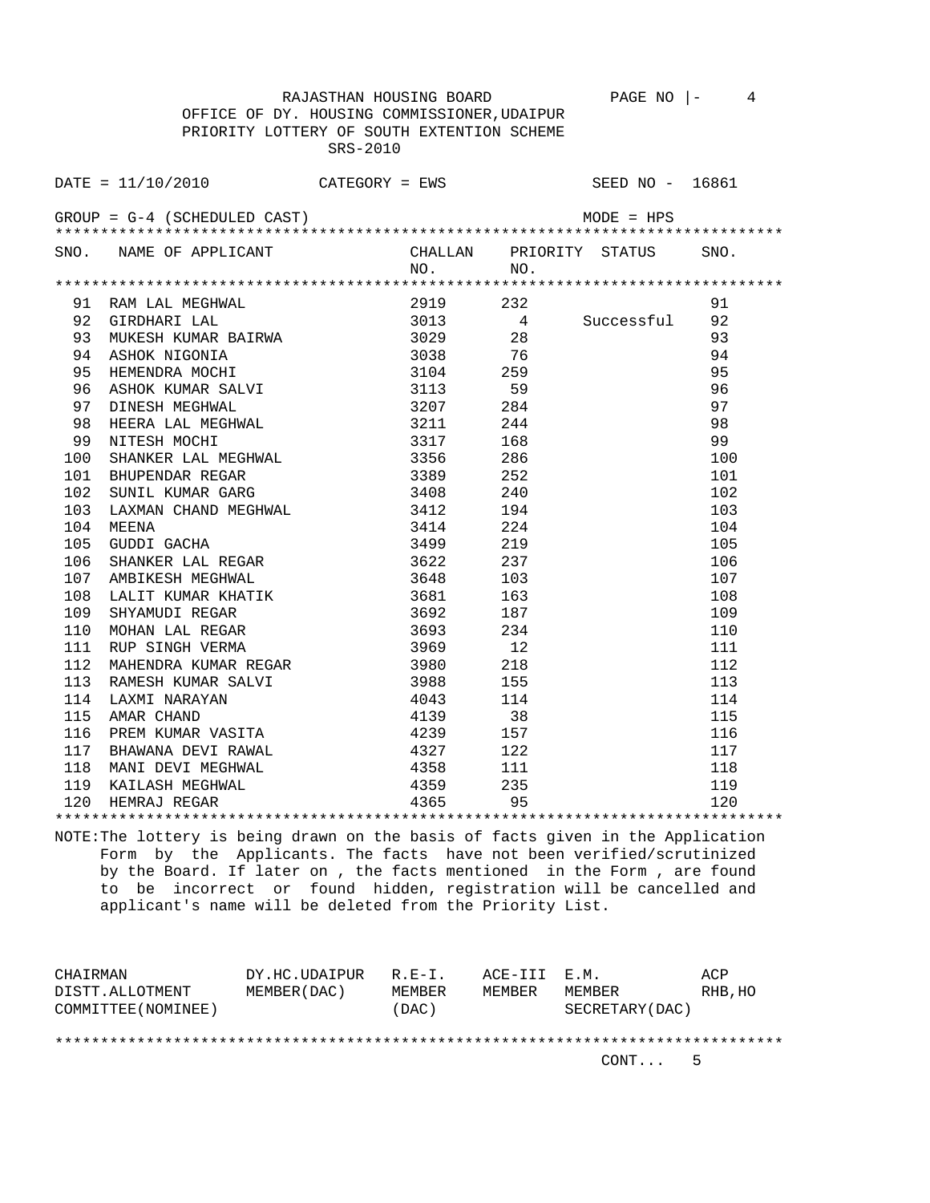RAJASTHAN HOUSING BOARD PAGE NO |- 4

OFFICE OF DY. HOUSING COMMISSIONER,UDAIPUR

PRIORITY LOTTERY OF SOUTH EXTENTION SCHEME

SRS-2010

DATE = 11/10/2010 CATEGORY = EWS SEED NO - 16861

GROUP = G-4 (SCHEDULED CAST) MODE = HPS

| SNO. | NAME OF APPLICANT | CHALLAN NO. | PRIORITY NO. | STATUS | SNO. |
|---|---|---|---|---|---|
| 91 | RAM LAL MEGHWAL | 2919 | 232 | | 91 |
| 92 | GIRDHARI LAL | 3013 | 4 | Successful | 92 |
| 93 | MUKESH KUMAR BAIRWA | 3029 | 28 | | 93 |
| 94 | ASHOK NIGONIA | 3038 | 76 | | 94 |
| 95 | HEMENDRA MOCHI | 3104 | 259 | | 95 |
| 96 | ASHOK KUMAR SALVI | 3113 | 59 | | 96 |
| 97 | DINESH MEGHWAL | 3207 | 284 | | 97 |
| 98 | HEERA LAL MEGHWAL | 3211 | 244 | | 98 |
| 99 | NITESH MOCHI | 3317 | 168 | | 99 |
| 100 | SHANKER LAL MEGHWAL | 3356 | 286 | | 100 |
| 101 | BHUPENDAR REGAR | 3389 | 252 | | 101 |
| 102 | SUNIL KUMAR GARG | 3408 | 240 | | 102 |
| 103 | LAXMAN CHAND MEGHWAL | 3412 | 194 | | 103 |
| 104 | MEENA | 3414 | 224 | | 104 |
| 105 | GUDDI GACHA | 3499 | 219 | | 105 |
| 106 | SHANKER LAL REGAR | 3622 | 237 | | 106 |
| 107 | AMBIKESH MEGHWAL | 3648 | 103 | | 107 |
| 108 | LALIT KUMAR KHATIK | 3681 | 163 | | 108 |
| 109 | SHYAMUDI REGAR | 3692 | 187 | | 109 |
| 110 | MOHAN LAL REGAR | 3693 | 234 | | 110 |
| 111 | RUP SINGH VERMA | 3969 | 12 | | 111 |
| 112 | MAHENDRA KUMAR REGAR | 3980 | 218 | | 112 |
| 113 | RAMESH KUMAR SALVI | 3988 | 155 | | 113 |
| 114 | LAXMI NARAYAN | 4043 | 114 | | 114 |
| 115 | AMAR CHAND | 4139 | 38 | | 115 |
| 116 | PREM KUMAR VASITA | 4239 | 157 | | 116 |
| 117 | BHAWANA DEVI RAWAL | 4327 | 122 | | 117 |
| 118 | MANI DEVI MEGHWAL | 4358 | 111 | | 118 |
| 119 | KAILASH MEGHWAL | 4359 | 235 | | 119 |
| 120 | HEMRAJ REGAR | 4365 | 95 | | 120 |

NOTE:The lottery is being drawn on the basis of facts given in the Application Form by the Applicants. The facts have not been verified/scrutinized by the Board. If later on , the facts mentioned in the Form , are found to be incorrect or found hidden, registration will be cancelled and applicant's name will be deleted from the Priority List.

| CHAIRMAN DISTT.ALLOTMENT COMMITTEE(NOMINEE) | DY.HC.UDAIPUR MEMBER(DAC) | R.E-I. MEMBER (DAC) | ACE-III MEMBER | E.M. MEMBER SECRETARY(DAC) | ACP RHB,HO |
|---|---|---|---|---|---|

CONT... 5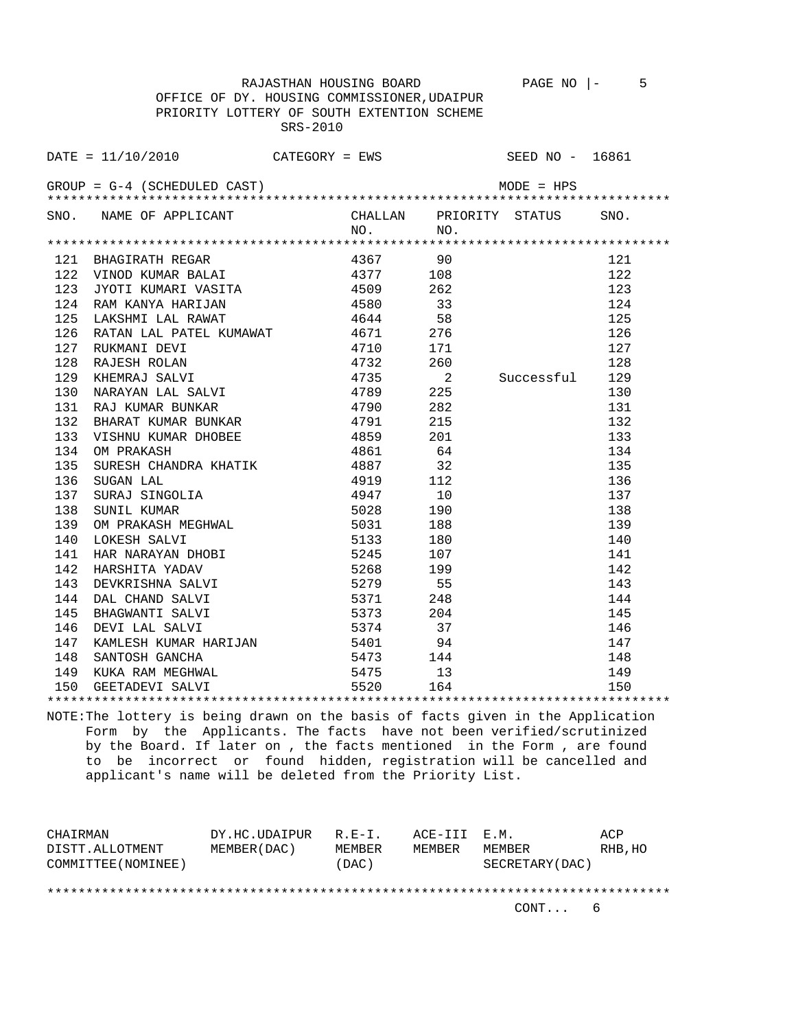RAJASTHAN HOUSING BOARD

OFFICE OF DY. HOUSING COMMISSIONER,UDAIPUR

PRIORITY LOTTERY OF SOUTH EXTENTION SCHEME

SRS-2010

DATE = 11/10/2010 CATEGORY = EWS SEED NO - 16861

GROUP = G-4 (SCHEDULED CAST) MODE = HPS

| SNO. | NAME OF APPLICANT | CHALLAN NO. | PRIORITY NO. | STATUS | SNO. |
|---|---|---|---|---|---|
| 121 | BHAGIRATH REGAR | 4367 | 90 | | 121 |
| 122 | VINOD KUMAR BALAI | 4377 | 108 | | 122 |
| 123 | JYOTI KUMARI VASITA | 4509 | 262 | | 123 |
| 124 | RAM KANYA HARIJAN | 4580 | 33 | | 124 |
| 125 | LAKSHMI LAL RAWAT | 4644 | 58 | | 125 |
| 126 | RATAN LAL PATEL KUMAWAT | 4671 | 276 | | 126 |
| 127 | RUKMANI DEVI | 4710 | 171 | | 127 |
| 128 | RAJESH ROLAN | 4732 | 260 | | 128 |
| 129 | KHEMRAJ SALVI | 4735 | 2 | Successful | 129 |
| 130 | NARAYAN LAL SALVI | 4789 | 225 | | 130 |
| 131 | RAJ KUMAR BUNKAR | 4790 | 282 | | 131 |
| 132 | BHARAT KUMAR BUNKAR | 4791 | 215 | | 132 |
| 133 | VISHNU KUMAR DHOBEE | 4859 | 201 | | 133 |
| 134 | OM PRAKASH | 4861 | 64 | | 134 |
| 135 | SURESH CHANDRA KHATIK | 4887 | 32 | | 135 |
| 136 | SUGAN LAL | 4919 | 112 | | 136 |
| 137 | SURAJ SINGOLIA | 4947 | 10 | | 137 |
| 138 | SUNIL KUMAR | 5028 | 190 | | 138 |
| 139 | OM PRAKASH MEGHWAL | 5031 | 188 | | 139 |
| 140 | LOKESH SALVI | 5133 | 180 | | 140 |
| 141 | HAR NARAYAN DHOBI | 5245 | 107 | | 141 |
| 142 | HARSHITA YADAV | 5268 | 199 | | 142 |
| 143 | DEVKRISHNA SALVI | 5279 | 55 | | 143 |
| 144 | DAL CHAND SALVI | 5371 | 248 | | 144 |
| 145 | BHAGWANTI SALVI | 5373 | 204 | | 145 |
| 146 | DEVI LAL SALVI | 5374 | 37 | | 146 |
| 147 | KAMLESH KUMAR HARIJAN | 5401 | 94 | | 147 |
| 148 | SANTOSH GANCHA | 5473 | 144 | | 148 |
| 149 | KUKA RAM MEGHWAL | 5475 | 13 | | 149 |
| 150 | GEETADEVI SALVI | 5520 | 164 | | 150 |

NOTE:The lottery is being drawn on the basis of facts given in the Application Form by the Applicants. The facts have not been verified/scrutinized by the Board. If later on , the facts mentioned in the Form , are found to be incorrect or found hidden, registration will be cancelled and applicant's name will be deleted from the Priority List.

| CHAIRMAN DISTT.ALLOTMENT COMMITTEE(NOMINEE) | DY.HC.UDAIPUR MEMBER(DAC) | R.E-I. MEMBER (DAC) | ACE-III MEMBER | E.M. MEMBER SECRETARY(DAC) | ACP RHB,HO |
|---|---|---|---|---|---|

CONT... 6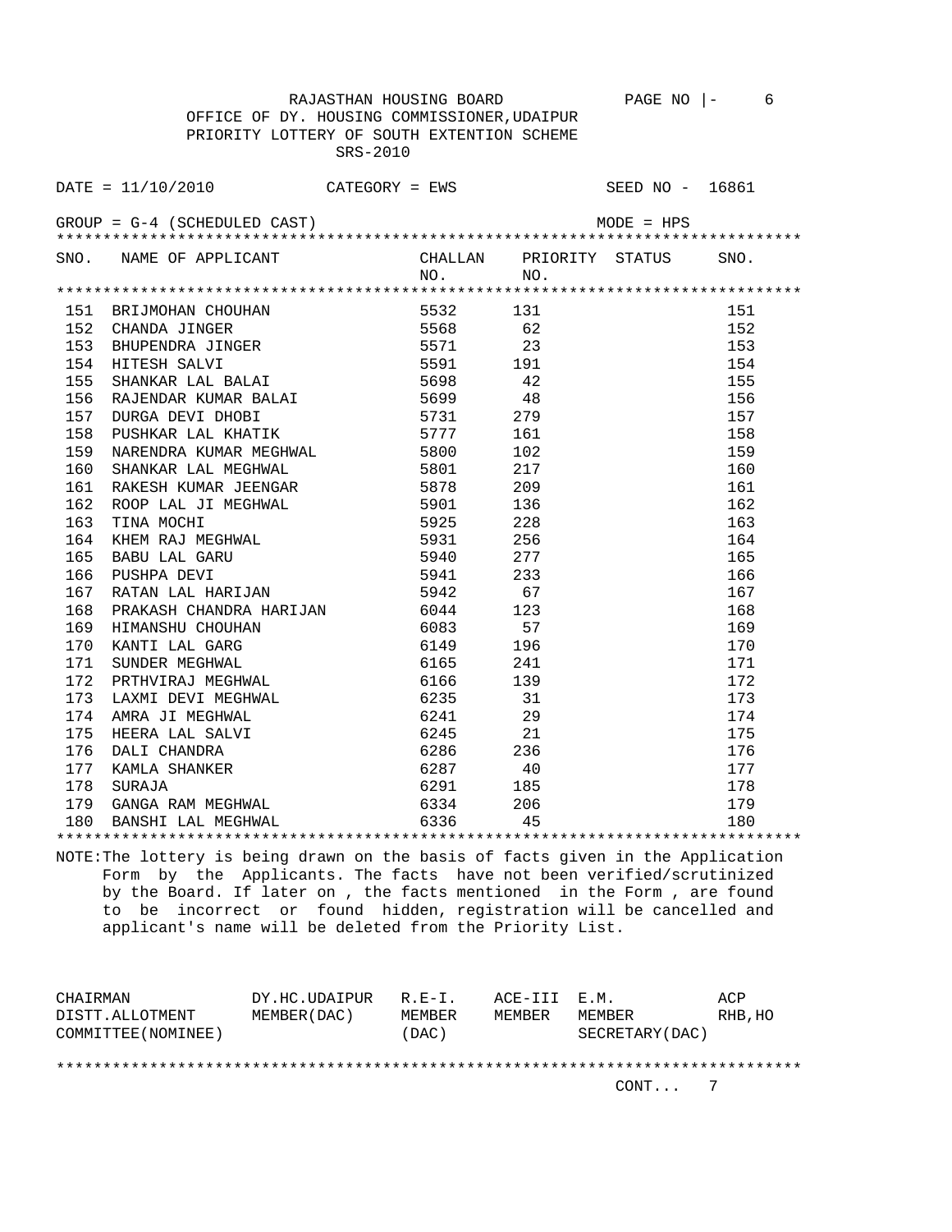RAJASTHAN HOUSING BOARD

OFFICE OF DY. HOUSING COMMISSIONER,UDAIPUR

PRIORITY LOTTERY OF SOUTH EXTENTION SCHEME

SRS-2010

DATE = 11/10/2010 CATEGORY = EWS SEED NO - 16861

GROUP = G-4 (SCHEDULED CAST) MODE = HPS

| SNO. | NAME OF APPLICANT | CHALLAN NO. | PRIORITY NO. | STATUS | SNO. |
|---|---|---|---|---|---|
| 151 | BRIJMOHAN CHOUHAN | 5532 | 131 | | 151 |
| 152 | CHANDA JINGER | 5568 | 62 | | 152 |
| 153 | BHUPENDRA JINGER | 5571 | 23 | | 153 |
| 154 | HITESH SALVI | 5591 | 191 | | 154 |
| 155 | SHANKAR LAL BALAI | 5698 | 42 | | 155 |
| 156 | RAJENDAR KUMAR BALAI | 5699 | 48 | | 156 |
| 157 | DURGA DEVI DHOBI | 5731 | 279 | | 157 |
| 158 | PUSHKAR LAL KHATIK | 5777 | 161 | | 158 |
| 159 | NARENDRA KUMAR MEGHWAL | 5800 | 102 | | 159 |
| 160 | SHANKAR LAL MEGHWAL | 5801 | 217 | | 160 |
| 161 | RAKESH KUMAR JEENGAR | 5878 | 209 | | 161 |
| 162 | ROOP LAL JI MEGHWAL | 5901 | 136 | | 162 |
| 163 | TINA MOCHI | 5925 | 228 | | 163 |
| 164 | KHEM RAJ MEGHWAL | 5931 | 256 | | 164 |
| 165 | BABU LAL GARU | 5940 | 277 | | 165 |
| 166 | PUSHPA DEVI | 5941 | 233 | | 166 |
| 167 | RATAN LAL HARIJAN | 5942 | 67 | | 167 |
| 168 | PRAKASH CHANDRA HARIJAN | 6044 | 123 | | 168 |
| 169 | HIMANSHU CHOUHAN | 6083 | 57 | | 169 |
| 170 | KANTI LAL GARG | 6149 | 196 | | 170 |
| 171 | SUNDER MEGHWAL | 6165 | 241 | | 171 |
| 172 | PRTHVIRAJ MEGHWAL | 6166 | 139 | | 172 |
| 173 | LAXMI DEVI MEGHWAL | 6235 | 31 | | 173 |
| 174 | AMRA JI MEGHWAL | 6241 | 29 | | 174 |
| 175 | HEERA LAL SALVI | 6245 | 21 | | 175 |
| 176 | DALI CHANDRA | 6286 | 236 | | 176 |
| 177 | KAMLA SHANKER | 6287 | 40 | | 177 |
| 178 | SURAJA | 6291 | 185 | | 178 |
| 179 | GANGA RAM MEGHWAL | 6334 | 206 | | 179 |
| 180 | BANSHI LAL MEGHWAL | 6336 | 45 | | 180 |

NOTE:The lottery is being drawn on the basis of facts given in the Application Form by the Applicants. The facts have not been verified/scrutinized by the Board. If later on , the facts mentioned in the Form , are found to be incorrect or found hidden, registration will be cancelled and applicant's name will be deleted from the Priority List.

| CHAIRMAN DISTT.ALLOTMENT COMMITTEE(NOMINEE) | DY.HC.UDAIPUR MEMBER(DAC) | R.E-I. MEMBER (DAC) | ACE-III MEMBER | E.M. MEMBER SECRETARY(DAC) | ACP RHB,HO |
|---|---|---|---|---|---|

CONT... 7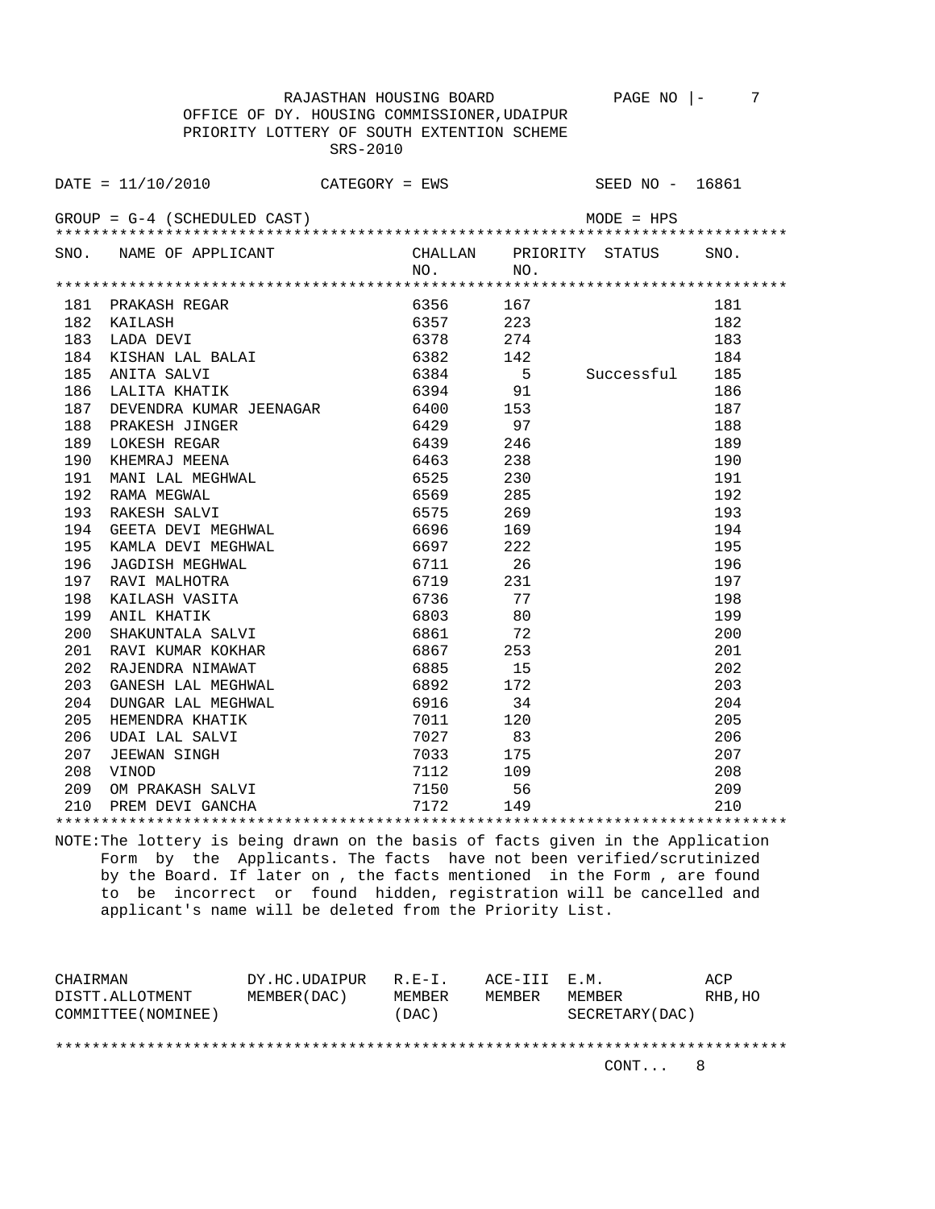RAJASTHAN HOUSING BOARD

OFFICE OF DY. HOUSING COMMISSIONER,UDAIPUR

PRIORITY LOTTERY OF SOUTH EXTENTION SCHEME

SRS-2010

DATE = 11/10/2010 CATEGORY = EWS SEED NO - 16861

GROUP = G-4 (SCHEDULED CAST) MODE = HPS

| SNO. | NAME OF APPLICANT | CHALLAN NO. | PRIORITY NO. | STATUS | SNO. |
|---|---|---|---|---|---|
| 181 | PRAKASH REGAR | 6356 | 167 | | 181 |
| 182 | KAILASH | 6357 | 223 | | 182 |
| 183 | LADA DEVI | 6378 | 274 | | 183 |
| 184 | KISHAN LAL BALAI | 6382 | 142 | | 184 |
| 185 | ANITA SALVI | 6384 | 5 | Successful | 185 |
| 186 | LALITA KHATIK | 6394 | 91 | | 186 |
| 187 | DEVENDRA KUMAR JEENAGAR | 6400 | 153 | | 187 |
| 188 | PRAKESH JINGER | 6429 | 97 | | 188 |
| 189 | LOKESH REGAR | 6439 | 246 | | 189 |
| 190 | KHEMRAJ MEENA | 6463 | 238 | | 190 |
| 191 | MANI LAL MEGHWAL | 6525 | 230 | | 191 |
| 192 | RAMA MEGWAL | 6569 | 285 | | 192 |
| 193 | RAKESH SALVI | 6575 | 269 | | 193 |
| 194 | GEETA DEVI MEGHWAL | 6696 | 169 | | 194 |
| 195 | KAMLA DEVI MEGHWAL | 6697 | 222 | | 195 |
| 196 | JAGDISH MEGHWAL | 6711 | 26 | | 196 |
| 197 | RAVI MALHOTRA | 6719 | 231 | | 197 |
| 198 | KAILASH VASITA | 6736 | 77 | | 198 |
| 199 | ANIL KHATIK | 6803 | 80 | | 199 |
| 200 | SHAKUNTALA SALVI | 6861 | 72 | | 200 |
| 201 | RAVI KUMAR KOKHAR | 6867 | 253 | | 201 |
| 202 | RAJENDRA NIMAWAT | 6885 | 15 | | 202 |
| 203 | GANESH LAL MEGHWAL | 6892 | 172 | | 203 |
| 204 | DUNGAR LAL MEGHWAL | 6916 | 34 | | 204 |
| 205 | HEMENDRA KHATIK | 7011 | 120 | | 205 |
| 206 | UDAI LAL SALVI | 7027 | 83 | | 206 |
| 207 | JEEWAN SINGH | 7033 | 175 | | 207 |
| 208 | VINOD | 7112 | 109 | | 208 |
| 209 | OM PRAKASH SALVI | 7150 | 56 | | 209 |
| 210 | PREM DEVI GANCHA | 7172 | 149 | | 210 |

NOTE:The lottery is being drawn on the basis of facts given in the Application Form by the Applicants. The facts have not been verified/scrutinized by the Board. If later on , the facts mentioned in the Form , are found to be incorrect or found hidden, registration will be cancelled and applicant's name will be deleted from the Priority List.

| CHAIRMAN DISTT.ALLOTMENT COMMITTEE(NOMINEE) | DY.HC.UDAIPUR MEMBER(DAC) | R.E-I. MEMBER (DAC) | ACE-III MEMBER | E.M. MEMBER SECRETARY(DAC) | ACP RHB,HO |
|---|---|---|---|---|---|

CONT... 8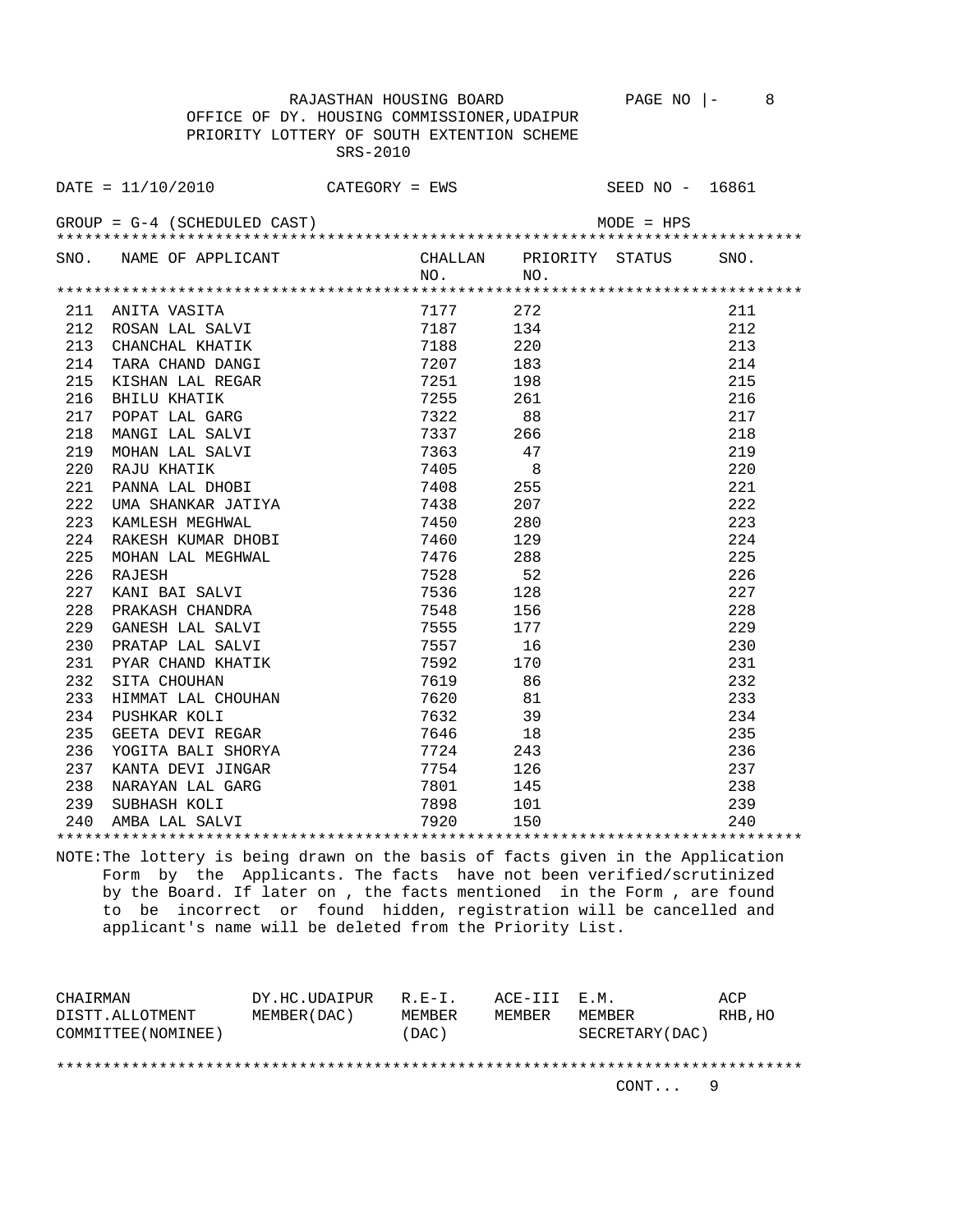RAJASTHAN HOUSING BOARD

OFFICE OF DY. HOUSING COMMISSIONER,UDAIPUR

PRIORITY LOTTERY OF SOUTH EXTENTION SCHEME

SRS-2010

DATE = 11/10/2010 CATEGORY = EWS SEED NO - 16861

GROUP = G-4 (SCHEDULED CAST) MODE = HPS

| SNO. | NAME OF APPLICANT | CHALLAN NO. | PRIORITY NO. | STATUS | SNO. |
|---|---|---|---|---|---|
| 211 | ANITA VASITA | 7177 | 272 | | 211 |
| 212 | ROSAN LAL SALVI | 7187 | 134 | | 212 |
| 213 | CHANCHAL KHATIK | 7188 | 220 | | 213 |
| 214 | TARA CHAND DANGI | 7207 | 183 | | 214 |
| 215 | KISHAN LAL REGAR | 7251 | 198 | | 215 |
| 216 | BHILU KHATIK | 7255 | 261 | | 216 |
| 217 | POPAT LAL GARG | 7322 | 88 | | 217 |
| 218 | MANGI LAL SALVI | 7337 | 266 | | 218 |
| 219 | MOHAN LAL SALVI | 7363 | 47 | | 219 |
| 220 | RAJU KHATIK | 7405 | 8 | | 220 |
| 221 | PANNA LAL DHOBI | 7408 | 255 | | 221 |
| 222 | UMA SHANKAR JATIYA | 7438 | 207 | | 222 |
| 223 | KAMLESH MEGHWAL | 7450 | 280 | | 223 |
| 224 | RAKESH KUMAR DHOBI | 7460 | 129 | | 224 |
| 225 | MOHAN LAL MEGHWAL | 7476 | 288 | | 225 |
| 226 | RAJESH | 7528 | 52 | | 226 |
| 227 | KANI BAI SALVI | 7536 | 128 | | 227 |
| 228 | PRAKASH CHANDRA | 7548 | 156 | | 228 |
| 229 | GANESH LAL SALVI | 7555 | 177 | | 229 |
| 230 | PRATAP LAL SALVI | 7557 | 16 | | 230 |
| 231 | PYAR CHAND KHATIK | 7592 | 170 | | 231 |
| 232 | SITA CHOUHAN | 7619 | 86 | | 232 |
| 233 | HIMMAT LAL CHOUHAN | 7620 | 81 | | 233 |
| 234 | PUSHKAR KOLI | 7632 | 39 | | 234 |
| 235 | GEETA DEVI REGAR | 7646 | 18 | | 235 |
| 236 | YOGITA BALI SHORYA | 7724 | 243 | | 236 |
| 237 | KANTA DEVI JINGAR | 7754 | 126 | | 237 |
| 238 | NARAYAN LAL GARG | 7801 | 145 | | 238 |
| 239 | SUBHASH KOLI | 7898 | 101 | | 239 |
| 240 | AMBA LAL SALVI | 7920 | 150 | | 240 |

NOTE:The lottery is being drawn on the basis of facts given in the Application Form by the Applicants. The facts have not been verified/scrutinized by the Board. If later on , the facts mentioned in the Form , are found to be incorrect or found hidden, registration will be cancelled and applicant's name will be deleted from the Priority List.

| CHAIRMAN DISTT.ALLOTMENT COMMITTEE(NOMINEE) | DY.HC.UDAIPUR MEMBER(DAC) | R.E-I. MEMBER (DAC) | ACE-III MEMBER | E.M. MEMBER SECRETARY(DAC) | ACP RHB,HO |
|---|---|---|---|---|---|

CONT... 9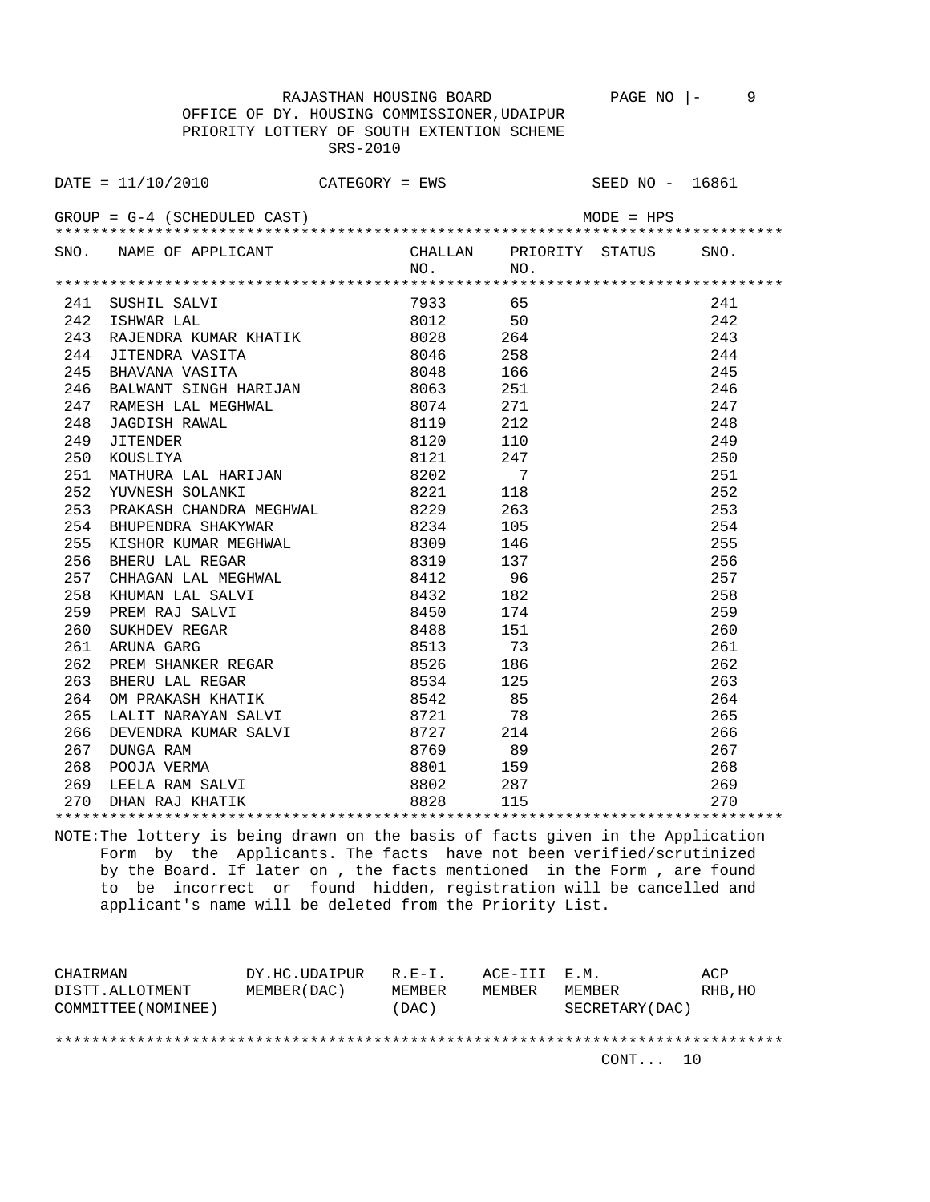RAJASTHAN HOUSING BOARD

OFFICE OF DY. HOUSING COMMISSIONER,UDAIPUR

PRIORITY LOTTERY OF SOUTH EXTENTION SCHEME

SRS-2010

DATE = 11/10/2010　　CATEGORY = EWS　　SEED NO - 16861

GROUP = G-4 (SCHEDULED CAST)　　MODE = HPS

| SNO. | NAME OF APPLICANT | CHALLAN NO. | PRIORITY NO. | STATUS | SNO. |
|---|---|---|---|---|---|
| 241 | SUSHIL SALVI | 7933 | 65 | | 241 |
| 242 | ISHWAR LAL | 8012 | 50 | | 242 |
| 243 | RAJENDRA KUMAR KHATIK | 8028 | 264 | | 243 |
| 244 | JITENDRA VASITA | 8046 | 258 | | 244 |
| 245 | BHAVANA VASITA | 8048 | 166 | | 245 |
| 246 | BALWANT SINGH HARIJAN | 8063 | 251 | | 246 |
| 247 | RAMESH LAL MEGHWAL | 8074 | 271 | | 247 |
| 248 | JAGDISH RAWAL | 8119 | 212 | | 248 |
| 249 | JITENDER | 8120 | 110 | | 249 |
| 250 | KOUSLIYA | 8121 | 247 | | 250 |
| 251 | MATHURA LAL HARIJAN | 8202 | 7 | | 251 |
| 252 | YUVNESH SOLANKI | 8221 | 118 | | 252 |
| 253 | PRAKASH CHANDRA MEGHWAL | 8229 | 263 | | 253 |
| 254 | BHUPENDRA SHAKYWAR | 8234 | 105 | | 254 |
| 255 | KISHOR KUMAR MEGHWAL | 8309 | 146 | | 255 |
| 256 | BHERU LAL REGAR | 8319 | 137 | | 256 |
| 257 | CHHAGAN LAL MEGHWAL | 8412 | 96 | | 257 |
| 258 | KHUMAN LAL SALVI | 8432 | 182 | | 258 |
| 259 | PREM RAJ SALVI | 8450 | 174 | | 259 |
| 260 | SUKHDEV REGAR | 8488 | 151 | | 260 |
| 261 | ARUNA GARG | 8513 | 73 | | 261 |
| 262 | PREM SHANKER REGAR | 8526 | 186 | | 262 |
| 263 | BHERU LAL REGAR | 8534 | 125 | | 263 |
| 264 | OM PRAKASH KHATIK | 8542 | 85 | | 264 |
| 265 | LALIT NARAYAN SALVI | 8721 | 78 | | 265 |
| 266 | DEVENDRA KUMAR SALVI | 8727 | 214 | | 266 |
| 267 | DUNGA RAM | 8769 | 89 | | 267 |
| 268 | POOJA VERMA | 8801 | 159 | | 268 |
| 269 | LEELA RAM SALVI | 8802 | 287 | | 269 |
| 270 | DHAN RAJ KHATIK | 8828 | 115 | | 270 |

NOTE:The lottery is being drawn on the basis of facts given in the Application Form by the Applicants. The facts have not been verified/scrutinized by the Board. If later on , the facts mentioned in the Form , are found to be incorrect or found hidden, registration will be cancelled and applicant's name will be deleted from the Priority List.

| CHAIRMAN DISTT.ALLOTMENT COMMITTEE(NOMINEE) | DY.HC.UDAIPUR MEMBER(DAC) | R.E-I. MEMBER (DAC) | ACE-III MEMBER | E.M. MEMBER SECRETARY(DAC) | ACP RHB,HO |
|---|---|---|---|---|---|

CONT... 10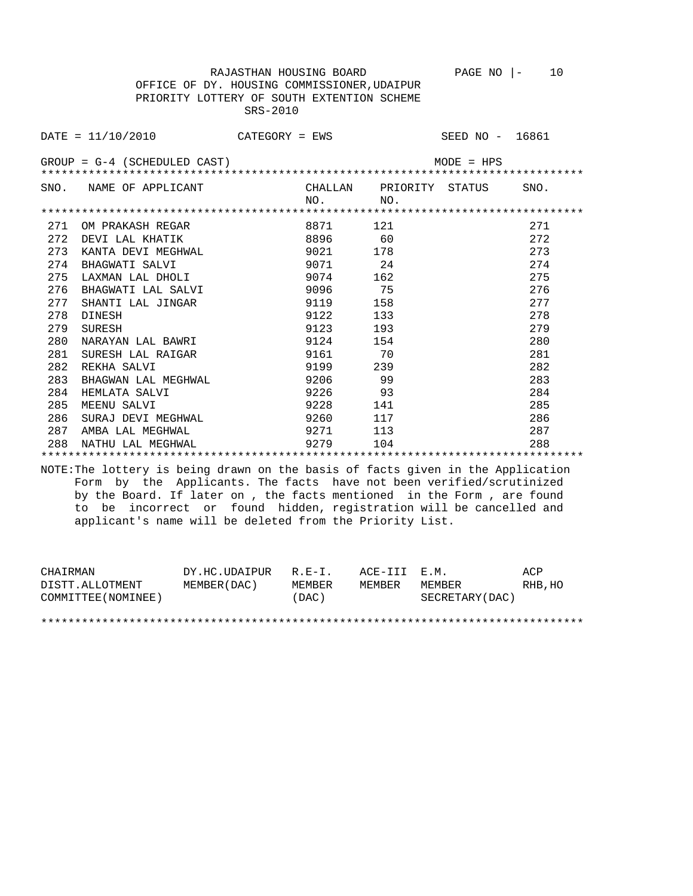RAJASTHAN HOUSING BOARD

OFFICE OF DY. HOUSING COMMISSIONER,UDAIPUR

PRIORITY LOTTERY OF SOUTH EXTENTION SCHEME

SRS-2010

DATE = 11/10/2010 CATEGORY = EWS SEED NO - 16861

GROUP = G-4 (SCHEDULED CAST) MODE = HPS

| SNO. | NAME OF APPLICANT | CHALLAN NO. | PRIORITY NO. | STATUS | SNO. |
|---|---|---|---|---|---|
| 271 | OM PRAKASH REGAR | 8871 | 121 | | 271 |
| 272 | DEVI LAL KHATIK | 8896 | 60 | | 272 |
| 273 | KANTA DEVI MEGHWAL | 9021 | 178 | | 273 |
| 274 | BHAGWATI SALVI | 9071 | 24 | | 274 |
| 275 | LAXMAN LAL DHOLI | 9074 | 162 | | 275 |
| 276 | BHAGWATI LAL SALVI | 9096 | 75 | | 276 |
| 277 | SHANTI LAL JINGAR | 9119 | 158 | | 277 |
| 278 | DINESH | 9122 | 133 | | 278 |
| 279 | SURESH | 9123 | 193 | | 279 |
| 280 | NARAYAN LAL BAWRI | 9124 | 154 | | 280 |
| 281 | SURESH LAL RAIGAR | 9161 | 70 | | 281 |
| 282 | REKHA SALVI | 9199 | 239 | | 282 |
| 283 | BHAGWAN LAL MEGHWAL | 9206 | 99 | | 283 |
| 284 | HEMLATA SALVI | 9226 | 93 | | 284 |
| 285 | MEENU SALVI | 9228 | 141 | | 285 |
| 286 | SURAJ DEVI MEGHWAL | 9260 | 117 | | 286 |
| 287 | AMBA LAL MEGHWAL | 9271 | 113 | | 287 |
| 288 | NATHU LAL MEGHWAL | 9279 | 104 | | 288 |

NOTE:The lottery is being drawn on the basis of facts given in the Application Form by the Applicants. The facts have not been verified/scrutinized by the Board. If later on , the facts mentioned in the Form , are found to be incorrect or found hidden, registration will be cancelled and applicant's name will be deleted from the Priority List.

| CHAIRMAN DISTT.ALLOTMENT COMMITTEE(NOMINEE) | DY.HC.UDAIPUR MEMBER(DAC) | R.E-I. MEMBER (DAC) | ACE-III MEMBER | E.M. MEMBER SECRETARY(DAC) | ACP RHB,HO |
|---|---|---|---|---|---|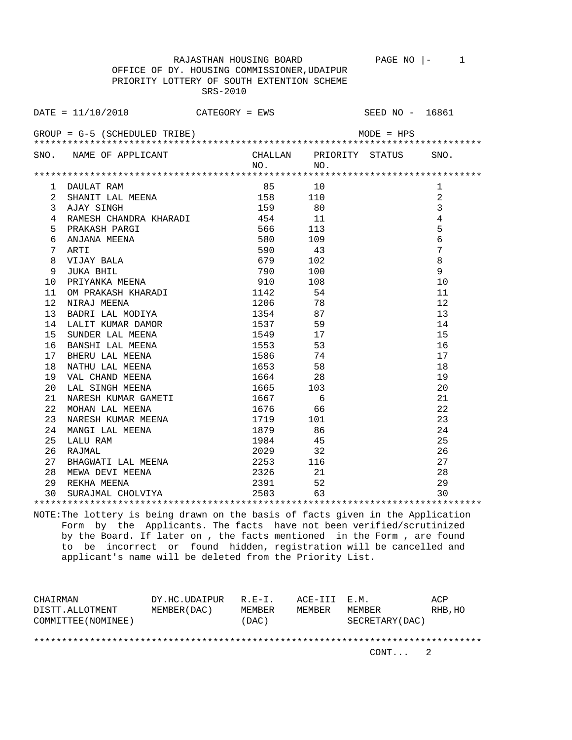RAJASTHAN HOUSING BOARD

OFFICE OF DY. HOUSING COMMISSIONER,UDAIPUR

PRIORITY LOTTERY OF SOUTH EXTENTION SCHEME

SRS-2010

DATE = 11/10/2010 CATEGORY = EWS SEED NO - 16861

GROUP = G-5 (SCHEDULED TRIBE) MODE = HPS

| SNO. | NAME OF APPLICANT | CHALLAN NO. | PRIORITY NO. | STATUS | SNO. |
|---|---|---|---|---|---|
| 1 | DAULAT RAM | 85 | 10 | | 1 |
| 2 | SHANIT LAL MEENA | 158 | 110 | | 2 |
| 3 | AJAY SINGH | 159 | 80 | | 3 |
| 4 | RAMESH CHANDRA KHARADI | 454 | 11 | | 4 |
| 5 | PRAKASH PARGI | 566 | 113 | | 5 |
| 6 | ANJANA MEENA | 580 | 109 | | 6 |
| 7 | ARTI | 590 | 43 | | 7 |
| 8 | VIJAY BALA | 679 | 102 | | 8 |
| 9 | JUKA BHIL | 790 | 100 | | 9 |
| 10 | PRIYANKA MEENA | 910 | 108 | | 10 |
| 11 | OM PRAKASH KHARADI | 1142 | 54 | | 11 |
| 12 | NIRAJ MEENA | 1206 | 78 | | 12 |
| 13 | BADRI LAL MODIYA | 1354 | 87 | | 13 |
| 14 | LALIT KUMAR DAMOR | 1537 | 59 | | 14 |
| 15 | SUNDER LAL MEENA | 1549 | 17 | | 15 |
| 16 | BANSHI LAL MEENA | 1553 | 53 | | 16 |
| 17 | BHERU LAL MEENA | 1586 | 74 | | 17 |
| 18 | NATHU LAL MEENA | 1653 | 58 | | 18 |
| 19 | VAL CHAND MEENA | 1664 | 28 | | 19 |
| 20 | LAL SINGH MEENA | 1665 | 103 | | 20 |
| 21 | NARESH KUMAR GAMETI | 1667 | 6 | | 21 |
| 22 | MOHAN LAL MEENA | 1676 | 66 | | 22 |
| 23 | NARESH KUMAR MEENA | 1719 | 101 | | 23 |
| 24 | MANGI LAL MEENA | 1879 | 86 | | 24 |
| 25 | LALU RAM | 1984 | 45 | | 25 |
| 26 | RAJMAL | 2029 | 32 | | 26 |
| 27 | BHAGWATI LAL MEENA | 2253 | 116 | | 27 |
| 28 | MEWA DEVI MEENA | 2326 | 21 | | 28 |
| 29 | REKHA MEENA | 2391 | 52 | | 29 |
| 30 | SURAJMAL CHOLVIYA | 2503 | 63 | | 30 |

NOTE:The lottery is being drawn on the basis of facts given in the Application Form by the Applicants. The facts have not been verified/scrutinized by the Board. If later on , the facts mentioned in the Form , are found to be incorrect or found hidden, registration will be cancelled and applicant's name will be deleted from the Priority List.

| CHAIRMAN DISTT.ALLOTMENT COMMITTEE(NOMINEE) | DY.HC.UDAIPUR MEMBER(DAC) | R.E-I. MEMBER (DAC) | ACE-III MEMBER | E.M. MEMBER SECRETARY(DAC) | ACP RHB,HO |
|---|---|---|---|---|---|

CONT... 2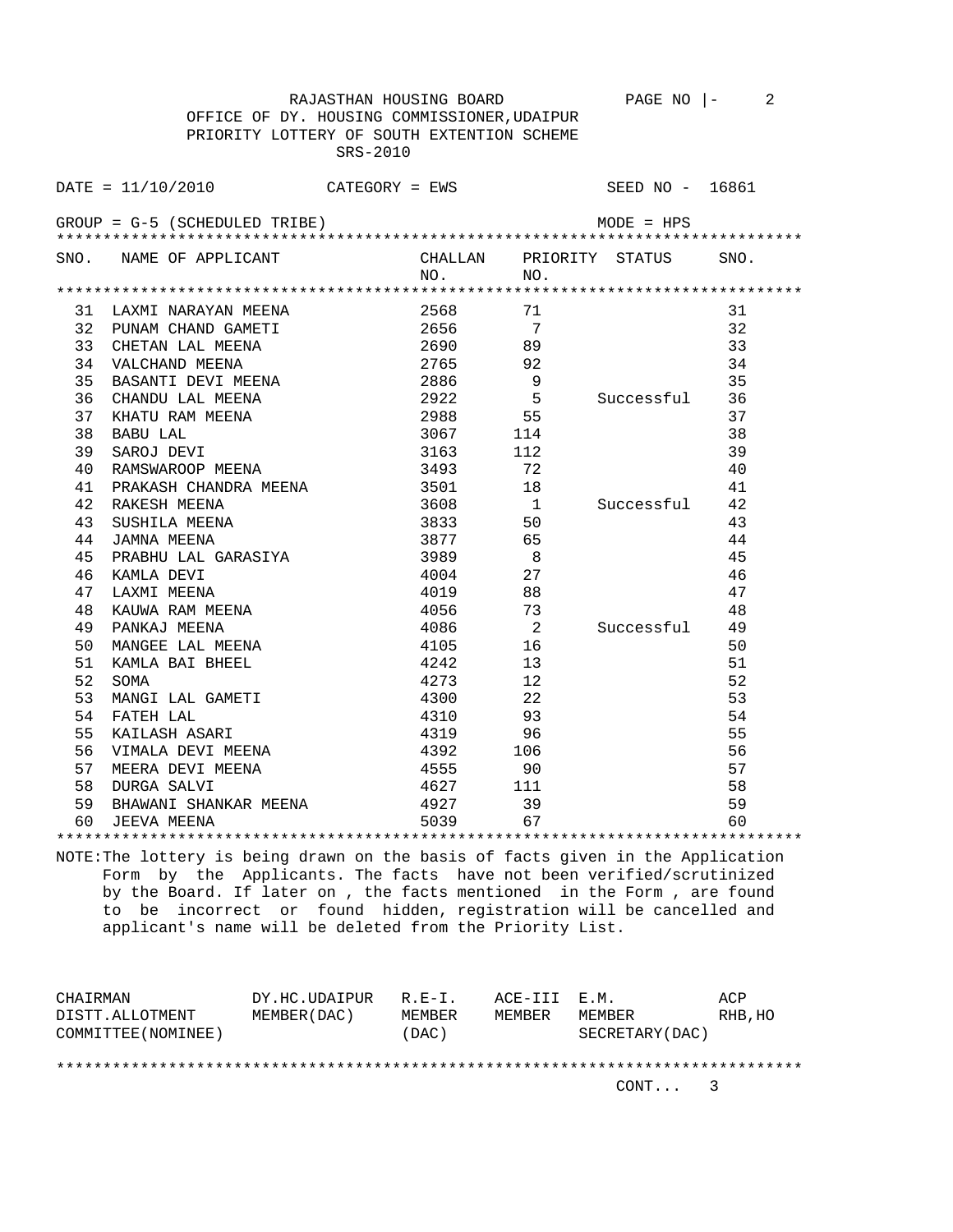RAJASTHAN HOUSING BOARD PAGE NO |- 2

OFFICE OF DY. HOUSING COMMISSIONER,UDAIPUR

PRIORITY LOTTERY OF SOUTH EXTENTION SCHEME

SRS-2010

DATE = 11/10/2010 CATEGORY = EWS SEED NO - 16861

GROUP = G-5 (SCHEDULED TRIBE) MODE = HPS

| SNO. | NAME OF APPLICANT | CHALLAN NO. | PRIORITY NO. | STATUS | SNO. |
|---|---|---|---|---|---|
| 31 | LAXMI NARAYAN MEENA | 2568 | 71 | | 31 |
| 32 | PUNAM CHAND GAMETI | 2656 | 7 | | 32 |
| 33 | CHETAN LAL MEENA | 2690 | 89 | | 33 |
| 34 | VALCHAND MEENA | 2765 | 92 | | 34 |
| 35 | BASANTI DEVI MEENA | 2886 | 9 | | 35 |
| 36 | CHANDU LAL MEENA | 2922 | 5 | Successful | 36 |
| 37 | KHATU RAM MEENA | 2988 | 55 | | 37 |
| 38 | BABU LAL | 3067 | 114 | | 38 |
| 39 | SAROJ DEVI | 3163 | 112 | | 39 |
| 40 | RAMSWAROOP MEENA | 3493 | 72 | | 40 |
| 41 | PRAKASH CHANDRA MEENA | 3501 | 18 | | 41 |
| 42 | RAKESH MEENA | 3608 | 1 | Successful | 42 |
| 43 | SUSHILA MEENA | 3833 | 50 | | 43 |
| 44 | JAMNA MEENA | 3877 | 65 | | 44 |
| 45 | PRABHU LAL GARASIYA | 3989 | 8 | | 45 |
| 46 | KAMLA DEVI | 4004 | 27 | | 46 |
| 47 | LAXMI MEENA | 4019 | 88 | | 47 |
| 48 | KAUWA RAM MEENA | 4056 | 73 | | 48 |
| 49 | PANKAJ MEENA | 4086 | 2 | Successful | 49 |
| 50 | MANGEE LAL MEENA | 4105 | 16 | | 50 |
| 51 | KAMLA BAI BHEEL | 4242 | 13 | | 51 |
| 52 | SOMA | 4273 | 12 | | 52 |
| 53 | MANGI LAL GAMETI | 4300 | 22 | | 53 |
| 54 | FATEH LAL | 4310 | 93 | | 54 |
| 55 | KAILASH ASARI | 4319 | 96 | | 55 |
| 56 | VIMALA DEVI MEENA | 4392 | 106 | | 56 |
| 57 | MEERA DEVI MEENA | 4555 | 90 | | 57 |
| 58 | DURGA SALVI | 4627 | 111 | | 58 |
| 59 | BHAWANI SHANKAR MEENA | 4927 | 39 | | 59 |
| 60 | JEEVA MEENA | 5039 | 67 | | 60 |

NOTE:The lottery is being drawn on the basis of facts given in the Application Form by the Applicants. The facts have not been verified/scrutinized by the Board. If later on , the facts mentioned in the Form , are found to be incorrect or found hidden, registration will be cancelled and applicant's name will be deleted from the Priority List.

| CHAIRMAN DISTT.ALLOTMENT COMMITTEE(NOMINEE) | DY.HC.UDAIPUR MEMBER(DAC) | R.E-I. MEMBER (DAC) | ACE-III MEMBER | E.M. MEMBER SECRETARY(DAC) | ACP RHB,HO |
|---|---|---|---|---|---|

CONT... 3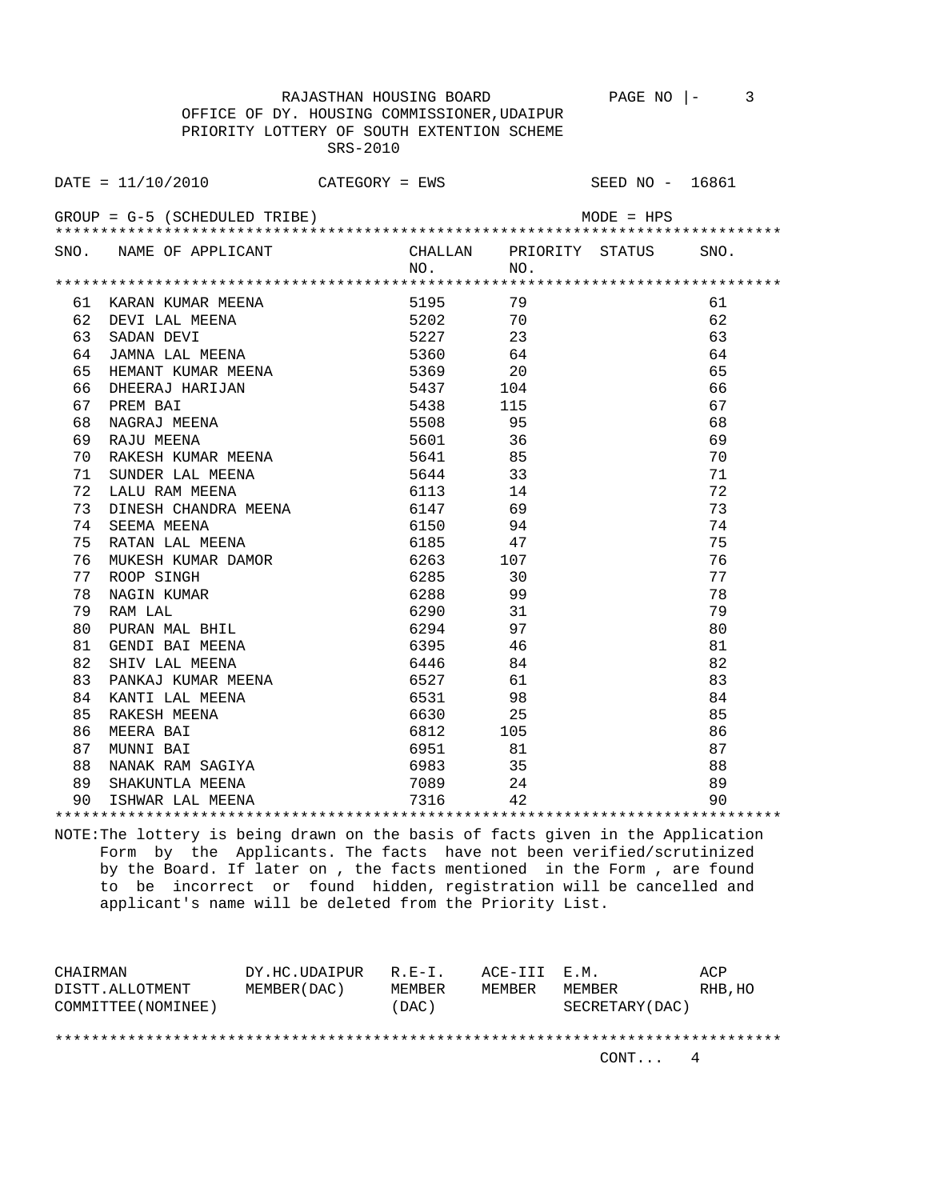RAJASTHAN HOUSING BOARD

OFFICE OF DY. HOUSING COMMISSIONER,UDAIPUR

PRIORITY LOTTERY OF SOUTH EXTENTION SCHEME

SRS-2010

DATE = 11/10/2010 CATEGORY = EWS SEED NO - 16861

GROUP = G-5 (SCHEDULED TRIBE) MODE = HPS

| SNO. | NAME OF APPLICANT | CHALLAN NO. | PRIORITY NO. | STATUS | SNO. |
|---|---|---|---|---|---|
| 61 | KARAN KUMAR MEENA | 5195 | 79 | | 61 |
| 62 | DEVI LAL MEENA | 5202 | 70 | | 62 |
| 63 | SADAN DEVI | 5227 | 23 | | 63 |
| 64 | JAMNA LAL MEENA | 5360 | 64 | | 64 |
| 65 | HEMANT KUMAR MEENA | 5369 | 20 | | 65 |
| 66 | DHEERAJ HARIJAN | 5437 | 104 | | 66 |
| 67 | PREM BAI | 5438 | 115 | | 67 |
| 68 | NAGRAJ MEENA | 5508 | 95 | | 68 |
| 69 | RAJU MEENA | 5601 | 36 | | 69 |
| 70 | RAKESH KUMAR MEENA | 5641 | 85 | | 70 |
| 71 | SUNDER LAL MEENA | 5644 | 33 | | 71 |
| 72 | LALU RAM MEENA | 6113 | 14 | | 72 |
| 73 | DINESH CHANDRA MEENA | 6147 | 69 | | 73 |
| 74 | SEEMA MEENA | 6150 | 94 | | 74 |
| 75 | RATAN LAL MEENA | 6185 | 47 | | 75 |
| 76 | MUKESH KUMAR DAMOR | 6263 | 107 | | 76 |
| 77 | ROOP SINGH | 6285 | 30 | | 77 |
| 78 | NAGIN KUMAR | 6288 | 99 | | 78 |
| 79 | RAM LAL | 6290 | 31 | | 79 |
| 80 | PURAN MAL BHIL | 6294 | 97 | | 80 |
| 81 | GENDI BAI MEENA | 6395 | 46 | | 81 |
| 82 | SHIV LAL MEENA | 6446 | 84 | | 82 |
| 83 | PANKAJ KUMAR MEENA | 6527 | 61 | | 83 |
| 84 | KANTI LAL MEENA | 6531 | 98 | | 84 |
| 85 | RAKESH MEENA | 6630 | 25 | | 85 |
| 86 | MEERA BAI | 6812 | 105 | | 86 |
| 87 | MUNNI BAI | 6951 | 81 | | 87 |
| 88 | NANAK RAM SAGIYA | 6983 | 35 | | 88 |
| 89 | SHAKUNTLA MEENA | 7089 | 24 | | 89 |
| 90 | ISHWAR LAL MEENA | 7316 | 42 | | 90 |

NOTE:The lottery is being drawn on the basis of facts given in the Application Form by the Applicants. The facts have not been verified/scrutinized by the Board. If later on , the facts mentioned in the Form , are found to be incorrect or found hidden, registration will be cancelled and applicant's name will be deleted from the Priority List.

| CHAIRMAN DISTT.ALLOTMENT COMMITTEE(NOMINEE) | DY.HC.UDAIPUR MEMBER(DAC) | R.E-I. MEMBER (DAC) | ACE-III MEMBER | E.M. MEMBER SECRETARY(DAC) | ACP RHB,HO |
|---|---|---|---|---|---|

CONT... 4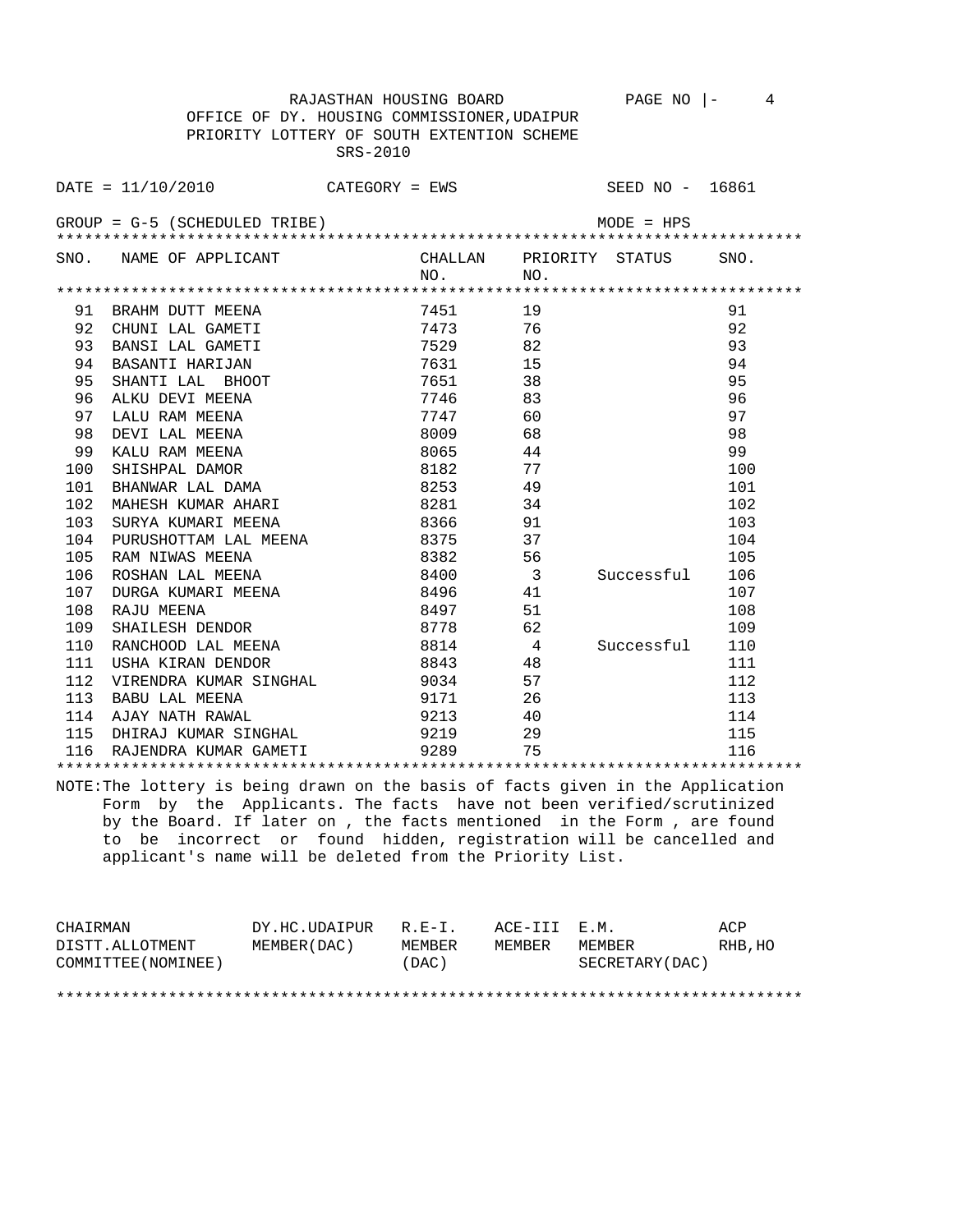RAJASTHAN HOUSING BOARD PAGE NO |- 4

OFFICE OF DY. HOUSING COMMISSIONER,UDAIPUR

PRIORITY LOTTERY OF SOUTH EXTENTION SCHEME

SRS-2010

DATE = 11/10/2010 CATEGORY = EWS SEED NO - 16861

GROUP = G-5 (SCHEDULED TRIBE) MODE = HPS

| SNO. | NAME OF APPLICANT | CHALLAN NO. | PRIORITY NO. | STATUS | SNO. |
|---|---|---|---|---|---|
| 91 | BRAHM DUTT MEENA | 7451 | 19 | | 91 |
| 92 | CHUNI LAL GAMETI | 7473 | 76 | | 92 |
| 93 | BANSI LAL GAMETI | 7529 | 82 | | 93 |
| 94 | BASANTI HARIJAN | 7631 | 15 | | 94 |
| 95 | SHANTI LAL BHOOT | 7651 | 38 | | 95 |
| 96 | ALKU DEVI MEENA | 7746 | 83 | | 96 |
| 97 | LALU RAM MEENA | 7747 | 60 | | 97 |
| 98 | DEVI LAL MEENA | 8009 | 68 | | 98 |
| 99 | KALU RAM MEENA | 8065 | 44 | | 99 |
| 100 | SHISHPAL DAMOR | 8182 | 77 | | 100 |
| 101 | BHANWAR LAL DAMA | 8253 | 49 | | 101 |
| 102 | MAHESH KUMAR AHARI | 8281 | 34 | | 102 |
| 103 | SURYA KUMARI MEENA | 8366 | 91 | | 103 |
| 104 | PURUSHOTTAM LAL MEENA | 8375 | 37 | | 104 |
| 105 | RAM NIWAS MEENA | 8382 | 56 | | 105 |
| 106 | ROSHAN LAL MEENA | 8400 | 3 | Successful | 106 |
| 107 | DURGA KUMARI MEENA | 8496 | 41 | | 107 |
| 108 | RAJU MEENA | 8497 | 51 | | 108 |
| 109 | SHAILESH DENDOR | 8778 | 62 | | 109 |
| 110 | RANCHOOD LAL MEENA | 8814 | 4 | Successful | 110 |
| 111 | USHA KIRAN DENDOR | 8843 | 48 | | 111 |
| 112 | VIRENDRA KUMAR SINGHAL | 9034 | 57 | | 112 |
| 113 | BABU LAL MEENA | 9171 | 26 | | 113 |
| 114 | AJAY NATH RAWAL | 9213 | 40 | | 114 |
| 115 | DHIRAJ KUMAR SINGHAL | 9219 | 29 | | 115 |
| 116 | RAJENDRA KUMAR GAMETI | 9289 | 75 | | 116 |

NOTE:The lottery is being drawn on the basis of facts given in the Application Form by the Applicants. The facts have not been verified/scrutinized by the Board. If later on , the facts mentioned in the Form , are found to be incorrect or found hidden, registration will be cancelled and applicant's name will be deleted from the Priority List.

| CHAIRMAN DISTT.ALLOTMENT COMMITTEE(NOMINEE) | DY.HC.UDAIPUR MEMBER(DAC) | R.E-I. MEMBER (DAC) | ACE-III MEMBER | E.M. MEMBER SECRETARY(DAC) | ACP RHB,HO |
|---|---|---|---|---|---|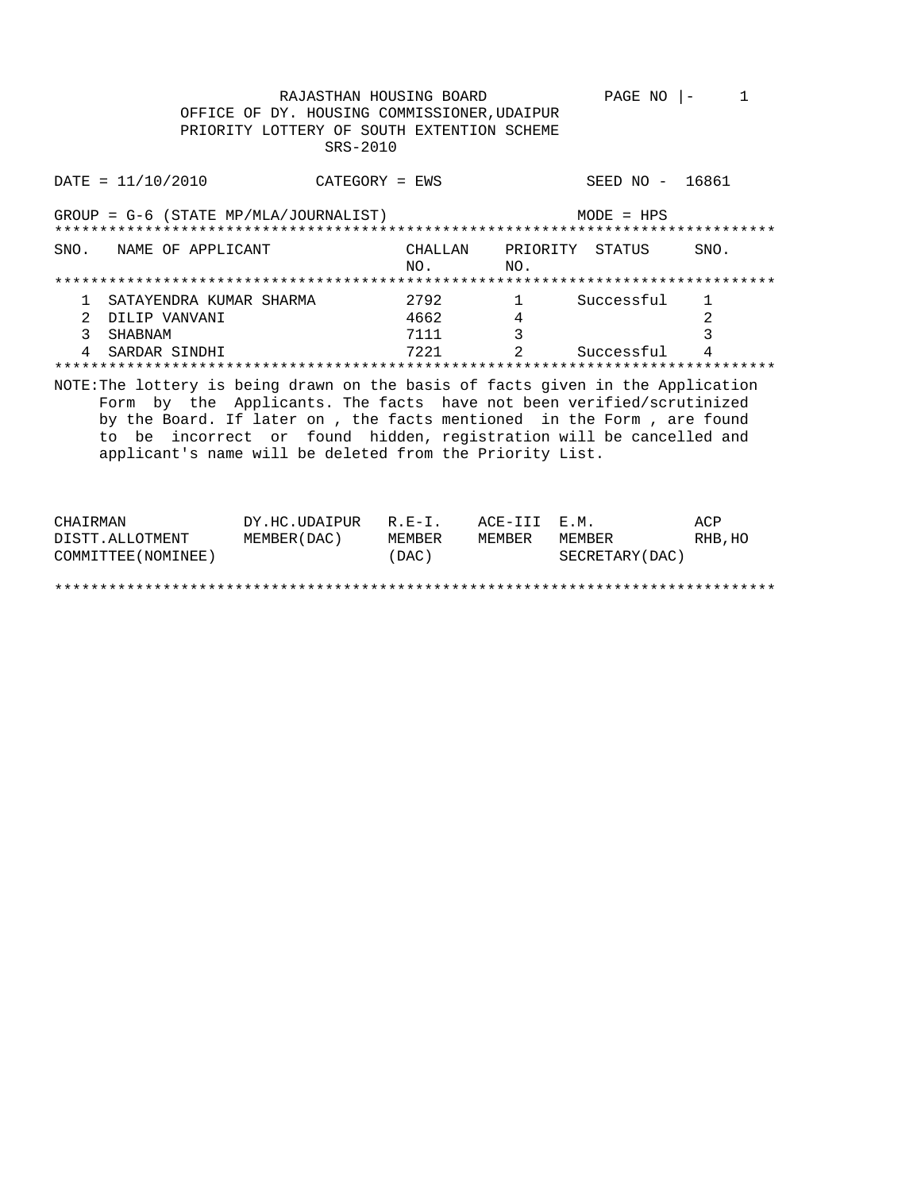RAJASTHAN HOUSING BOARD

OFFICE OF DY. HOUSING COMMISSIONER,UDAIPUR

PRIORITY LOTTERY OF SOUTH EXTENTION SCHEME

SRS-2010

DATE = 11/10/2010 CATEGORY = EWS SEED NO - 16861

GROUP = G-6 (STATE MP/MLA/JOURNALIST) MODE = HPS

| SNO. | NAME OF APPLICANT | CHALLAN NO. | PRIORITY NO. | STATUS | SNO. |
|---|---|---|---|---|---|
| 1 | SATAYENDRA KUMAR SHARMA | 2792 | 1 | Successful | 1 |
| 2 | DILIP VANVANI | 4662 | 4 | | 2 |
| 3 | SHABNAM | 7111 | 3 | | 3 |
| 4 | SARDAR SINDHI | 7221 | 2 | Successful | 4 |

NOTE:The lottery is being drawn on the basis of facts given in the Application Form by the Applicants. The facts have not been verified/scrutinized by the Board. If later on , the facts mentioned in the Form , are found to be incorrect or found hidden, registration will be cancelled and applicant's name will be deleted from the Priority List.

| CHAIRMAN DISTT.ALLOTMENT COMMITTEE(NOMINEE) | DY.HC.UDAIPUR MEMBER(DAC) | R.E-I. MEMBER (DAC) | ACE-III MEMBER | E.M. MEMBER SECRETARY(DAC) | ACP RHB,HO |
|---|---|---|---|---|---|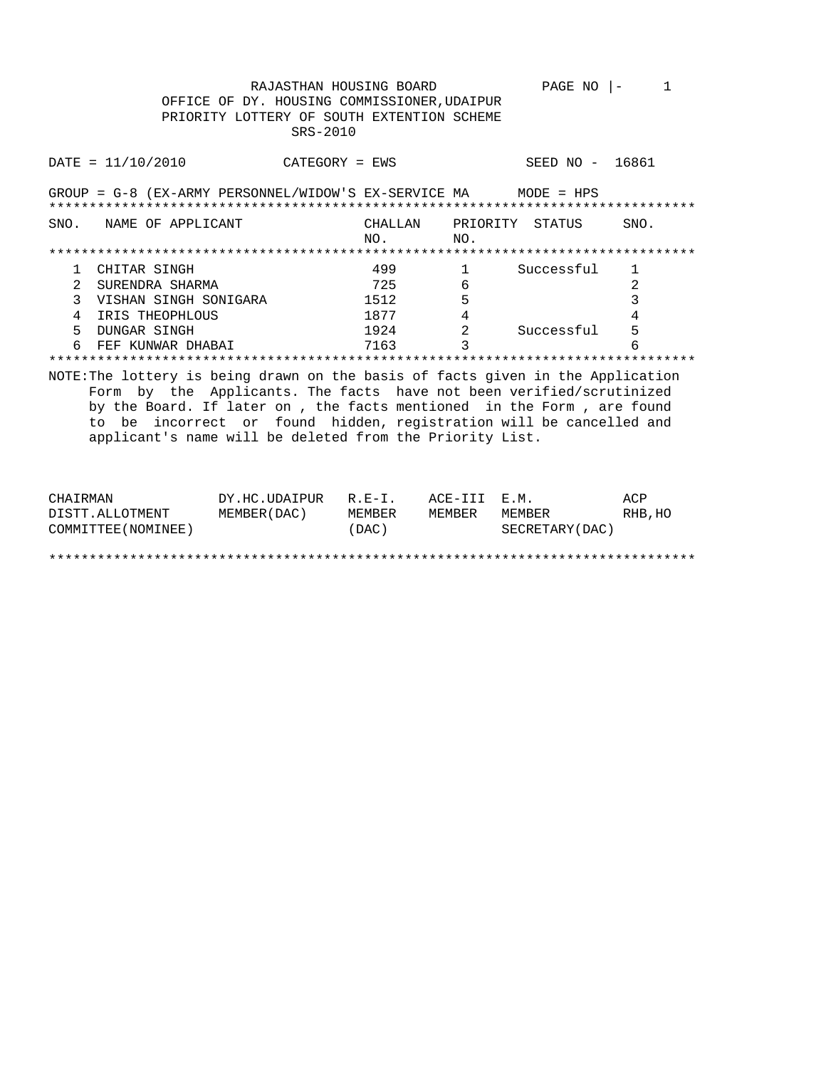RAJASTHAN HOUSING BOARD

OFFICE OF DY. HOUSING COMMISSIONER,UDAIPUR

PRIORITY LOTTERY OF SOUTH EXTENTION SCHEME

SRS-2010

DATE = 11/10/2010 CATEGORY = EWS SEED NO - 16861

GROUP = G-8 (EX-ARMY PERSONNEL/WIDOW'S EX-SERVICE MA MODE = HPS

| SNO. | NAME OF APPLICANT | CHALLAN NO. | PRIORITY NO. | STATUS | SNO. |
|---|---|---|---|---|---|
| 1 | CHITAR SINGH | 499 | 1 | Successful | 1 |
| 2 | SURENDRA SHARMA | 725 | 6 | | 2 |
| 3 | VISHAN SINGH SONIGARA | 1512 | 5 | | 3 |
| 4 | IRIS THEOPHLOUS | 1877 | 4 | | 4 |
| 5 | DUNGAR SINGH | 1924 | 2 | Successful | 5 |
| 6 | FEF KUNWAR DHABAI | 7163 | 3 | | 6 |

NOTE:The lottery is being drawn on the basis of facts given in the Application Form by the Applicants. The facts have not been verified/scrutinized by the Board. If later on , the facts mentioned in the Form , are found to be incorrect or found hidden, registration will be cancelled and applicant's name will be deleted from the Priority List.

| CHAIRMAN DISTT.ALLOTMENT COMMITTEE(NOMINEE) | DY.HC.UDAIPUR MEMBER(DAC) | R.E-I. MEMBER (DAC) | ACE-III MEMBER | E.M. MEMBER SECRETARY(DAC) | ACP RHB,HO |
|---|---|---|---|---|---|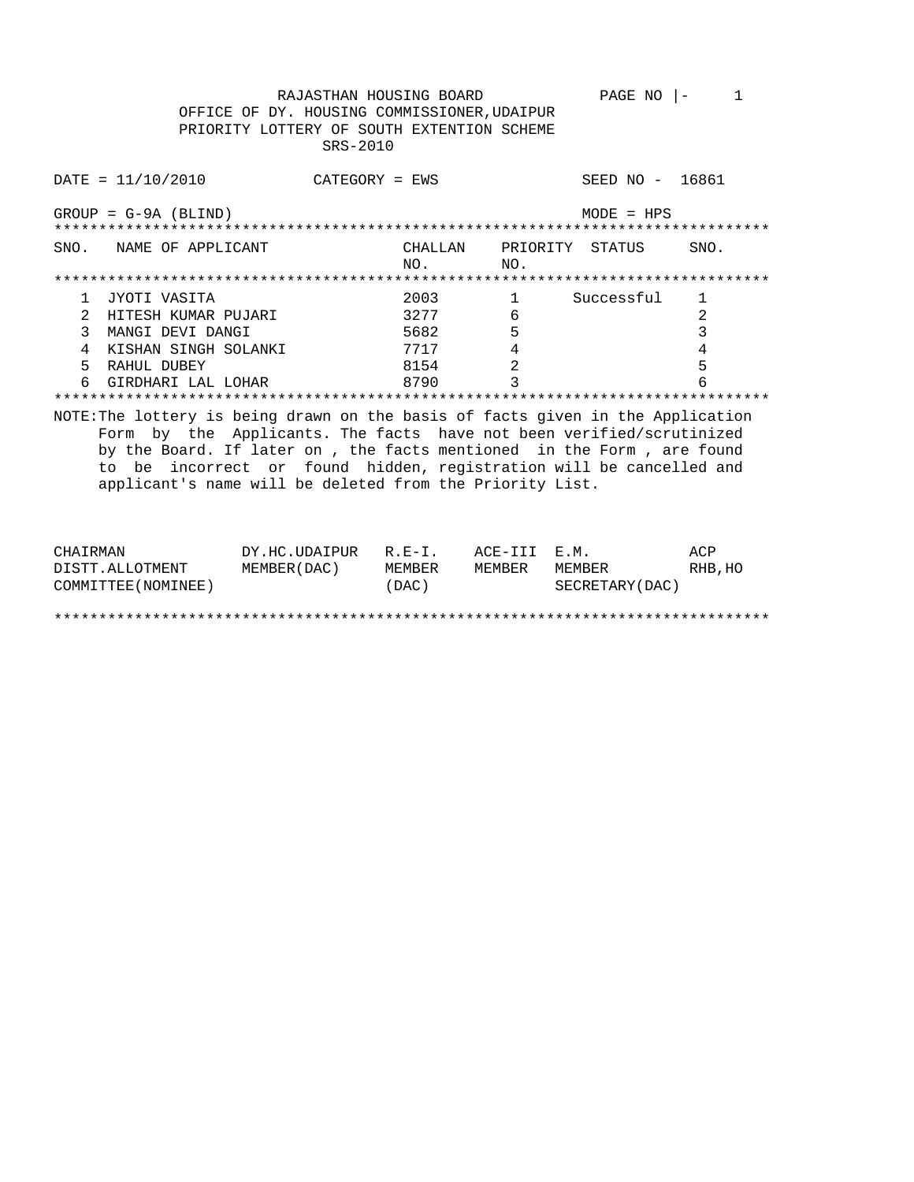RAJASTHAN HOUSING BOARD

OFFICE OF DY. HOUSING COMMISSIONER,UDAIPUR

PRIORITY LOTTERY OF SOUTH EXTENTION SCHEME

SRS-2010

DATE = 11/10/2010 CATEGORY = EWS SEED NO - 16861

GROUP = G-9A (BLIND) MODE = HPS

| SNO. | NAME OF APPLICANT | CHALLAN NO. | PRIORITY NO. | STATUS | SNO. |
|---|---|---|---|---|---|
| 1 | JYOTI VASITA | 2003 | 1 | Successful | 1 |
| 2 | HITESH KUMAR PUJARI | 3277 | 6 | | 2 |
| 3 | MANGI DEVI DANGI | 5682 | 5 | | 3 |
| 4 | KISHAN SINGH SOLANKI | 7717 | 4 | | 4 |
| 5 | RAHUL DUBEY | 8154 | 2 | | 5 |
| 6 | GIRDHARI LAL LOHAR | 8790 | 3 | | 6 |

NOTE:The lottery is being drawn on the basis of facts given in the Application Form by the Applicants. The facts have not been verified/scrutinized by the Board. If later on , the facts mentioned in the Form , are found to be incorrect or found hidden, registration will be cancelled and applicant's name will be deleted from the Priority List.

| CHAIRMAN DISTT.ALLOTMENT COMMITTEE(NOMINEE) | DY.HC.UDAIPUR MEMBER(DAC) | R.E-I. MEMBER (DAC) | ACE-III MEMBER | E.M. MEMBER SECRETARY(DAC) | ACP RHB,HO |
|---|---|---|---|---|---|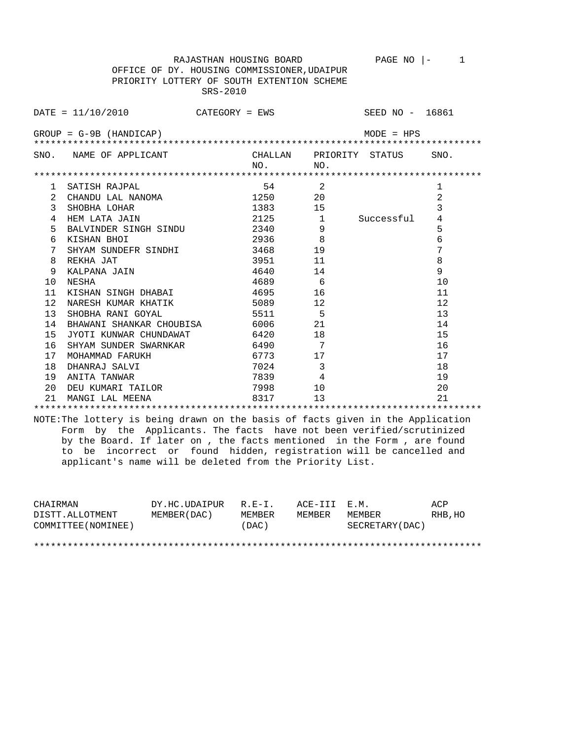RAJASTHAN HOUSING BOARD

OFFICE OF DY. HOUSING COMMISSIONER,UDAIPUR

PRIORITY LOTTERY OF SOUTH EXTENTION SCHEME

SRS-2010

DATE = 11/10/2010 CATEGORY = EWS SEED NO - 16861

GROUP = G-9B (HANDICAP) MODE = HPS

| SNO. | NAME OF APPLICANT | CHALLAN NO. | PRIORITY NO. | STATUS | SNO. |
|---|---|---|---|---|---|
| 1 | SATISH RAJPAL | 54 | 2 | | 1 |
| 2 | CHANDU LAL NANOMA | 1250 | 20 | | 2 |
| 3 | SHOBHA LOHAR | 1383 | 15 | | 3 |
| 4 | HEM LATA JAIN | 2125 | 1 | Successful | 4 |
| 5 | BALVINDER SINGH SINDU | 2340 | 9 | | 5 |
| 6 | KISHAN BHOI | 2936 | 8 | | 6 |
| 7 | SHYAM SUNDEFR SINDHI | 3468 | 19 | | 7 |
| 8 | REKHA JAT | 3951 | 11 | | 8 |
| 9 | KALPANA JAIN | 4640 | 14 | | 9 |
| 10 | NESHA | 4689 | 6 | | 10 |
| 11 | KISHAN SINGH DHABAI | 4695 | 16 | | 11 |
| 12 | NARESH KUMAR KHATIK | 5089 | 12 | | 12 |
| 13 | SHOBHA RANI GOYAL | 5511 | 5 | | 13 |
| 14 | BHAWANI SHANKAR CHOUBISA | 6006 | 21 | | 14 |
| 15 | JYOTI KUNWAR CHUNDAWAT | 6420 | 18 | | 15 |
| 16 | SHYAM SUNDER SWARNKAR | 6490 | 7 | | 16 |
| 17 | MOHAMMAD FARUKH | 6773 | 17 | | 17 |
| 18 | DHANRAJ SALVI | 7024 | 3 | | 18 |
| 19 | ANITA TANWAR | 7839 | 4 | | 19 |
| 20 | DEU KUMARI TAILOR | 7998 | 10 | | 20 |
| 21 | MANGI LAL MEENA | 8317 | 13 | | 21 |

NOTE:The lottery is being drawn on the basis of facts given in the Application Form by the Applicants. The facts have not been verified/scrutinized by the Board. If later on , the facts mentioned in the Form , are found to be incorrect or found hidden, registration will be cancelled and applicant's name will be deleted from the Priority List.

| CHAIRMAN DISTT.ALLOTMENT COMMITTEE(NOMINEE) | DY.HC.UDAIPUR MEMBER(DAC) | R.E-I. MEMBER (DAC) | ACE-III MEMBER | E.M. MEMBER SECRETARY(DAC) | ACP RHB,HO |
|---|---|---|---|---|---|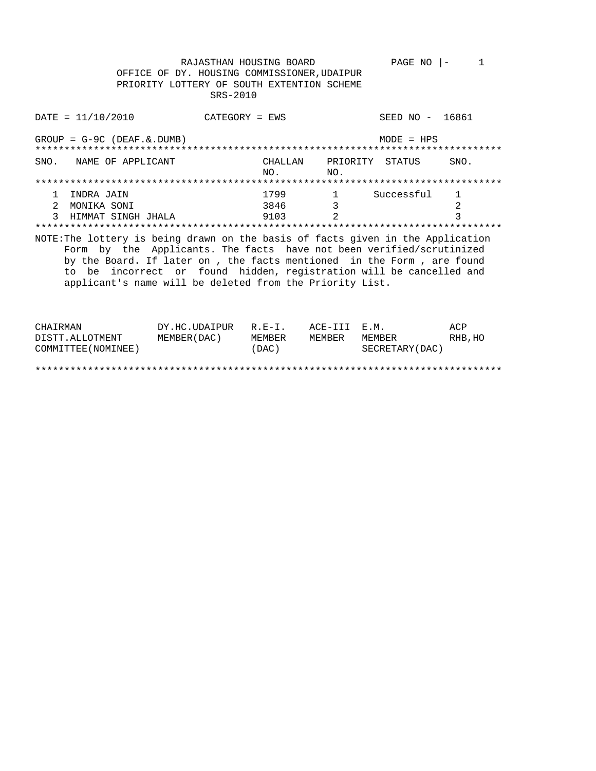RAJASTHAN HOUSING BOARD

OFFICE OF DY. HOUSING COMMISSIONER,UDAIPUR

PRIORITY LOTTERY OF SOUTH EXTENTION SCHEME

SRS-2010

PAGE NO |- 1

DATE = 11/10/2010 CATEGORY = EWS SEED NO - 16861

GROUP = G-9C (DEAF.&.DUMB) MODE = HPS

| SNO. | NAME OF APPLICANT | CHALLAN NO. | PRIORITY NO. | STATUS | SNO. |
|---|---|---|---|---|---|
| 1 | INDRA JAIN | 1799 | 1 | Successful | 1 |
| 2 | MONIKA SONI | 3846 | 3 | | 2 |
| 3 | HIMMAT SINGH JHALA | 9103 | 2 | | 3 |

NOTE:The lottery is being drawn on the basis of facts given in the Application Form by the Applicants. The facts have not been verified/scrutinized by the Board. If later on , the facts mentioned in the Form , are found to be incorrect or found hidden, registration will be cancelled and applicant's name will be deleted from the Priority List.

| CHAIRMAN DISTT.ALLOTMENT COMMITTEE(NOMINEE) | DY.HC.UDAIPUR MEMBER(DAC) | R.E-I. MEMBER (DAC) | ACE-III MEMBER | E.M. MEMBER SECRETARY(DAC) | ACP RHB,HO |
|---|---|---|---|---|---|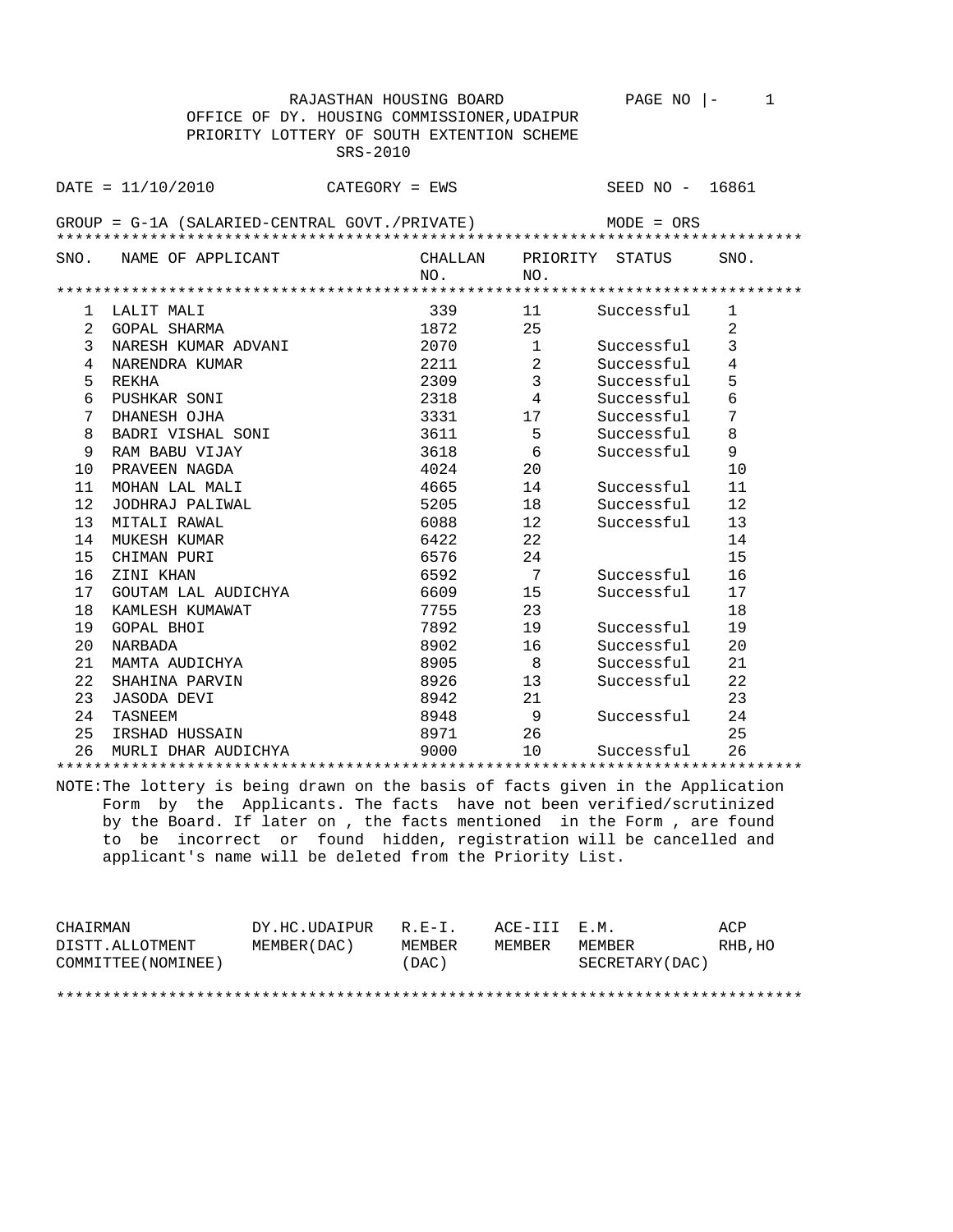RAJASTHAN HOUSING BOARD

OFFICE OF DY. HOUSING COMMISSIONER,UDAIPUR

PRIORITY LOTTERY OF SOUTH EXTENTION SCHEME

SRS-2010

DATE = 11/10/2010 CATEGORY = EWS SEED NO - 16861

GROUP = G-1A (SALARIED-CENTRAL GOVT./PRIVATE) MODE = ORS

| SNO. | NAME OF APPLICANT | CHALLAN NO. | PRIORITY NO. | STATUS | SNO. |
|---|---|---|---|---|---|
| 1 | LALIT MALI | 339 | 11 | Successful | 1 |
| 2 | GOPAL SHARMA | 1872 | 25 | | 2 |
| 3 | NARESH KUMAR ADVANI | 2070 | 1 | Successful | 3 |
| 4 | NARENDRA KUMAR | 2211 | 2 | Successful | 4 |
| 5 | REKHA | 2309 | 3 | Successful | 5 |
| 6 | PUSHKAR SONI | 2318 | 4 | Successful | 6 |
| 7 | DHANESH OJHA | 3331 | 17 | Successful | 7 |
| 8 | BADRI VISHAL SONI | 3611 | 5 | Successful | 8 |
| 9 | RAM BABU VIJAY | 3618 | 6 | Successful | 9 |
| 10 | PRAVEEN NAGDA | 4024 | 20 | | 10 |
| 11 | MOHAN LAL MALI | 4665 | 14 | Successful | 11 |
| 12 | JODHRAJ PALIWAL | 5205 | 18 | Successful | 12 |
| 13 | MITALI RAWAL | 6088 | 12 | Successful | 13 |
| 14 | MUKESH KUMAR | 6422 | 22 | | 14 |
| 15 | CHIMAN PURI | 6576 | 24 | | 15 |
| 16 | ZINI KHAN | 6592 | 7 | Successful | 16 |
| 17 | GOUTAM LAL AUDICHYA | 6609 | 15 | Successful | 17 |
| 18 | KAMLESH KUMAWAT | 7755 | 23 | | 18 |
| 19 | GOPAL BHOI | 7892 | 19 | Successful | 19 |
| 20 | NARBADA | 8902 | 16 | Successful | 20 |
| 21 | MAMTA AUDICHYA | 8905 | 8 | Successful | 21 |
| 22 | SHAHINA PARVIN | 8926 | 13 | Successful | 22 |
| 23 | JASODA DEVI | 8942 | 21 | | 23 |
| 24 | TASNEEM | 8948 | 9 | Successful | 24 |
| 25 | IRSHAD HUSSAIN | 8971 | 26 | | 25 |
| 26 | MURLI DHAR AUDICHYA | 9000 | 10 | Successful | 26 |

NOTE:The lottery is being drawn on the basis of facts given in the Application Form by the Applicants. The facts have not been verified/scrutinized by the Board. If later on , the facts mentioned in the Form , are found to be incorrect or found hidden, registration will be cancelled and applicant's name will be deleted from the Priority List.

| CHAIRMAN DISTT.ALLOTMENT COMMITTEE(NOMINEE) | DY.HC.UDAIPUR MEMBER(DAC) | R.E-I. MEMBER (DAC) | ACE-III MEMBER | E.M. MEMBER SECRETARY(DAC) | ACP RHB,HO |
|---|---|---|---|---|---|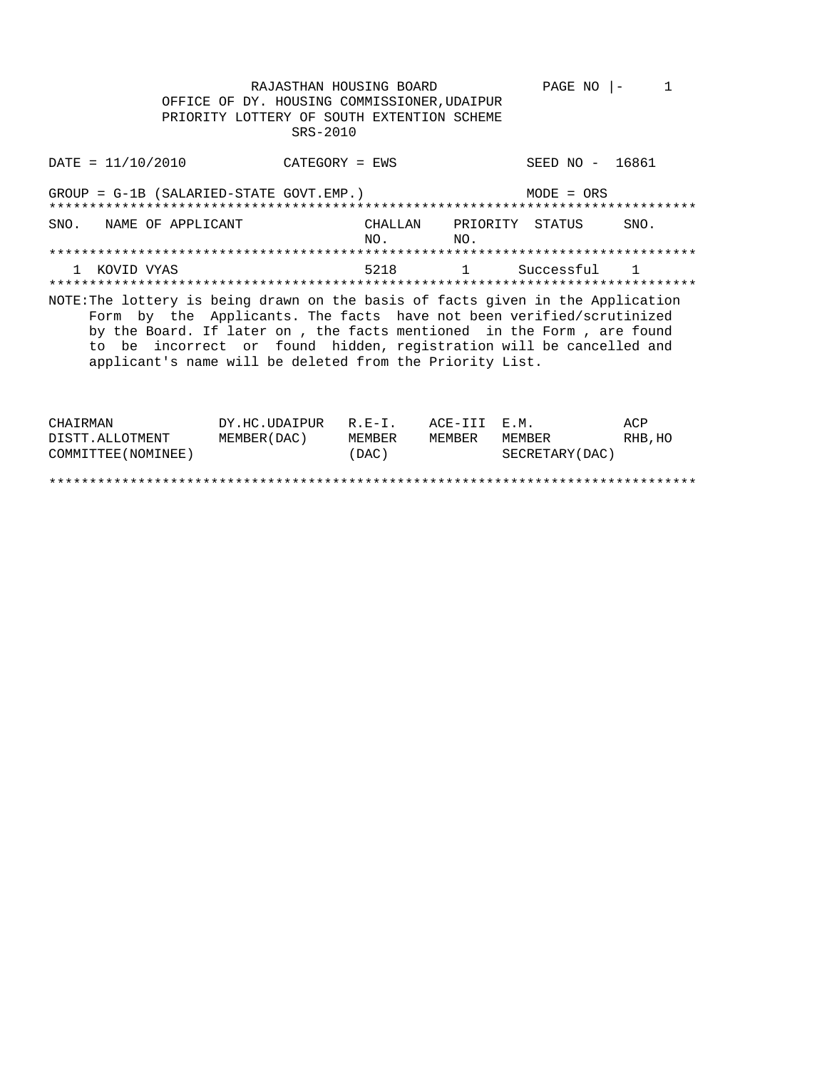RAJASTHAN HOUSING BOARD

OFFICE OF DY. HOUSING COMMISSIONER,UDAIPUR

PRIORITY LOTTERY OF SOUTH EXTENTION SCHEME

SRS-2010

PAGE NO |- 1

DATE = 11/10/2010 CATEGORY = EWS SEED NO - 16861

GROUP = G-1B (SALARIED-STATE GOVT.EMP.) MODE = ORS

| SNO. | NAME OF APPLICANT | CHALLAN NO. | PRIORITY NO. | STATUS | SNO. |
|---|---|---|---|---|---|
| 1 | KOVID VYAS | 5218 | 1 | Successful | 1 |

NOTE:The lottery is being drawn on the basis of facts given in the Application Form by the Applicants. The facts have not been verified/scrutinized by the Board. If later on , the facts mentioned in the Form , are found to be incorrect or found hidden, registration will be cancelled and applicant's name will be deleted from the Priority List.

| CHAIRMAN DISTT.ALLOTMENT COMMITTEE(NOMINEE) | DY.HC.UDAIPUR MEMBER(DAC) | R.E-I. MEMBER (DAC) | ACE-III MEMBER | E.M. MEMBER SECRETARY(DAC) | ACP RHB,HO |
|---|---|---|---|---|---|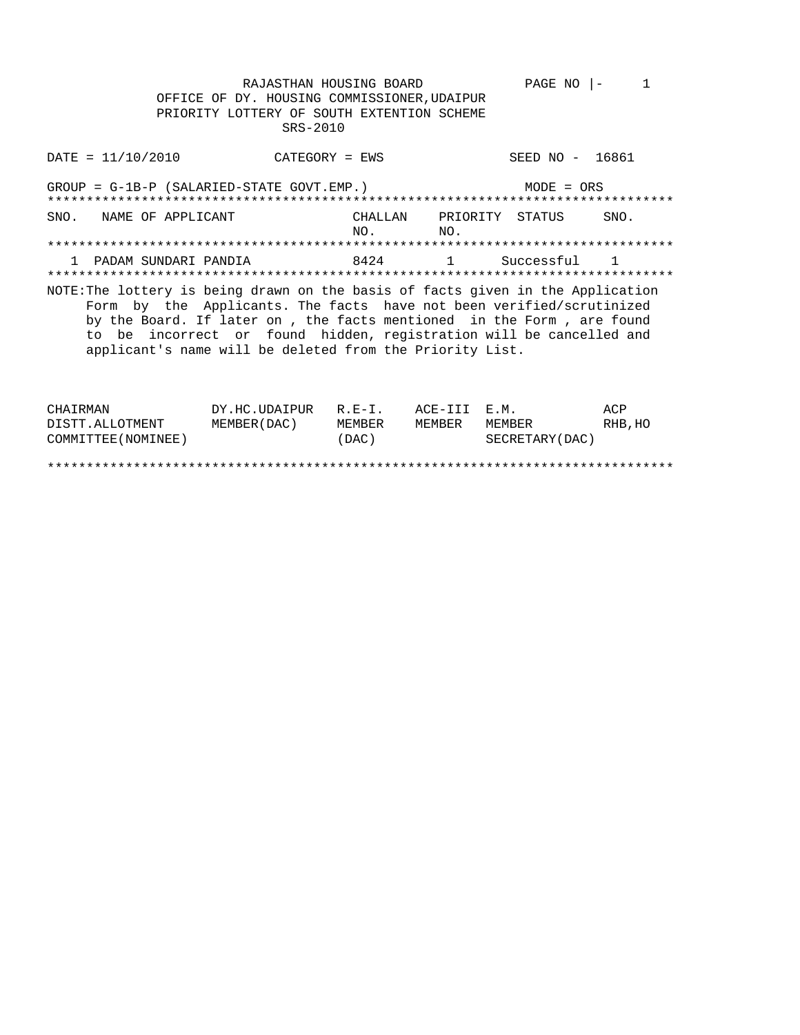RAJASTHAN HOUSING BOARD

OFFICE OF DY. HOUSING COMMISSIONER,UDAIPUR

PRIORITY LOTTERY OF SOUTH EXTENTION SCHEME

SRS-2010

DATE = 11/10/2010 CATEGORY = EWS SEED NO - 16861

GROUP = G-1B-P (SALARIED-STATE GOVT.EMP.) MODE = ORS

| SNO. | NAME OF APPLICANT | CHALLAN NO. | PRIORITY NO. | STATUS | SNO. |
|---|---|---|---|---|---|
| 1 | PADAM SUNDARI PANDIA | 8424 | 1 | Successful | 1 |

NOTE:The lottery is being drawn on the basis of facts given in the Application Form by the Applicants. The facts have not been verified/scrutinized by the Board. If later on , the facts mentioned in the Form , are found to be incorrect or found hidden, registration will be cancelled and applicant's name will be deleted from the Priority List.

| CHAIRMAN DISTT.ALLOTMENT COMMITTEE(NOMINEE) | DY.HC.UDAIPUR MEMBER(DAC) | R.E-I. MEMBER (DAC) | ACE-III MEMBER | E.M. MEMBER SECRETARY(DAC) | ACP RHB,HO |
|---|---|---|---|---|---|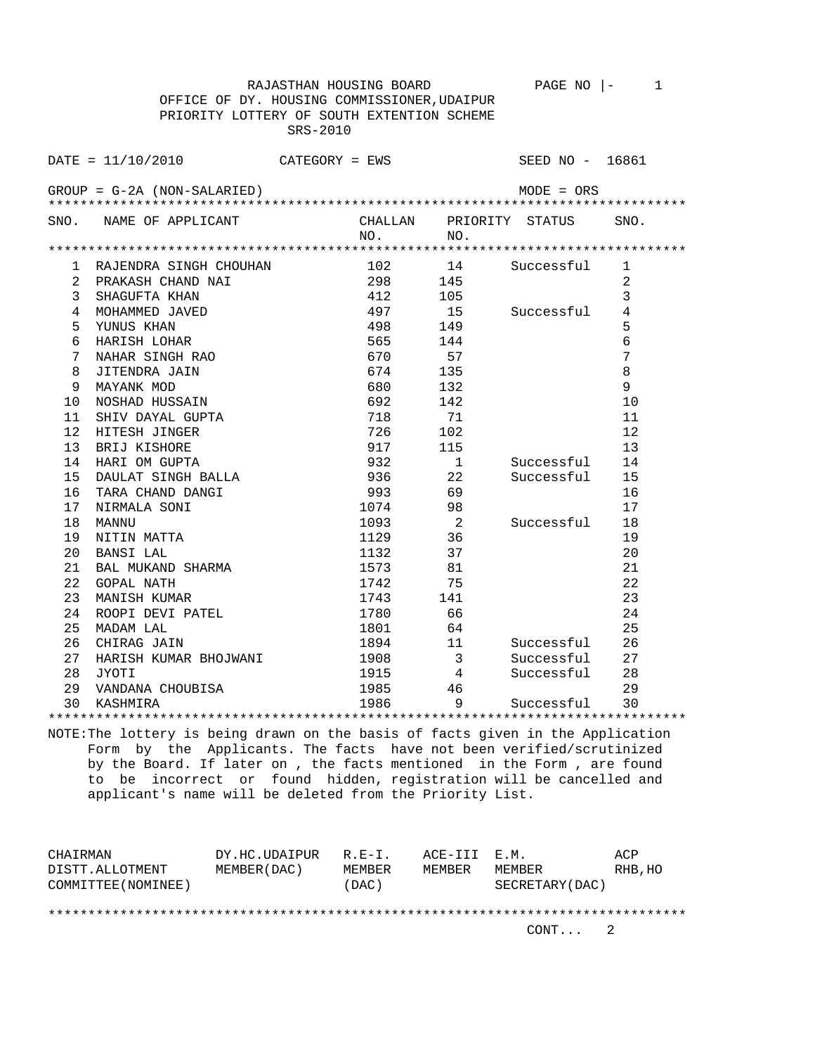RAJASTHAN HOUSING BOARD

OFFICE OF DY. HOUSING COMMISSIONER,UDAIPUR

PRIORITY LOTTERY OF SOUTH EXTENTION SCHEME

SRS-2010

DATE = 11/10/2010 CATEGORY = EWS SEED NO - 16861

GROUP = G-2A (NON-SALARIED) MODE = ORS

| SNO. | NAME OF APPLICANT | CHALLAN NO. | PRIORITY NO. | STATUS | SNO. |
|---|---|---|---|---|---|
| 1 | RAJENDRA SINGH CHOUHAN | 102 | 14 | Successful | 1 |
| 2 | PRAKASH CHAND NAI | 298 | 145 | | 2 |
| 3 | SHAGUFTA KHAN | 412 | 105 | | 3 |
| 4 | MOHAMMED JAVED | 497 | 15 | Successful | 4 |
| 5 | YUNUS KHAN | 498 | 149 | | 5 |
| 6 | HARISH LOHAR | 565 | 144 | | 6 |
| 7 | NAHAR SINGH RAO | 670 | 57 | | 7 |
| 8 | JITENDRA JAIN | 674 | 135 | | 8 |
| 9 | MAYANK MOD | 680 | 132 | | 9 |
| 10 | NOSHAD HUSSAIN | 692 | 142 | | 10 |
| 11 | SHIV DAYAL GUPTA | 718 | 71 | | 11 |
| 12 | HITESH JINGER | 726 | 102 | | 12 |
| 13 | BRIJ KISHORE | 917 | 115 | | 13 |
| 14 | HARI OM GUPTA | 932 | 1 | Successful | 14 |
| 15 | DAULAT SINGH BALLA | 936 | 22 | Successful | 15 |
| 16 | TARA CHAND DANGI | 993 | 69 | | 16 |
| 17 | NIRMALA SONI | 1074 | 98 | | 17 |
| 18 | MANNU | 1093 | 2 | Successful | 18 |
| 19 | NITIN MATTA | 1129 | 36 | | 19 |
| 20 | BANSI LAL | 1132 | 37 | | 20 |
| 21 | BAL MUKAND SHARMA | 1573 | 81 | | 21 |
| 22 | GOPAL NATH | 1742 | 75 | | 22 |
| 23 | MANISH KUMAR | 1743 | 141 | | 23 |
| 24 | ROOPI DEVI PATEL | 1780 | 66 | | 24 |
| 25 | MADAM LAL | 1801 | 64 | | 25 |
| 26 | CHIRAG JAIN | 1894 | 11 | Successful | 26 |
| 27 | HARISH KUMAR BHOJWANI | 1908 | 3 | Successful | 27 |
| 28 | JYOTI | 1915 | 4 | Successful | 28 |
| 29 | VANDANA CHOUBISA | 1985 | 46 | | 29 |
| 30 | KASHMIRA | 1986 | 9 | Successful | 30 |

NOTE:The lottery is being drawn on the basis of facts given in the Application Form by the Applicants. The facts have not been verified/scrutinized by the Board. If later on , the facts mentioned in the Form , are found to be incorrect or found hidden, registration will be cancelled and applicant's name will be deleted from the Priority List.

| CHAIRMAN DISTT.ALLOTMENT COMMITTEE(NOMINEE) | DY.HC.UDAIPUR MEMBER(DAC) | R.E-I. MEMBER (DAC) | ACE-III MEMBER | E.M. MEMBER SECRETARY(DAC) | ACP RHB,HO |
|---|---|---|---|---|---|

CONT... 2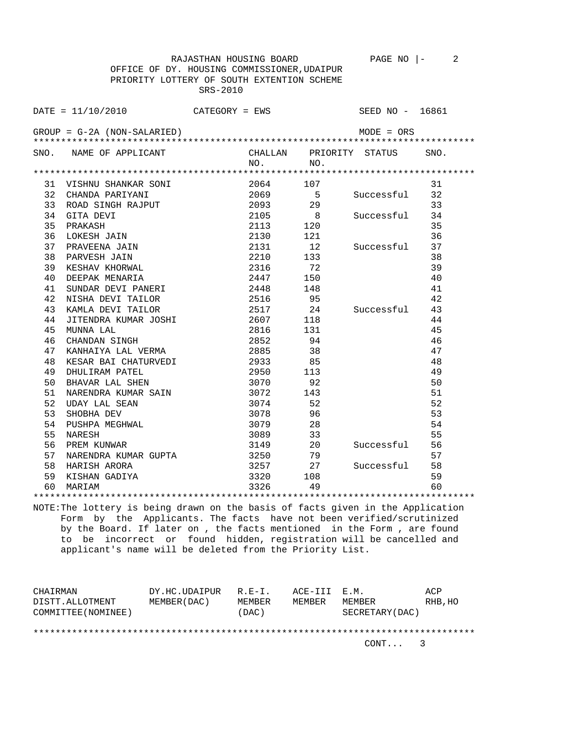RAJASTHAN HOUSING BOARD

OFFICE OF DY. HOUSING COMMISSIONER,UDAIPUR

PRIORITY LOTTERY OF SOUTH EXTENTION SCHEME

SRS-2010

DATE = 11/10/2010 CATEGORY = EWS SEED NO - 16861

GROUP = G-2A (NON-SALARIED) MODE = ORS

| SNO. | NAME OF APPLICANT | CHALLAN NO. | PRIORITY NO. | STATUS | SNO. |
|---|---|---|---|---|---|
| 31 | VISHNU SHANKAR SONI | 2064 | 107 | | 31 |
| 32 | CHANDA PARIYANI | 2069 | 5 | Successful | 32 |
| 33 | ROAD SINGH RAJPUT | 2093 | 29 | | 33 |
| 34 | GITA DEVI | 2105 | 8 | Successful | 34 |
| 35 | PRAKASH | 2113 | 120 | | 35 |
| 36 | LOKESH JAIN | 2130 | 121 | | 36 |
| 37 | PRAVEENA JAIN | 2131 | 12 | Successful | 37 |
| 38 | PARVESH JAIN | 2210 | 133 | | 38 |
| 39 | KESHAV KHORWAL | 2316 | 72 | | 39 |
| 40 | DEEPAK MENARIA | 2447 | 150 | | 40 |
| 41 | SUNDAR DEVI PANERI | 2448 | 148 | | 41 |
| 42 | NISHA DEVI TAILOR | 2516 | 95 | | 42 |
| 43 | KAMLA DEVI TAILOR | 2517 | 24 | Successful | 43 |
| 44 | JITENDRA KUMAR JOSHI | 2607 | 118 | | 44 |
| 45 | MUNNA LAL | 2816 | 131 | | 45 |
| 46 | CHANDAN SINGH | 2852 | 94 | | 46 |
| 47 | KANHAIYA LAL VERMA | 2885 | 38 | | 47 |
| 48 | KESAR BAI CHATURVEDI | 2933 | 85 | | 48 |
| 49 | DHULIRAM PATEL | 2950 | 113 | | 49 |
| 50 | BHAVAR LAL SHEN | 3070 | 92 | | 50 |
| 51 | NARENDRA KUMAR SAIN | 3072 | 143 | | 51 |
| 52 | UDAY LAL SEAN | 3074 | 52 | | 52 |
| 53 | SHOBHA DEV | 3078 | 96 | | 53 |
| 54 | PUSHPA MEGHWAL | 3079 | 28 | | 54 |
| 55 | NARESH | 3089 | 33 | | 55 |
| 56 | PREM KUNWAR | 3149 | 20 | Successful | 56 |
| 57 | NARENDRA KUMAR GUPTA | 3250 | 79 | | 57 |
| 58 | HARISH ARORA | 3257 | 27 | Successful | 58 |
| 59 | KISHAN GADIYA | 3320 | 108 | | 59 |
| 60 | MARIAM | 3326 | 49 | | 60 |

NOTE:The lottery is being drawn on the basis of facts given in the Application Form by the Applicants. The facts have not been verified/scrutinized by the Board. If later on , the facts mentioned in the Form , are found to be incorrect or found hidden, registration will be cancelled and applicant's name will be deleted from the Priority List.

| CHAIRMAN DISTT.ALLOTMENT COMMITTEE(NOMINEE) | DY.HC.UDAIPUR MEMBER(DAC) | R.E-I. MEMBER (DAC) | ACE-III MEMBER | E.M. MEMBER SECRETARY(DAC) | ACP RHB,HO |
|---|---|---|---|---|---|

CONT... 3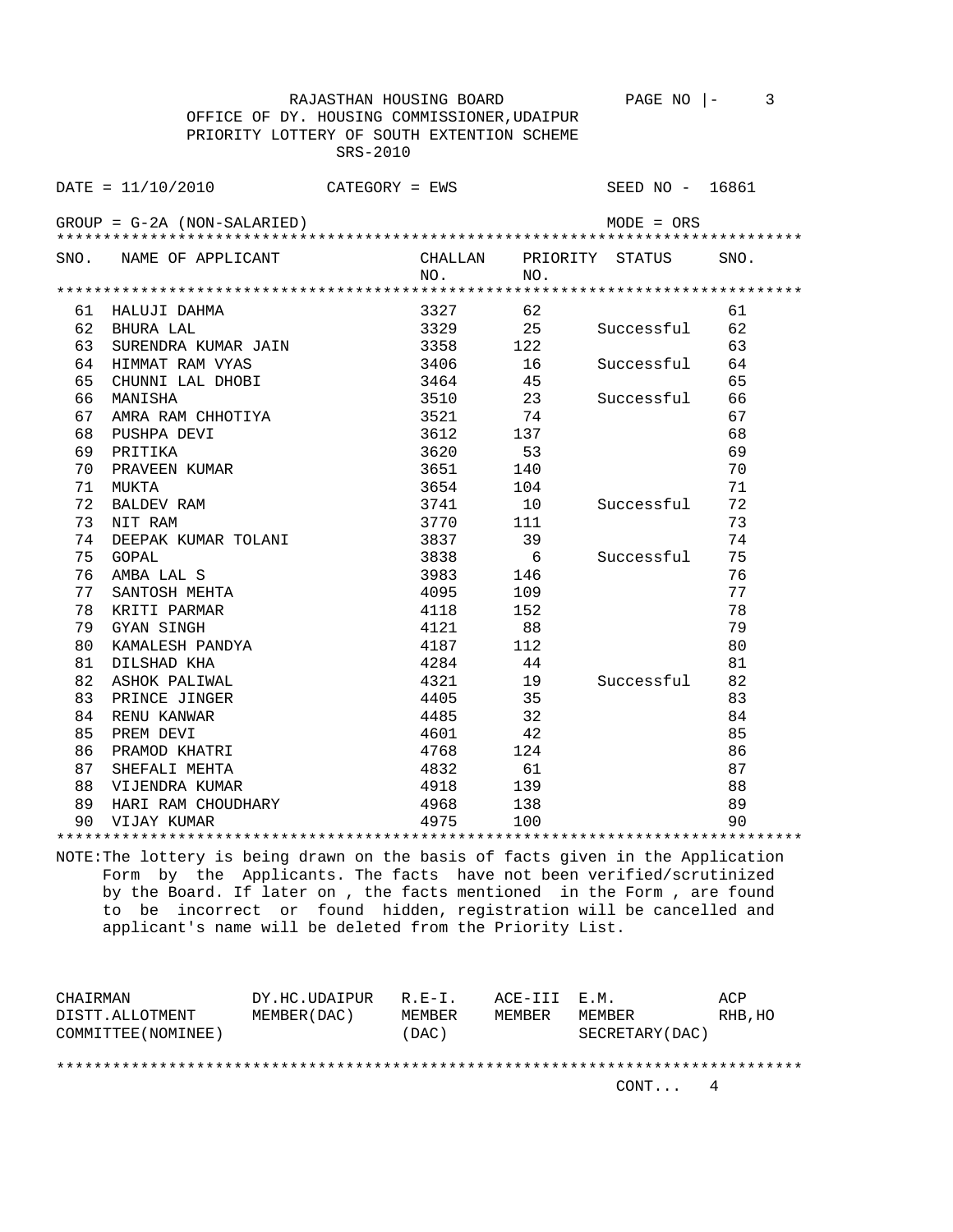RAJASTHAN HOUSING BOARD

OFFICE OF DY. HOUSING COMMISSIONER,UDAIPUR

PRIORITY LOTTERY OF SOUTH EXTENTION SCHEME

SRS-2010

DATE = 11/10/2010 CATEGORY = EWS SEED NO - 16861

GROUP = G-2A (NON-SALARIED) MODE = ORS

| SNO. | NAME OF APPLICANT | CHALLAN NO. | PRIORITY NO. | STATUS | SNO. |
|---|---|---|---|---|---|
| 61 | HALUJI DAHMA | 3327 | 62 | | 61 |
| 62 | BHURA LAL | 3329 | 25 | Successful | 62 |
| 63 | SURENDRA KUMAR JAIN | 3358 | 122 | | 63 |
| 64 | HIMMAT RAM VYAS | 3406 | 16 | Successful | 64 |
| 65 | CHUNNI LAL DHOBI | 3464 | 45 | | 65 |
| 66 | MANISHA | 3510 | 23 | Successful | 66 |
| 67 | AMRA RAM CHHOTIYA | 3521 | 74 | | 67 |
| 68 | PUSHPA DEVI | 3612 | 137 | | 68 |
| 69 | PRITIKA | 3620 | 53 | | 69 |
| 70 | PRAVEEN KUMAR | 3651 | 140 | | 70 |
| 71 | MUKTA | 3654 | 104 | | 71 |
| 72 | BALDEV RAM | 3741 | 10 | Successful | 72 |
| 73 | NIT RAM | 3770 | 111 | | 73 |
| 74 | DEEPAK KUMAR TOLANI | 3837 | 39 | | 74 |
| 75 | GOPAL | 3838 | 6 | Successful | 75 |
| 76 | AMBA LAL S | 3983 | 146 | | 76 |
| 77 | SANTOSH MEHTA | 4095 | 109 | | 77 |
| 78 | KRITI PARMAR | 4118 | 152 | | 78 |
| 79 | GYAN SINGH | 4121 | 88 | | 79 |
| 80 | KAMALESH PANDYA | 4187 | 112 | | 80 |
| 81 | DILSHAD KHA | 4284 | 44 | | 81 |
| 82 | ASHOK PALIWAL | 4321 | 19 | Successful | 82 |
| 83 | PRINCE JINGER | 4405 | 35 | | 83 |
| 84 | RENU KANWAR | 4485 | 32 | | 84 |
| 85 | PREM DEVI | 4601 | 42 | | 85 |
| 86 | PRAMOD KHATRI | 4768 | 124 | | 86 |
| 87 | SHEFALI MEHTA | 4832 | 61 | | 87 |
| 88 | VIJENDRA KUMAR | 4918 | 139 | | 88 |
| 89 | HARI RAM CHOUDHARY | 4968 | 138 | | 89 |
| 90 | VIJAY KUMAR | 4975 | 100 | | 90 |

NOTE:The lottery is being drawn on the basis of facts given in the Application Form by the Applicants. The facts have not been verified/scrutinized by the Board. If later on , the facts mentioned in the Form , are found to be incorrect or found hidden, registration will be cancelled and applicant's name will be deleted from the Priority List.

| CHAIRMAN DISTT.ALLOTMENT COMMITTEE(NOMINEE) | DY.HC.UDAIPUR MEMBER(DAC) | R.E-I. MEMBER (DAC) | ACE-III MEMBER | E.M. MEMBER SECRETARY(DAC) | ACP RHB,HO |
|---|---|---|---|---|---|

CONT... 4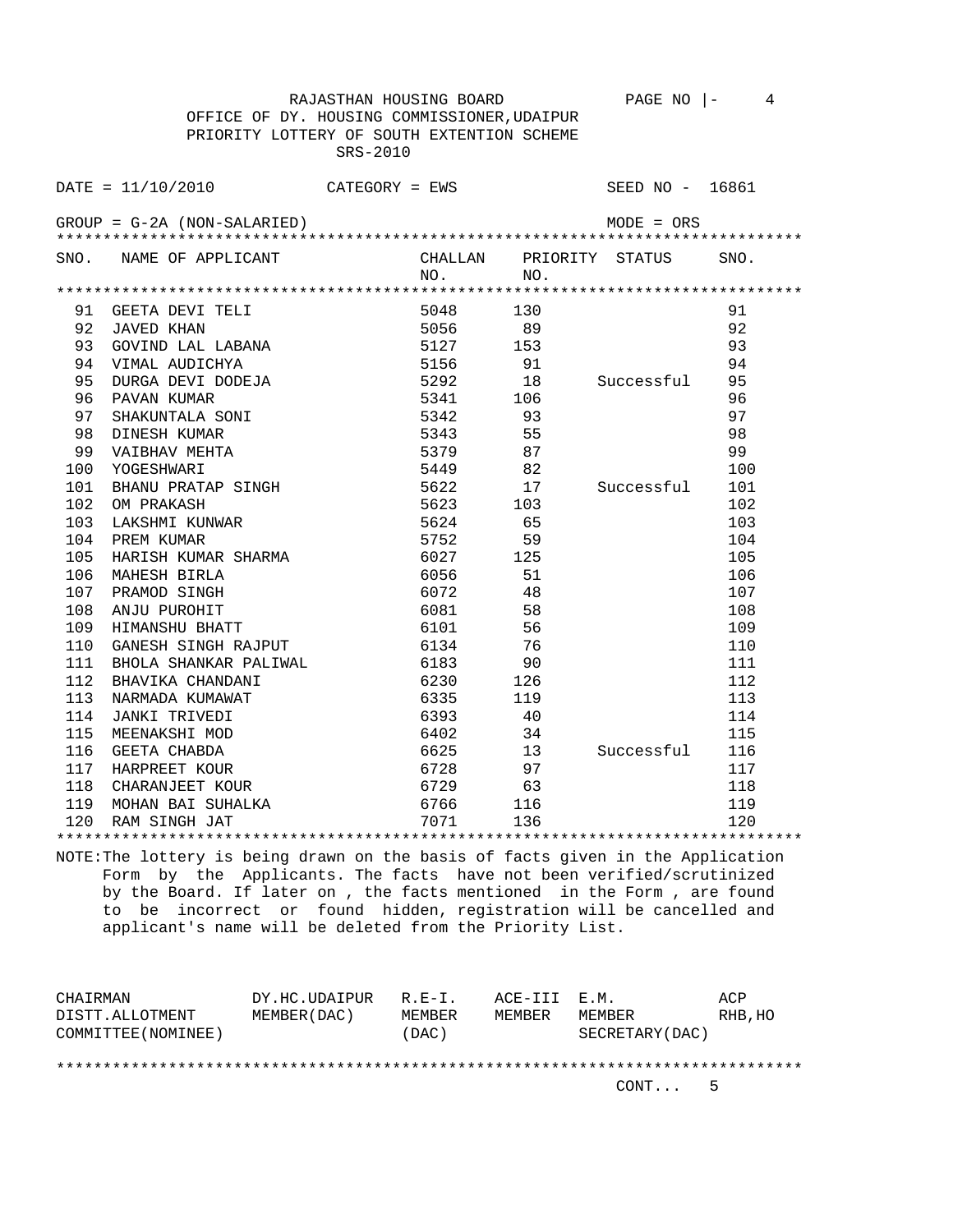RAJASTHAN HOUSING BOARD

OFFICE OF DY. HOUSING COMMISSIONER,UDAIPUR

PRIORITY LOTTERY OF SOUTH EXTENTION SCHEME

SRS-2010

DATE = 11/10/2010 CATEGORY = EWS SEED NO - 16861

GROUP = G-2A (NON-SALARIED) MODE = ORS

| SNO. | NAME OF APPLICANT | CHALLAN NO. | PRIORITY NO. | STATUS | SNO. |
|---|---|---|---|---|---|
| 91 | GEETA DEVI TELI | 5048 | 130 | | 91 |
| 92 | JAVED KHAN | 5056 | 89 | | 92 |
| 93 | GOVIND LAL LABANA | 5127 | 153 | | 93 |
| 94 | VIMAL AUDICHYA | 5156 | 91 | | 94 |
| 95 | DURGA DEVI DODEJA | 5292 | 18 | Successful | 95 |
| 96 | PAVAN KUMAR | 5341 | 106 | | 96 |
| 97 | SHAKUNTALA SONI | 5342 | 93 | | 97 |
| 98 | DINESH KUMAR | 5343 | 55 | | 98 |
| 99 | VAIBHAV MEHTA | 5379 | 87 | | 99 |
| 100 | YOGESHWARI | 5449 | 82 | | 100 |
| 101 | BHANU PRATAP SINGH | 5622 | 17 | Successful | 101 |
| 102 | OM PRAKASH | 5623 | 103 | | 102 |
| 103 | LAKSHMI KUNWAR | 5624 | 65 | | 103 |
| 104 | PREM KUMAR | 5752 | 59 | | 104 |
| 105 | HARISH KUMAR SHARMA | 6027 | 125 | | 105 |
| 106 | MAHESH BIRLA | 6056 | 51 | | 106 |
| 107 | PRAMOD SINGH | 6072 | 48 | | 107 |
| 108 | ANJU PUROHIT | 6081 | 58 | | 108 |
| 109 | HIMANSHU BHATT | 6101 | 56 | | 109 |
| 110 | GANESH SINGH RAJPUT | 6134 | 76 | | 110 |
| 111 | BHOLA SHANKAR PALIWAL | 6183 | 90 | | 111 |
| 112 | BHAVIKA CHANDANI | 6230 | 126 | | 112 |
| 113 | NARMADA KUMAWAT | 6335 | 119 | | 113 |
| 114 | JANKI TRIVEDI | 6393 | 40 | | 114 |
| 115 | MEENAKSHI MOD | 6402 | 34 | | 115 |
| 116 | GEETA CHABDA | 6625 | 13 | Successful | 116 |
| 117 | HARPREET KOUR | 6728 | 97 | | 117 |
| 118 | CHARANJEET KOUR | 6729 | 63 | | 118 |
| 119 | MOHAN BAI SUHALKA | 6766 | 116 | | 119 |
| 120 | RAM SINGH JAT | 7071 | 136 | | 120 |

NOTE:The lottery is being drawn on the basis of facts given in the Application Form by the Applicants. The facts have not been verified/scrutinized by the Board. If later on , the facts mentioned in the Form , are found to be incorrect or found hidden, registration will be cancelled and applicant's name will be deleted from the Priority List.

| CHAIRMAN DISTT.ALLOTMENT COMMITTEE(NOMINEE) | DY.HC.UDAIPUR MEMBER(DAC) | R.E-I. MEMBER (DAC) | ACE-III MEMBER | E.M. MEMBER SECRETARY(DAC) | ACP RHB,HO |
|---|---|---|---|---|---|

CONT... 5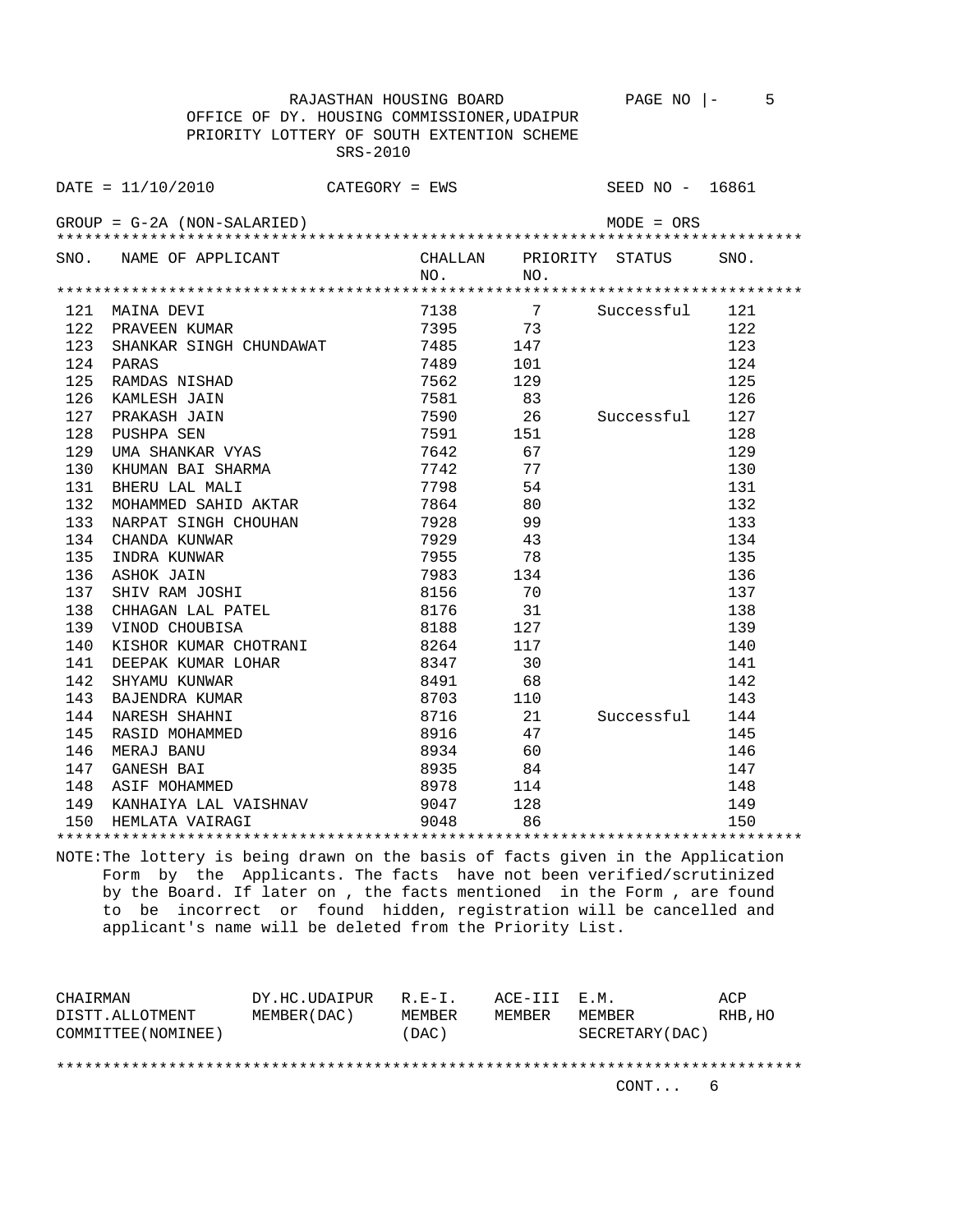RAJASTHAN HOUSING BOARD

OFFICE OF DY. HOUSING COMMISSIONER,UDAIPUR

PRIORITY LOTTERY OF SOUTH EXTENTION SCHEME

SRS-2010

DATE = 11/10/2010 CATEGORY = EWS SEED NO - 16861

GROUP = G-2A (NON-SALARIED) MODE = ORS

| SNO. | NAME OF APPLICANT | CHALLAN NO. | PRIORITY NO. | STATUS | SNO. |
|---|---|---|---|---|---|
| 121 | MAINA DEVI | 7138 | 7 | Successful | 121 |
| 122 | PRAVEEN KUMAR | 7395 | 73 | | 122 |
| 123 | SHANKAR SINGH CHUNDAWAT | 7485 | 147 | | 123 |
| 124 | PARAS | 7489 | 101 | | 124 |
| 125 | RAMDAS NISHAD | 7562 | 129 | | 125 |
| 126 | KAMLESH JAIN | 7581 | 83 | | 126 |
| 127 | PRAKASH JAIN | 7590 | 26 | Successful | 127 |
| 128 | PUSHPA SEN | 7591 | 151 | | 128 |
| 129 | UMA SHANKAR VYAS | 7642 | 67 | | 129 |
| 130 | KHUMAN BAI SHARMA | 7742 | 77 | | 130 |
| 131 | BHERU LAL MALI | 7798 | 54 | | 131 |
| 132 | MOHAMMED SAHID AKTAR | 7864 | 80 | | 132 |
| 133 | NARPAT SINGH CHOUHAN | 7928 | 99 | | 133 |
| 134 | CHANDA KUNWAR | 7929 | 43 | | 134 |
| 135 | INDRA KUNWAR | 7955 | 78 | | 135 |
| 136 | ASHOK JAIN | 7983 | 134 | | 136 |
| 137 | SHIV RAM JOSHI | 8156 | 70 | | 137 |
| 138 | CHHAGAN LAL PATEL | 8176 | 31 | | 138 |
| 139 | VINOD CHOUBISA | 8188 | 127 | | 139 |
| 140 | KISHOR KUMAR CHOTRANI | 8264 | 117 | | 140 |
| 141 | DEEPAK KUMAR LOHAR | 8347 | 30 | | 141 |
| 142 | SHYAMU KUNWAR | 8491 | 68 | | 142 |
| 143 | BAJENDRA KUMAR | 8703 | 110 | | 143 |
| 144 | NARESH SHAHNI | 8716 | 21 | Successful | 144 |
| 145 | RASID MOHAMMED | 8916 | 47 | | 145 |
| 146 | MERAJ BANU | 8934 | 60 | | 146 |
| 147 | GANESH BAI | 8935 | 84 | | 147 |
| 148 | ASIF MOHAMMED | 8978 | 114 | | 148 |
| 149 | KANHAIYA LAL VAISHNAV | 9047 | 128 | | 149 |
| 150 | HEMLATA VAIRAGI | 9048 | 86 | | 150 |

NOTE:The lottery is being drawn on the basis of facts given in the Application Form by the Applicants. The facts have not been verified/scrutinized by the Board. If later on , the facts mentioned in the Form , are found to be incorrect or found hidden, registration will be cancelled and applicant's name will be deleted from the Priority List.

| CHAIRMAN DISTT.ALLOTMENT COMMITTEE(NOMINEE) | DY.HC.UDAIPUR MEMBER(DAC) | R.E-I. MEMBER (DAC) | ACE-III MEMBER | E.M. MEMBER SECRETARY(DAC) | ACP RHB,HO |
|---|---|---|---|---|---|

CONT... 6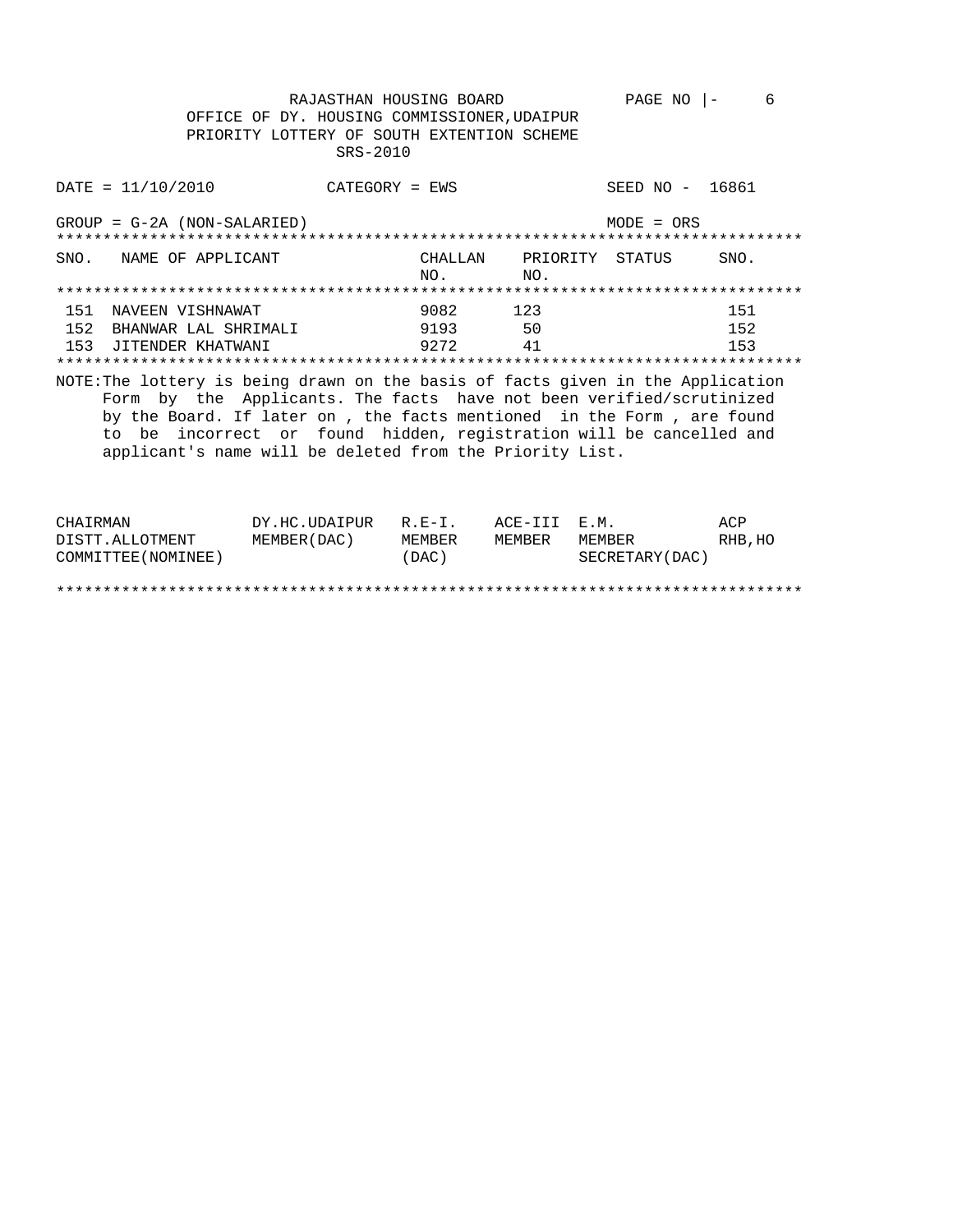RAJASTHAN HOUSING BOARD

OFFICE OF DY. HOUSING COMMISSIONER,UDAIPUR

PRIORITY LOTTERY OF SOUTH EXTENTION SCHEME

SRS-2010

PAGE NO |- 6

DATE = 11/10/2010 CATEGORY = EWS SEED NO - 16861

GROUP = G-2A (NON-SALARIED) MODE = ORS

| SNO. | NAME OF APPLICANT | CHALLAN NO. | PRIORITY NO. | STATUS | SNO. |
|---|---|---|---|---|---|
| 151 | NAVEEN VISHNAWAT | 9082 | 123 | | 151 |
| 152 | BHANWAR LAL SHRIMALI | 9193 | 50 | | 152 |
| 153 | JITENDER KHATWANI | 9272 | 41 | | 153 |

NOTE:The lottery is being drawn on the basis of facts given in the Application Form by the Applicants. The facts have not been verified/scrutinized by the Board. If later on , the facts mentioned in the Form , are found to be incorrect or found hidden, registration will be cancelled and applicant's name will be deleted from the Priority List.

| CHAIRMAN DISTT.ALLOTMENT COMMITTEE(NOMINEE) | DY.HC.UDAIPUR MEMBER(DAC) | R.E-I. MEMBER (DAC) | ACE-III MEMBER | E.M. MEMBER SECRETARY(DAC) | ACP RHB,HO |
|---|---|---|---|---|---|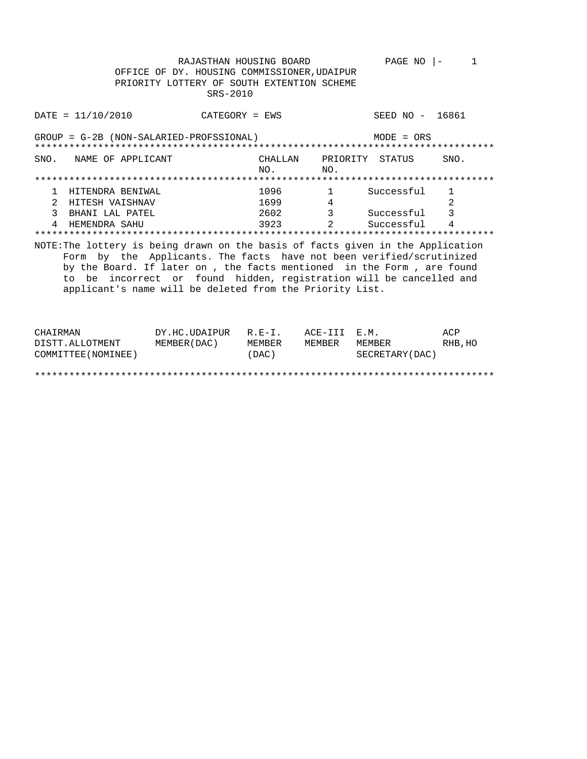RAJASTHAN HOUSING BOARD

OFFICE OF DY. HOUSING COMMISSIONER,UDAIPUR

PRIORITY LOTTERY OF SOUTH EXTENTION SCHEME

SRS-2010

DATE = 11/10/2010 CATEGORY = EWS SEED NO - 16861

GROUP = G-2B (NON-SALARIED-PROFSSIONAL) MODE = ORS

| SNO. | NAME OF APPLICANT | CHALLAN NO. | PRIORITY NO. | STATUS | SNO. |
|---|---|---|---|---|---|
| 1 | HITENDRA BENIWAL | 1096 | 1 | Successful | 1 |
| 2 | HITESH VAISHNAV | 1699 | 4 | | 2 |
| 3 | BHANI LAL PATEL | 2602 | 3 | Successful | 3 |
| 4 | HEMENDRA SAHU | 3923 | 2 | Successful | 4 |

NOTE:The lottery is being drawn on the basis of facts given in the Application Form by the Applicants. The facts have not been verified/scrutinized by the Board. If later on , the facts mentioned in the Form , are found to be incorrect or found hidden, registration will be cancelled and applicant's name will be deleted from the Priority List.

| CHAIRMAN DISTT.ALLOTMENT COMMITTEE(NOMINEE) | DY.HC.UDAIPUR MEMBER(DAC) | R.E-I. MEMBER (DAC) | ACE-III MEMBER | E.M. MEMBER SECRETARY(DAC) | ACP RHB,HO |
|---|---|---|---|---|---|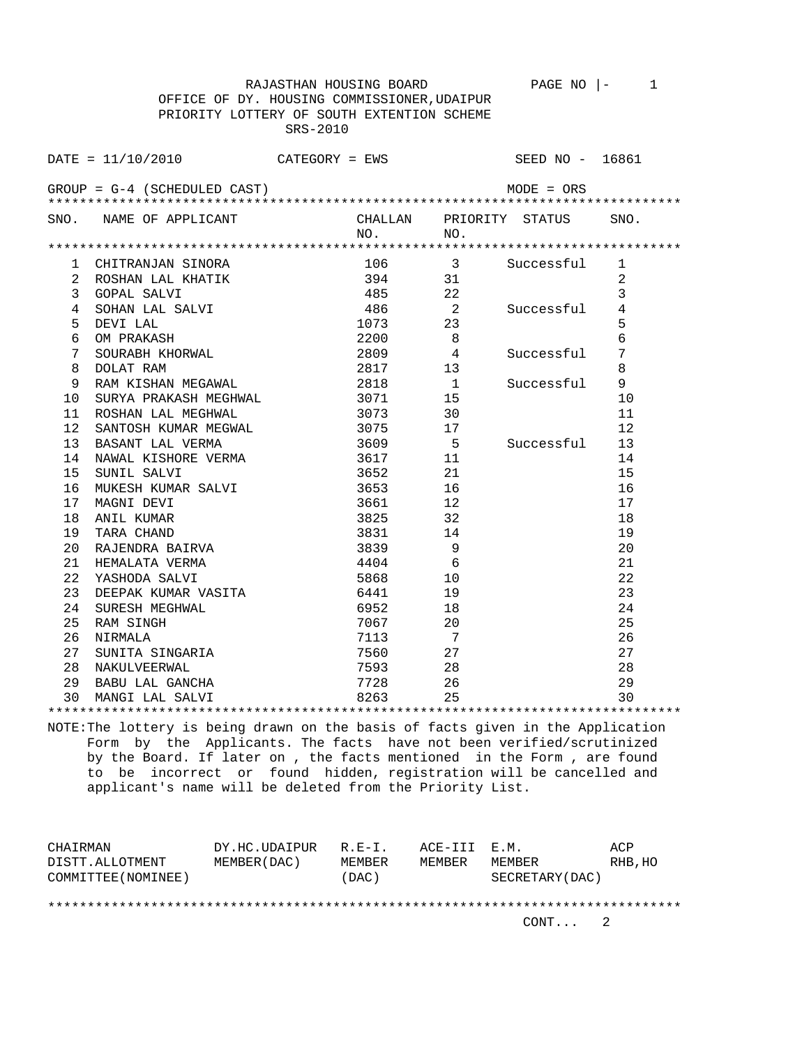RAJASTHAN HOUSING BOARD

OFFICE OF DY. HOUSING COMMISSIONER,UDAIPUR

PRIORITY LOTTERY OF SOUTH EXTENTION SCHEME

SRS-2010

DATE = 11/10/2010 CATEGORY = EWS SEED NO - 16861

GROUP = G-4 (SCHEDULED CAST) MODE = ORS

| SNO. | NAME OF APPLICANT | CHALLAN NO. | PRIORITY NO. | STATUS | SNO. |
|---|---|---|---|---|---|
| 1 | CHITRANJAN SINORA | 106 | 3 | Successful | 1 |
| 2 | ROSHAN LAL KHATIK | 394 | 31 | | 2 |
| 3 | GOPAL SALVI | 485 | 22 | | 3 |
| 4 | SOHAN LAL SALVI | 486 | 2 | Successful | 4 |
| 5 | DEVI LAL | 1073 | 23 | | 5 |
| 6 | OM PRAKASH | 2200 | 8 | | 6 |
| 7 | SOURABH KHORWAL | 2809 | 4 | Successful | 7 |
| 8 | DOLAT RAM | 2817 | 13 | | 8 |
| 9 | RAM KISHAN MEGAWAL | 2818 | 1 | Successful | 9 |
| 10 | SURYA PRAKASH MEGHWAL | 3071 | 15 | | 10 |
| 11 | ROSHAN LAL MEGHWAL | 3073 | 30 | | 11 |
| 12 | SANTOSH KUMAR MEGWAL | 3075 | 17 | | 12 |
| 13 | BASANT LAL VERMA | 3609 | 5 | Successful | 13 |
| 14 | NAWAL KISHORE VERMA | 3617 | 11 | | 14 |
| 15 | SUNIL SALVI | 3652 | 21 | | 15 |
| 16 | MUKESH KUMAR SALVI | 3653 | 16 | | 16 |
| 17 | MAGNI DEVI | 3661 | 12 | | 17 |
| 18 | ANIL KUMAR | 3825 | 32 | | 18 |
| 19 | TARA CHAND | 3831 | 14 | | 19 |
| 20 | RAJENDRA BAIRVA | 3839 | 9 | | 20 |
| 21 | HEMALATA VERMA | 4404 | 6 | | 21 |
| 22 | YASHODA SALVI | 5868 | 10 | | 22 |
| 23 | DEEPAK KUMAR VASITA | 6441 | 19 | | 23 |
| 24 | SURESH MEGHWAL | 6952 | 18 | | 24 |
| 25 | RAM SINGH | 7067 | 20 | | 25 |
| 26 | NIRMALA | 7113 | 7 | | 26 |
| 27 | SUNITA SINGARIA | 7560 | 27 | | 27 |
| 28 | NAKULVEERWAL | 7593 | 28 | | 28 |
| 29 | BABU LAL GANCHA | 7728 | 26 | | 29 |
| 30 | MANGI LAL SALVI | 8263 | 25 | | 30 |

NOTE:The lottery is being drawn on the basis of facts given in the Application Form by the Applicants. The facts have not been verified/scrutinized by the Board. If later on , the facts mentioned in the Form , are found to be incorrect or found hidden, registration will be cancelled and applicant's name will be deleted from the Priority List.

| CHAIRMAN DISTT.ALLOTMENT COMMITTEE(NOMINEE) | DY.HC.UDAIPUR MEMBER(DAC) | R.E-I. MEMBER (DAC) | ACE-III MEMBER | E.M. MEMBER SECRETARY(DAC) | ACP RHB,HO |
|---|---|---|---|---|---|

CONT... 2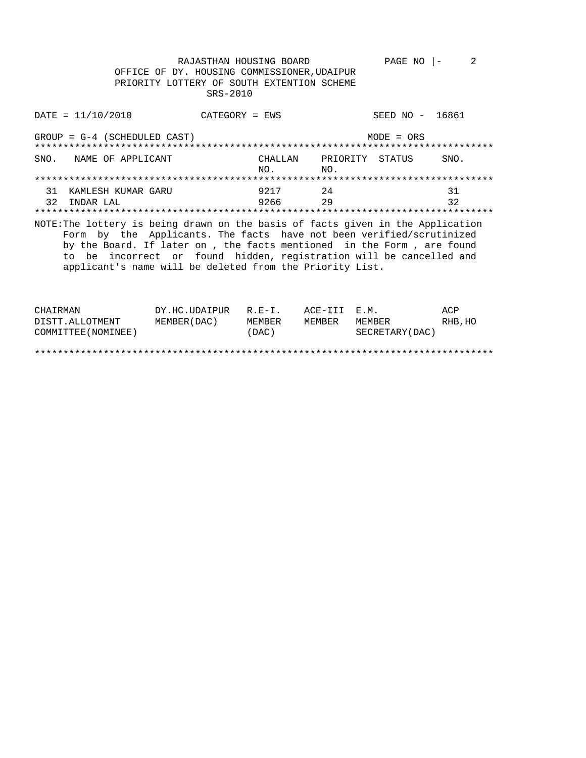RAJASTHAN HOUSING BOARD

OFFICE OF DY. HOUSING COMMISSIONER,UDAIPUR

PRIORITY LOTTERY OF SOUTH EXTENTION SCHEME

SRS-2010

DATE = 11/10/2010 CATEGORY = EWS SEED NO - 16861

GROUP = G-4 (SCHEDULED CAST) MODE = ORS

| SNO. | NAME OF APPLICANT | CHALLAN NO. | PRIORITY NO. | STATUS | SNO. |
|---|---|---|---|---|---|
| 31 | KAMLESH KUMAR GARU | 9217 | 24 | | 31 |
| 32 | INDAR LAL | 9266 | 29 | | 32 |

NOTE:The lottery is being drawn on the basis of facts given in the Application Form by the Applicants. The facts have not been verified/scrutinized by the Board. If later on , the facts mentioned in the Form , are found to be incorrect or found hidden, registration will be cancelled and applicant's name will be deleted from the Priority List.

| CHAIRMAN DISTT.ALLOTMENT COMMITTEE(NOMINEE) | DY.HC.UDAIPUR MEMBER(DAC) | R.E-I. MEMBER (DAC) | ACE-III MEMBER | E.M. MEMBER SECRETARY(DAC) | ACP RHB,HO |
|---|---|---|---|---|---|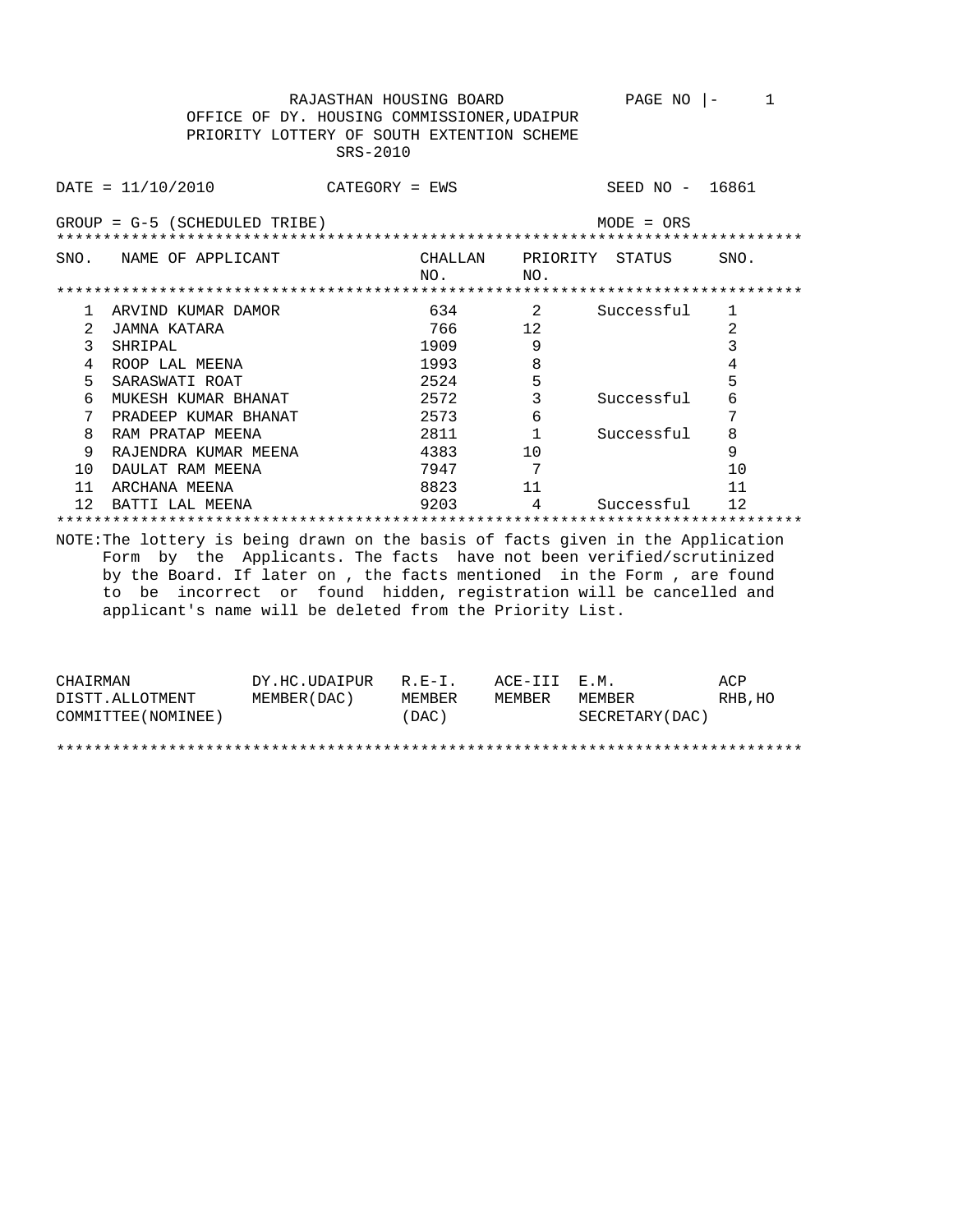RAJASTHAN HOUSING BOARD

OFFICE OF DY. HOUSING COMMISSIONER,UDAIPUR

PRIORITY LOTTERY OF SOUTH EXTENTION SCHEME

SRS-2010

DATE = 11/10/2010 CATEGORY = EWS SEED NO - 16861

GROUP = G-5 (SCHEDULED TRIBE) MODE = ORS

| SNO. | NAME OF APPLICANT | CHALLAN NO. | PRIORITY NO. | STATUS | SNO. |
|---|---|---|---|---|---|
| 1 | ARVIND KUMAR DAMOR | 634 | 2 | Successful | 1 |
| 2 | JAMNA KATARA | 766 | 12 | | 2 |
| 3 | SHRIPAL | 1909 | 9 | | 3 |
| 4 | ROOP LAL MEENA | 1993 | 8 | | 4 |
| 5 | SARASWATI ROAT | 2524 | 5 | | 5 |
| 6 | MUKESH KUMAR BHANAT | 2572 | 3 | Successful | 6 |
| 7 | PRADEEP KUMAR BHANAT | 2573 | 6 | | 7 |
| 8 | RAM PRATAP MEENA | 2811 | 1 | Successful | 8 |
| 9 | RAJENDRA KUMAR MEENA | 4383 | 10 | | 9 |
| 10 | DAULAT RAM MEENA | 7947 | 7 | | 10 |
| 11 | ARCHANA MEENA | 8823 | 11 | | 11 |
| 12 | BATTI LAL MEENA | 9203 | 4 | Successful | 12 |

NOTE:The lottery is being drawn on the basis of facts given in the Application Form by the Applicants. The facts have not been verified/scrutinized by the Board. If later on , the facts mentioned in the Form , are found to be incorrect or found hidden, registration will be cancelled and applicant's name will be deleted from the Priority List.

| CHAIRMAN DISTT.ALLOTMENT COMMITTEE(NOMINEE) | DY.HC.UDAIPUR MEMBER(DAC) | R.E-I. MEMBER (DAC) | ACE-III MEMBER | E.M. MEMBER SECRETARY(DAC) | ACP RHB,HO |
|---|---|---|---|---|---|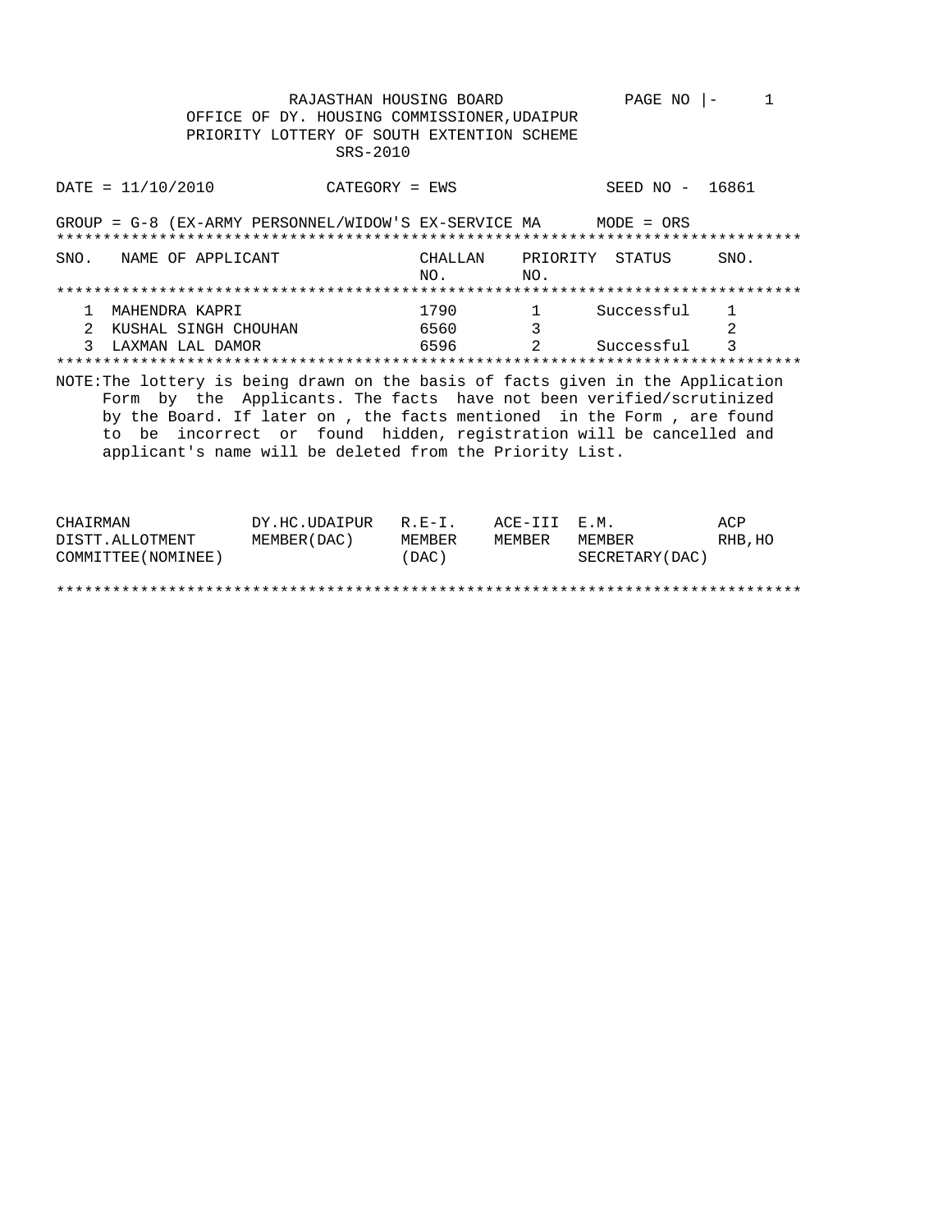RAJASTHAN HOUSING BOARD

OFFICE OF DY. HOUSING COMMISSIONER,UDAIPUR

PRIORITY LOTTERY OF SOUTH EXTENTION SCHEME

SRS-2010

PAGE NO |- 1

DATE = 11/10/2010 CATEGORY = EWS SEED NO - 16861

GROUP = G-8 (EX-ARMY PERSONNEL/WIDOW'S EX-SERVICE MA MODE = ORS

| SNO. | NAME OF APPLICANT | CHALLAN NO. | PRIORITY NO. | STATUS | SNO. |
|---|---|---|---|---|---|
| 1 | MAHENDRA KAPRI | 1790 | 1 | Successful | 1 |
| 2 | KUSHAL SINGH CHOUHAN | 6560 | 3 | | 2 |
| 3 | LAXMAN LAL DAMOR | 6596 | 2 | Successful | 3 |

NOTE:The lottery is being drawn on the basis of facts given in the Application Form by the Applicants. The facts have not been verified/scrutinized by the Board. If later on , the facts mentioned in the Form , are found to be incorrect or found hidden, registration will be cancelled and applicant's name will be deleted from the Priority List.

| CHAIRMAN DISTT.ALLOTMENT COMMITTEE(NOMINEE) | DY.HC.UDAIPUR MEMBER(DAC) | R.E-I. MEMBER (DAC) | ACE-III MEMBER | E.M. MEMBER SECRETARY(DAC) | ACP RHB,HO |
|---|---|---|---|---|---|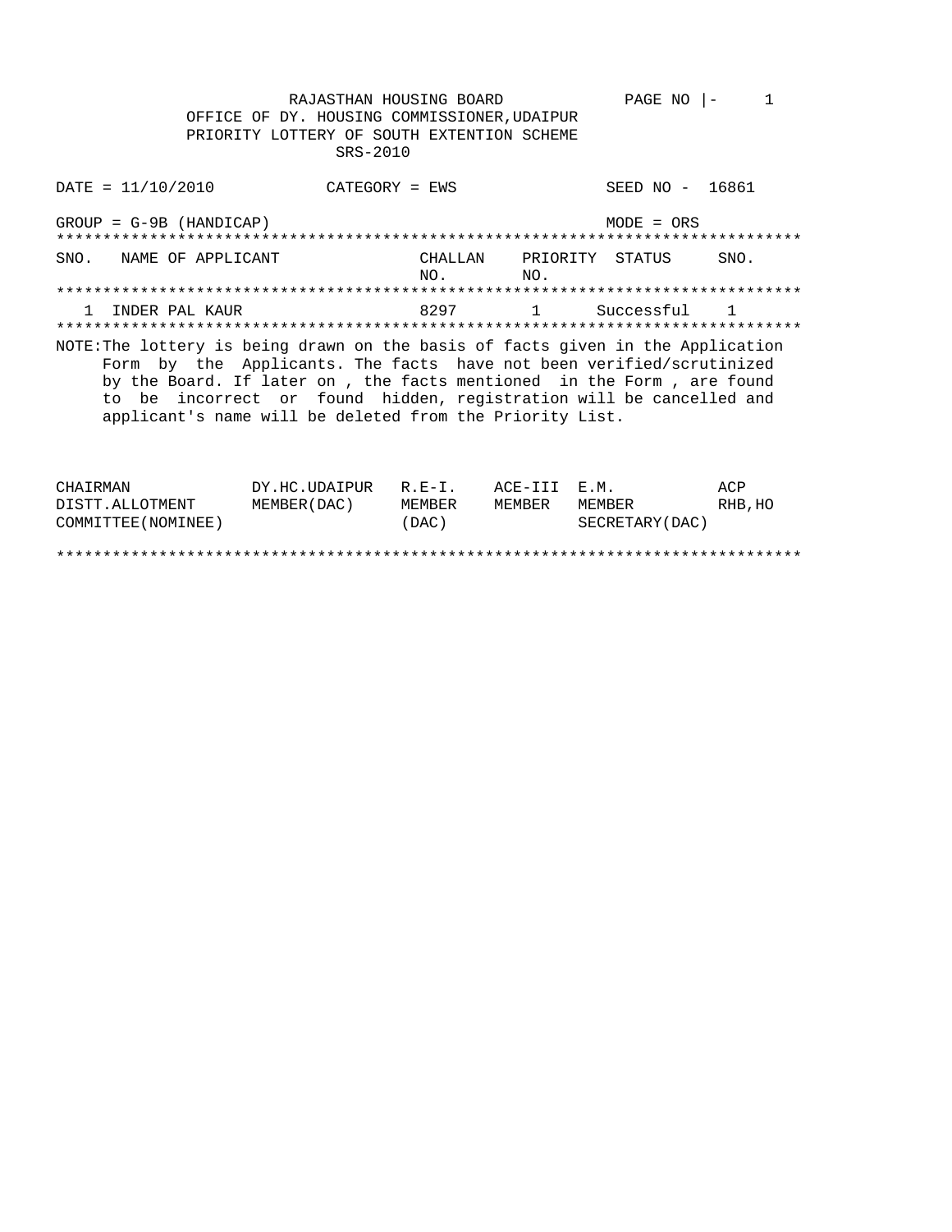RAJASTHAN HOUSING BOARD

OFFICE OF DY. HOUSING COMMISSIONER,UDAIPUR

PRIORITY LOTTERY OF SOUTH EXTENTION SCHEME

SRS-2010

DATE = 11/10/2010 CATEGORY = EWS SEED NO - 16861

GROUP = G-9B (HANDICAP) MODE = ORS

| SNO. | NAME OF APPLICANT | CHALLAN NO. | PRIORITY NO. | STATUS | SNO. |
|---|---|---|---|---|---|
| 1 | INDER PAL KAUR | 8297 | 1 | Successful | 1 |

NOTE:The lottery is being drawn on the basis of facts given in the Application Form by the Applicants. The facts have not been verified/scrutinized by the Board. If later on , the facts mentioned in the Form , are found to be incorrect or found hidden, registration will be cancelled and applicant's name will be deleted from the Priority List.

| | | | | | |
|---|---|---|---|---|---|
| CHAIRMAN DISTT.ALLOTMENT COMMITTEE(NOMINEE) | DY.HC.UDAIPUR MEMBER(DAC) | R.E-I. MEMBER (DAC) | ACE-III MEMBER | E.M. MEMBER SECRETARY(DAC) | ACP RHB,HO |